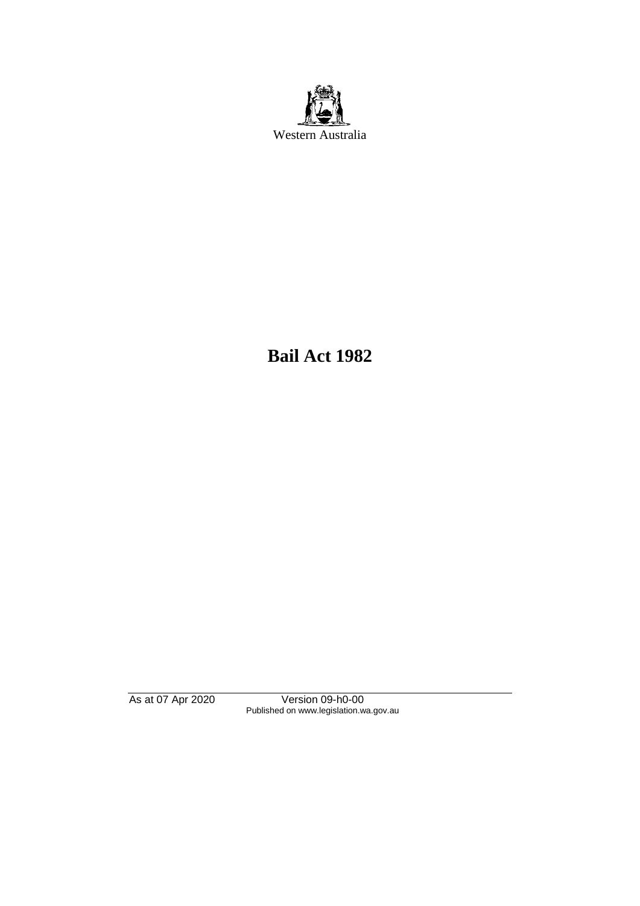Western Australia

# Bail Act 1982

As at 07 Apr 2020 Version 09-h0-00
Published on www.legislation.wa.gov.au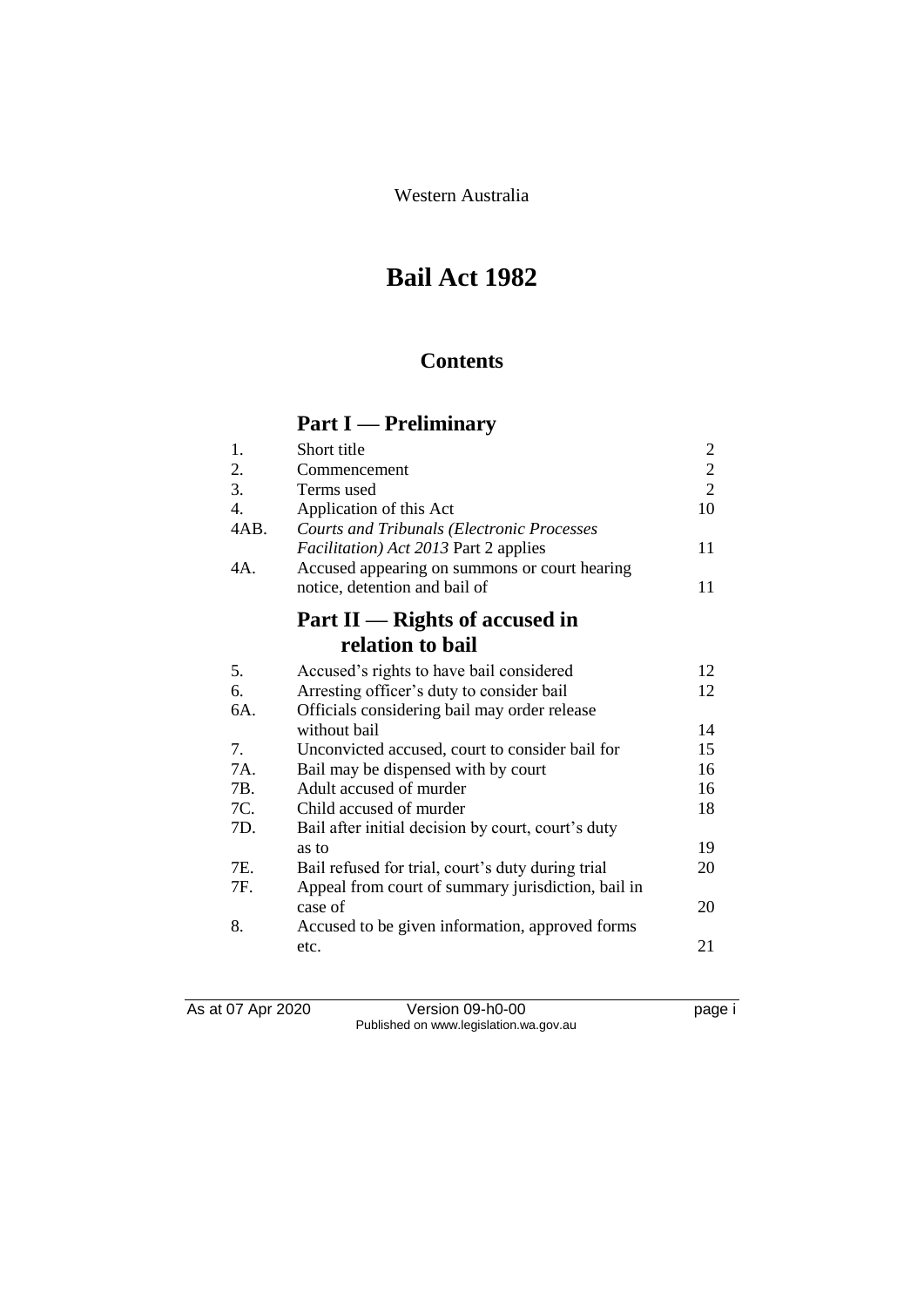Western Australia

# Bail Act 1982

## Contents

## Part I — Preliminary

| | | |
|---|---|---|
| 1. | Short title | 2 |
| 2. | Commencement | 2 |
| 3. | Terms used | 2 |
| 4. | Application of this Act | 10 |
| 4AB. | *Courts and Tribunals (Electronic Processes Facilitation) Act 2013* Part 2 applies | 11 |
| 4A. | Accused appearing on summons or court hearing notice, detention and bail of | 11 |

## Part II — Rights of accused in relation to bail

| | | |
|---|---|---|
| 5. | Accused's rights to have bail considered | 12 |
| 6. | Arresting officer's duty to consider bail | 12 |
| 6A. | Officials considering bail may order release without bail | 14 |
| 7. | Unconvicted accused, court to consider bail for | 15 |
| 7A. | Bail may be dispensed with by court | 16 |
| 7B. | Adult accused of murder | 16 |
| 7C. | Child accused of murder | 18 |
| 7D. | Bail after initial decision by court, court's duty as to | 19 |
| 7E. | Bail refused for trial, court's duty during trial | 20 |
| 7F. | Appeal from court of summary jurisdiction, bail in case of | 20 |
| 8. | Accused to be given information, approved forms etc. | 21 |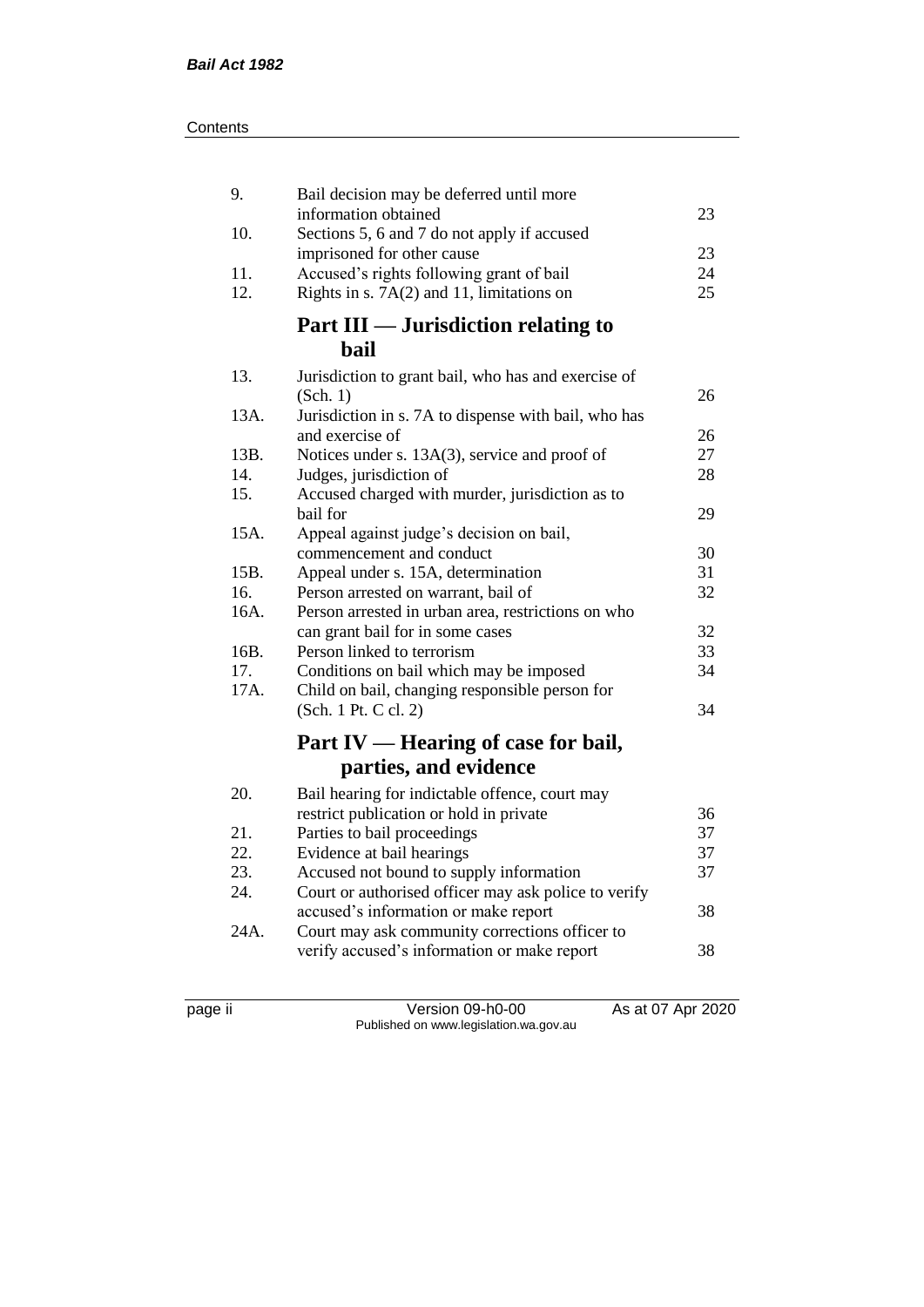| | | |
|---|---|---|
| 9. | Bail decision may be deferred until more information obtained | 23 |
| 10. | Sections 5, 6 and 7 do not apply if accused imprisoned for other cause | 23 |
| 11. | Accused's rights following grant of bail | 24 |
| 12. | Rights in s. 7A(2) and 11, limitations on | 25 |

## Part III — Jurisdiction relating to bail

| | | |
|---|---|---|
| 13. | Jurisdiction to grant bail, who has and exercise of (Sch. 1) | 26 |
| 13A. | Jurisdiction in s. 7A to dispense with bail, who has and exercise of | 26 |
| 13B. | Notices under s. 13A(3), service and proof of | 27 |
| 14. | Judges, jurisdiction of | 28 |
| 15. | Accused charged with murder, jurisdiction as to bail for | 29 |
| 15A. | Appeal against judge's decision on bail, commencement and conduct | 30 |
| 15B. | Appeal under s. 15A, determination | 31 |
| 16. | Person arrested on warrant, bail of | 32 |
| 16A. | Person arrested in urban area, restrictions on who can grant bail for in some cases | 32 |
| 16B. | Person linked to terrorism | 33 |
| 17. | Conditions on bail which may be imposed | 34 |
| 17A. | Child on bail, changing responsible person for (Sch. 1 Pt. C cl. 2) | 34 |

## Part IV — Hearing of case for bail, parties, and evidence

| | | |
|---|---|---|
| 20. | Bail hearing for indictable offence, court may restrict publication or hold in private | 36 |
| 21. | Parties to bail proceedings | 37 |
| 22. | Evidence at bail hearings | 37 |
| 23. | Accused not bound to supply information | 37 |
| 24. | Court or authorised officer may ask police to verify accused's information or make report | 38 |
| 24A. | Court may ask community corrections officer to verify accused's information or make report | 38 |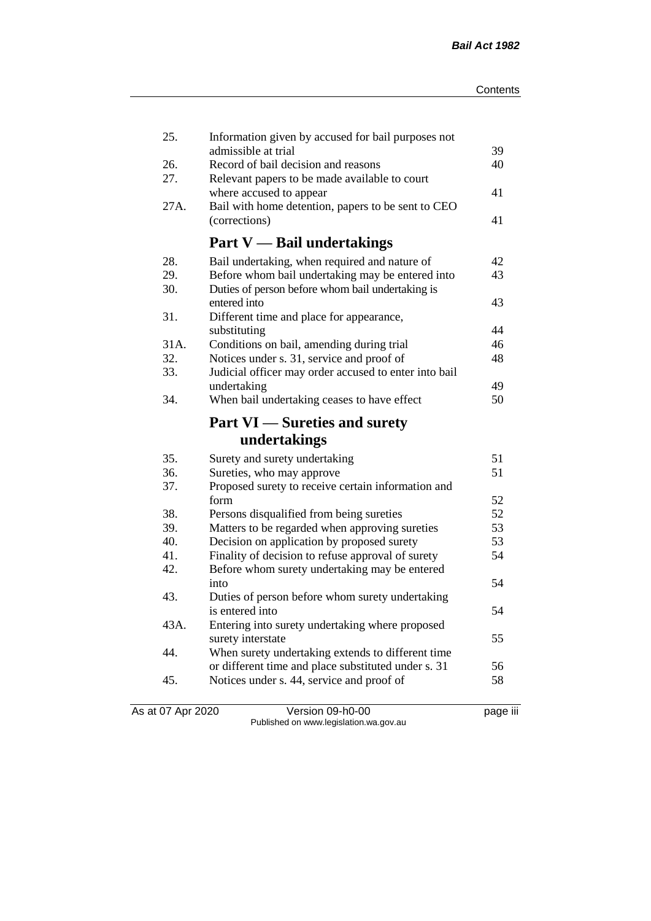| | | |
|---|---|---|
| 25. | Information given by accused for bail purposes not admissible at trial | 39 |
| 26. | Record of bail decision and reasons | 40 |
| 27. | Relevant papers to be made available to court where accused to appear | 41 |
| 27A. | Bail with home detention, papers to be sent to CEO (corrections) | 41 |

## Part V — Bail undertakings

| | | |
|---|---|---|
| 28. | Bail undertaking, when required and nature of | 42 |
| 29. | Before whom bail undertaking may be entered into | 43 |
| 30. | Duties of person before whom bail undertaking is entered into | 43 |
| 31. | Different time and place for appearance, substituting | 44 |
| 31A. | Conditions on bail, amending during trial | 46 |
| 32. | Notices under s. 31, service and proof of | 48 |
| 33. | Judicial officer may order accused to enter into bail undertaking | 49 |
| 34. | When bail undertaking ceases to have effect | 50 |

## Part VI — Sureties and surety undertakings

| | | |
|---|---|---|
| 35. | Surety and surety undertaking | 51 |
| 36. | Sureties, who may approve | 51 |
| 37. | Proposed surety to receive certain information and form | 52 |
| 38. | Persons disqualified from being sureties | 52 |
| 39. | Matters to be regarded when approving sureties | 53 |
| 40. | Decision on application by proposed surety | 53 |
| 41. | Finality of decision to refuse approval of surety | 54 |
| 42. | Before whom surety undertaking may be entered into | 54 |
| 43. | Duties of person before whom surety undertaking is entered into | 54 |
| 43A. | Entering into surety undertaking where proposed surety interstate | 55 |
| 44. | When surety undertaking extends to different time or different time and place substituted under s. 31 | 56 |
| 45. | Notices under s. 44, service and proof of | 58 |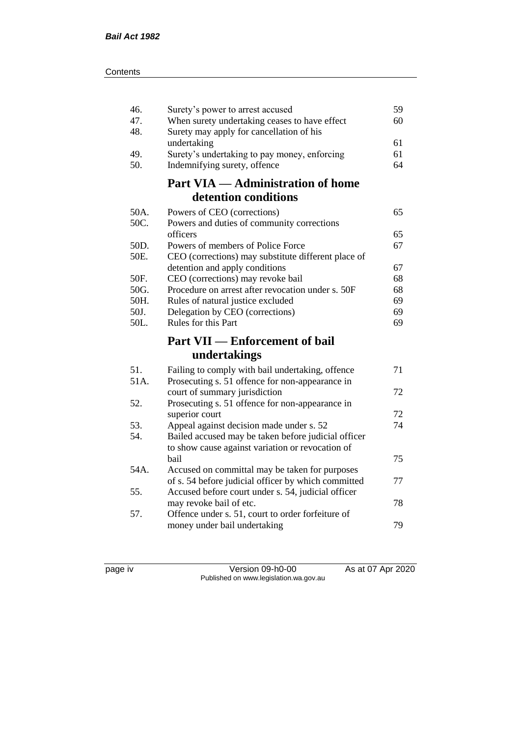| | | |
|---|---|---|
| 46. | Surety's power to arrest accused | 59 |
| 47. | When surety undertaking ceases to have effect | 60 |
| 48. | Surety may apply for cancellation of his undertaking | 61 |
| 49. | Surety's undertaking to pay money, enforcing | 61 |
| 50. | Indemnifying surety, offence | 64 |

## Part VIA — Administration of home detention conditions

| | | |
|---|---|---|
| 50A. | Powers of CEO (corrections) | 65 |
| 50C. | Powers and duties of community corrections officers | 65 |
| 50D. | Powers of members of Police Force | 67 |
| 50E. | CEO (corrections) may substitute different place of detention and apply conditions | 67 |
| 50F. | CEO (corrections) may revoke bail | 68 |
| 50G. | Procedure on arrest after revocation under s. 50F | 68 |
| 50H. | Rules of natural justice excluded | 69 |
| 50J. | Delegation by CEO (corrections) | 69 |
| 50L. | Rules for this Part | 69 |

## Part VII — Enforcement of bail undertakings

| | | |
|---|---|---|
| 51. | Failing to comply with bail undertaking, offence | 71 |
| 51A. | Prosecuting s. 51 offence for non-appearance in court of summary jurisdiction | 72 |
| 52. | Prosecuting s. 51 offence for non-appearance in superior court | 72 |
| 53. | Appeal against decision made under s. 52 | 74 |
| 54. | Bailed accused may be taken before judicial officer to show cause against variation or revocation of bail | 75 |
| 54A. | Accused on committal may be taken for purposes of s. 54 before judicial officer by which committed | 77 |
| 55. | Accused before court under s. 54, judicial officer may revoke bail of etc. | 78 |
| 57. | Offence under s. 51, court to order forfeiture of money under bail undertaking | 79 |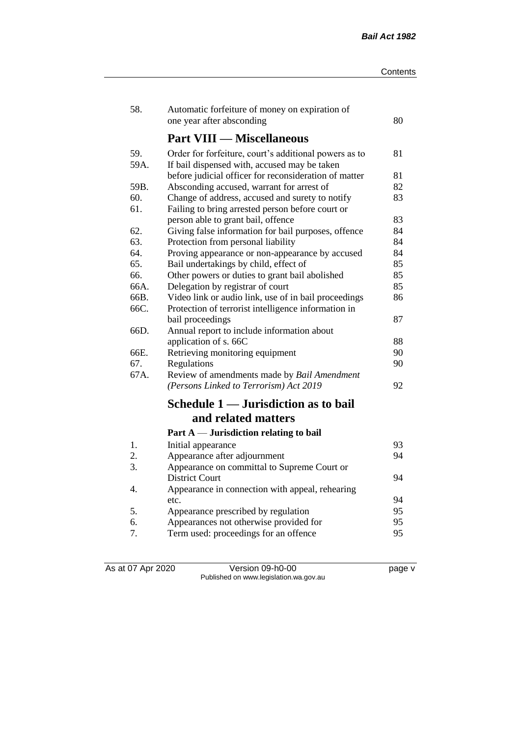| | | |
|---|---|---|
| 58. | Automatic forfeiture of money on expiration of one year after absconding | 80 |

## Part VIII — Miscellaneous

| | | |
|---|---|---|
| 59. | Order for forfeiture, court's additional powers as to | 81 |
| 59A. | If bail dispensed with, accused may be taken before judicial officer for reconsideration of matter | 81 |
| 59B. | Absconding accused, warrant for arrest of | 82 |
| 60. | Change of address, accused and surety to notify | 83 |
| 61. | Failing to bring arrested person before court or person able to grant bail, offence | 83 |
| 62. | Giving false information for bail purposes, offence | 84 |
| 63. | Protection from personal liability | 84 |
| 64. | Proving appearance or non-appearance by accused | 84 |
| 65. | Bail undertakings by child, effect of | 85 |
| 66. | Other powers or duties to grant bail abolished | 85 |
| 66A. | Delegation by registrar of court | 85 |
| 66B. | Video link or audio link, use of in bail proceedings | 86 |
| 66C. | Protection of terrorist intelligence information in bail proceedings | 87 |
| 66D. | Annual report to include information about application of s. 66C | 88 |
| 66E. | Retrieving monitoring equipment | 90 |
| 67. | Regulations | 90 |
| 67A. | Review of amendments made by *Bail Amendment (Persons Linked to Terrorism) Act 2019* | 92 |

## Schedule 1 — Jurisdiction as to bail and related matters

### Part A — Jurisdiction relating to bail

| | | |
|---|---|---|
| 1. | Initial appearance | 93 |
| 2. | Appearance after adjournment | 94 |
| 3. | Appearance on committal to Supreme Court or District Court | 94 |
| 4. | Appearance in connection with appeal, rehearing etc. | 94 |
| 5. | Appearance prescribed by regulation | 95 |
| 6. | Appearances not otherwise provided for | 95 |
| 7. | Term used: proceedings for an offence | 95 |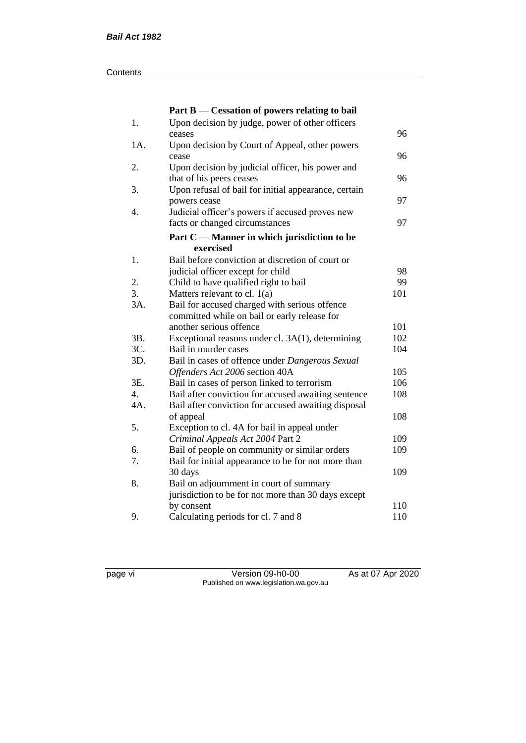**Part B — Cessation of powers relating to bail**

| | | |
|---|---|---|
| 1. | Upon decision by judge, power of other officers ceases | 96 |
| 1A. | Upon decision by Court of Appeal, other powers cease | 96 |
| 2. | Upon decision by judicial officer, his power and that of his peers ceases | 96 |
| 3. | Upon refusal of bail for initial appearance, certain powers cease | 97 |
| 4. | Judicial officer's powers if accused proves new facts or changed circumstances | 97 |

**Part C — Manner in which jurisdiction to be exercised**

| | | |
|---|---|---|
| 1. | Bail before conviction at discretion of court or judicial officer except for child | 98 |
| 2. | Child to have qualified right to bail | 99 |
| 3. | Matters relevant to cl. 1(a) | 101 |
| 3A. | Bail for accused charged with serious offence committed while on bail or early release for another serious offence | 101 |
| 3B. | Exceptional reasons under cl. 3A(1), determining | 102 |
| 3C. | Bail in murder cases | 104 |
| 3D. | Bail in cases of offence under *Dangerous Sexual Offenders Act 2006* section 40A | 105 |
| 3E. | Bail in cases of person linked to terrorism | 106 |
| 4. | Bail after conviction for accused awaiting sentence | 108 |
| 4A. | Bail after conviction for accused awaiting disposal of appeal | 108 |
| 5. | Exception to cl. 4A for bail in appeal under *Criminal Appeals Act 2004* Part 2 | 109 |
| 6. | Bail of people on community or similar orders | 109 |
| 7. | Bail for initial appearance to be for not more than 30 days | 109 |
| 8. | Bail on adjournment in court of summary jurisdiction to be for not more than 30 days except by consent | 110 |
| 9. | Calculating periods for cl. 7 and 8 | 110 |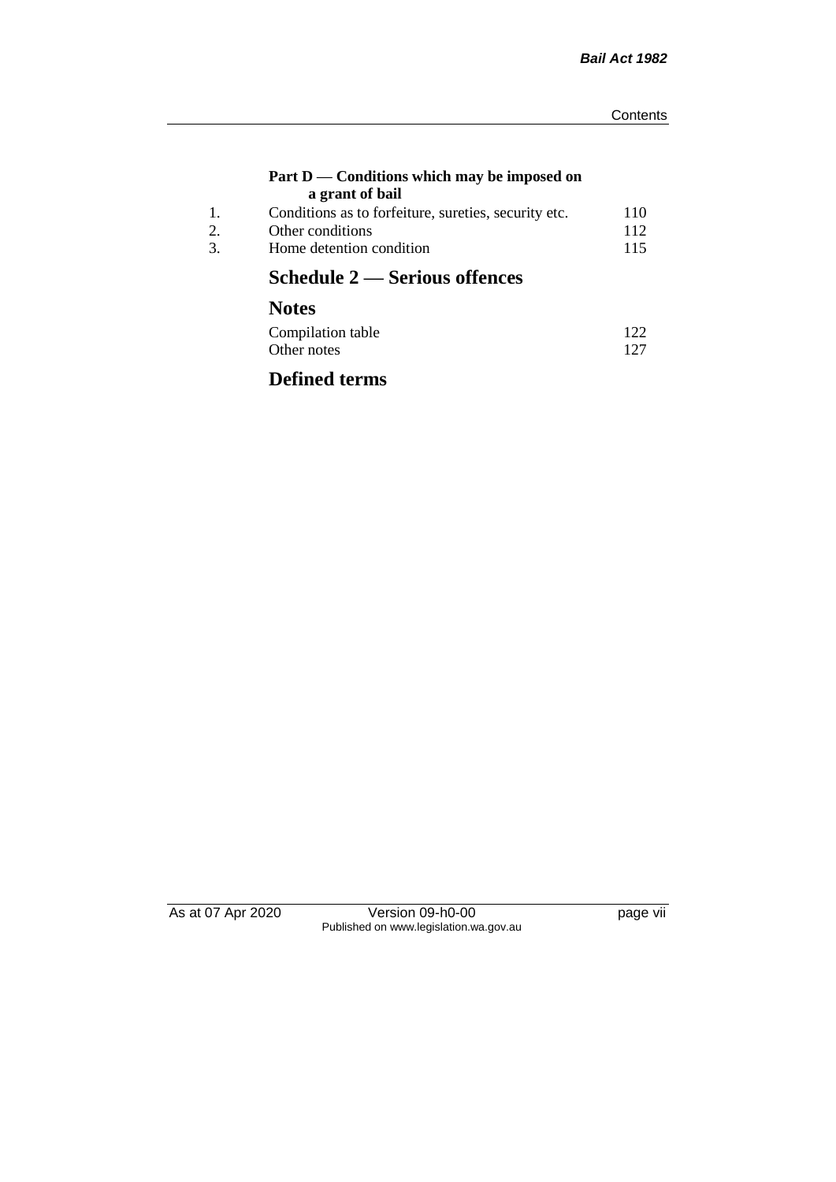**Part D — Conditions which may be imposed on a grant of bail**

| | | |
|---|---|---|
| 1. | Conditions as to forfeiture, sureties, security etc. | 110 |
| 2. | Other conditions | 112 |
| 3. | Home detention condition | 115 |

## Schedule 2 — Serious offences

## Notes

| | |
|---|---|
| Compilation table | 122 |
| Other notes | 127 |

## Defined terms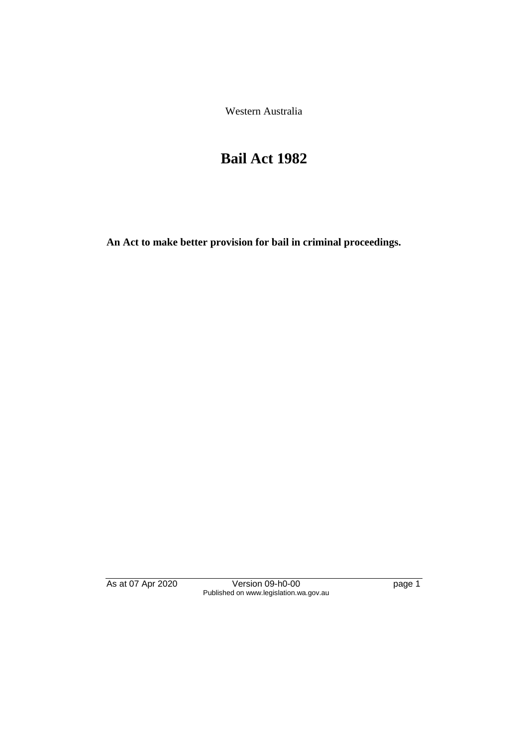Western Australia

# Bail Act 1982

**An Act to make better provision for bail in criminal proceedings.**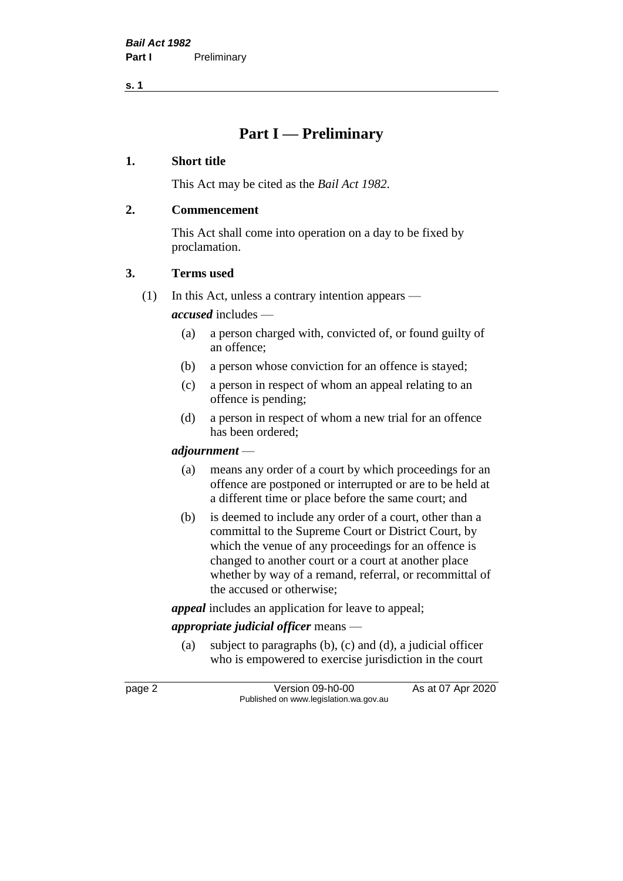# Part I — Preliminary

## 1. Short title

This Act may be cited as the *Bail Act 1982*.

## 2. Commencement

This Act shall come into operation on a day to be fixed by proclamation.

## 3. Terms used

(1) In this Act, unless a contrary intention appears —

***accused*** includes —

- (a) a person charged with, convicted of, or found guilty of an offence;
- (b) a person whose conviction for an offence is stayed;
- (c) a person in respect of whom an appeal relating to an offence is pending;
- (d) a person in respect of whom a new trial for an offence has been ordered;

***adjournment*** —

- (a) means any order of a court by which proceedings for an offence are postponed or interrupted or are to be held at a different time or place before the same court; and
- (b) is deemed to include any order of a court, other than a committal to the Supreme Court or District Court, by which the venue of any proceedings for an offence is changed to another court or a court at another place whether by way of a remand, referral, or recommittal of the accused or otherwise;

***appeal*** includes an application for leave to appeal;

***appropriate judicial officer*** means —

- (a) subject to paragraphs (b), (c) and (d), a judicial officer who is empowered to exercise jurisdiction in the court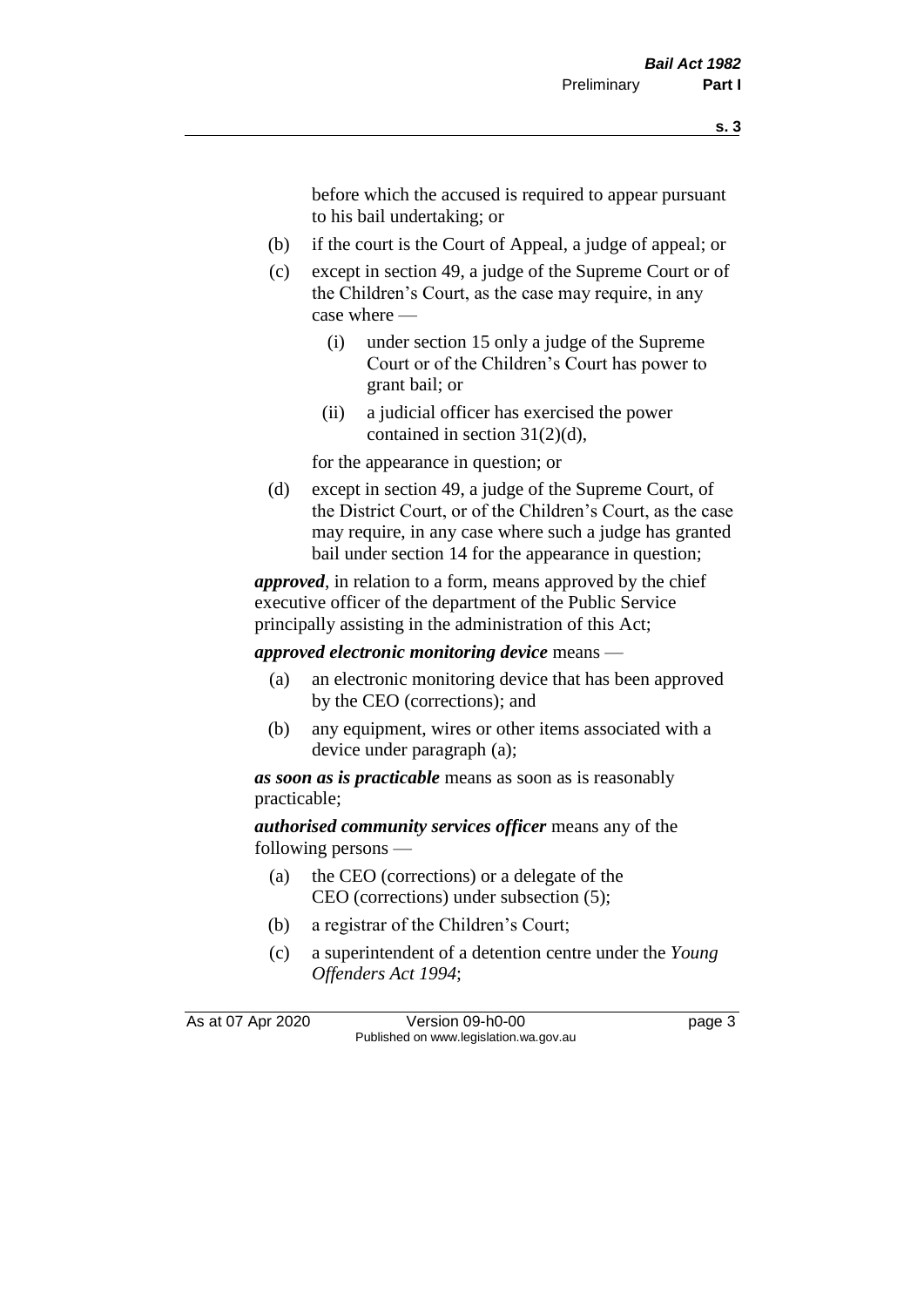before which the accused is required to appear pursuant to his bail undertaking; or

(b) if the court is the Court of Appeal, a judge of appeal; or

(c) except in section 49, a judge of the Supreme Court or of the Children's Court, as the case may require, in any case where —

  (i) under section 15 only a judge of the Supreme Court or of the Children's Court has power to grant bail; or

  (ii) a judicial officer has exercised the power contained in section 31(2)(d),

for the appearance in question; or

(d) except in section 49, a judge of the Supreme Court, of the District Court, or of the Children's Court, as the case may require, in any case where such a judge has granted bail under section 14 for the appearance in question;

***approved***, in relation to a form, means approved by the chief executive officer of the department of the Public Service principally assisting in the administration of this Act;

***approved electronic monitoring device*** means —

(a) an electronic monitoring device that has been approved by the CEO (corrections); and

(b) any equipment, wires or other items associated with a device under paragraph (a);

***as soon as is practicable*** means as soon as is reasonably practicable;

***authorised community services officer*** means any of the following persons —

(a) the CEO (corrections) or a delegate of the CEO (corrections) under subsection (5);

(b) a registrar of the Children's Court;

(c) a superintendent of a detention centre under the *Young Offenders Act 1994*;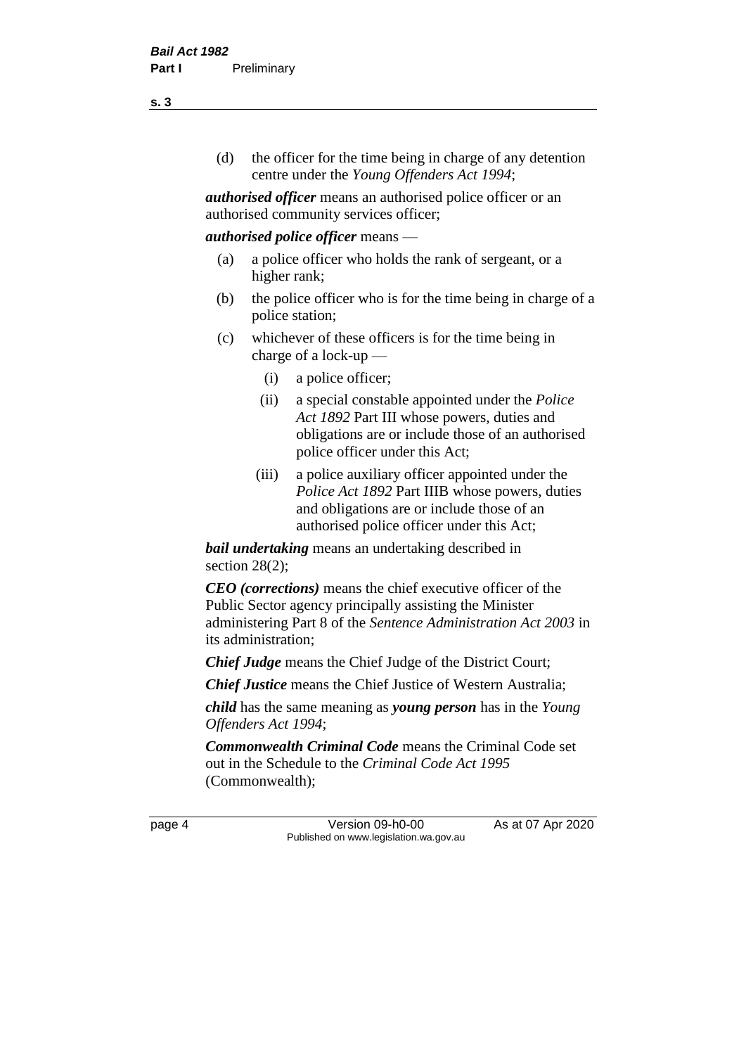(d) the officer for the time being in charge of any detention centre under the *Young Offenders Act 1994*;

***authorised officer*** means an authorised police officer or an authorised community services officer;

***authorised police officer*** means —

(a) a police officer who holds the rank of sergeant, or a higher rank;

(b) the police officer who is for the time being in charge of a police station;

(c) whichever of these officers is for the time being in charge of a lock-up —

  (i) a police officer;

  (ii) a special constable appointed under the *Police Act 1892* Part III whose powers, duties and obligations are or include those of an authorised police officer under this Act;

  (iii) a police auxiliary officer appointed under the *Police Act 1892* Part IIIB whose powers, duties and obligations are or include those of an authorised police officer under this Act;

***bail undertaking*** means an undertaking described in section 28(2);

***CEO (corrections)*** means the chief executive officer of the Public Sector agency principally assisting the Minister administering Part 8 of the *Sentence Administration Act 2003* in its administration;

***Chief Judge*** means the Chief Judge of the District Court;

***Chief Justice*** means the Chief Justice of Western Australia;

***child*** has the same meaning as ***young person*** has in the *Young Offenders Act 1994*;

***Commonwealth Criminal Code*** means the Criminal Code set out in the Schedule to the *Criminal Code Act 1995* (Commonwealth);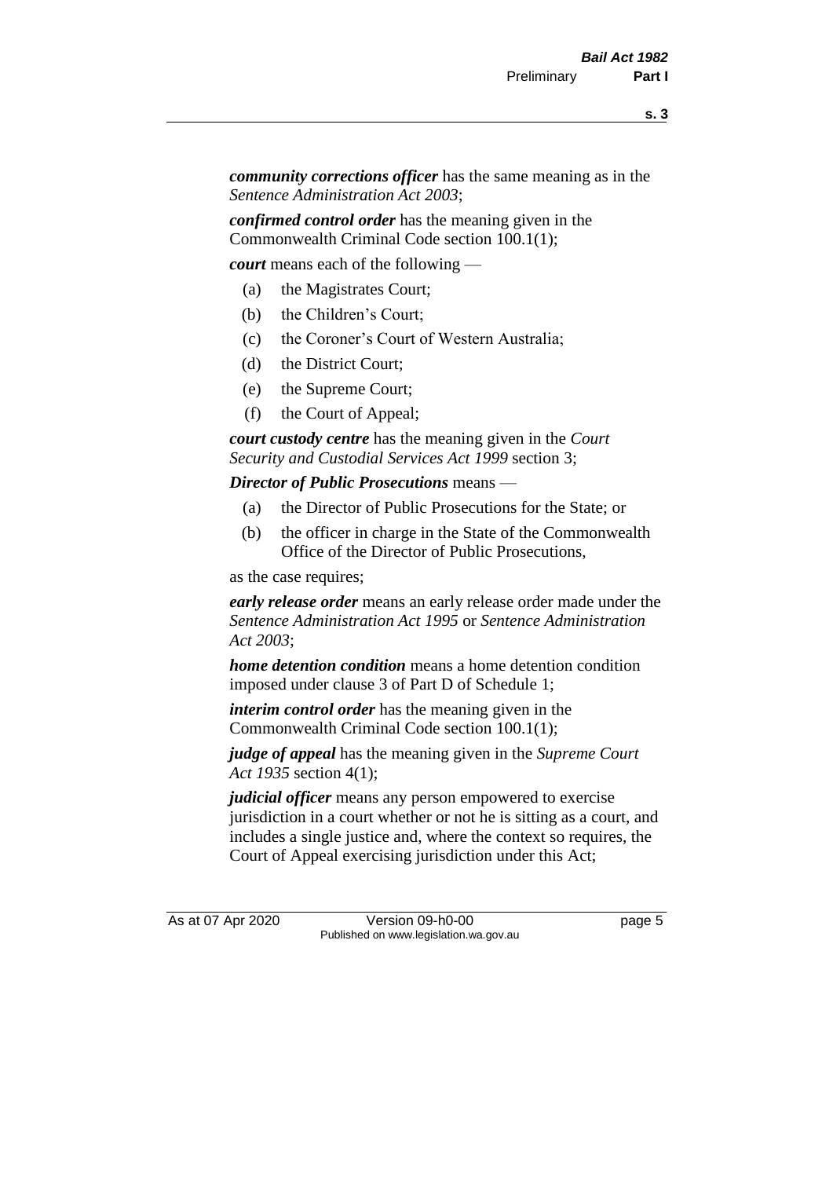***community corrections officer*** has the same meaning as in the *Sentence Administration Act 2003*;

***confirmed control order*** has the meaning given in the Commonwealth Criminal Code section 100.1(1);

***court*** means each of the following —

- (a) the Magistrates Court;
- (b) the Children's Court;
- (c) the Coroner's Court of Western Australia;
- (d) the District Court;
- (e) the Supreme Court;
- (f) the Court of Appeal;

***court custody centre*** has the meaning given in the *Court Security and Custodial Services Act 1999* section 3;

***Director of Public Prosecutions*** means —

- (a) the Director of Public Prosecutions for the State; or
- (b) the officer in charge in the State of the Commonwealth Office of the Director of Public Prosecutions,

as the case requires;

***early release order*** means an early release order made under the *Sentence Administration Act 1995* or *Sentence Administration Act 2003*;

***home detention condition*** means a home detention condition imposed under clause 3 of Part D of Schedule 1;

***interim control order*** has the meaning given in the Commonwealth Criminal Code section 100.1(1);

***judge of appeal*** has the meaning given in the *Supreme Court Act 1935* section 4(1);

***judicial officer*** means any person empowered to exercise jurisdiction in a court whether or not he is sitting as a court, and includes a single justice and, where the context so requires, the Court of Appeal exercising jurisdiction under this Act;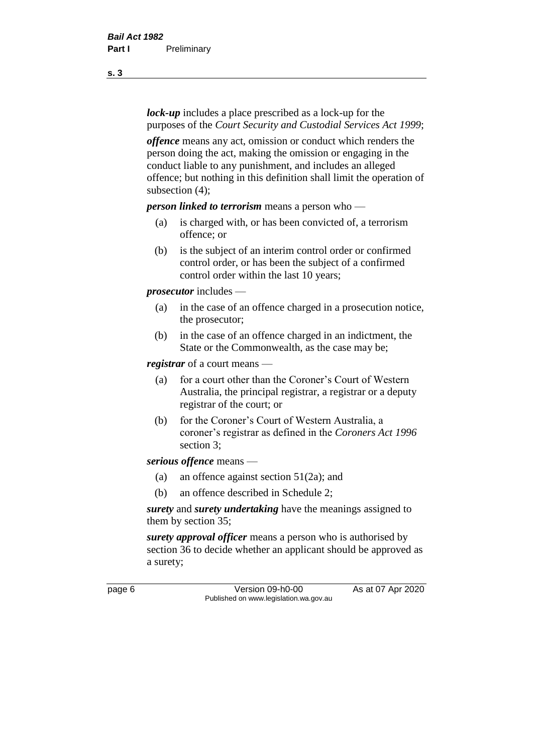***lock-up*** includes a place prescribed as a lock-up for the purposes of the *Court Security and Custodial Services Act 1999*;

***offence*** means any act, omission or conduct which renders the person doing the act, making the omission or engaging in the conduct liable to any punishment, and includes an alleged offence; but nothing in this definition shall limit the operation of subsection (4);

***person linked to terrorism*** means a person who —

(a) is charged with, or has been convicted of, a terrorism offence; or

(b) is the subject of an interim control order or confirmed control order, or has been the subject of a confirmed control order within the last 10 years;

***prosecutor*** includes —

(a) in the case of an offence charged in a prosecution notice, the prosecutor;

(b) in the case of an offence charged in an indictment, the State or the Commonwealth, as the case may be;

***registrar*** of a court means —

(a) for a court other than the Coroner's Court of Western Australia, the principal registrar, a registrar or a deputy registrar of the court; or

(b) for the Coroner's Court of Western Australia, a coroner's registrar as defined in the *Coroners Act 1996* section 3;

***serious offence*** means —

(a) an offence against section 51(2a); and

(b) an offence described in Schedule 2;

***surety*** and ***surety undertaking*** have the meanings assigned to them by section 35;

***surety approval officer*** means a person who is authorised by section 36 to decide whether an applicant should be approved as a surety;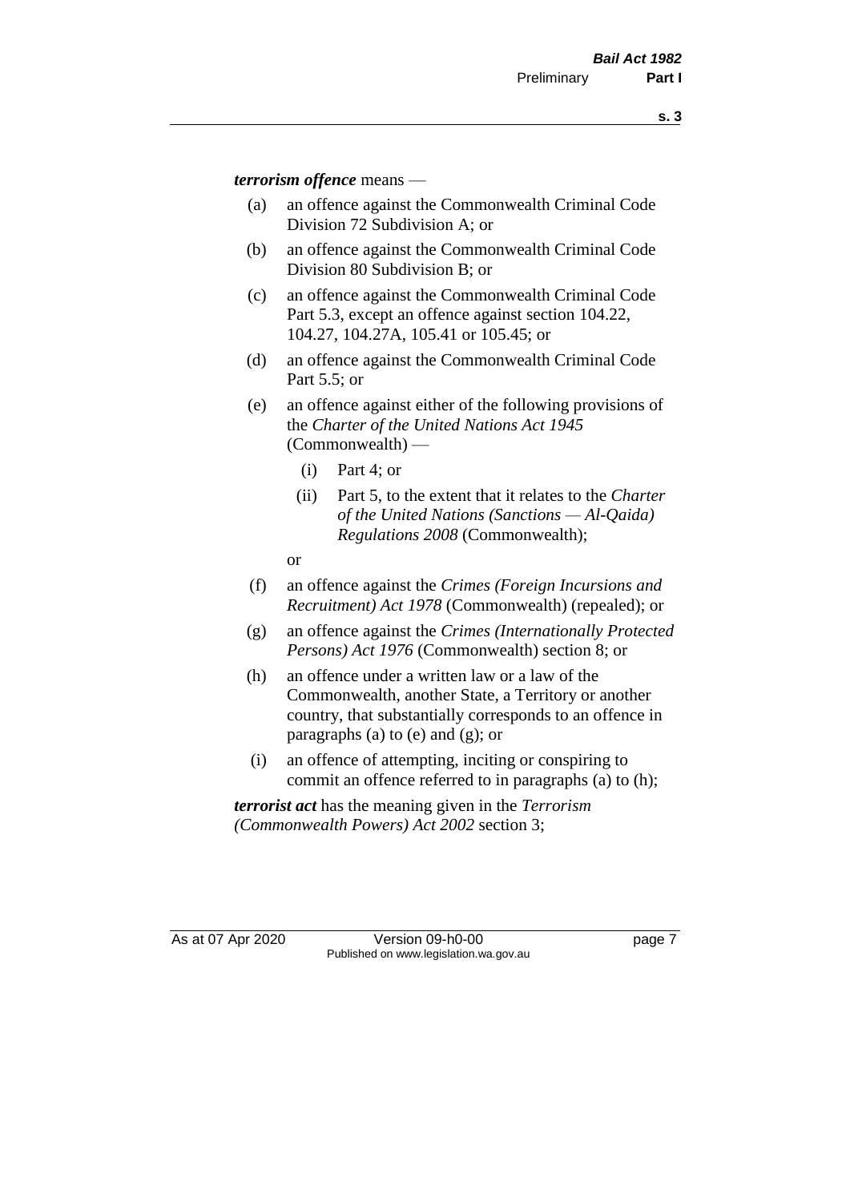***terrorism offence*** means —

(a) an offence against the Commonwealth Criminal Code Division 72 Subdivision A; or

(b) an offence against the Commonwealth Criminal Code Division 80 Subdivision B; or

(c) an offence against the Commonwealth Criminal Code Part 5.3, except an offence against section 104.22, 104.27, 104.27A, 105.41 or 105.45; or

(d) an offence against the Commonwealth Criminal Code Part 5.5; or

(e) an offence against either of the following provisions of the *Charter of the United Nations Act 1945* (Commonwealth) —

  (i) Part 4; or

  (ii) Part 5, to the extent that it relates to the *Charter of the United Nations (Sanctions — Al-Qaida) Regulations 2008* (Commonwealth);

  or

(f) an offence against the *Crimes (Foreign Incursions and Recruitment) Act 1978* (Commonwealth) (repealed); or

(g) an offence against the *Crimes (Internationally Protected Persons) Act 1976* (Commonwealth) section 8; or

(h) an offence under a written law or a law of the Commonwealth, another State, a Territory or another country, that substantially corresponds to an offence in paragraphs (a) to (e) and (g); or

(i) an offence of attempting, inciting or conspiring to commit an offence referred to in paragraphs (a) to (h);

***terrorist act*** has the meaning given in the *Terrorism (Commonwealth Powers) Act 2002* section 3;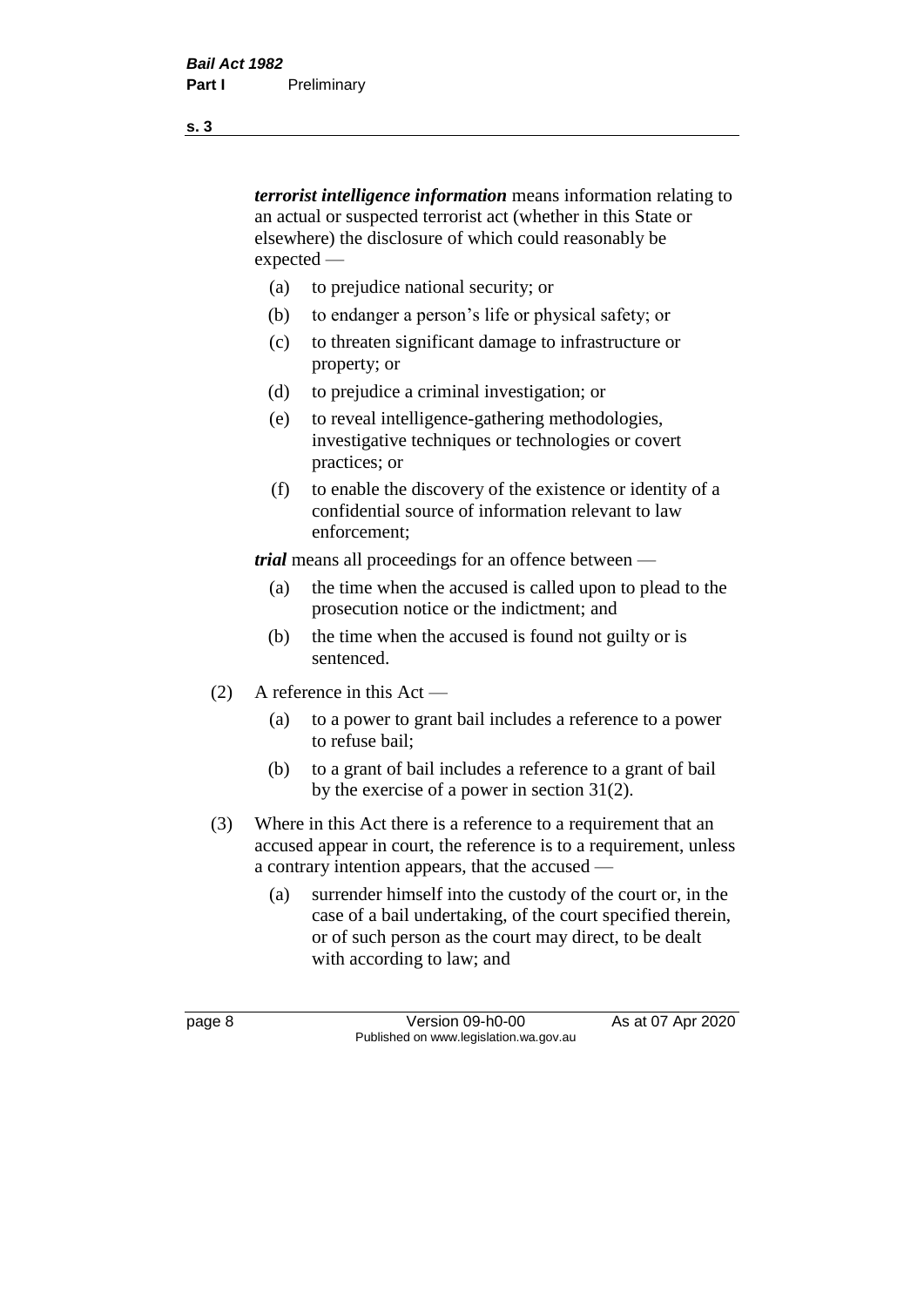***terrorist intelligence information*** means information relating to an actual or suspected terrorist act (whether in this State or elsewhere) the disclosure of which could reasonably be expected —

- (a) to prejudice national security; or
- (b) to endanger a person's life or physical safety; or
- (c) to threaten significant damage to infrastructure or property; or
- (d) to prejudice a criminal investigation; or
- (e) to reveal intelligence-gathering methodologies, investigative techniques or technologies or covert practices; or
- (f) to enable the discovery of the existence or identity of a confidential source of information relevant to law enforcement;

***trial*** means all proceedings for an offence between —

- (a) the time when the accused is called upon to plead to the prosecution notice or the indictment; and
- (b) the time when the accused is found not guilty or is sentenced.

(2) A reference in this Act —

- (a) to a power to grant bail includes a reference to a power to refuse bail;
- (b) to a grant of bail includes a reference to a grant of bail by the exercise of a power in section 31(2).

(3) Where in this Act there is a reference to a requirement that an accused appear in court, the reference is to a requirement, unless a contrary intention appears, that the accused —

- (a) surrender himself into the custody of the court or, in the case of a bail undertaking, of the court specified therein, or of such person as the court may direct, to be dealt with according to law; and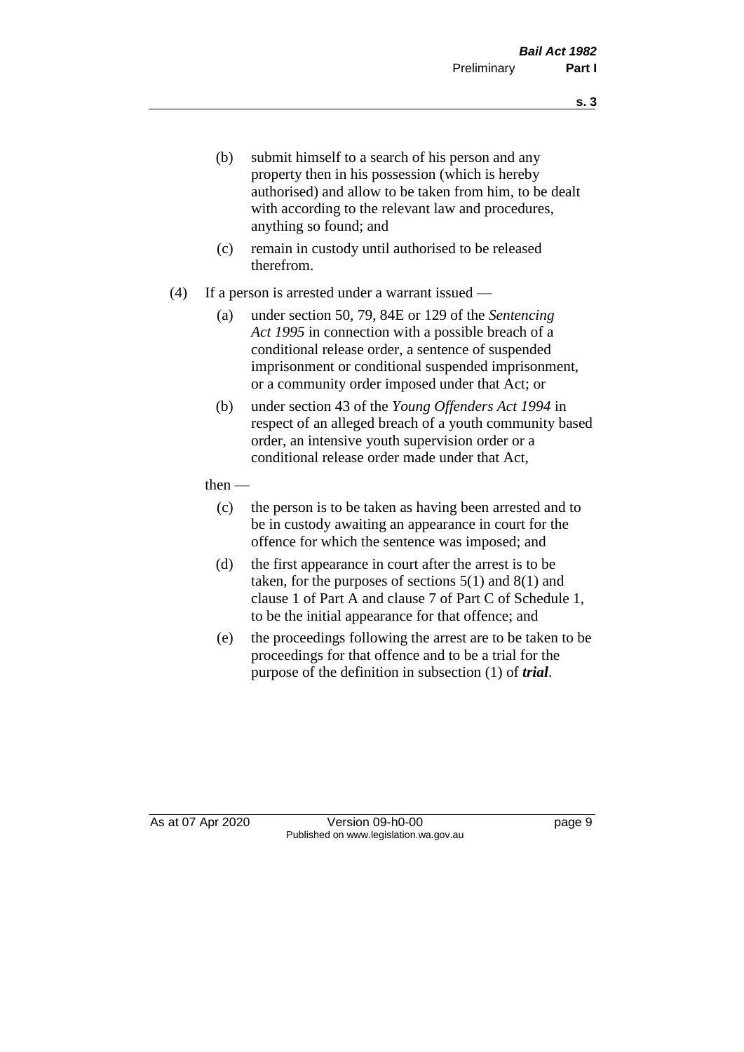(b) submit himself to a search of his person and any property then in his possession (which is hereby authorised) and allow to be taken from him, to be dealt with according to the relevant law and procedures, anything so found; and

(c) remain in custody until authorised to be released therefrom.

(4) If a person is arrested under a warrant issued —

(a) under section 50, 79, 84E or 129 of the *Sentencing Act 1995* in connection with a possible breach of a conditional release order, a sentence of suspended imprisonment or conditional suspended imprisonment, or a community order imposed under that Act; or

(b) under section 43 of the *Young Offenders Act 1994* in respect of an alleged breach of a youth community based order, an intensive youth supervision order or a conditional release order made under that Act,

then —

(c) the person is to be taken as having been arrested and to be in custody awaiting an appearance in court for the offence for which the sentence was imposed; and

(d) the first appearance in court after the arrest is to be taken, for the purposes of sections 5(1) and 8(1) and clause 1 of Part A and clause 7 of Part C of Schedule 1, to be the initial appearance for that offence; and

(e) the proceedings following the arrest are to be taken to be proceedings for that offence and to be a trial for the purpose of the definition in subsection (1) of ***trial***.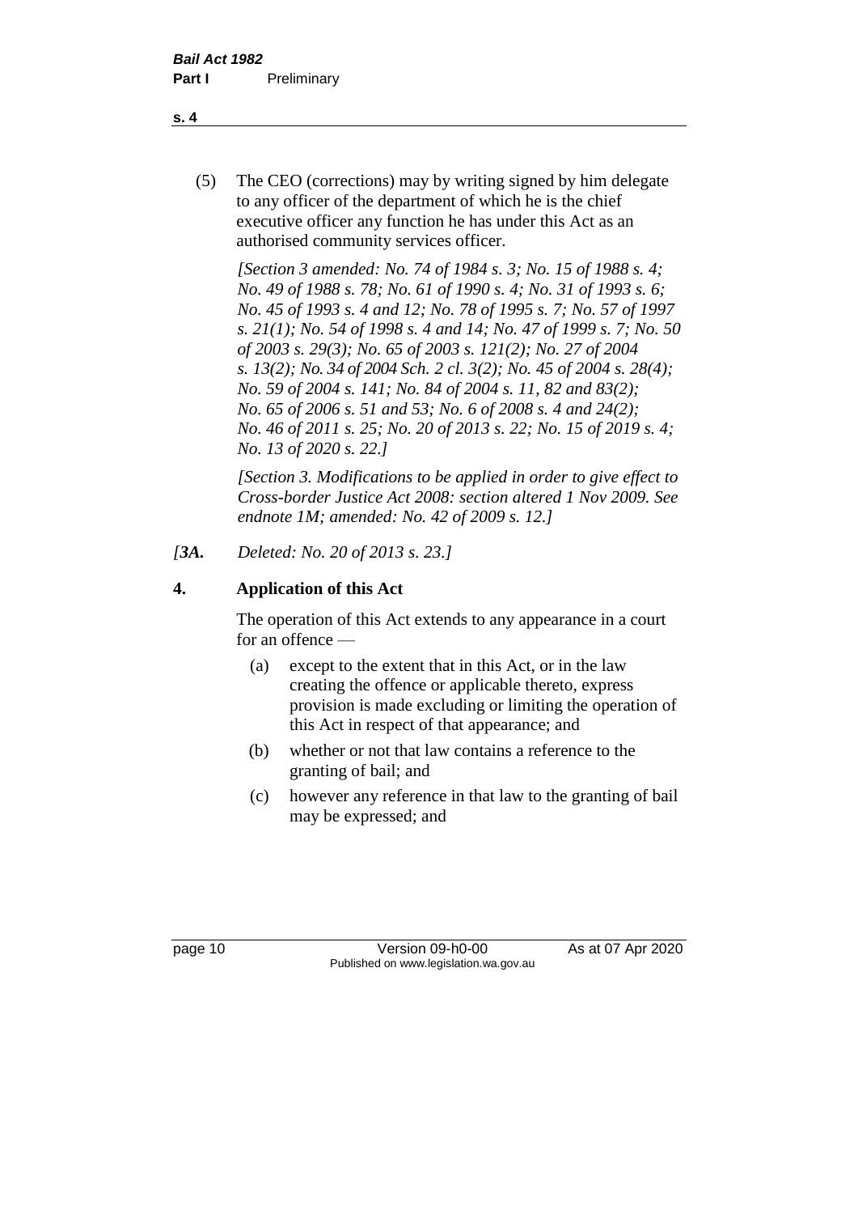(5) The CEO (corrections) may by writing signed by him delegate to any officer of the department of which he is the chief executive officer any function he has under this Act as an authorised community services officer.

*[Section 3 amended: No. 74 of 1984 s. 3; No. 15 of 1988 s. 4; No. 49 of 1988 s. 78; No. 61 of 1990 s. 4; No. 31 of 1993 s. 6; No. 45 of 1993 s. 4 and 12; No. 78 of 1995 s. 7; No. 57 of 1997 s. 21(1); No. 54 of 1998 s. 4 and 14; No. 47 of 1999 s. 7; No. 50 of 2003 s. 29(3); No. 65 of 2003 s. 121(2); No. 27 of 2004 s. 13(2); No. 34 of 2004 Sch. 2 cl. 3(2); No. 45 of 2004 s. 28(4); No. 59 of 2004 s. 141; No. 84 of 2004 s. 11, 82 and 83(2); No. 65 of 2006 s. 51 and 53; No. 6 of 2008 s. 4 and 24(2); No. 46 of 2011 s. 25; No. 20 of 2013 s. 22; No. 15 of 2019 s. 4; No. 13 of 2020 s. 22.]*

*[Section 3. Modifications to be applied in order to give effect to Cross-border Justice Act 2008: section altered 1 Nov 2009. See endnote 1M; amended: No. 42 of 2009 s. 12.]*

*[**3A.** Deleted: No. 20 of 2013 s. 23.]*

## 4. Application of this Act

The operation of this Act extends to any appearance in a court for an offence —

(a) except to the extent that in this Act, or in the law creating the offence or applicable thereto, express provision is made excluding or limiting the operation of this Act in respect of that appearance; and

(b) whether or not that law contains a reference to the granting of bail; and

(c) however any reference in that law to the granting of bail may be expressed; and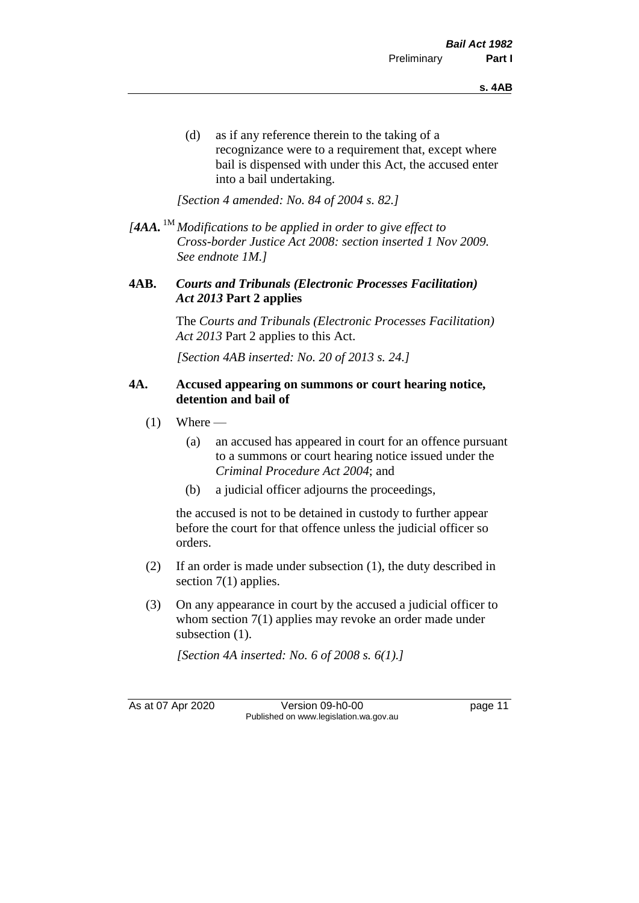(d) as if any reference therein to the taking of a recognizance were to a requirement that, except where bail is dispensed with under this Act, the accused enter into a bail undertaking.

*[Section 4 amended: No. 84 of 2004 s. 82.]*

*[**4AA.** [1M] Modifications to be applied in order to give effect to Cross-border Justice Act 2008: section inserted 1 Nov 2009. See endnote 1M.]*

**4AB.** ***Courts and Tribunals (Electronic Processes Facilitation) Act 2013*** **Part 2 applies**

The *Courts and Tribunals (Electronic Processes Facilitation) Act 2013* Part 2 applies to this Act.

*[Section 4AB inserted: No. 20 of 2013 s. 24.]*

**4A. Accused appearing on summons or court hearing notice, detention and bail of**

(1) Where —

(a) an accused has appeared in court for an offence pursuant to a summons or court hearing notice issued under the *Criminal Procedure Act 2004*; and

(b) a judicial officer adjourns the proceedings,

the accused is not to be detained in custody to further appear before the court for that offence unless the judicial officer so orders.

(2) If an order is made under subsection (1), the duty described in section 7(1) applies.

(3) On any appearance in court by the accused a judicial officer to whom section 7(1) applies may revoke an order made under subsection (1).

*[Section 4A inserted: No. 6 of 2008 s. 6(1).]*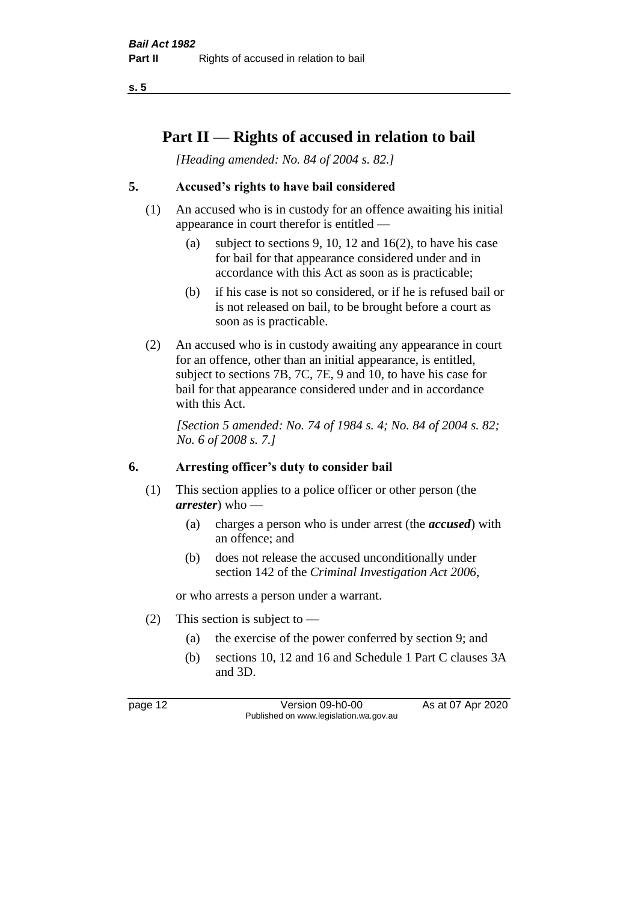# Part II — Rights of accused in relation to bail

*[Heading amended: No. 84 of 2004 s. 82.]*

## 5. Accused's rights to have bail considered

(1) An accused who is in custody for an offence awaiting his initial appearance in court therefor is entitled —

> (a) subject to sections 9, 10, 12 and 16(2), to have his case for bail for that appearance considered under and in accordance with this Act as soon as is practicable;
>
> (b) if his case is not so considered, or if he is refused bail or is not released on bail, to be brought before a court as soon as is practicable.

(2) An accused who is in custody awaiting any appearance in court for an offence, other than an initial appearance, is entitled, subject to sections 7B, 7C, 7E, 9 and 10, to have his case for bail for that appearance considered under and in accordance with this Act.

*[Section 5 amended: No. 74 of 1984 s. 4; No. 84 of 2004 s. 82; No. 6 of 2008 s. 7.]*

## 6. Arresting officer's duty to consider bail

(1) This section applies to a police officer or other person (the ***arrester***) who —

> (a) charges a person who is under arrest (the ***accused***) with an offence; and
>
> (b) does not release the accused unconditionally under section 142 of the *Criminal Investigation Act 2006*,

or who arrests a person under a warrant.

(2) This section is subject to —

> (a) the exercise of the power conferred by section 9; and
>
> (b) sections 10, 12 and 16 and Schedule 1 Part C clauses 3A and 3D.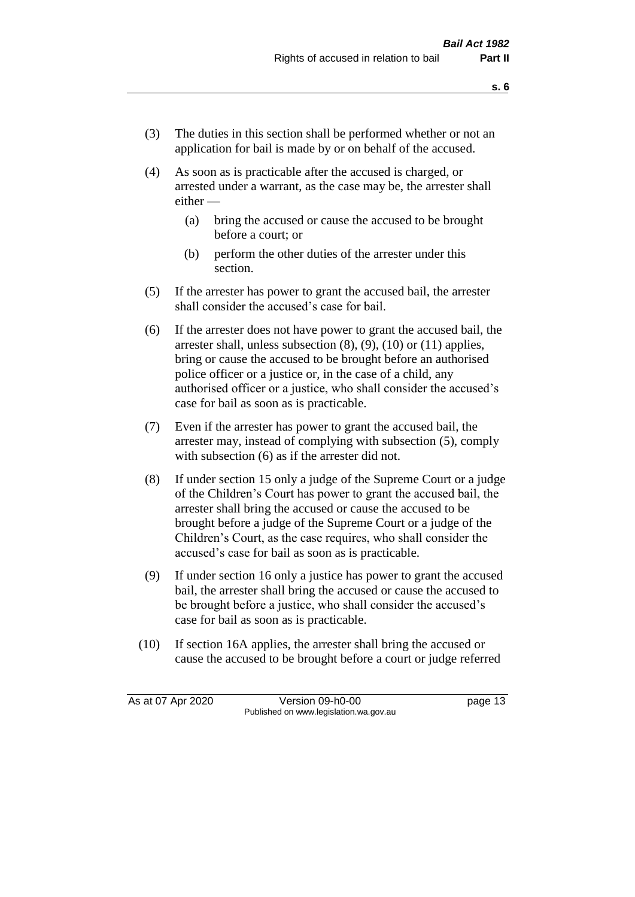(3) The duties in this section shall be performed whether or not an application for bail is made by or on behalf of the accused.

(4) As soon as is practicable after the accused is charged, or arrested under a warrant, as the case may be, the arrester shall either —

  (a) bring the accused or cause the accused to be brought before a court; or

  (b) perform the other duties of the arrester under this section.

(5) If the arrester has power to grant the accused bail, the arrester shall consider the accused's case for bail.

(6) If the arrester does not have power to grant the accused bail, the arrester shall, unless subsection (8), (9), (10) or (11) applies, bring or cause the accused to be brought before an authorised police officer or a justice or, in the case of a child, any authorised officer or a justice, who shall consider the accused's case for bail as soon as is practicable.

(7) Even if the arrester has power to grant the accused bail, the arrester may, instead of complying with subsection (5), comply with subsection (6) as if the arrester did not.

(8) If under section 15 only a judge of the Supreme Court or a judge of the Children's Court has power to grant the accused bail, the arrester shall bring the accused or cause the accused to be brought before a judge of the Supreme Court or a judge of the Children's Court, as the case requires, who shall consider the accused's case for bail as soon as is practicable.

(9) If under section 16 only a justice has power to grant the accused bail, the arrester shall bring the accused or cause the accused to be brought before a justice, who shall consider the accused's case for bail as soon as is practicable.

(10) If section 16A applies, the arrester shall bring the accused or cause the accused to be brought before a court or judge referred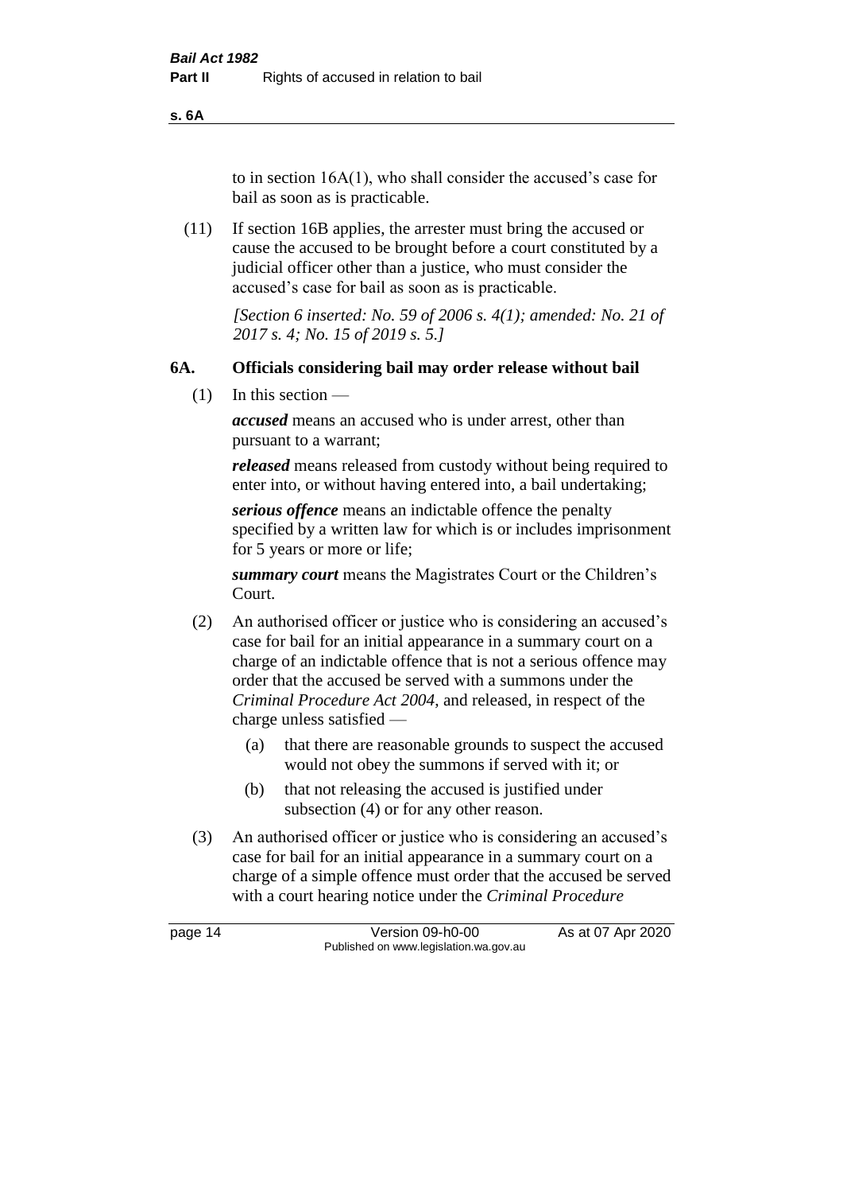to in section 16A(1), who shall consider the accused's case for bail as soon as is practicable.

(11) If section 16B applies, the arrester must bring the accused or cause the accused to be brought before a court constituted by a judicial officer other than a justice, who must consider the accused's case for bail as soon as is practicable.

*[Section 6 inserted: No. 59 of 2006 s. 4(1); amended: No. 21 of 2017 s. 4; No. 15 of 2019 s. 5.]*

### 6A. Officials considering bail may order release without bail

(1) In this section —

***accused*** means an accused who is under arrest, other than pursuant to a warrant;

***released*** means released from custody without being required to enter into, or without having entered into, a bail undertaking;

***serious offence*** means an indictable offence the penalty specified by a written law for which is or includes imprisonment for 5 years or more or life;

***summary court*** means the Magistrates Court or the Children's Court.

(2) An authorised officer or justice who is considering an accused's case for bail for an initial appearance in a summary court on a charge of an indictable offence that is not a serious offence may order that the accused be served with a summons under the *Criminal Procedure Act 2004*, and released, in respect of the charge unless satisfied —

(a) that there are reasonable grounds to suspect the accused would not obey the summons if served with it; or

(b) that not releasing the accused is justified under subsection (4) or for any other reason.

(3) An authorised officer or justice who is considering an accused's case for bail for an initial appearance in a summary court on a charge of a simple offence must order that the accused be served with a court hearing notice under the *Criminal Procedure*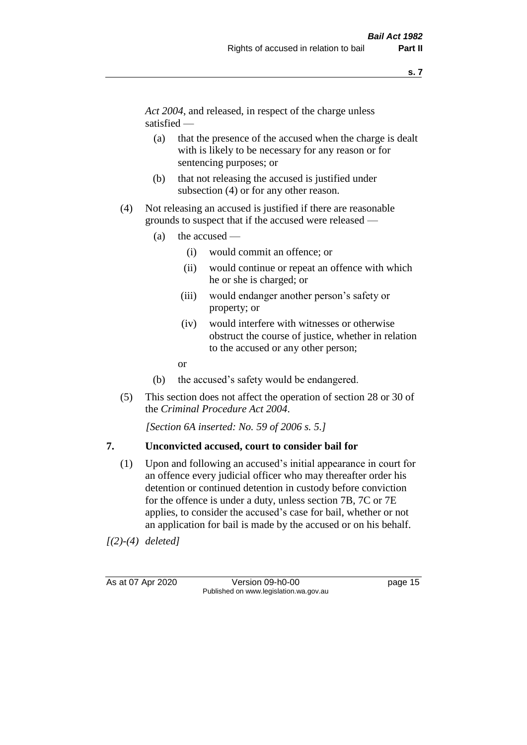*Act 2004*, and released, in respect of the charge unless satisfied —

(a) that the presence of the accused when the charge is dealt with is likely to be necessary for any reason or for sentencing purposes; or

(b) that not releasing the accused is justified under subsection (4) or for any other reason.

(4) Not releasing an accused is justified if there are reasonable grounds to suspect that if the accused were released —

(a) the accused —

(i) would commit an offence; or

(ii) would continue or repeat an offence with which he or she is charged; or

(iii) would endanger another person's safety or property; or

(iv) would interfere with witnesses or otherwise obstruct the course of justice, whether in relation to the accused or any other person;

or

(b) the accused's safety would be endangered.

(5) This section does not affect the operation of section 28 or 30 of the *Criminal Procedure Act 2004*.

*[Section 6A inserted: No. 59 of 2006 s. 5.]*

## 7. Unconvicted accused, court to consider bail for

(1) Upon and following an accused's initial appearance in court for an offence every judicial officer who may thereafter order his detention or continued detention in custody before conviction for the offence is under a duty, unless section 7B, 7C or 7E applies, to consider the accused's case for bail, whether or not an application for bail is made by the accused or on his behalf.

*[(2)-(4) deleted]*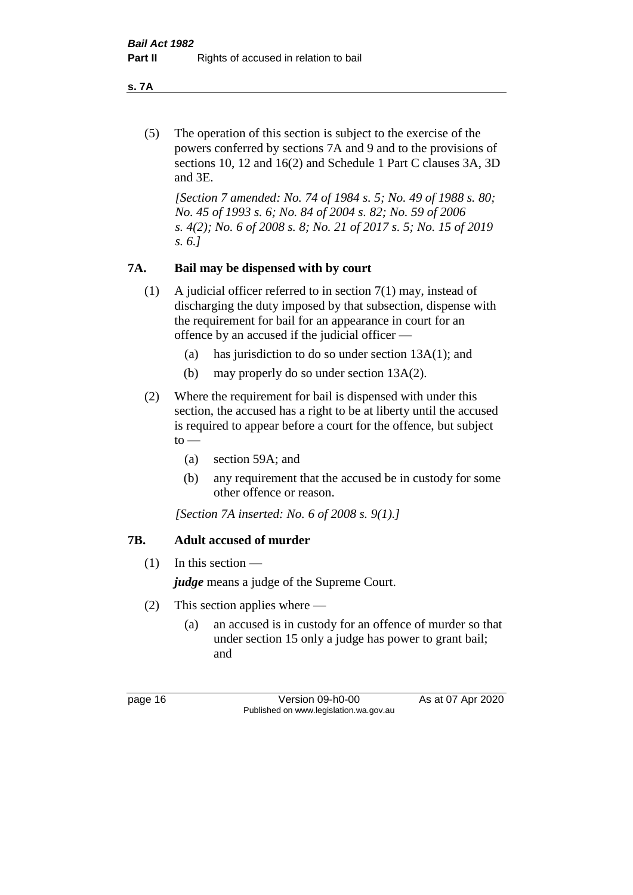(5) The operation of this section is subject to the exercise of the powers conferred by sections 7A and 9 and to the provisions of sections 10, 12 and 16(2) and Schedule 1 Part C clauses 3A, 3D and 3E.

*[Section 7 amended: No. 74 of 1984 s. 5; No. 49 of 1988 s. 80; No. 45 of 1993 s. 6; No. 84 of 2004 s. 82; No. 59 of 2006 s. 4(2); No. 6 of 2008 s. 8; No. 21 of 2017 s. 5; No. 15 of 2019 s. 6.]*

## 7A. Bail may be dispensed with by court

(1) A judicial officer referred to in section 7(1) may, instead of discharging the duty imposed by that subsection, dispense with the requirement for bail for an appearance in court for an offence by an accused if the judicial officer —

(a) has jurisdiction to do so under section 13A(1); and

(b) may properly do so under section 13A(2).

(2) Where the requirement for bail is dispensed with under this section, the accused has a right to be at liberty until the accused is required to appear before a court for the offence, but subject to —

(a) section 59A; and

(b) any requirement that the accused be in custody for some other offence or reason.

*[Section 7A inserted: No. 6 of 2008 s. 9(1).]*

## 7B. Adult accused of murder

(1) In this section —

***judge*** means a judge of the Supreme Court.

(2) This section applies where —

(a) an accused is in custody for an offence of murder so that under section 15 only a judge has power to grant bail; and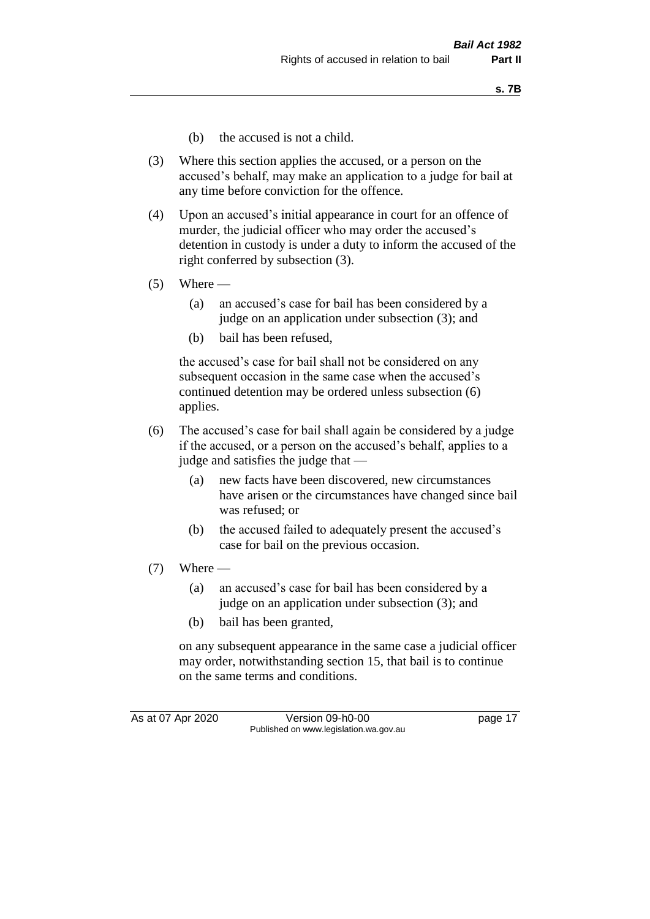(b) the accused is not a child.

(3) Where this section applies the accused, or a person on the accused's behalf, may make an application to a judge for bail at any time before conviction for the offence.

(4) Upon an accused's initial appearance in court for an offence of murder, the judicial officer who may order the accused's detention in custody is under a duty to inform the accused of the right conferred by subsection (3).

(5) Where —

(a) an accused's case for bail has been considered by a judge on an application under subsection (3); and

(b) bail has been refused,

the accused's case for bail shall not be considered on any subsequent occasion in the same case when the accused's continued detention may be ordered unless subsection (6) applies.

(6) The accused's case for bail shall again be considered by a judge if the accused, or a person on the accused's behalf, applies to a judge and satisfies the judge that —

(a) new facts have been discovered, new circumstances have arisen or the circumstances have changed since bail was refused; or

(b) the accused failed to adequately present the accused's case for bail on the previous occasion.

(7) Where —

(a) an accused's case for bail has been considered by a judge on an application under subsection (3); and

(b) bail has been granted,

on any subsequent appearance in the same case a judicial officer may order, notwithstanding section 15, that bail is to continue on the same terms and conditions.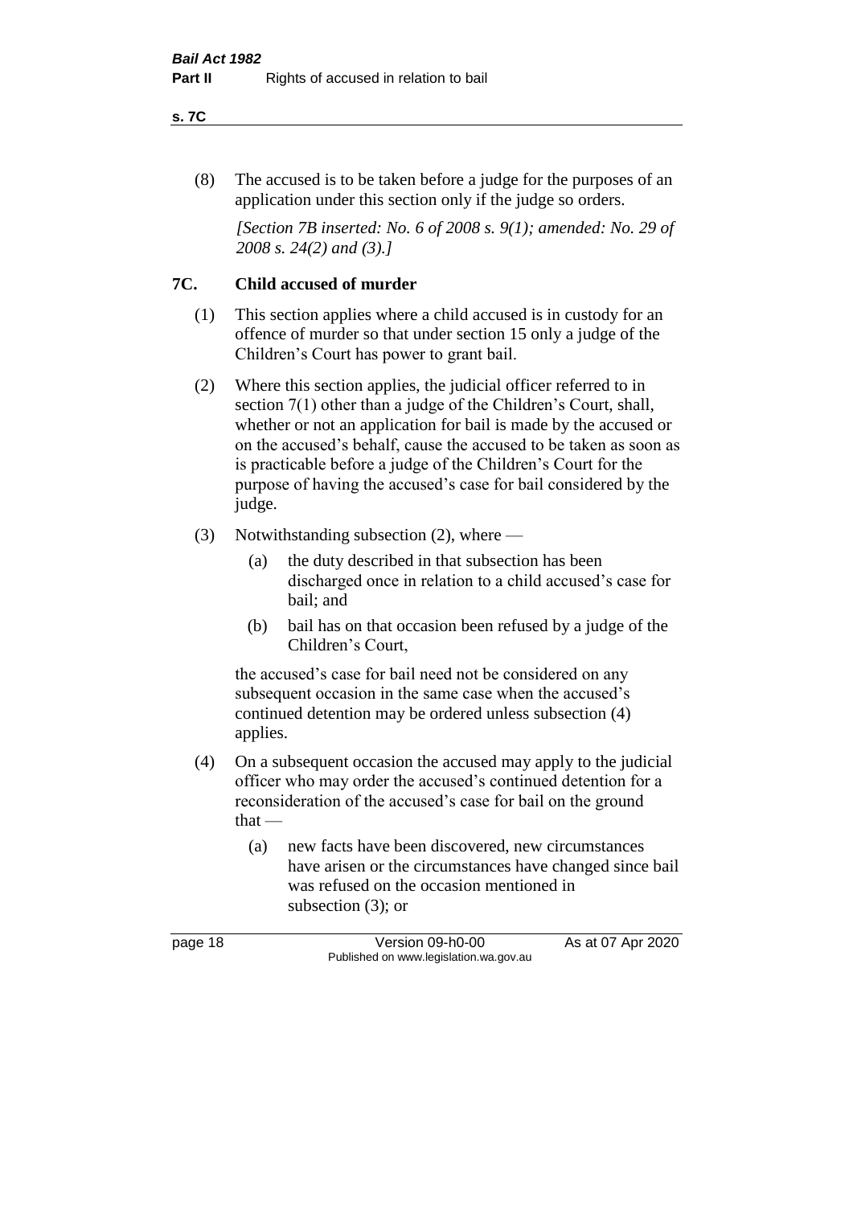(8) The accused is to be taken before a judge for the purposes of an application under this section only if the judge so orders.

*[Section 7B inserted: No. 6 of 2008 s. 9(1); amended: No. 29 of 2008 s. 24(2) and (3).]*

## 7C. Child accused of murder

(1) This section applies where a child accused is in custody for an offence of murder so that under section 15 only a judge of the Children's Court has power to grant bail.

(2) Where this section applies, the judicial officer referred to in section 7(1) other than a judge of the Children's Court, shall, whether or not an application for bail is made by the accused or on the accused's behalf, cause the accused to be taken as soon as is practicable before a judge of the Children's Court for the purpose of having the accused's case for bail considered by the judge.

(3) Notwithstanding subsection (2), where —

- (a) the duty described in that subsection has been discharged once in relation to a child accused's case for bail; and
- (b) bail has on that occasion been refused by a judge of the Children's Court,

the accused's case for bail need not be considered on any subsequent occasion in the same case when the accused's continued detention may be ordered unless subsection (4) applies.

(4) On a subsequent occasion the accused may apply to the judicial officer who may order the accused's continued detention for a reconsideration of the accused's case for bail on the ground that —

- (a) new facts have been discovered, new circumstances have arisen or the circumstances have changed since bail was refused on the occasion mentioned in subsection (3); or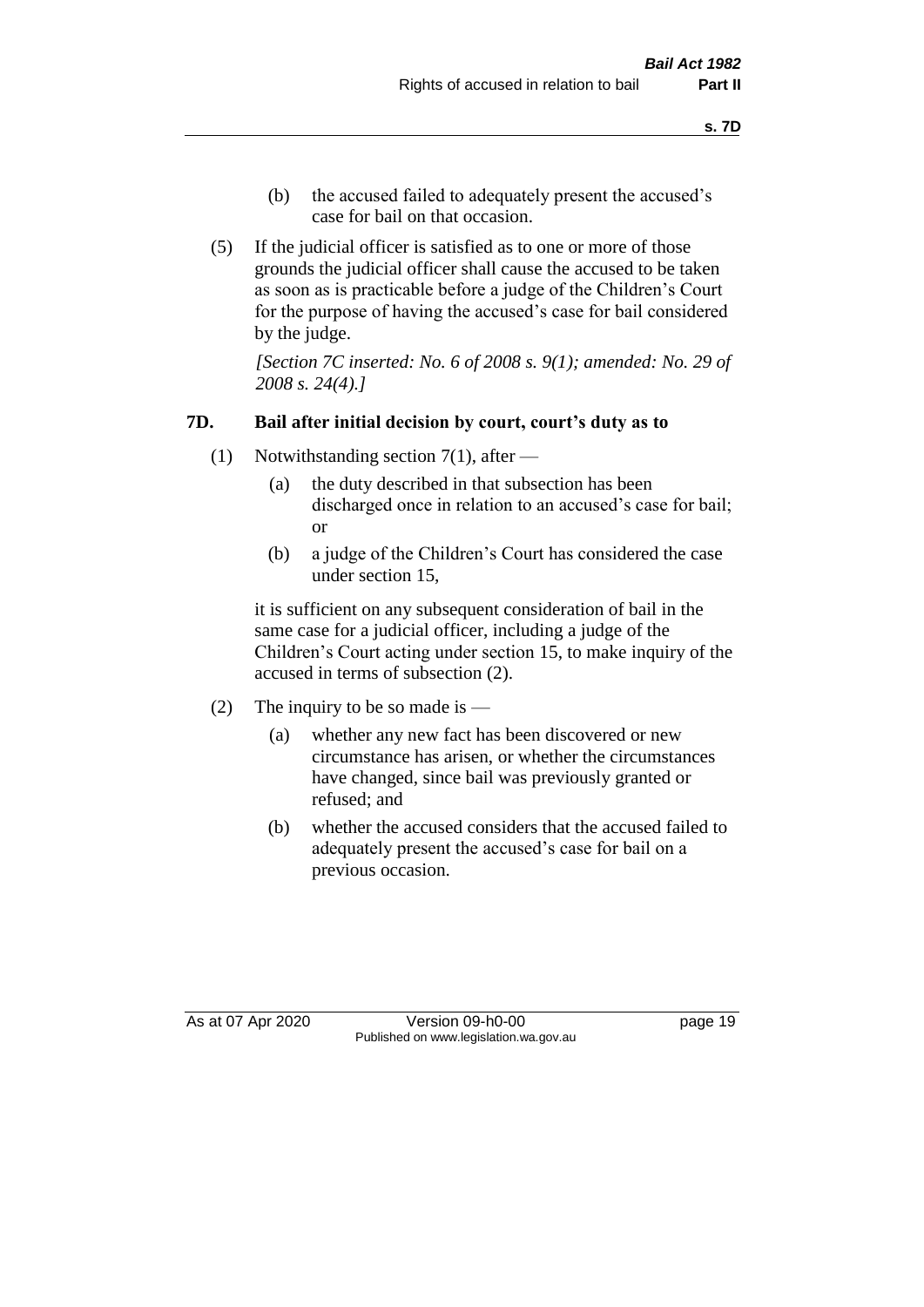(b) the accused failed to adequately present the accused's case for bail on that occasion.

(5) If the judicial officer is satisfied as to one or more of those grounds the judicial officer shall cause the accused to be taken as soon as is practicable before a judge of the Children's Court for the purpose of having the accused's case for bail considered by the judge.

*[Section 7C inserted: No. 6 of 2008 s. 9(1); amended: No. 29 of 2008 s. 24(4).]*

### 7D. Bail after initial decision by court, court's duty as to

(1) Notwithstanding section 7(1), after —

(a) the duty described in that subsection has been discharged once in relation to an accused's case for bail; or

(b) a judge of the Children's Court has considered the case under section 15,

it is sufficient on any subsequent consideration of bail in the same case for a judicial officer, including a judge of the Children's Court acting under section 15, to make inquiry of the accused in terms of subsection (2).

(2) The inquiry to be so made is —

(a) whether any new fact has been discovered or new circumstance has arisen, or whether the circumstances have changed, since bail was previously granted or refused; and

(b) whether the accused considers that the accused failed to adequately present the accused's case for bail on a previous occasion.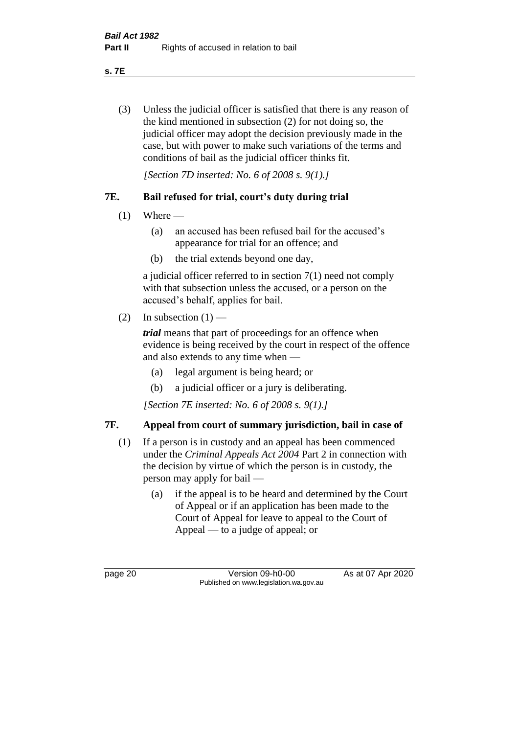(3) Unless the judicial officer is satisfied that there is any reason of the kind mentioned in subsection (2) for not doing so, the judicial officer may adopt the decision previously made in the case, but with power to make such variations of the terms and conditions of bail as the judicial officer thinks fit.

*[Section 7D inserted: No. 6 of 2008 s. 9(1).]*

## 7E. Bail refused for trial, court's duty during trial

(1) Where —

  (a) an accused has been refused bail for the accused's appearance for trial for an offence; and

  (b) the trial extends beyond one day,

a judicial officer referred to in section 7(1) need not comply with that subsection unless the accused, or a person on the accused's behalf, applies for bail.

(2) In subsection (1) —

***trial*** means that part of proceedings for an offence when evidence is being received by the court in respect of the offence and also extends to any time when —

  (a) legal argument is being heard; or

  (b) a judicial officer or a jury is deliberating.

*[Section 7E inserted: No. 6 of 2008 s. 9(1).]*

## 7F. Appeal from court of summary jurisdiction, bail in case of

(1) If a person is in custody and an appeal has been commenced under the *Criminal Appeals Act 2004* Part 2 in connection with the decision by virtue of which the person is in custody, the person may apply for bail —

  (a) if the appeal is to be heard and determined by the Court of Appeal or if an application has been made to the Court of Appeal for leave to appeal to the Court of Appeal — to a judge of appeal; or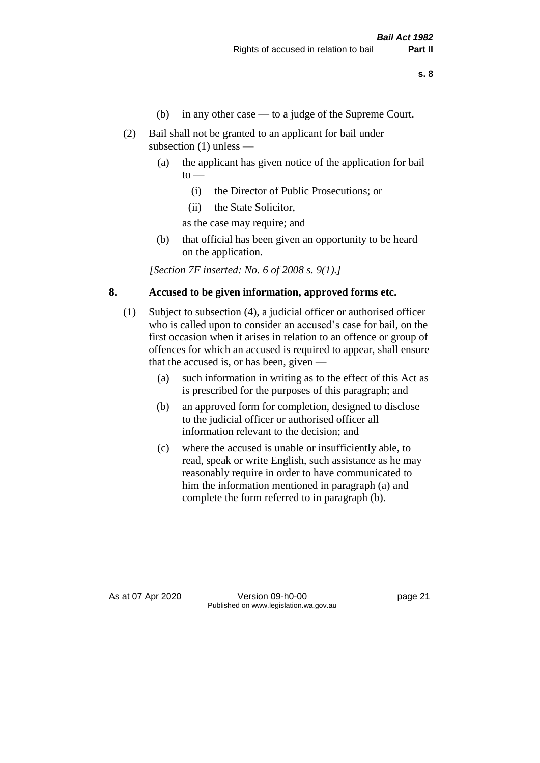(b) in any other case — to a judge of the Supreme Court.

(2) Bail shall not be granted to an applicant for bail under subsection (1) unless —

(a) the applicant has given notice of the application for bail to —

(i) the Director of Public Prosecutions; or

(ii) the State Solicitor,

as the case may require; and

(b) that official has been given an opportunity to be heard on the application.

*[Section 7F inserted: No. 6 of 2008 s. 9(1).]*

### 8. Accused to be given information, approved forms etc.

(1) Subject to subsection (4), a judicial officer or authorised officer who is called upon to consider an accused's case for bail, on the first occasion when it arises in relation to an offence or group of offences for which an accused is required to appear, shall ensure that the accused is, or has been, given —

(a) such information in writing as to the effect of this Act as is prescribed for the purposes of this paragraph; and

(b) an approved form for completion, designed to disclose to the judicial officer or authorised officer all information relevant to the decision; and

(c) where the accused is unable or insufficiently able, to read, speak or write English, such assistance as he may reasonably require in order to have communicated to him the information mentioned in paragraph (a) and complete the form referred to in paragraph (b).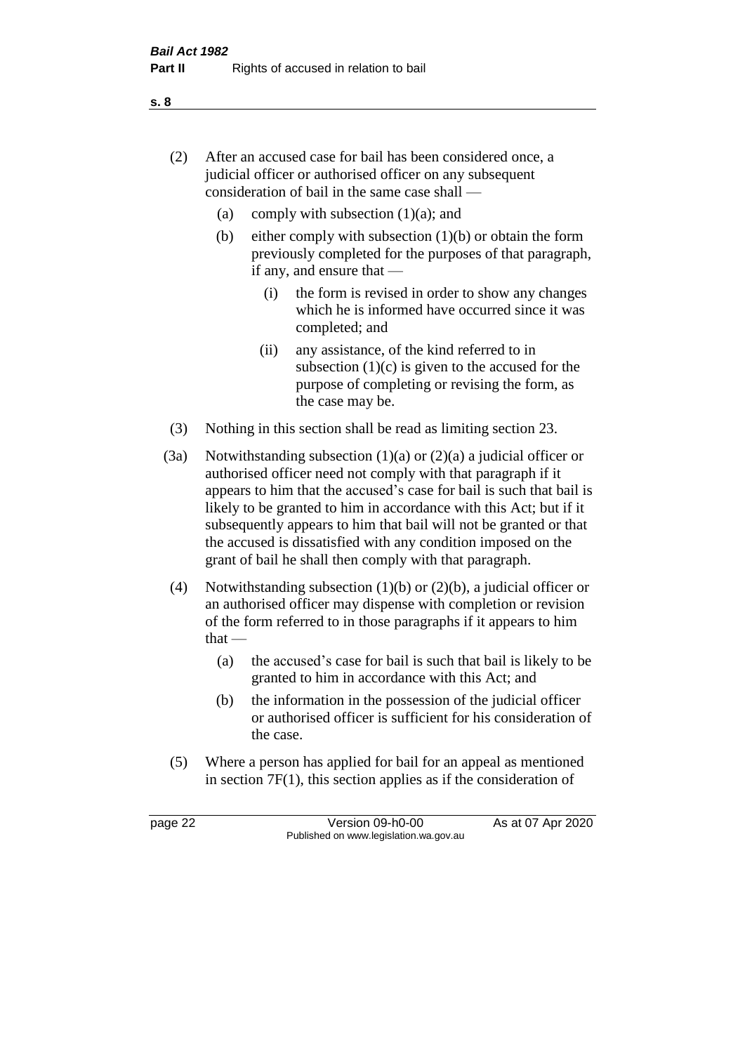(2) After an accused case for bail has been considered once, a judicial officer or authorised officer on any subsequent consideration of bail in the same case shall —

   (a) comply with subsection (1)(a); and

   (b) either comply with subsection (1)(b) or obtain the form previously completed for the purposes of that paragraph, if any, and ensure that —

      (i) the form is revised in order to show any changes which he is informed have occurred since it was completed; and

      (ii) any assistance, of the kind referred to in subsection (1)(c) is given to the accused for the purpose of completing or revising the form, as the case may be.

(3) Nothing in this section shall be read as limiting section 23.

(3a) Notwithstanding subsection (1)(a) or (2)(a) a judicial officer or authorised officer need not comply with that paragraph if it appears to him that the accused's case for bail is such that bail is likely to be granted to him in accordance with this Act; but if it subsequently appears to him that bail will not be granted or that the accused is dissatisfied with any condition imposed on the grant of bail he shall then comply with that paragraph.

(4) Notwithstanding subsection (1)(b) or (2)(b), a judicial officer or an authorised officer may dispense with completion or revision of the form referred to in those paragraphs if it appears to him that —

   (a) the accused's case for bail is such that bail is likely to be granted to him in accordance with this Act; and

   (b) the information in the possession of the judicial officer or authorised officer is sufficient for his consideration of the case.

(5) Where a person has applied for bail for an appeal as mentioned in section 7F(1), this section applies as if the consideration of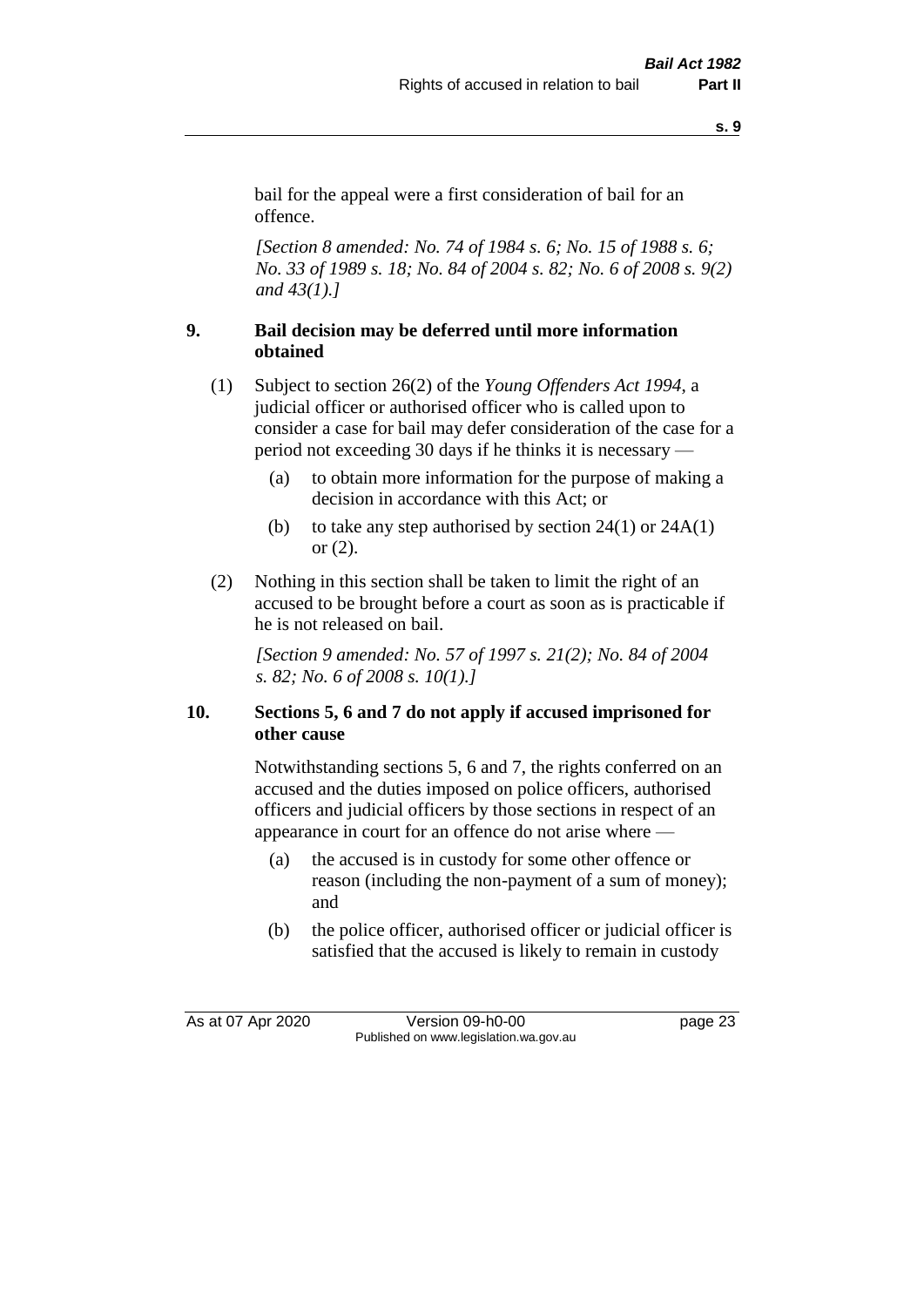bail for the appeal were a first consideration of bail for an offence.

*[Section 8 amended: No. 74 of 1984 s. 6; No. 15 of 1988 s. 6; No. 33 of 1989 s. 18; No. 84 of 2004 s. 82; No. 6 of 2008 s. 9(2) and 43(1).]*

## 9. Bail decision may be deferred until more information obtained

(1) Subject to section 26(2) of the *Young Offenders Act 1994*, a judicial officer or authorised officer who is called upon to consider a case for bail may defer consideration of the case for a period not exceeding 30 days if he thinks it is necessary —

- (a) to obtain more information for the purpose of making a decision in accordance with this Act; or
- (b) to take any step authorised by section 24(1) or 24A(1) or (2).

(2) Nothing in this section shall be taken to limit the right of an accused to be brought before a court as soon as is practicable if he is not released on bail.

*[Section 9 amended: No. 57 of 1997 s. 21(2); No. 84 of 2004 s. 82; No. 6 of 2008 s. 10(1).]*

## 10. Sections 5, 6 and 7 do not apply if accused imprisoned for other cause

Notwithstanding sections 5, 6 and 7, the rights conferred on an accused and the duties imposed on police officers, authorised officers and judicial officers by those sections in respect of an appearance in court for an offence do not arise where —

- (a) the accused is in custody for some other offence or reason (including the non-payment of a sum of money); and
- (b) the police officer, authorised officer or judicial officer is satisfied that the accused is likely to remain in custody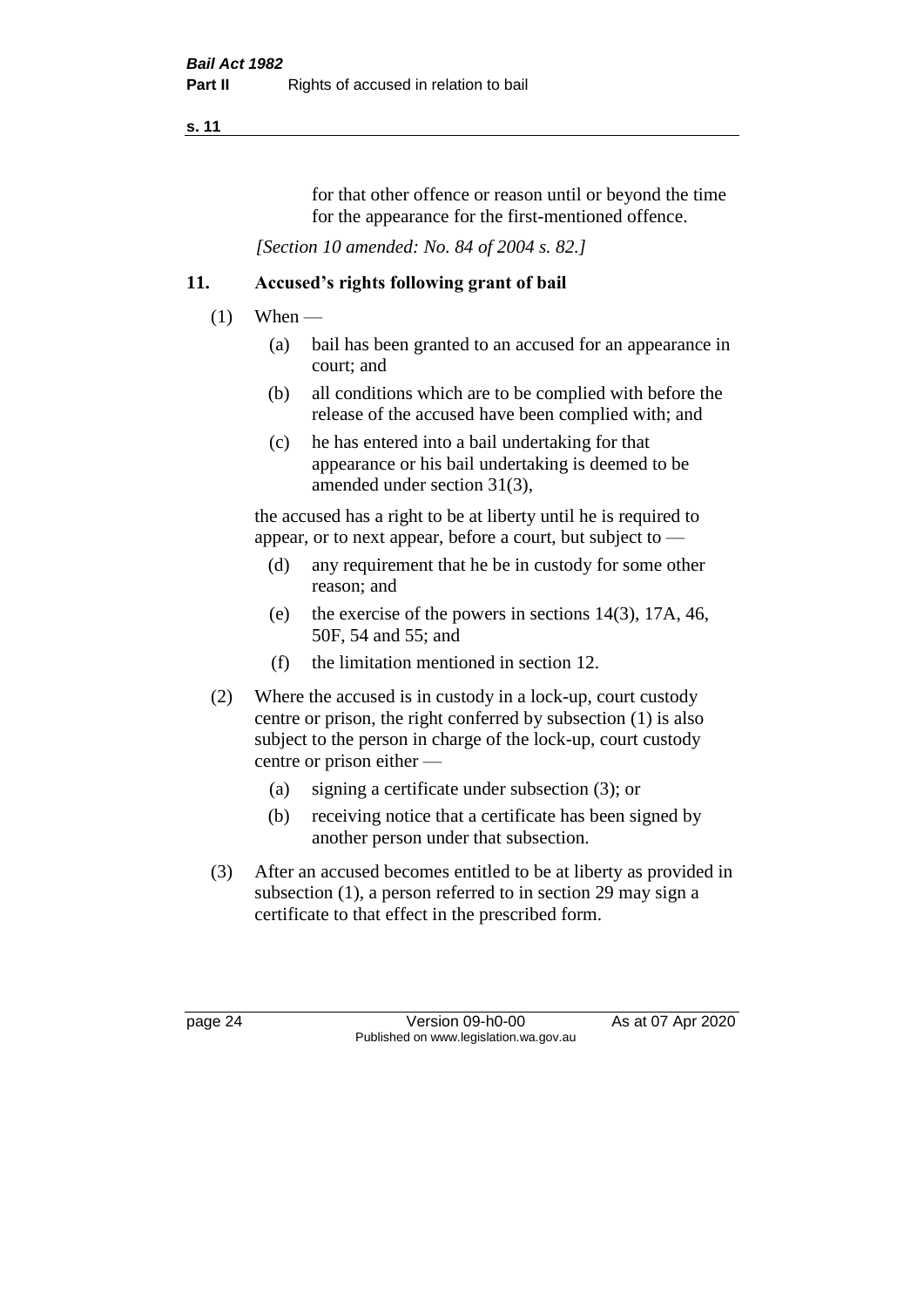for that other offence or reason until or beyond the time for the appearance for the first-mentioned offence.

*[Section 10 amended: No. 84 of 2004 s. 82.]*

## 11. Accused's rights following grant of bail

(1) When —

(a) bail has been granted to an accused for an appearance in court; and

(b) all conditions which are to be complied with before the release of the accused have been complied with; and

(c) he has entered into a bail undertaking for that appearance or his bail undertaking is deemed to be amended under section 31(3),

the accused has a right to be at liberty until he is required to appear, or to next appear, before a court, but subject to —

(d) any requirement that he be in custody for some other reason; and

(e) the exercise of the powers in sections 14(3), 17A, 46, 50F, 54 and 55; and

(f) the limitation mentioned in section 12.

(2) Where the accused is in custody in a lock-up, court custody centre or prison, the right conferred by subsection (1) is also subject to the person in charge of the lock-up, court custody centre or prison either —

(a) signing a certificate under subsection (3); or

(b) receiving notice that a certificate has been signed by another person under that subsection.

(3) After an accused becomes entitled to be at liberty as provided in subsection (1), a person referred to in section 29 may sign a certificate to that effect in the prescribed form.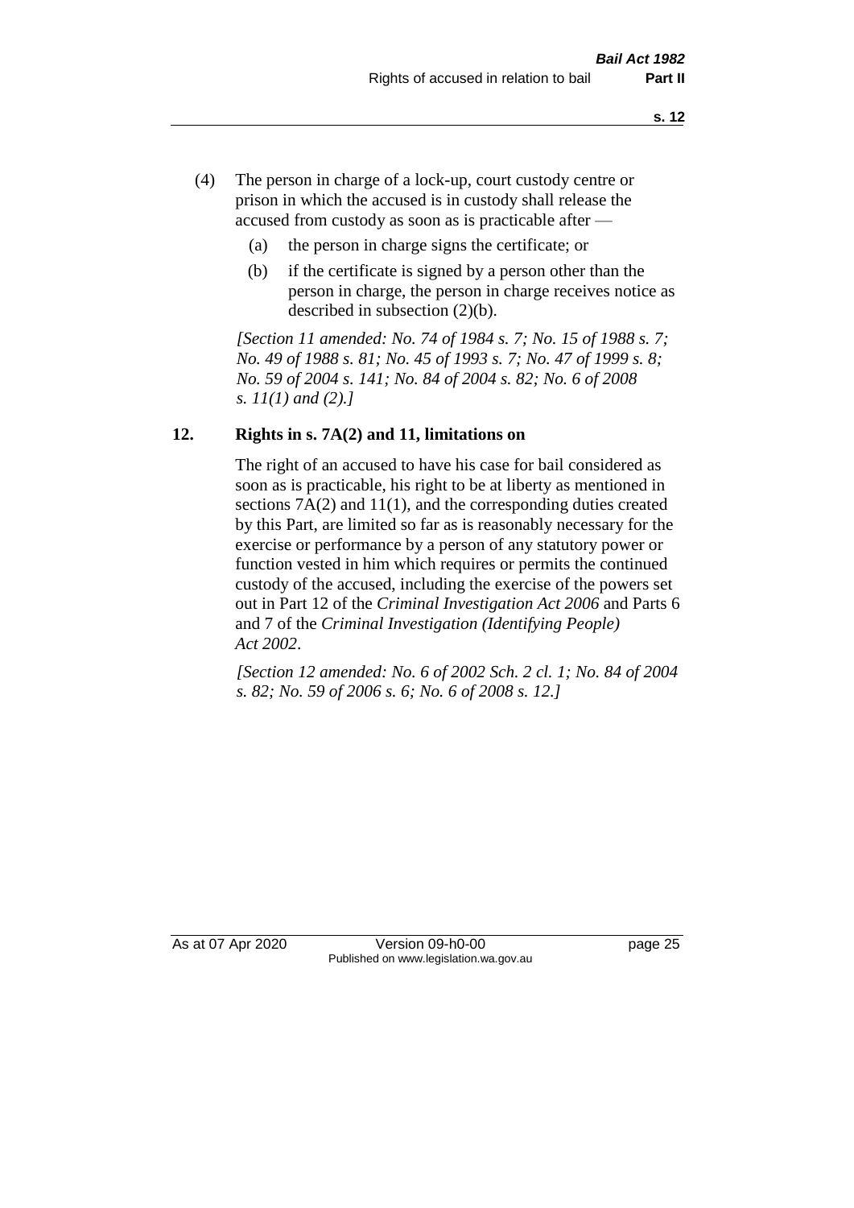(4) The person in charge of a lock-up, court custody centre or prison in which the accused is in custody shall release the accused from custody as soon as is practicable after —

(a) the person in charge signs the certificate; or

(b) if the certificate is signed by a person other than the person in charge, the person in charge receives notice as described in subsection (2)(b).

*[Section 11 amended: No. 74 of 1984 s. 7; No. 15 of 1988 s. 7; No. 49 of 1988 s. 81; No. 45 of 1993 s. 7; No. 47 of 1999 s. 8; No. 59 of 2004 s. 141; No. 84 of 2004 s. 82; No. 6 of 2008 s. 11(1) and (2).]*

## 12. Rights in s. 7A(2) and 11, limitations on

The right of an accused to have his case for bail considered as soon as is practicable, his right to be at liberty as mentioned in sections 7A(2) and 11(1), and the corresponding duties created by this Part, are limited so far as is reasonably necessary for the exercise or performance by a person of any statutory power or function vested in him which requires or permits the continued custody of the accused, including the exercise of the powers set out in Part 12 of the *Criminal Investigation Act 2006* and Parts 6 and 7 of the *Criminal Investigation (Identifying People) Act 2002*.

*[Section 12 amended: No. 6 of 2002 Sch. 2 cl. 1; No. 84 of 2004 s. 82; No. 59 of 2006 s. 6; No. 6 of 2008 s. 12.]*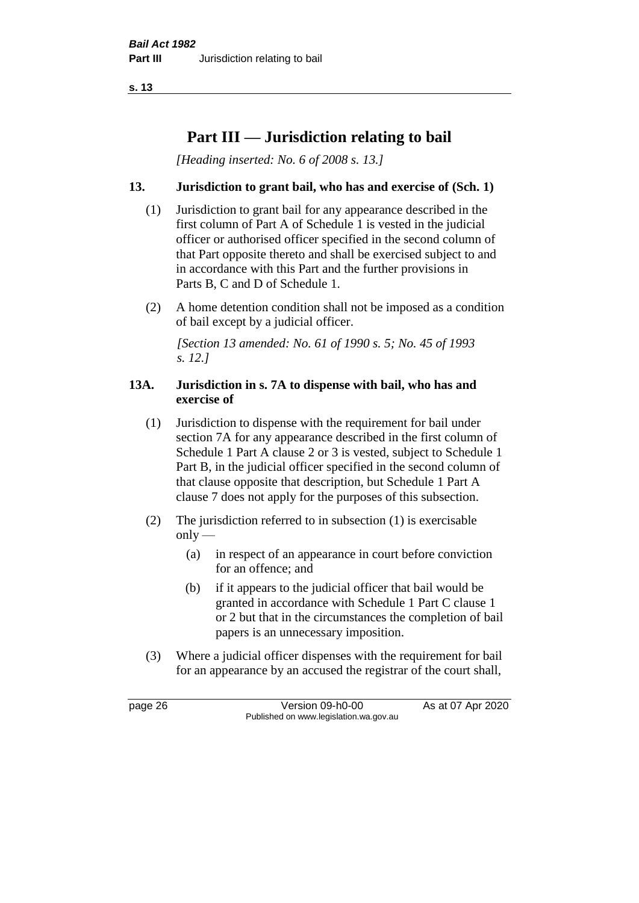# Part III — Jurisdiction relating to bail

*[Heading inserted: No. 6 of 2008 s. 13.]*

## 13. Jurisdiction to grant bail, who has and exercise of (Sch. 1)

(1) Jurisdiction to grant bail for any appearance described in the first column of Part A of Schedule 1 is vested in the judicial officer or authorised officer specified in the second column of that Part opposite thereto and shall be exercised subject to and in accordance with this Part and the further provisions in Parts B, C and D of Schedule 1.

(2) A home detention condition shall not be imposed as a condition of bail except by a judicial officer.

*[Section 13 amended: No. 61 of 1990 s. 5; No. 45 of 1993 s. 12.]*

## 13A. Jurisdiction in s. 7A to dispense with bail, who has and exercise of

(1) Jurisdiction to dispense with the requirement for bail under section 7A for any appearance described in the first column of Schedule 1 Part A clause 2 or 3 is vested, subject to Schedule 1 Part B, in the judicial officer specified in the second column of that clause opposite that description, but Schedule 1 Part A clause 7 does not apply for the purposes of this subsection.

(2) The jurisdiction referred to in subsection (1) is exercisable only —

(a) in respect of an appearance in court before conviction for an offence; and

(b) if it appears to the judicial officer that bail would be granted in accordance with Schedule 1 Part C clause 1 or 2 but that in the circumstances the completion of bail papers is an unnecessary imposition.

(3) Where a judicial officer dispenses with the requirement for bail for an appearance by an accused the registrar of the court shall,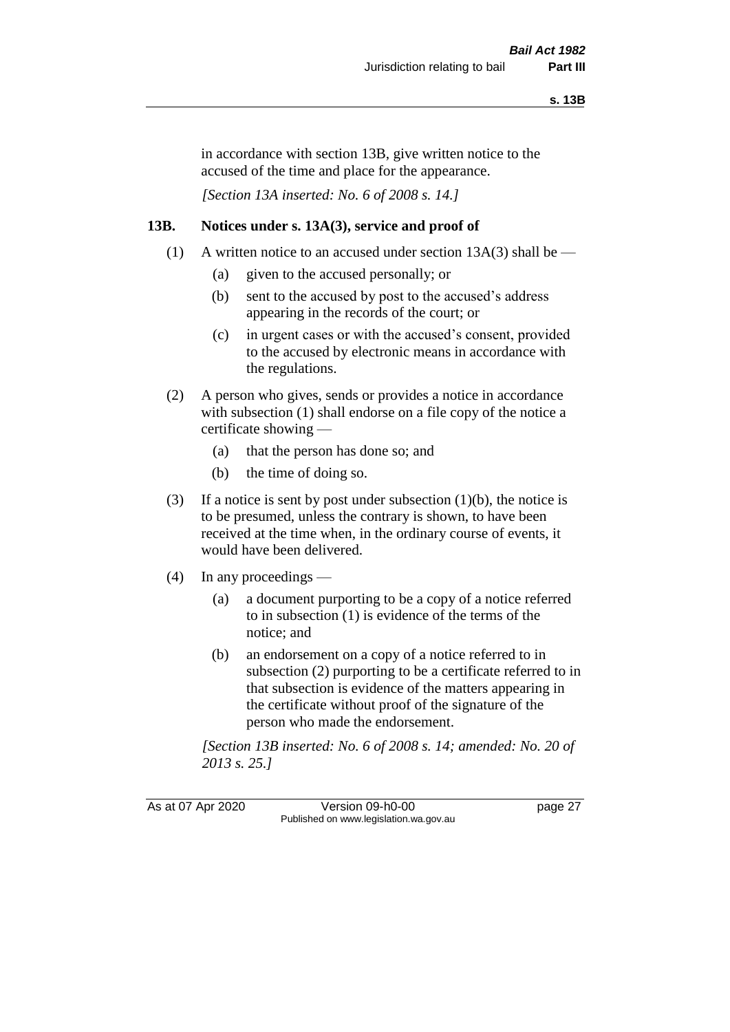in accordance with section 13B, give written notice to the accused of the time and place for the appearance.

*[Section 13A inserted: No. 6 of 2008 s. 14.]*

## 13B. Notices under s. 13A(3), service and proof of

(1) A written notice to an accused under section 13A(3) shall be —

- (a) given to the accused personally; or
- (b) sent to the accused by post to the accused's address appearing in the records of the court; or
- (c) in urgent cases or with the accused's consent, provided to the accused by electronic means in accordance with the regulations.

(2) A person who gives, sends or provides a notice in accordance with subsection (1) shall endorse on a file copy of the notice a certificate showing —

- (a) that the person has done so; and
- (b) the time of doing so.

(3) If a notice is sent by post under subsection (1)(b), the notice is to be presumed, unless the contrary is shown, to have been received at the time when, in the ordinary course of events, it would have been delivered.

(4) In any proceedings —

- (a) a document purporting to be a copy of a notice referred to in subsection (1) is evidence of the terms of the notice; and
- (b) an endorsement on a copy of a notice referred to in subsection (2) purporting to be a certificate referred to in that subsection is evidence of the matters appearing in the certificate without proof of the signature of the person who made the endorsement.

*[Section 13B inserted: No. 6 of 2008 s. 14; amended: No. 20 of 2013 s. 25.]*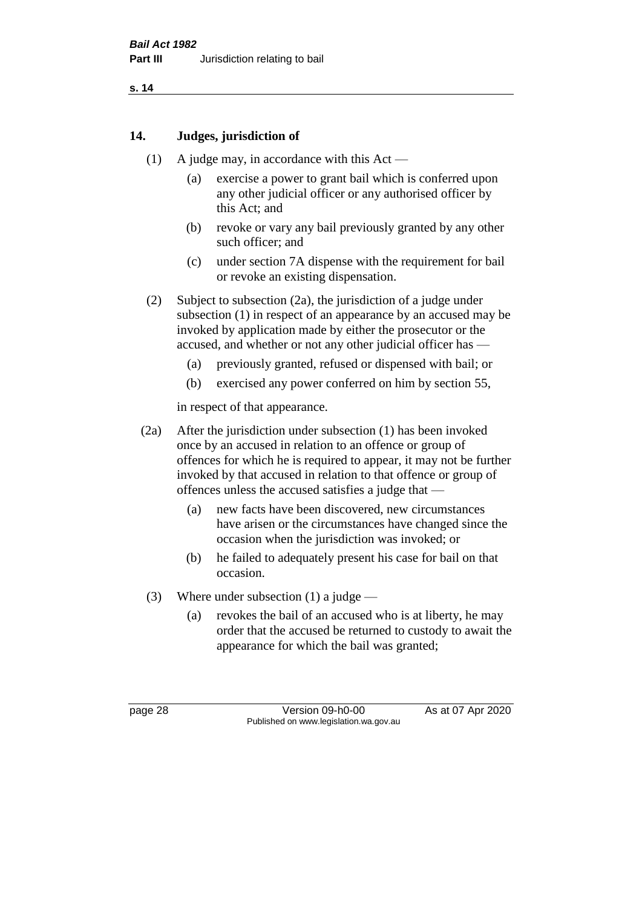## 14. Judges, jurisdiction of

(1) A judge may, in accordance with this Act —

(a) exercise a power to grant bail which is conferred upon any other judicial officer or any authorised officer by this Act; and

(b) revoke or vary any bail previously granted by any other such officer; and

(c) under section 7A dispense with the requirement for bail or revoke an existing dispensation.

(2) Subject to subsection (2a), the jurisdiction of a judge under subsection (1) in respect of an appearance by an accused may be invoked by application made by either the prosecutor or the accused, and whether or not any other judicial officer has —

(a) previously granted, refused or dispensed with bail; or

(b) exercised any power conferred on him by section 55,

in respect of that appearance.

(2a) After the jurisdiction under subsection (1) has been invoked once by an accused in relation to an offence or group of offences for which he is required to appear, it may not be further invoked by that accused in relation to that offence or group of offences unless the accused satisfies a judge that —

(a) new facts have been discovered, new circumstances have arisen or the circumstances have changed since the occasion when the jurisdiction was invoked; or

(b) he failed to adequately present his case for bail on that occasion.

(3) Where under subsection (1) a judge —

(a) revokes the bail of an accused who is at liberty, he may order that the accused be returned to custody to await the appearance for which the bail was granted;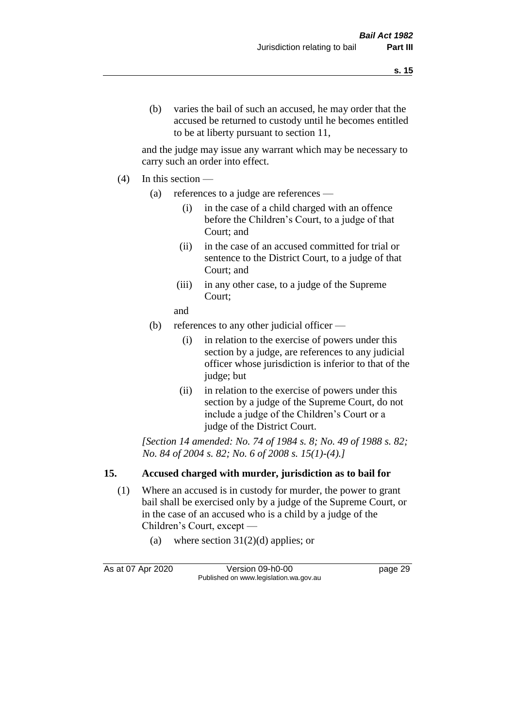(b) varies the bail of such an accused, he may order that the accused be returned to custody until he becomes entitled to be at liberty pursuant to section 11,

and the judge may issue any warrant which may be necessary to carry such an order into effect.

(4) In this section —

(a) references to a judge are references —

(i) in the case of a child charged with an offence before the Children's Court, to a judge of that Court; and

(ii) in the case of an accused committed for trial or sentence to the District Court, to a judge of that Court; and

(iii) in any other case, to a judge of the Supreme Court;

and

(b) references to any other judicial officer —

(i) in relation to the exercise of powers under this section by a judge, are references to any judicial officer whose jurisdiction is inferior to that of the judge; but

(ii) in relation to the exercise of powers under this section by a judge of the Supreme Court, do not include a judge of the Children's Court or a judge of the District Court.

*[Section 14 amended: No. 74 of 1984 s. 8; No. 49 of 1988 s. 82; No. 84 of 2004 s. 82; No. 6 of 2008 s. 15(1)-(4).]*

## 15. Accused charged with murder, jurisdiction as to bail for

(1) Where an accused is in custody for murder, the power to grant bail shall be exercised only by a judge of the Supreme Court, or in the case of an accused who is a child by a judge of the Children's Court, except —

(a) where section 31(2)(d) applies; or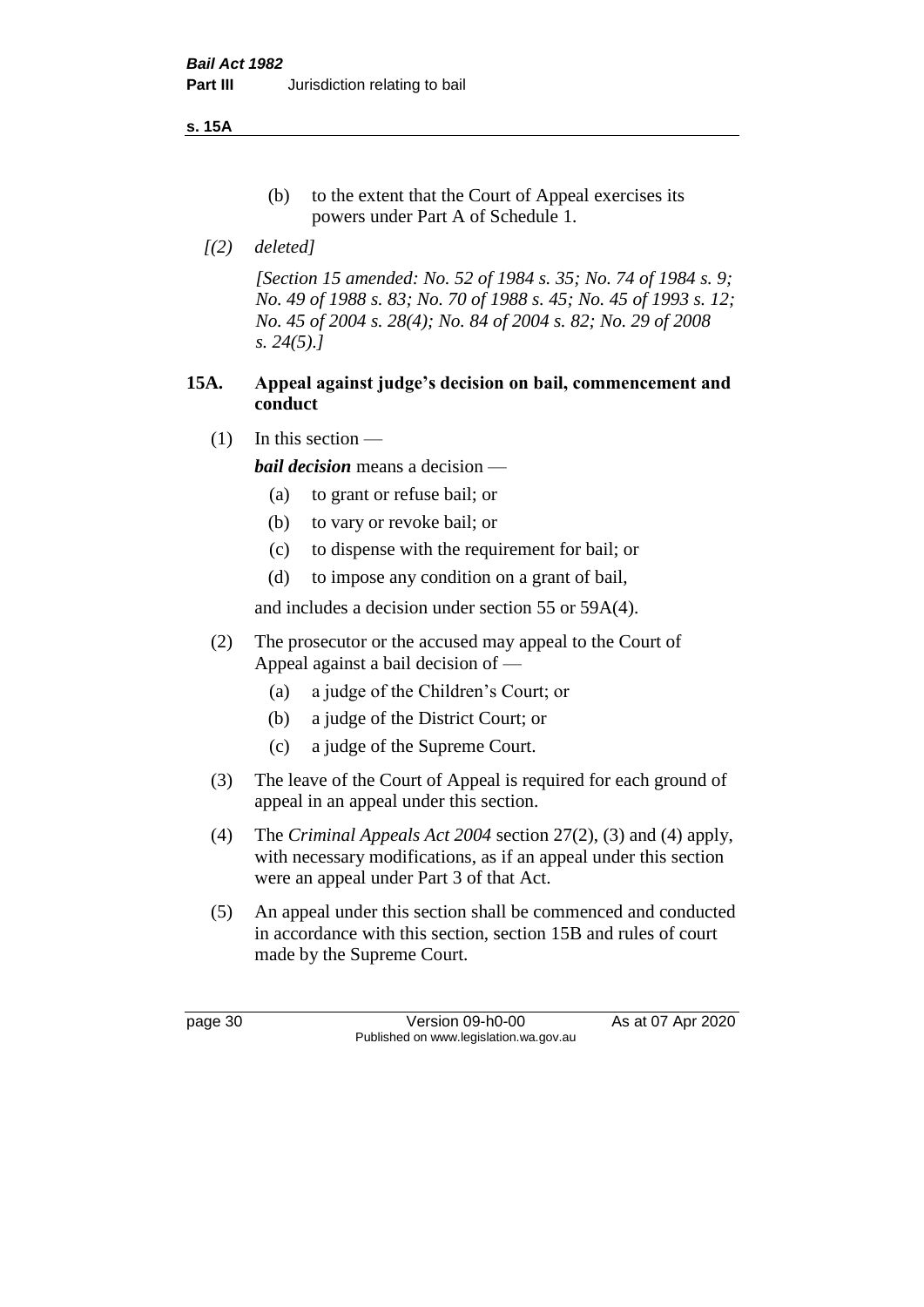(b) to the extent that the Court of Appeal exercises its powers under Part A of Schedule 1.

*[(2) deleted]*

*[Section 15 amended: No. 52 of 1984 s. 35; No. 74 of 1984 s. 9; No. 49 of 1988 s. 83; No. 70 of 1988 s. 45; No. 45 of 1993 s. 12; No. 45 of 2004 s. 28(4); No. 84 of 2004 s. 82; No. 29 of 2008 s. 24(5).]*

### 15A. Appeal against judge's decision on bail, commencement and conduct

(1) In this section —

***bail decision*** means a decision —

- (a) to grant or refuse bail; or
- (b) to vary or revoke bail; or
- (c) to dispense with the requirement for bail; or
- (d) to impose any condition on a grant of bail,

and includes a decision under section 55 or 59A(4).

(2) The prosecutor or the accused may appeal to the Court of Appeal against a bail decision of —

- (a) a judge of the Children's Court; or
- (b) a judge of the District Court; or
- (c) a judge of the Supreme Court.

(3) The leave of the Court of Appeal is required for each ground of appeal in an appeal under this section.

(4) The *Criminal Appeals Act 2004* section 27(2), (3) and (4) apply, with necessary modifications, as if an appeal under this section were an appeal under Part 3 of that Act.

(5) An appeal under this section shall be commenced and conducted in accordance with this section, section 15B and rules of court made by the Supreme Court.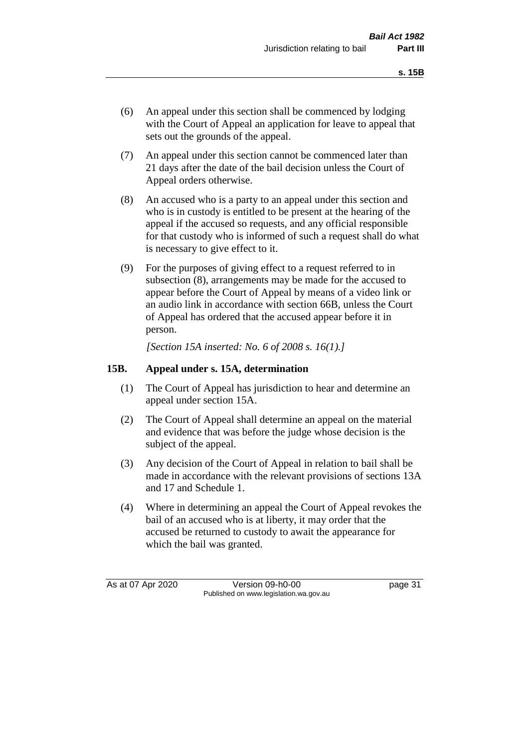(6) An appeal under this section shall be commenced by lodging with the Court of Appeal an application for leave to appeal that sets out the grounds of the appeal.

(7) An appeal under this section cannot be commenced later than 21 days after the date of the bail decision unless the Court of Appeal orders otherwise.

(8) An accused who is a party to an appeal under this section and who is in custody is entitled to be present at the hearing of the appeal if the accused so requests, and any official responsible for that custody who is informed of such a request shall do what is necessary to give effect to it.

(9) For the purposes of giving effect to a request referred to in subsection (8), arrangements may be made for the accused to appear before the Court of Appeal by means of a video link or an audio link in accordance with section 66B, unless the Court of Appeal has ordered that the accused appear before it in person.

*[Section 15A inserted: No. 6 of 2008 s. 16(1).]*

### 15B. Appeal under s. 15A, determination

(1) The Court of Appeal has jurisdiction to hear and determine an appeal under section 15A.

(2) The Court of Appeal shall determine an appeal on the material and evidence that was before the judge whose decision is the subject of the appeal.

(3) Any decision of the Court of Appeal in relation to bail shall be made in accordance with the relevant provisions of sections 13A and 17 and Schedule 1.

(4) Where in determining an appeal the Court of Appeal revokes the bail of an accused who is at liberty, it may order that the accused be returned to custody to await the appearance for which the bail was granted.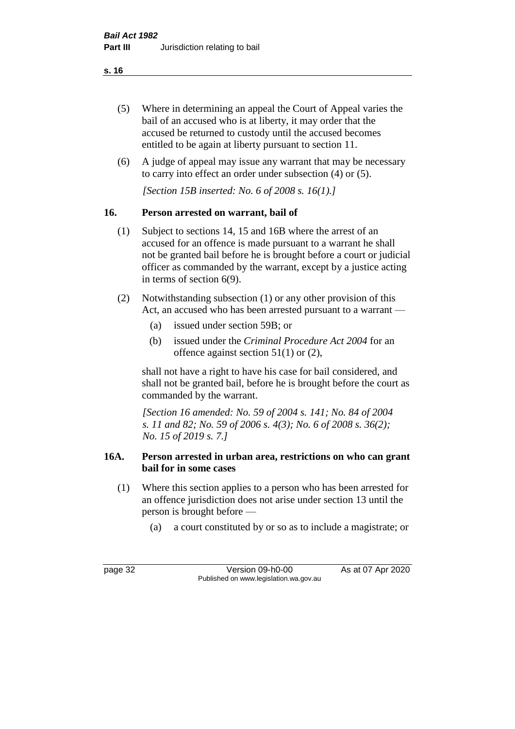(5) Where in determining an appeal the Court of Appeal varies the bail of an accused who is at liberty, it may order that the accused be returned to custody until the accused becomes entitled to be again at liberty pursuant to section 11.

(6) A judge of appeal may issue any warrant that may be necessary to carry into effect an order under subsection (4) or (5).

*[Section 15B inserted: No. 6 of 2008 s. 16(1).]*

### 16. Person arrested on warrant, bail of

(1) Subject to sections 14, 15 and 16B where the arrest of an accused for an offence is made pursuant to a warrant he shall not be granted bail before he is brought before a court or judicial officer as commanded by the warrant, except by a justice acting in terms of section 6(9).

(2) Notwithstanding subsection (1) or any other provision of this Act, an accused who has been arrested pursuant to a warrant —

- (a) issued under section 59B; or
- (b) issued under the *Criminal Procedure Act 2004* for an offence against section 51(1) or (2),

shall not have a right to have his case for bail considered, and shall not be granted bail, before he is brought before the court as commanded by the warrant.

*[Section 16 amended: No. 59 of 2004 s. 141; No. 84 of 2004 s. 11 and 82; No. 59 of 2006 s. 4(3); No. 6 of 2008 s. 36(2); No. 15 of 2019 s. 7.]*

### 16A. Person arrested in urban area, restrictions on who can grant bail for in some cases

(1) Where this section applies to a person who has been arrested for an offence jurisdiction does not arise under section 13 until the person is brought before —

- (a) a court constituted by or so as to include a magistrate; or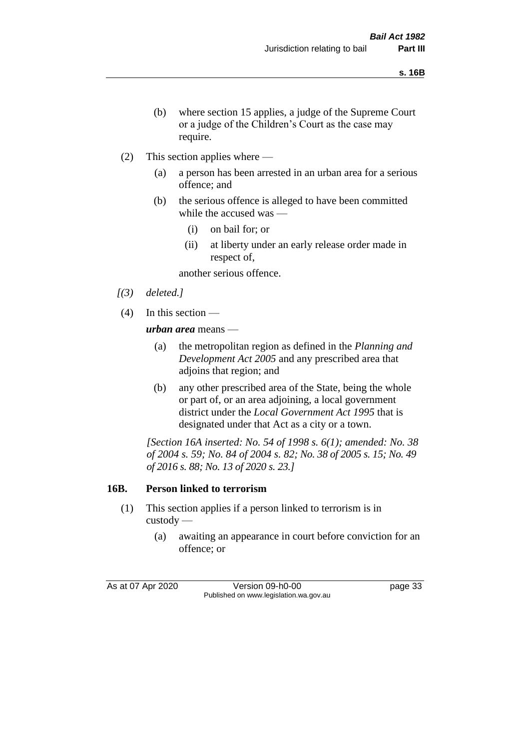(b) where section 15 applies, a judge of the Supreme Court or a judge of the Children's Court as the case may require.

(2) This section applies where —

(a) a person has been arrested in an urban area for a serious offence; and

(b) the serious offence is alleged to have been committed while the accused was —

(i) on bail for; or

(ii) at liberty under an early release order made in respect of,

another serious offence.

*[(3) deleted.]*

(4) In this section —

***urban area*** means —

(a) the metropolitan region as defined in the *Planning and Development Act 2005* and any prescribed area that adjoins that region; and

(b) any other prescribed area of the State, being the whole or part of, or an area adjoining, a local government district under the *Local Government Act 1995* that is designated under that Act as a city or a town.

*[Section 16A inserted: No. 54 of 1998 s. 6(1); amended: No. 38 of 2004 s. 59; No. 84 of 2004 s. 82; No. 38 of 2005 s. 15; No. 49 of 2016 s. 88; No. 13 of 2020 s. 23.]*

## 16B. Person linked to terrorism

(1) This section applies if a person linked to terrorism is in custody —

(a) awaiting an appearance in court before conviction for an offence; or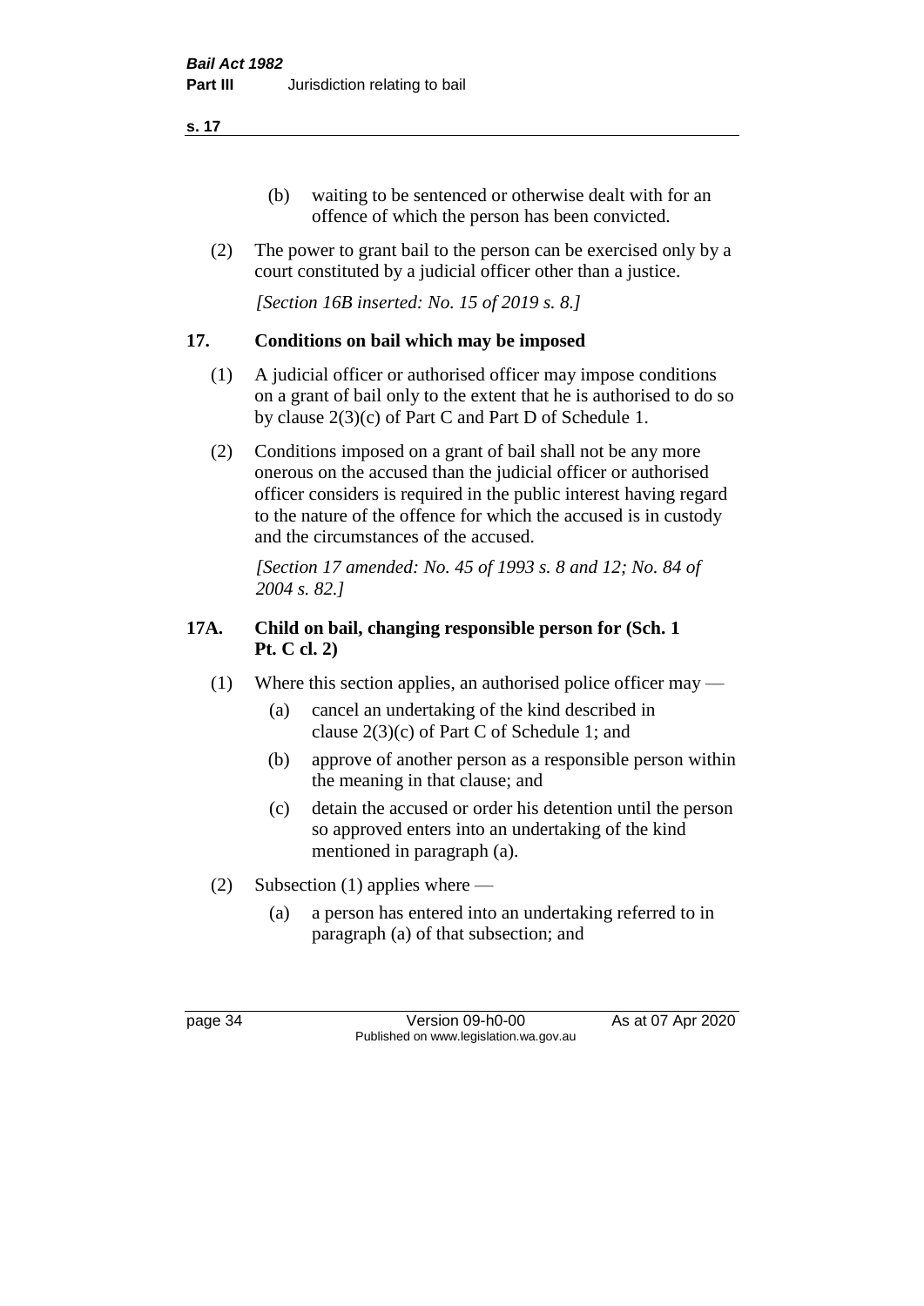(b) waiting to be sentenced or otherwise dealt with for an offence of which the person has been convicted.

(2) The power to grant bail to the person can be exercised only by a court constituted by a judicial officer other than a justice.

*[Section 16B inserted: No. 15 of 2019 s. 8.]*

## 17. Conditions on bail which may be imposed

(1) A judicial officer or authorised officer may impose conditions on a grant of bail only to the extent that he is authorised to do so by clause 2(3)(c) of Part C and Part D of Schedule 1.

(2) Conditions imposed on a grant of bail shall not be any more onerous on the accused than the judicial officer or authorised officer considers is required in the public interest having regard to the nature of the offence for which the accused is in custody and the circumstances of the accused.

*[Section 17 amended: No. 45 of 1993 s. 8 and 12; No. 84 of 2004 s. 82.]*

## 17A. Child on bail, changing responsible person for (Sch. 1 Pt. C cl. 2)

(1) Where this section applies, an authorised police officer may —

(a) cancel an undertaking of the kind described in clause 2(3)(c) of Part C of Schedule 1; and

(b) approve of another person as a responsible person within the meaning in that clause; and

(c) detain the accused or order his detention until the person so approved enters into an undertaking of the kind mentioned in paragraph (a).

(2) Subsection (1) applies where —

(a) a person has entered into an undertaking referred to in paragraph (a) of that subsection; and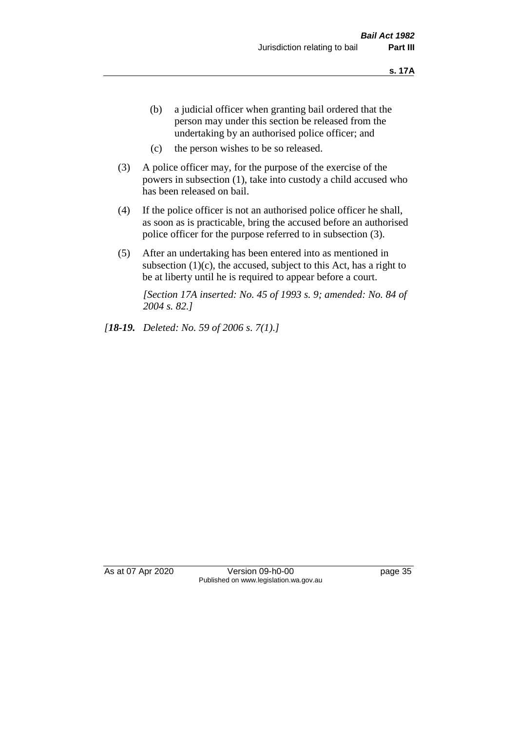(b) a judicial officer when granting bail ordered that the person may under this section be released from the undertaking by an authorised police officer; and

(c) the person wishes to be so released.

(3) A police officer may, for the purpose of the exercise of the powers in subsection (1), take into custody a child accused who has been released on bail.

(4) If the police officer is not an authorised police officer he shall, as soon as is practicable, bring the accused before an authorised police officer for the purpose referred to in subsection (3).

(5) After an undertaking has been entered into as mentioned in subsection (1)(c), the accused, subject to this Act, has a right to be at liberty until he is required to appear before a court.

*[Section 17A inserted: No. 45 of 1993 s. 9; amended: No. 84 of 2004 s. 82.]*

*[**18-19.** Deleted: No. 59 of 2006 s. 7(1).]*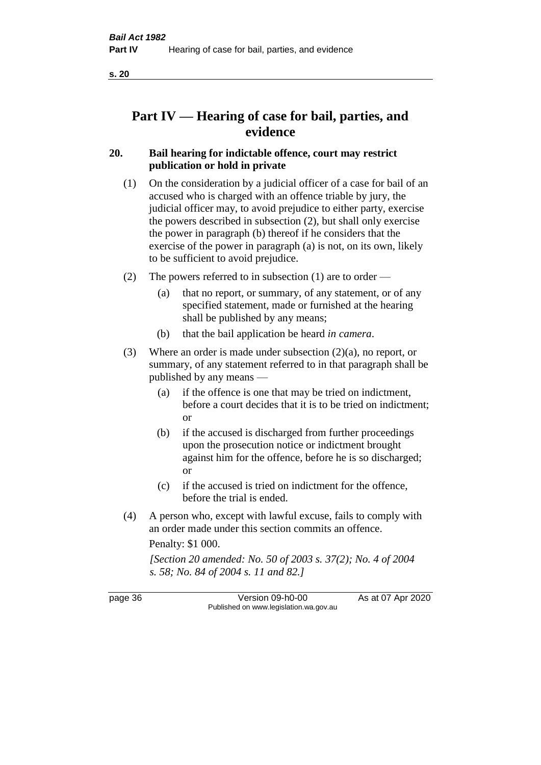# Part IV — Hearing of case for bail, parties, and evidence

## 20. Bail hearing for indictable offence, court may restrict publication or hold in private

(1) On the consideration by a judicial officer of a case for bail of an accused who is charged with an offence triable by jury, the judicial officer may, to avoid prejudice to either party, exercise the powers described in subsection (2), but shall only exercise the power in paragraph (b) thereof if he considers that the exercise of the power in paragraph (a) is not, on its own, likely to be sufficient to avoid prejudice.

(2) The powers referred to in subsection (1) are to order —

(a) that no report, or summary, of any statement, or of any specified statement, made or furnished at the hearing shall be published by any means;

(b) that the bail application be heard *in camera*.

(3) Where an order is made under subsection (2)(a), no report, or summary, of any statement referred to in that paragraph shall be published by any means —

(a) if the offence is one that may be tried on indictment, before a court decides that it is to be tried on indictment; or

(b) if the accused is discharged from further proceedings upon the prosecution notice or indictment brought against him for the offence, before he is so discharged; or

(c) if the accused is tried on indictment for the offence, before the trial is ended.

(4) A person who, except with lawful excuse, fails to comply with an order made under this section commits an offence.

Penalty: $1 000.

*[Section 20 amended: No. 50 of 2003 s. 37(2); No. 4 of 2004 s. 58; No. 84 of 2004 s. 11 and 82.]*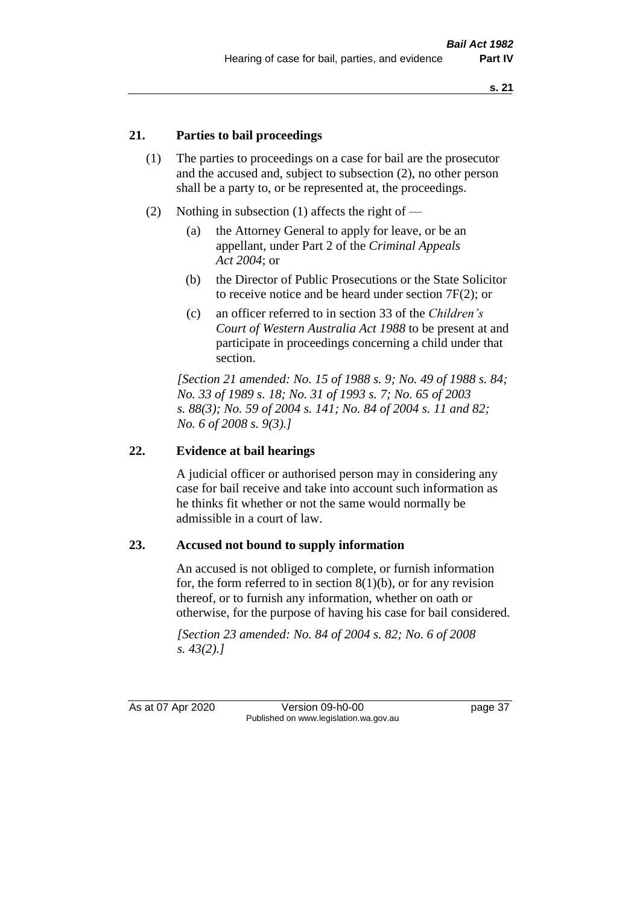## 21. Parties to bail proceedings

(1) The parties to proceedings on a case for bail are the prosecutor and the accused and, subject to subsection (2), no other person shall be a party to, or be represented at, the proceedings.

(2) Nothing in subsection (1) affects the right of —

(a) the Attorney General to apply for leave, or be an appellant, under Part 2 of the *Criminal Appeals Act 2004*; or

(b) the Director of Public Prosecutions or the State Solicitor to receive notice and be heard under section 7F(2); or

(c) an officer referred to in section 33 of the *Children's Court of Western Australia Act 1988* to be present at and participate in proceedings concerning a child under that section.

*[Section 21 amended: No. 15 of 1988 s. 9; No. 49 of 1988 s. 84; No. 33 of 1989 s. 18; No. 31 of 1993 s. 7; No. 65 of 2003 s. 88(3); No. 59 of 2004 s. 141; No. 84 of 2004 s. 11 and 82; No. 6 of 2008 s. 9(3).]*

## 22. Evidence at bail hearings

A judicial officer or authorised person may in considering any case for bail receive and take into account such information as he thinks fit whether or not the same would normally be admissible in a court of law.

## 23. Accused not bound to supply information

An accused is not obliged to complete, or furnish information for, the form referred to in section 8(1)(b), or for any revision thereof, or to furnish any information, whether on oath or otherwise, for the purpose of having his case for bail considered.

*[Section 23 amended: No. 84 of 2004 s. 82; No. 6 of 2008 s. 43(2).]*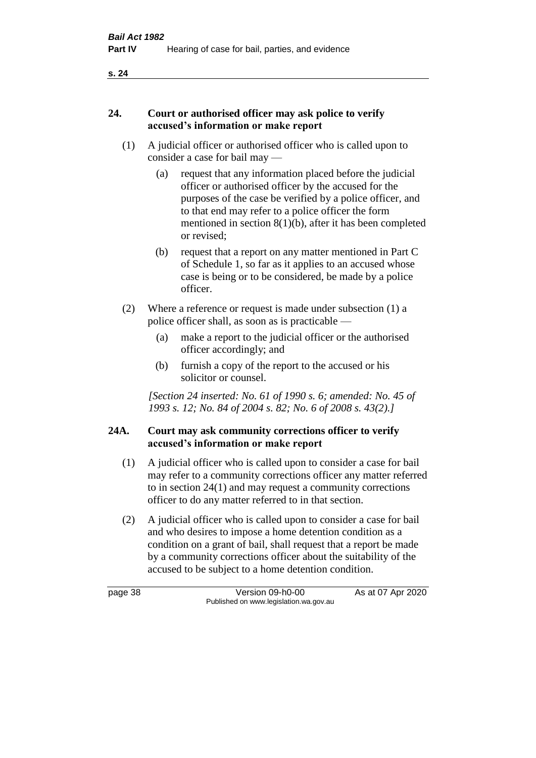## 24. Court or authorised officer may ask police to verify accused's information or make report

(1) A judicial officer or authorised officer who is called upon to consider a case for bail may —

(a) request that any information placed before the judicial officer or authorised officer by the accused for the purposes of the case be verified by a police officer, and to that end may refer to a police officer the form mentioned in section 8(1)(b), after it has been completed or revised;

(b) request that a report on any matter mentioned in Part C of Schedule 1, so far as it applies to an accused whose case is being or to be considered, be made by a police officer.

(2) Where a reference or request is made under subsection (1) a police officer shall, as soon as is practicable —

(a) make a report to the judicial officer or the authorised officer accordingly; and

(b) furnish a copy of the report to the accused or his solicitor or counsel.

*[Section 24 inserted: No. 61 of 1990 s. 6; amended: No. 45 of 1993 s. 12; No. 84 of 2004 s. 82; No. 6 of 2008 s. 43(2).]*

## 24A. Court may ask community corrections officer to verify accused's information or make report

(1) A judicial officer who is called upon to consider a case for bail may refer to a community corrections officer any matter referred to in section 24(1) and may request a community corrections officer to do any matter referred to in that section.

(2) A judicial officer who is called upon to consider a case for bail and who desires to impose a home detention condition as a condition on a grant of bail, shall request that a report be made by a community corrections officer about the suitability of the accused to be subject to a home detention condition.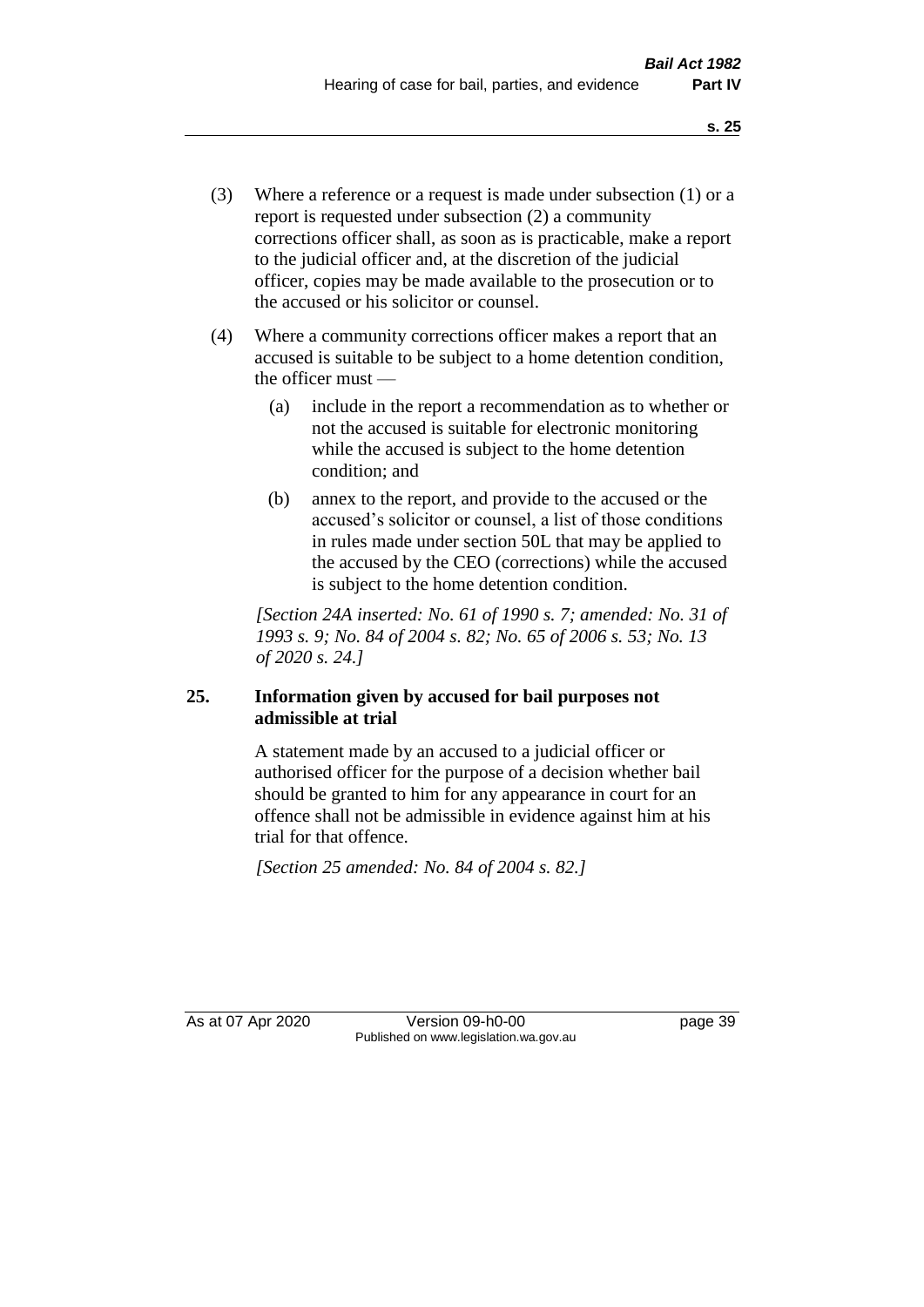(3) Where a reference or a request is made under subsection (1) or a report is requested under subsection (2) a community corrections officer shall, as soon as is practicable, make a report to the judicial officer and, at the discretion of the judicial officer, copies may be made available to the prosecution or to the accused or his solicitor or counsel.

(4) Where a community corrections officer makes a report that an accused is suitable to be subject to a home detention condition, the officer must —

  (a) include in the report a recommendation as to whether or not the accused is suitable for electronic monitoring while the accused is subject to the home detention condition; and

  (b) annex to the report, and provide to the accused or the accused's solicitor or counsel, a list of those conditions in rules made under section 50L that may be applied to the accused by the CEO (corrections) while the accused is subject to the home detention condition.

*[Section 24A inserted: No. 61 of 1990 s. 7; amended: No. 31 of 1993 s. 9; No. 84 of 2004 s. 82; No. 65 of 2006 s. 53; No. 13 of 2020 s. 24.]*

### 25. Information given by accused for bail purposes not admissible at trial

A statement made by an accused to a judicial officer or authorised officer for the purpose of a decision whether bail should be granted to him for any appearance in court for an offence shall not be admissible in evidence against him at his trial for that offence.

*[Section 25 amended: No. 84 of 2004 s. 82.]*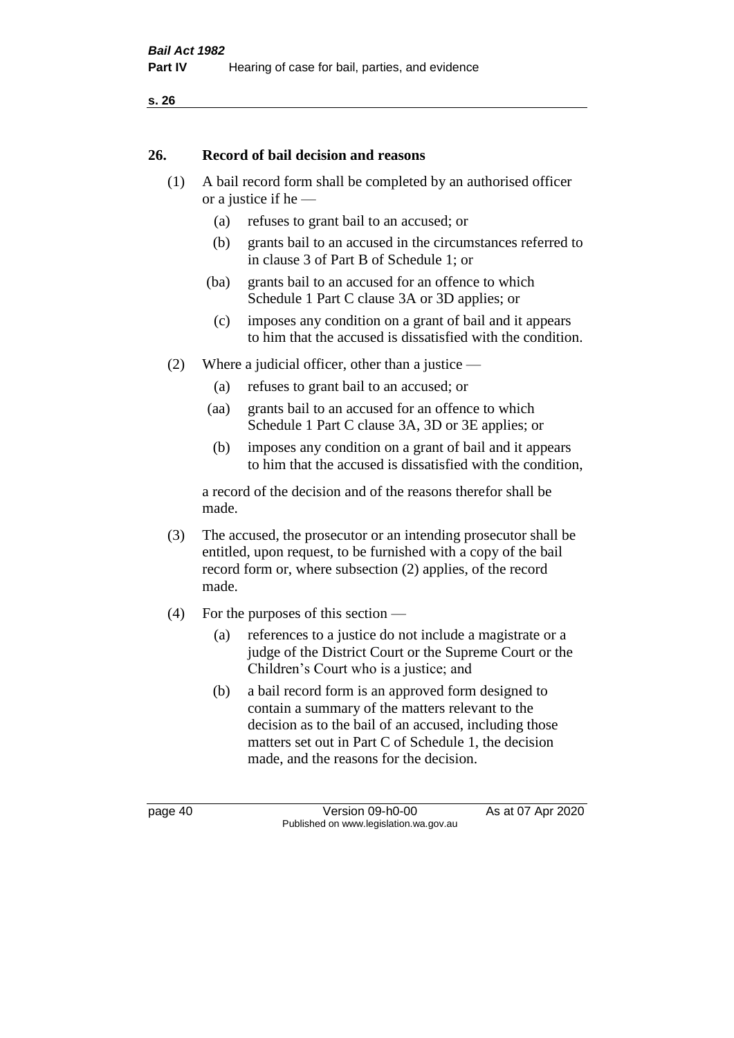## 26. Record of bail decision and reasons

(1) A bail record form shall be completed by an authorised officer or a justice if he —

- (a) refuses to grant bail to an accused; or
- (b) grants bail to an accused in the circumstances referred to in clause 3 of Part B of Schedule 1; or
- (ba) grants bail to an accused for an offence to which Schedule 1 Part C clause 3A or 3D applies; or
- (c) imposes any condition on a grant of bail and it appears to him that the accused is dissatisfied with the condition.

(2) Where a judicial officer, other than a justice —

- (a) refuses to grant bail to an accused; or
- (aa) grants bail to an accused for an offence to which Schedule 1 Part C clause 3A, 3D or 3E applies; or
- (b) imposes any condition on a grant of bail and it appears to him that the accused is dissatisfied with the condition,

a record of the decision and of the reasons therefor shall be made.

(3) The accused, the prosecutor or an intending prosecutor shall be entitled, upon request, to be furnished with a copy of the bail record form or, where subsection (2) applies, of the record made.

(4) For the purposes of this section —

- (a) references to a justice do not include a magistrate or a judge of the District Court or the Supreme Court or the Children's Court who is a justice; and
- (b) a bail record form is an approved form designed to contain a summary of the matters relevant to the decision as to the bail of an accused, including those matters set out in Part C of Schedule 1, the decision made, and the reasons for the decision.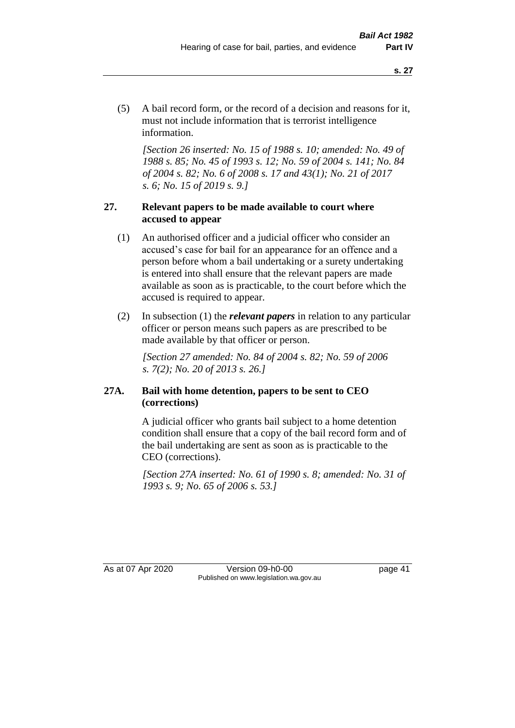(5) A bail record form, or the record of a decision and reasons for it, must not include information that is terrorist intelligence information.

*[Section 26 inserted: No. 15 of 1988 s. 10; amended: No. 49 of 1988 s. 85; No. 45 of 1993 s. 12; No. 59 of 2004 s. 141; No. 84 of 2004 s. 82; No. 6 of 2008 s. 17 and 43(1); No. 21 of 2017 s. 6; No. 15 of 2019 s. 9.]*

### 27. Relevant papers to be made available to court where accused to appear

(1) An authorised officer and a judicial officer who consider an accused's case for bail for an appearance for an offence and a person before whom a bail undertaking or a surety undertaking is entered into shall ensure that the relevant papers are made available as soon as is practicable, to the court before which the accused is required to appear.

(2) In subsection (1) the ***relevant papers*** in relation to any particular officer or person means such papers as are prescribed to be made available by that officer or person.

*[Section 27 amended: No. 84 of 2004 s. 82; No. 59 of 2006 s. 7(2); No. 20 of 2013 s. 26.]*

### 27A. Bail with home detention, papers to be sent to CEO (corrections)

A judicial officer who grants bail subject to a home detention condition shall ensure that a copy of the bail record form and of the bail undertaking are sent as soon as is practicable to the CEO (corrections).

*[Section 27A inserted: No. 61 of 1990 s. 8; amended: No. 31 of 1993 s. 9; No. 65 of 2006 s. 53.]*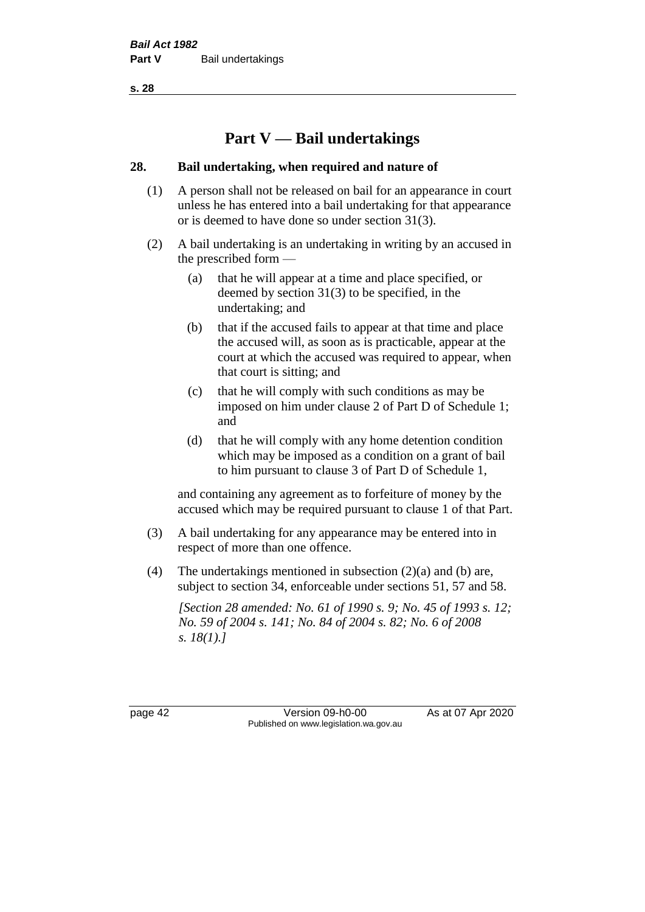# Part V — Bail undertakings

## 28. Bail undertaking, when required and nature of

(1) A person shall not be released on bail for an appearance in court unless he has entered into a bail undertaking for that appearance or is deemed to have done so under section 31(3).

(2) A bail undertaking is an undertaking in writing by an accused in the prescribed form —

(a) that he will appear at a time and place specified, or deemed by section 31(3) to be specified, in the undertaking; and

(b) that if the accused fails to appear at that time and place the accused will, as soon as is practicable, appear at the court at which the accused was required to appear, when that court is sitting; and

(c) that he will comply with such conditions as may be imposed on him under clause 2 of Part D of Schedule 1; and

(d) that he will comply with any home detention condition which may be imposed as a condition on a grant of bail to him pursuant to clause 3 of Part D of Schedule 1,

and containing any agreement as to forfeiture of money by the accused which may be required pursuant to clause 1 of that Part.

(3) A bail undertaking for any appearance may be entered into in respect of more than one offence.

(4) The undertakings mentioned in subsection (2)(a) and (b) are, subject to section 34, enforceable under sections 51, 57 and 58.

*[Section 28 amended: No. 61 of 1990 s. 9; No. 45 of 1993 s. 12; No. 59 of 2004 s. 141; No. 84 of 2004 s. 82; No. 6 of 2008 s. 18(1).]*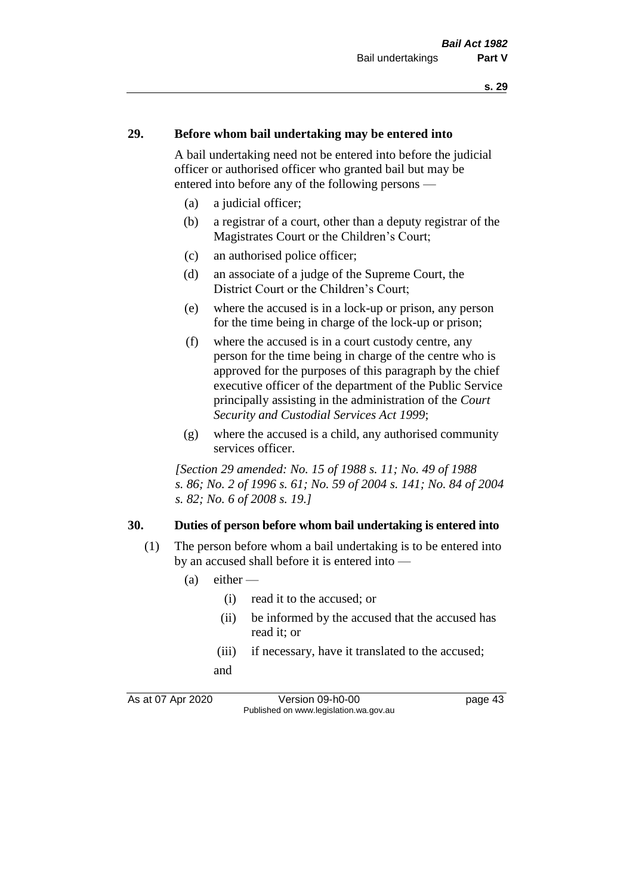## 29. Before whom bail undertaking may be entered into

A bail undertaking need not be entered into before the judicial officer or authorised officer who granted bail but may be entered into before any of the following persons —

- (a) a judicial officer;
- (b) a registrar of a court, other than a deputy registrar of the Magistrates Court or the Children's Court;
- (c) an authorised police officer;
- (d) an associate of a judge of the Supreme Court, the District Court or the Children's Court;
- (e) where the accused is in a lock-up or prison, any person for the time being in charge of the lock-up or prison;
- (f) where the accused is in a court custody centre, any person for the time being in charge of the centre who is approved for the purposes of this paragraph by the chief executive officer of the department of the Public Service principally assisting in the administration of the *Court Security and Custodial Services Act 1999*;
- (g) where the accused is a child, any authorised community services officer.

*[Section 29 amended: No. 15 of 1988 s. 11; No. 49 of 1988 s. 86; No. 2 of 1996 s. 61; No. 59 of 2004 s. 141; No. 84 of 2004 s. 82; No. 6 of 2008 s. 19.]*

## 30. Duties of person before whom bail undertaking is entered into

(1) The person before whom a bail undertaking is to be entered into by an accused shall before it is entered into —

- (a) either —
  - (i) read it to the accused; or
  - (ii) be informed by the accused that the accused has read it; or
  - (iii) if necessary, have it translated to the accused;

  and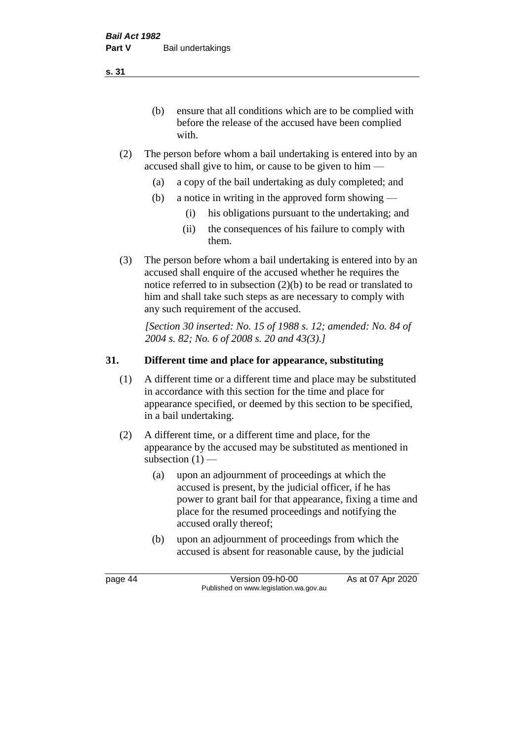(b) ensure that all conditions which are to be complied with before the release of the accused have been complied with.

(2) The person before whom a bail undertaking is entered into by an accused shall give to him, or cause to be given to him —

(a) a copy of the bail undertaking as duly completed; and

(b) a notice in writing in the approved form showing —

(i) his obligations pursuant to the undertaking; and

(ii) the consequences of his failure to comply with them.

(3) The person before whom a bail undertaking is entered into by an accused shall enquire of the accused whether he requires the notice referred to in subsection (2)(b) to be read or translated to him and shall take such steps as are necessary to comply with any such requirement of the accused.

*[Section 30 inserted: No. 15 of 1988 s. 12; amended: No. 84 of 2004 s. 82; No. 6 of 2008 s. 20 and 43(3).]*

## 31. Different time and place for appearance, substituting

(1) A different time or a different time and place may be substituted in accordance with this section for the time and place for appearance specified, or deemed by this section to be specified, in a bail undertaking.

(2) A different time, or a different time and place, for the appearance by the accused may be substituted as mentioned in subsection (1) —

(a) upon an adjournment of proceedings at which the accused is present, by the judicial officer, if he has power to grant bail for that appearance, fixing a time and place for the resumed proceedings and notifying the accused orally thereof;

(b) upon an adjournment of proceedings from which the accused is absent for reasonable cause, by the judicial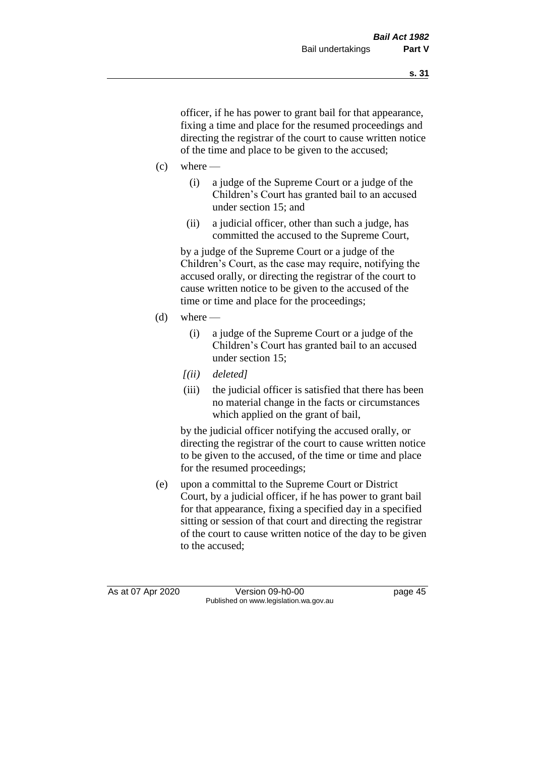officer, if he has power to grant bail for that appearance, fixing a time and place for the resumed proceedings and directing the registrar of the court to cause written notice of the time and place to be given to the accused;

(c) where —

  (i) a judge of the Supreme Court or a judge of the Children's Court has granted bail to an accused under section 15; and

  (ii) a judicial officer, other than such a judge, has committed the accused to the Supreme Court,

by a judge of the Supreme Court or a judge of the Children's Court, as the case may require, notifying the accused orally, or directing the registrar of the court to cause written notice to be given to the accused of the time or time and place for the proceedings;

(d) where —

  (i) a judge of the Supreme Court or a judge of the Children's Court has granted bail to an accused under section 15;

  *[(ii) deleted]*

  (iii) the judicial officer is satisfied that there has been no material change in the facts or circumstances which applied on the grant of bail,

by the judicial officer notifying the accused orally, or directing the registrar of the court to cause written notice to be given to the accused, of the time or time and place for the resumed proceedings;

(e) upon a committal to the Supreme Court or District Court, by a judicial officer, if he has power to grant bail for that appearance, fixing a specified day in a specified sitting or session of that court and directing the registrar of the court to cause written notice of the day to be given to the accused;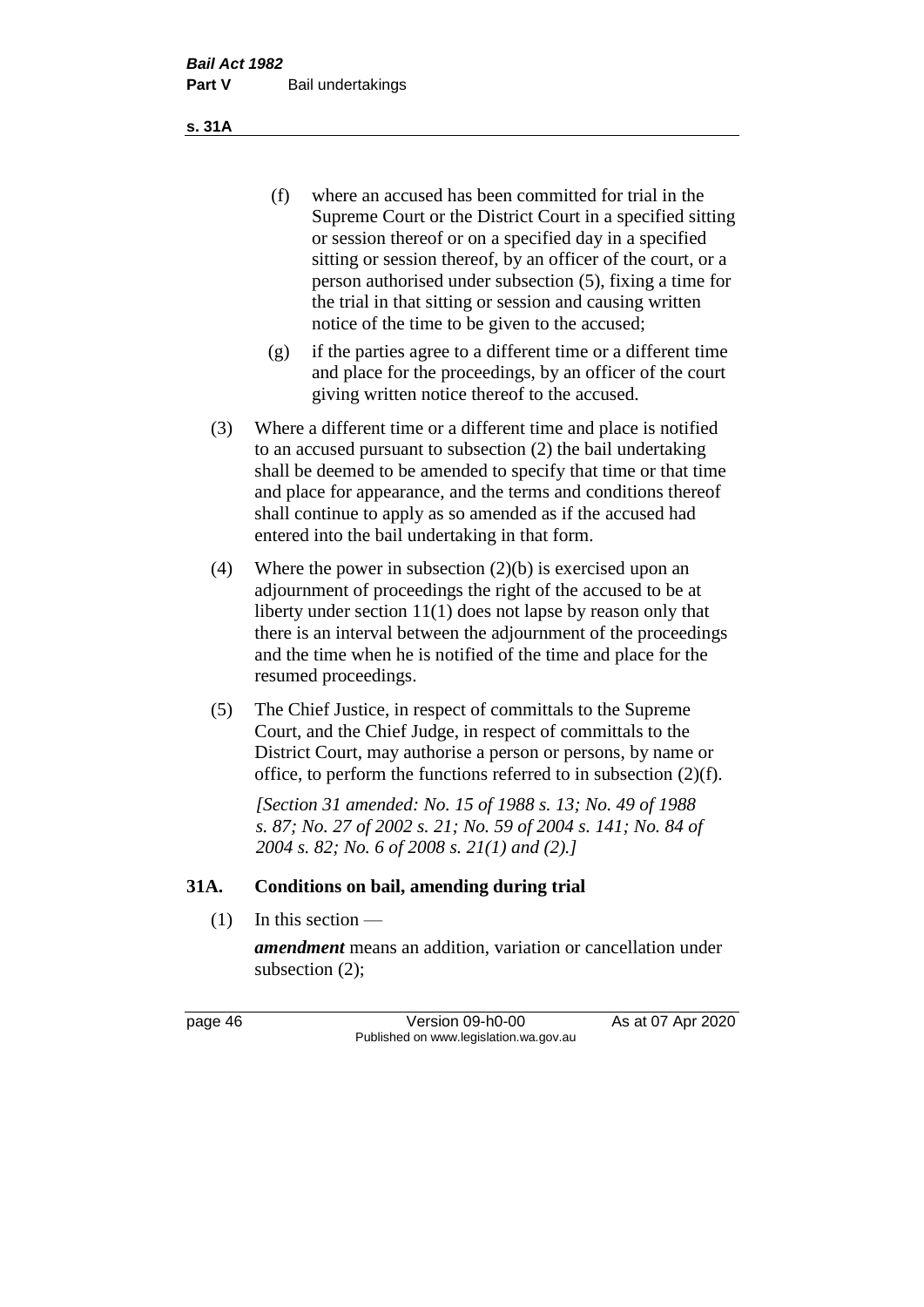(f) where an accused has been committed for trial in the Supreme Court or the District Court in a specified sitting or session thereof or on a specified day in a specified sitting or session thereof, by an officer of the court, or a person authorised under subsection (5), fixing a time for the trial in that sitting or session and causing written notice of the time to be given to the accused;

(g) if the parties agree to a different time or a different time and place for the proceedings, by an officer of the court giving written notice thereof to the accused.

(3) Where a different time or a different time and place is notified to an accused pursuant to subsection (2) the bail undertaking shall be deemed to be amended to specify that time or that time and place for appearance, and the terms and conditions thereof shall continue to apply as so amended as if the accused had entered into the bail undertaking in that form.

(4) Where the power in subsection (2)(b) is exercised upon an adjournment of proceedings the right of the accused to be at liberty under section 11(1) does not lapse by reason only that there is an interval between the adjournment of the proceedings and the time when he is notified of the time and place for the resumed proceedings.

(5) The Chief Justice, in respect of committals to the Supreme Court, and the Chief Judge, in respect of committals to the District Court, may authorise a person or persons, by name or office, to perform the functions referred to in subsection (2)(f).

*[Section 31 amended: No. 15 of 1988 s. 13; No. 49 of 1988 s. 87; No. 27 of 2002 s. 21; No. 59 of 2004 s. 141; No. 84 of 2004 s. 82; No. 6 of 2008 s. 21(1) and (2).]*

## 31A. Conditions on bail, amending during trial

(1) In this section —

***amendment*** means an addition, variation or cancellation under subsection (2);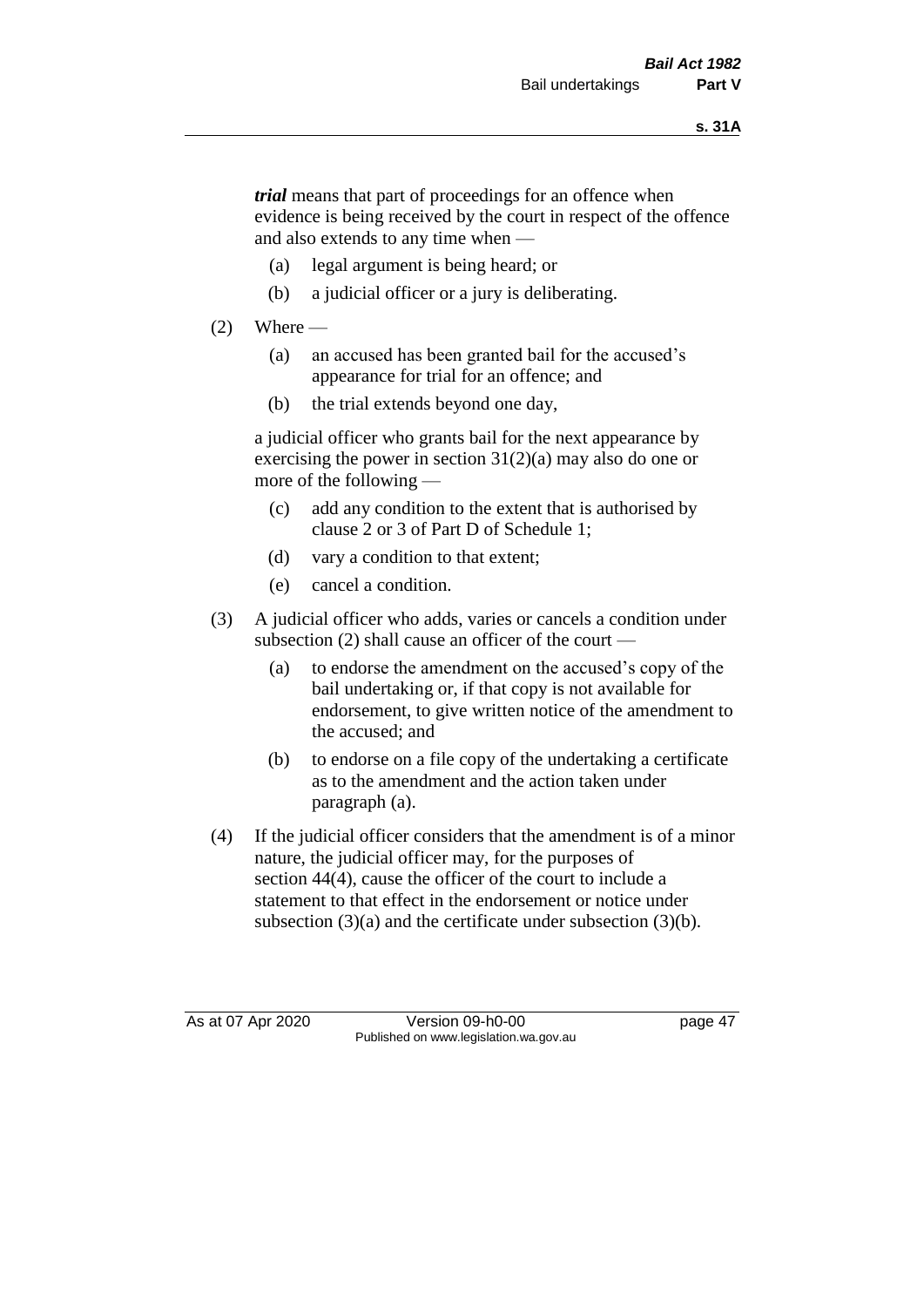***trial*** means that part of proceedings for an offence when evidence is being received by the court in respect of the offence and also extends to any time when —

(a) legal argument is being heard; or

(b) a judicial officer or a jury is deliberating.

(2) Where —

(a) an accused has been granted bail for the accused's appearance for trial for an offence; and

(b) the trial extends beyond one day,

a judicial officer who grants bail for the next appearance by exercising the power in section 31(2)(a) may also do one or more of the following —

(c) add any condition to the extent that is authorised by clause 2 or 3 of Part D of Schedule 1;

(d) vary a condition to that extent;

(e) cancel a condition.

(3) A judicial officer who adds, varies or cancels a condition under subsection (2) shall cause an officer of the court —

(a) to endorse the amendment on the accused's copy of the bail undertaking or, if that copy is not available for endorsement, to give written notice of the amendment to the accused; and

(b) to endorse on a file copy of the undertaking a certificate as to the amendment and the action taken under paragraph (a).

(4) If the judicial officer considers that the amendment is of a minor nature, the judicial officer may, for the purposes of section 44(4), cause the officer of the court to include a statement to that effect in the endorsement or notice under subsection (3)(a) and the certificate under subsection (3)(b).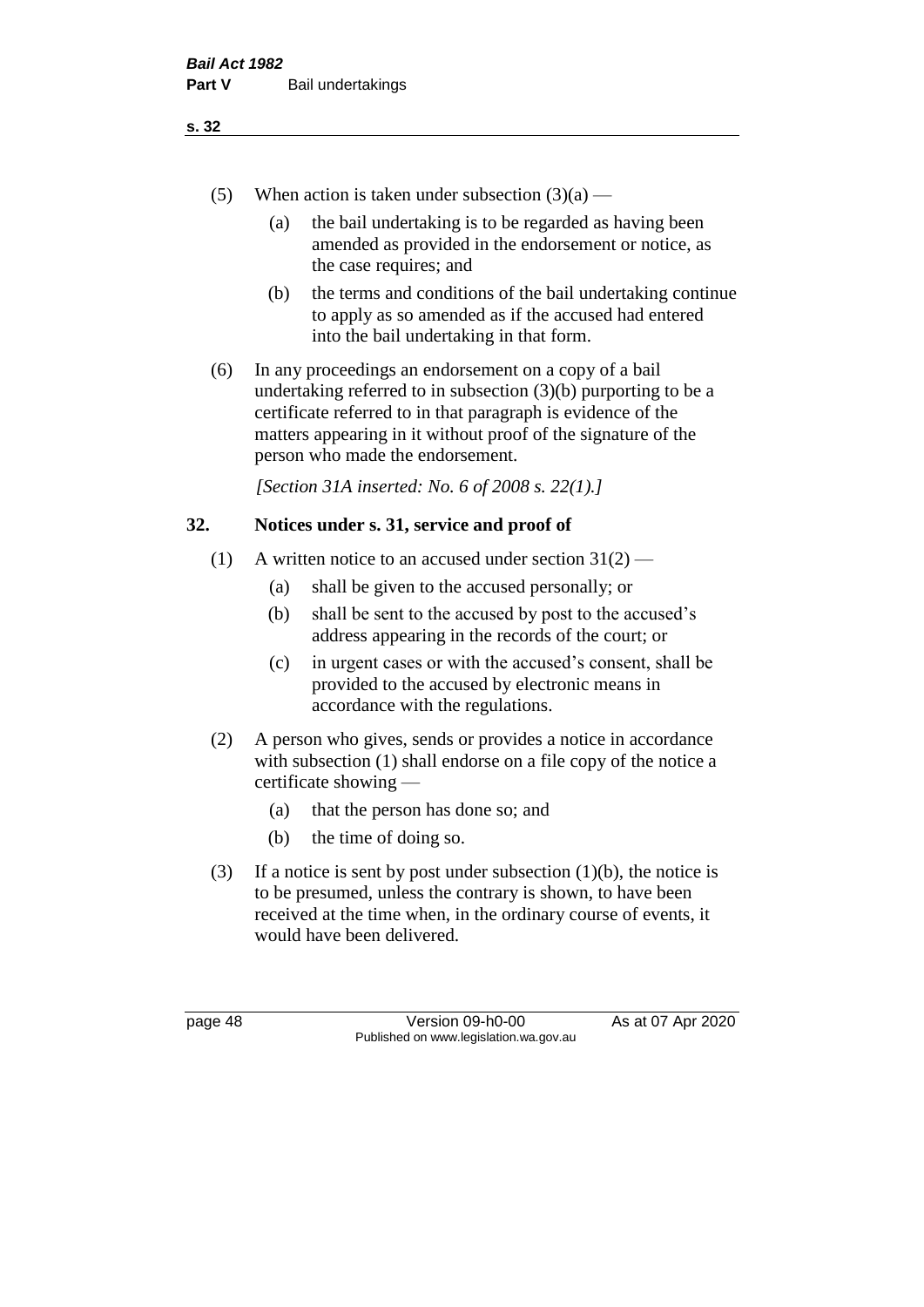(5) When action is taken under subsection (3)(a) —

(a) the bail undertaking is to be regarded as having been amended as provided in the endorsement or notice, as the case requires; and

(b) the terms and conditions of the bail undertaking continue to apply as so amended as if the accused had entered into the bail undertaking in that form.

(6) In any proceedings an endorsement on a copy of a bail undertaking referred to in subsection (3)(b) purporting to be a certificate referred to in that paragraph is evidence of the matters appearing in it without proof of the signature of the person who made the endorsement.

*[Section 31A inserted: No. 6 of 2008 s. 22(1).]*

## 32. Notices under s. 31, service and proof of

(1) A written notice to an accused under section 31(2) —

(a) shall be given to the accused personally; or

(b) shall be sent to the accused by post to the accused's address appearing in the records of the court; or

(c) in urgent cases or with the accused's consent, shall be provided to the accused by electronic means in accordance with the regulations.

(2) A person who gives, sends or provides a notice in accordance with subsection (1) shall endorse on a file copy of the notice a certificate showing —

(a) that the person has done so; and

(b) the time of doing so.

(3) If a notice is sent by post under subsection (1)(b), the notice is to be presumed, unless the contrary is shown, to have been received at the time when, in the ordinary course of events, it would have been delivered.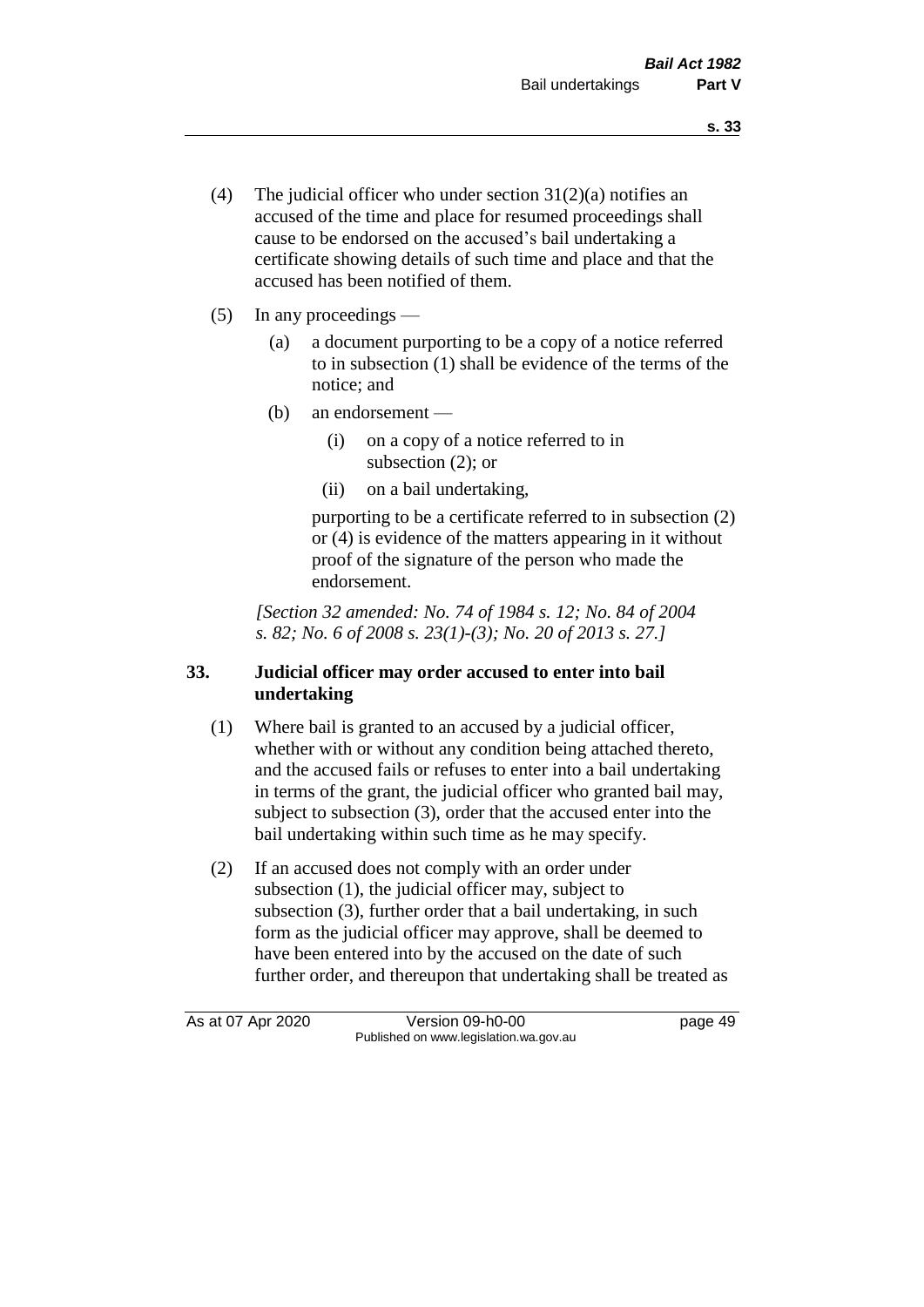(4) The judicial officer who under section 31(2)(a) notifies an accused of the time and place for resumed proceedings shall cause to be endorsed on the accused's bail undertaking a certificate showing details of such time and place and that the accused has been notified of them.

(5) In any proceedings —

(a) a document purporting to be a copy of a notice referred to in subsection (1) shall be evidence of the terms of the notice; and

(b) an endorsement —

(i) on a copy of a notice referred to in subsection (2); or

(ii) on a bail undertaking,

purporting to be a certificate referred to in subsection (2) or (4) is evidence of the matters appearing in it without proof of the signature of the person who made the endorsement.

*[Section 32 amended: No. 74 of 1984 s. 12; No. 84 of 2004 s. 82; No. 6 of 2008 s. 23(1)-(3); No. 20 of 2013 s. 27.]*

### 33. Judicial officer may order accused to enter into bail undertaking

(1) Where bail is granted to an accused by a judicial officer, whether with or without any condition being attached thereto, and the accused fails or refuses to enter into a bail undertaking in terms of the grant, the judicial officer who granted bail may, subject to subsection (3), order that the accused enter into the bail undertaking within such time as he may specify.

(2) If an accused does not comply with an order under subsection (1), the judicial officer may, subject to subsection (3), further order that a bail undertaking, in such form as the judicial officer may approve, shall be deemed to have been entered into by the accused on the date of such further order, and thereupon that undertaking shall be treated as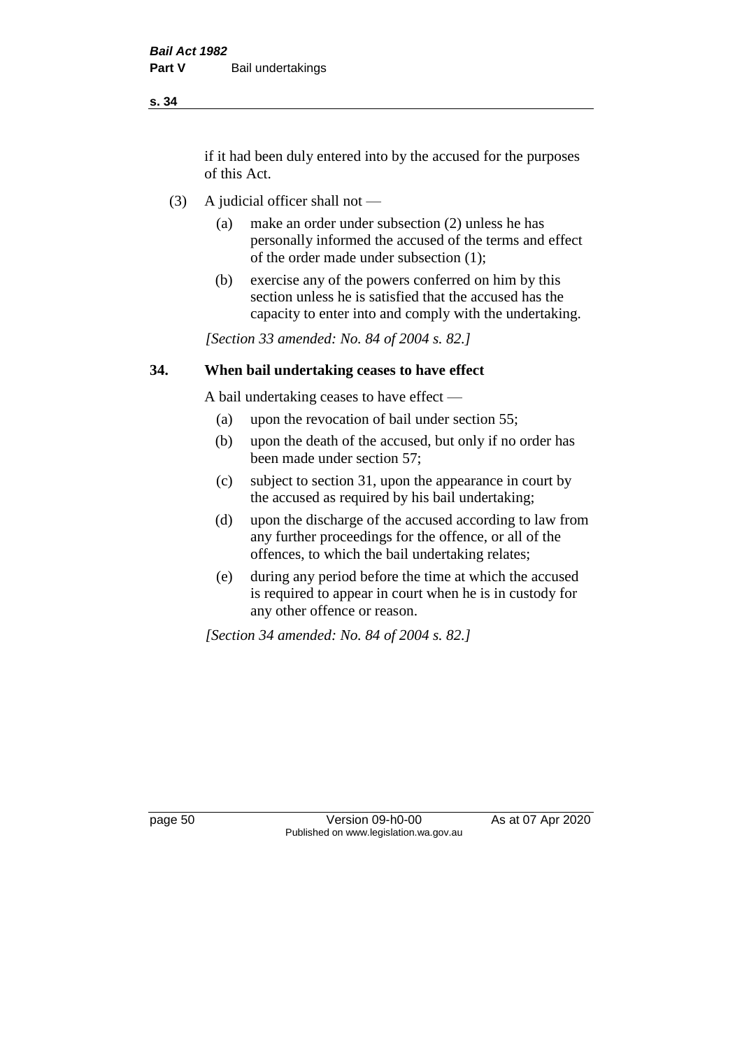if it had been duly entered into by the accused for the purposes of this Act.

(3) A judicial officer shall not —

(a) make an order under subsection (2) unless he has personally informed the accused of the terms and effect of the order made under subsection (1);

(b) exercise any of the powers conferred on him by this section unless he is satisfied that the accused has the capacity to enter into and comply with the undertaking.

*[Section 33 amended: No. 84 of 2004 s. 82.]*

## 34. When bail undertaking ceases to have effect

A bail undertaking ceases to have effect —

(a) upon the revocation of bail under section 55;

(b) upon the death of the accused, but only if no order has been made under section 57;

(c) subject to section 31, upon the appearance in court by the accused as required by his bail undertaking;

(d) upon the discharge of the accused according to law from any further proceedings for the offence, or all of the offences, to which the bail undertaking relates;

(e) during any period before the time at which the accused is required to appear in court when he is in custody for any other offence or reason.

*[Section 34 amended: No. 84 of 2004 s. 82.]*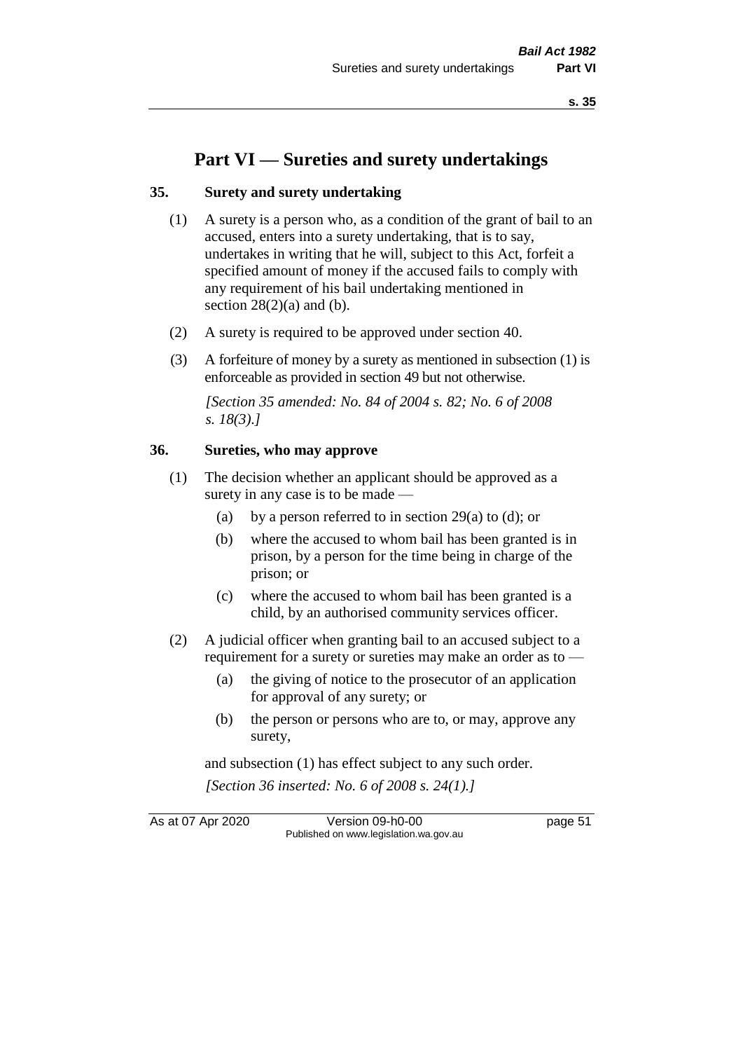# Part VI — Sureties and surety undertakings

## 35. Surety and surety undertaking

(1) A surety is a person who, as a condition of the grant of bail to an accused, enters into a surety undertaking, that is to say, undertakes in writing that he will, subject to this Act, forfeit a specified amount of money if the accused fails to comply with any requirement of his bail undertaking mentioned in section 28(2)(a) and (b).

(2) A surety is required to be approved under section 40.

(3) A forfeiture of money by a surety as mentioned in subsection (1) is enforceable as provided in section 49 but not otherwise.

*[Section 35 amended: No. 84 of 2004 s. 82; No. 6 of 2008 s. 18(3).]*

## 36. Sureties, who may approve

(1) The decision whether an applicant should be approved as a surety in any case is to be made —

- (a) by a person referred to in section 29(a) to (d); or
- (b) where the accused to whom bail has been granted is in prison, by a person for the time being in charge of the prison; or
- (c) where the accused to whom bail has been granted is a child, by an authorised community services officer.

(2) A judicial officer when granting bail to an accused subject to a requirement for a surety or sureties may make an order as to —

- (a) the giving of notice to the prosecutor of an application for approval of any surety; or
- (b) the person or persons who are to, or may, approve any surety,

and subsection (1) has effect subject to any such order.

*[Section 36 inserted: No. 6 of 2008 s. 24(1).]*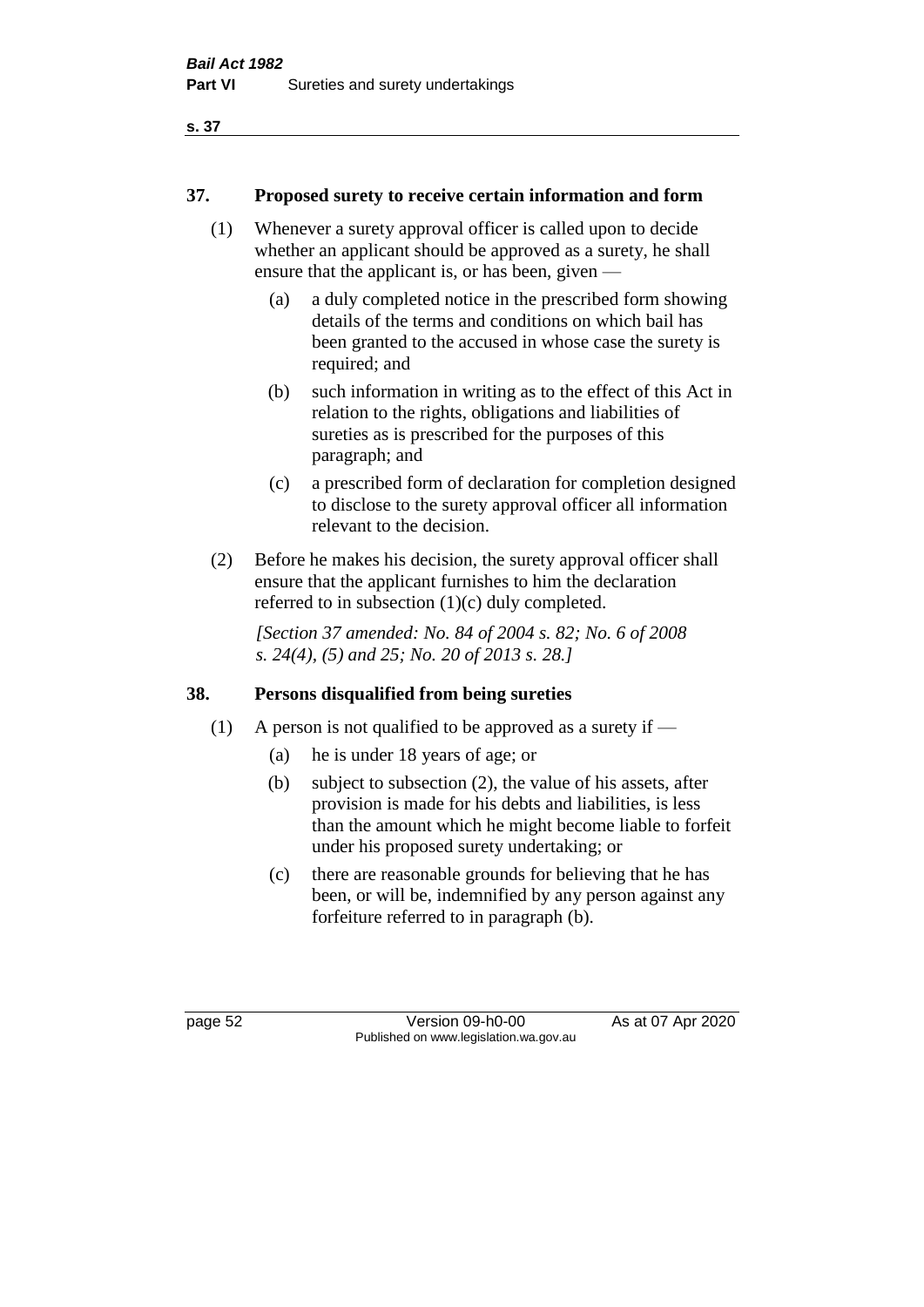## 37. Proposed surety to receive certain information and form

(1) Whenever a surety approval officer is called upon to decide whether an applicant should be approved as a surety, he shall ensure that the applicant is, or has been, given —

- (a) a duly completed notice in the prescribed form showing details of the terms and conditions on which bail has been granted to the accused in whose case the surety is required; and
- (b) such information in writing as to the effect of this Act in relation to the rights, obligations and liabilities of sureties as is prescribed for the purposes of this paragraph; and
- (c) a prescribed form of declaration for completion designed to disclose to the surety approval officer all information relevant to the decision.

(2) Before he makes his decision, the surety approval officer shall ensure that the applicant furnishes to him the declaration referred to in subsection (1)(c) duly completed.

*[Section 37 amended: No. 84 of 2004 s. 82; No. 6 of 2008 s. 24(4), (5) and 25; No. 20 of 2013 s. 28.]*

## 38. Persons disqualified from being sureties

(1) A person is not qualified to be approved as a surety if —

- (a) he is under 18 years of age; or
- (b) subject to subsection (2), the value of his assets, after provision is made for his debts and liabilities, is less than the amount which he might become liable to forfeit under his proposed surety undertaking; or
- (c) there are reasonable grounds for believing that he has been, or will be, indemnified by any person against any forfeiture referred to in paragraph (b).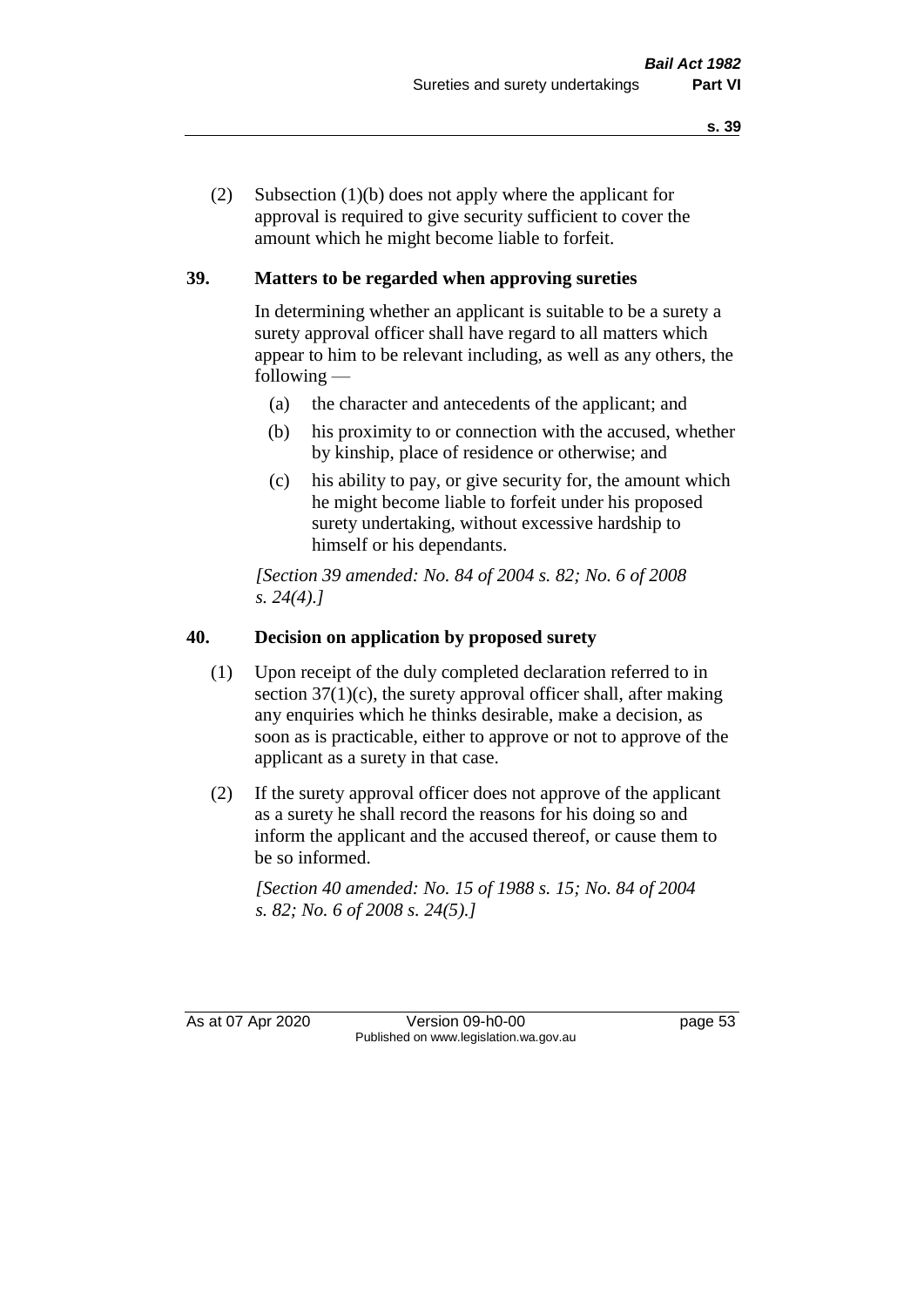(2) Subsection (1)(b) does not apply where the applicant for approval is required to give security sufficient to cover the amount which he might become liable to forfeit.

## 39. Matters to be regarded when approving sureties

In determining whether an applicant is suitable to be a surety a surety approval officer shall have regard to all matters which appear to him to be relevant including, as well as any others, the following —

(a) the character and antecedents of the applicant; and

(b) his proximity to or connection with the accused, whether by kinship, place of residence or otherwise; and

(c) his ability to pay, or give security for, the amount which he might become liable to forfeit under his proposed surety undertaking, without excessive hardship to himself or his dependants.

*[Section 39 amended: No. 84 of 2004 s. 82; No. 6 of 2008 s. 24(4).]*

## 40. Decision on application by proposed surety

(1) Upon receipt of the duly completed declaration referred to in section 37(1)(c), the surety approval officer shall, after making any enquiries which he thinks desirable, make a decision, as soon as is practicable, either to approve or not to approve of the applicant as a surety in that case.

(2) If the surety approval officer does not approve of the applicant as a surety he shall record the reasons for his doing so and inform the applicant and the accused thereof, or cause them to be so informed.

*[Section 40 amended: No. 15 of 1988 s. 15; No. 84 of 2004 s. 82; No. 6 of 2008 s. 24(5).]*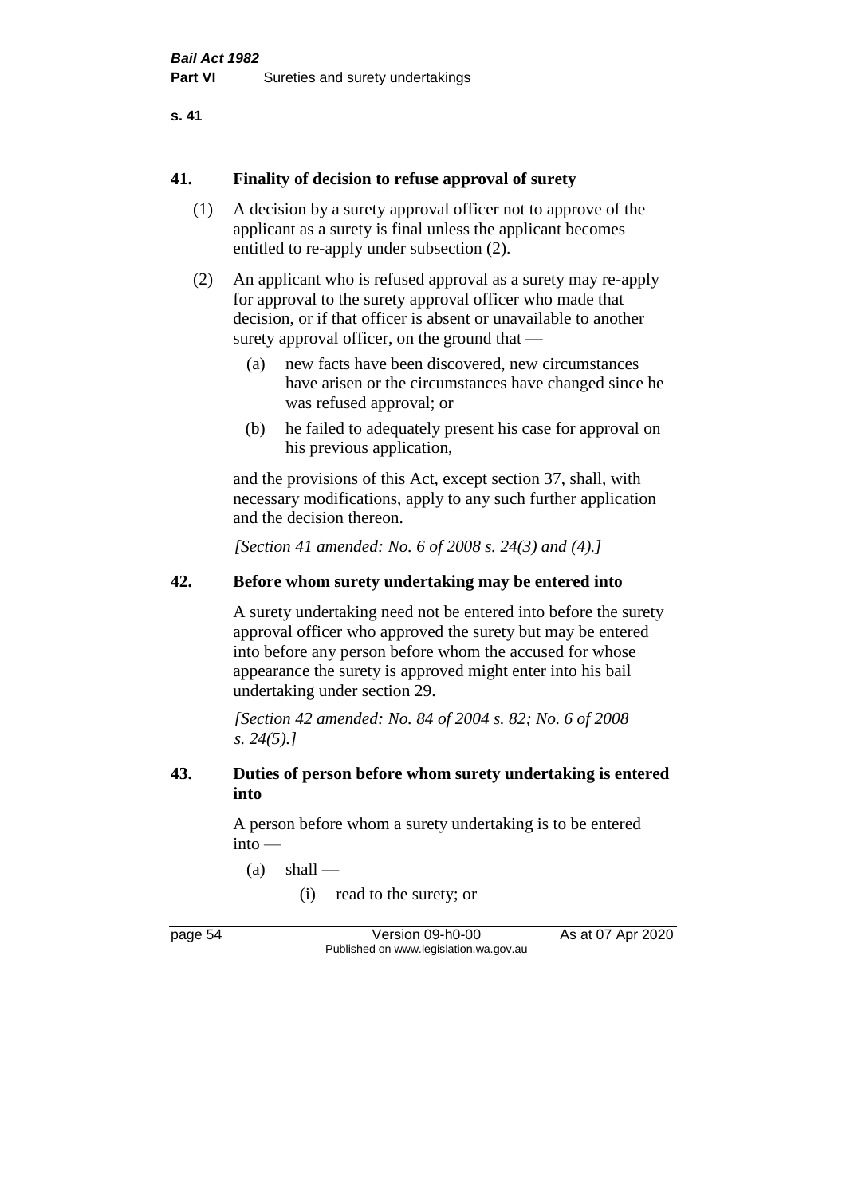## 41. Finality of decision to refuse approval of surety

(1) A decision by a surety approval officer not to approve of the applicant as a surety is final unless the applicant becomes entitled to re-apply under subsection (2).

(2) An applicant who is refused approval as a surety may re-apply for approval to the surety approval officer who made that decision, or if that officer is absent or unavailable to another surety approval officer, on the ground that —

- (a) new facts have been discovered, new circumstances have arisen or the circumstances have changed since he was refused approval; or
- (b) he failed to adequately present his case for approval on his previous application,

and the provisions of this Act, except section 37, shall, with necessary modifications, apply to any such further application and the decision thereon.

*[Section 41 amended: No. 6 of 2008 s. 24(3) and (4).]*

## 42. Before whom surety undertaking may be entered into

A surety undertaking need not be entered into before the surety approval officer who approved the surety but may be entered into before any person before whom the accused for whose appearance the surety is approved might enter into his bail undertaking under section 29.

*[Section 42 amended: No. 84 of 2004 s. 82; No. 6 of 2008 s. 24(5).]*

## 43. Duties of person before whom surety undertaking is entered into

A person before whom a surety undertaking is to be entered into —

- (a) shall —
  - (i) read to the surety; or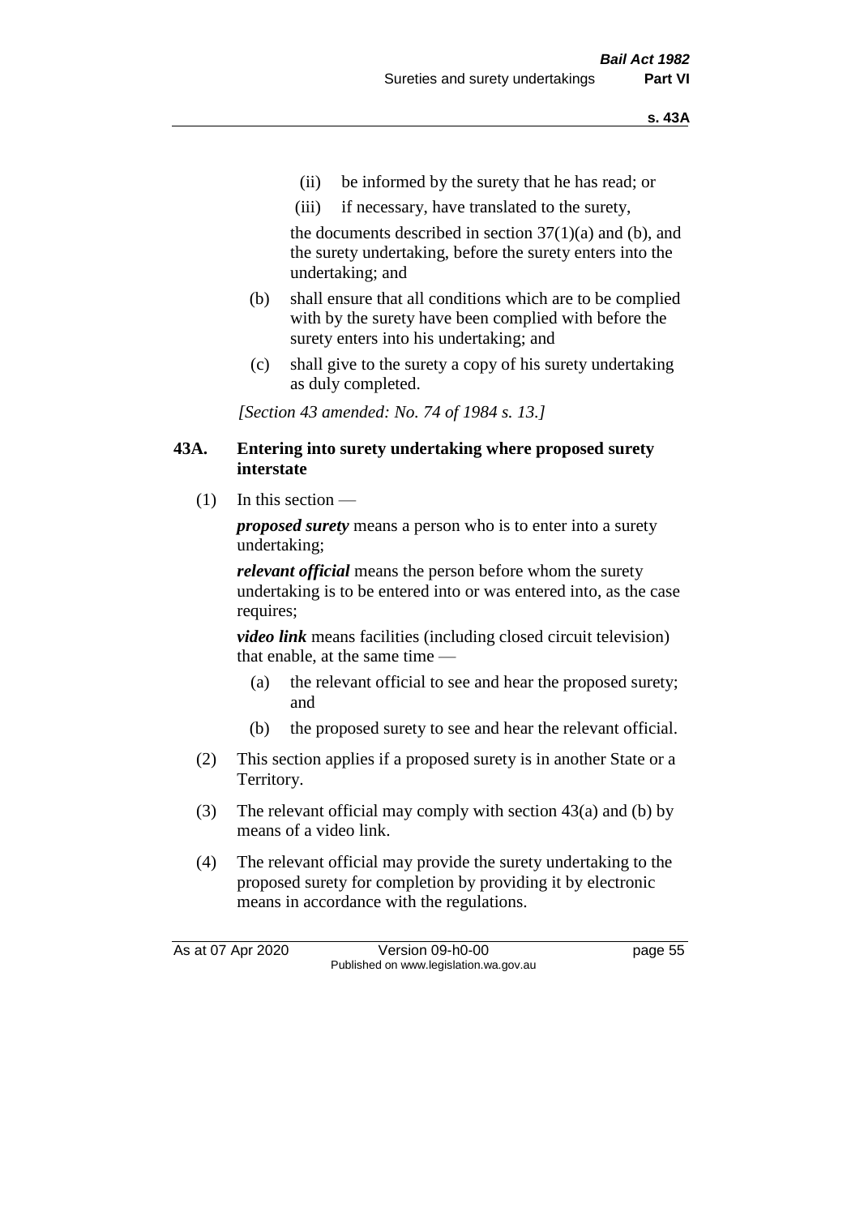(ii) be informed by the surety that he has read; or

(iii) if necessary, have translated to the surety,

the documents described in section 37(1)(a) and (b), and the surety undertaking, before the surety enters into the undertaking; and

(b) shall ensure that all conditions which are to be complied with by the surety have been complied with before the surety enters into his undertaking; and

(c) shall give to the surety a copy of his surety undertaking as duly completed.

*[Section 43 amended: No. 74 of 1984 s. 13.]*

## 43A. Entering into surety undertaking where proposed surety interstate

(1) In this section —

***proposed surety*** means a person who is to enter into a surety undertaking;

***relevant official*** means the person before whom the surety undertaking is to be entered into or was entered into, as the case requires;

***video link*** means facilities (including closed circuit television) that enable, at the same time —

(a) the relevant official to see and hear the proposed surety; and

(b) the proposed surety to see and hear the relevant official.

(2) This section applies if a proposed surety is in another State or a Territory.

(3) The relevant official may comply with section 43(a) and (b) by means of a video link.

(4) The relevant official may provide the surety undertaking to the proposed surety for completion by providing it by electronic means in accordance with the regulations.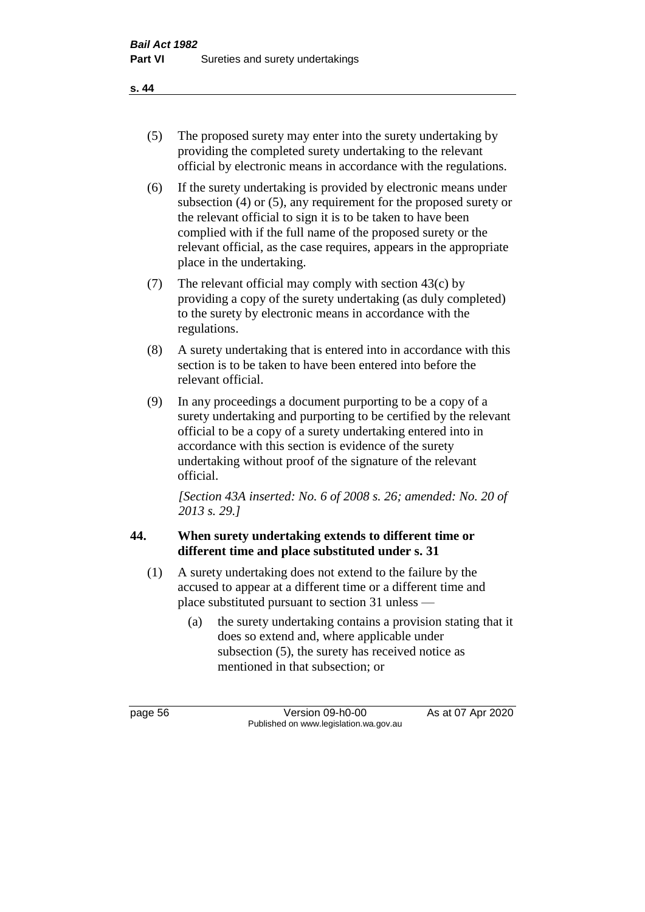(5) The proposed surety may enter into the surety undertaking by providing the completed surety undertaking to the relevant official by electronic means in accordance with the regulations.

(6) If the surety undertaking is provided by electronic means under subsection (4) or (5), any requirement for the proposed surety or the relevant official to sign it is to be taken to have been complied with if the full name of the proposed surety or the relevant official, as the case requires, appears in the appropriate place in the undertaking.

(7) The relevant official may comply with section 43(c) by providing a copy of the surety undertaking (as duly completed) to the surety by electronic means in accordance with the regulations.

(8) A surety undertaking that is entered into in accordance with this section is to be taken to have been entered into before the relevant official.

(9) In any proceedings a document purporting to be a copy of a surety undertaking and purporting to be certified by the relevant official to be a copy of a surety undertaking entered into in accordance with this section is evidence of the surety undertaking without proof of the signature of the relevant official.

*[Section 43A inserted: No. 6 of 2008 s. 26; amended: No. 20 of 2013 s. 29.]*

## 44. When surety undertaking extends to different time or different time and place substituted under s. 31

(1) A surety undertaking does not extend to the failure by the accused to appear at a different time or a different time and place substituted pursuant to section 31 unless —

(a) the surety undertaking contains a provision stating that it does so extend and, where applicable under subsection (5), the surety has received notice as mentioned in that subsection; or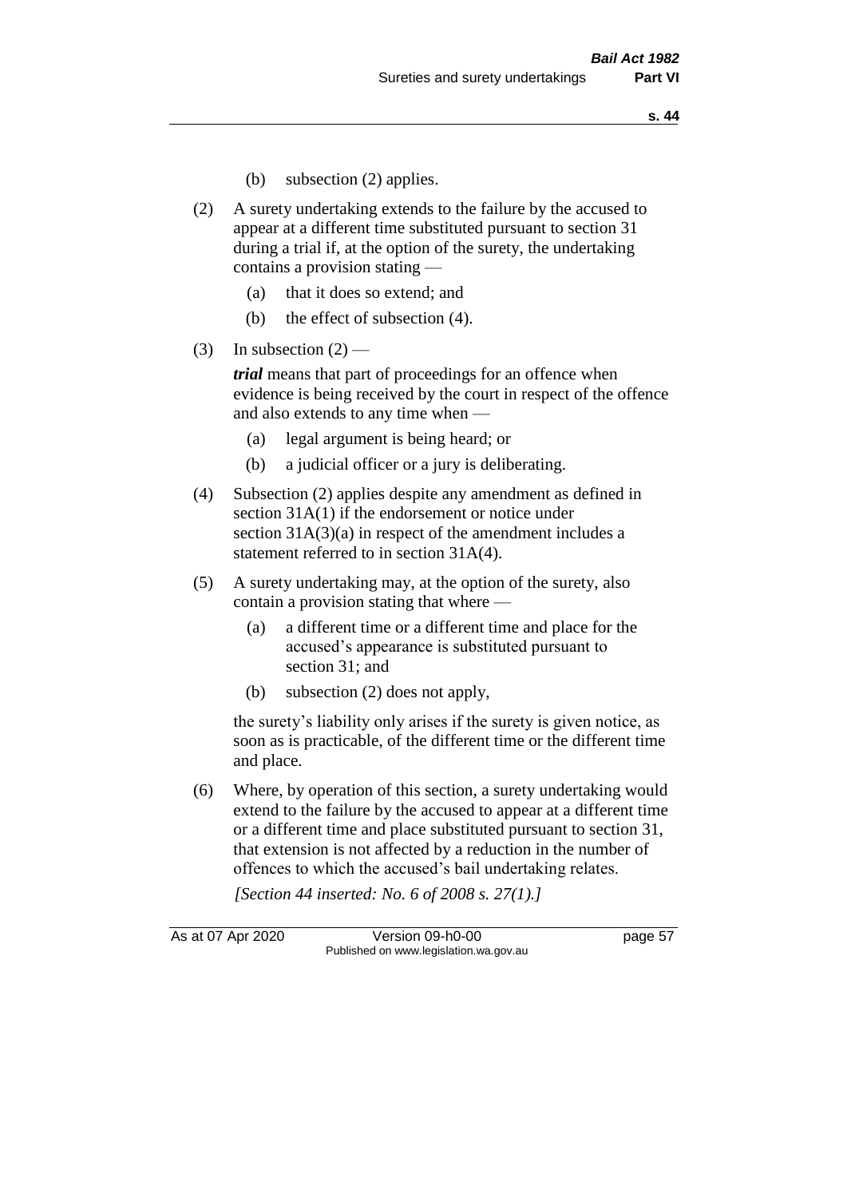(b) subsection (2) applies.

(2) A surety undertaking extends to the failure by the accused to appear at a different time substituted pursuant to section 31 during a trial if, at the option of the surety, the undertaking contains a provision stating —

(a) that it does so extend; and

(b) the effect of subsection (4).

(3) In subsection (2) —

***trial*** means that part of proceedings for an offence when evidence is being received by the court in respect of the offence and also extends to any time when —

(a) legal argument is being heard; or

(b) a judicial officer or a jury is deliberating.

(4) Subsection (2) applies despite any amendment as defined in section 31A(1) if the endorsement or notice under section 31A(3)(a) in respect of the amendment includes a statement referred to in section 31A(4).

(5) A surety undertaking may, at the option of the surety, also contain a provision stating that where —

(a) a different time or a different time and place for the accused's appearance is substituted pursuant to section 31; and

(b) subsection (2) does not apply,

the surety's liability only arises if the surety is given notice, as soon as is practicable, of the different time or the different time and place.

(6) Where, by operation of this section, a surety undertaking would extend to the failure by the accused to appear at a different time or a different time and place substituted pursuant to section 31, that extension is not affected by a reduction in the number of offences to which the accused's bail undertaking relates.

*[Section 44 inserted: No. 6 of 2008 s. 27(1).]*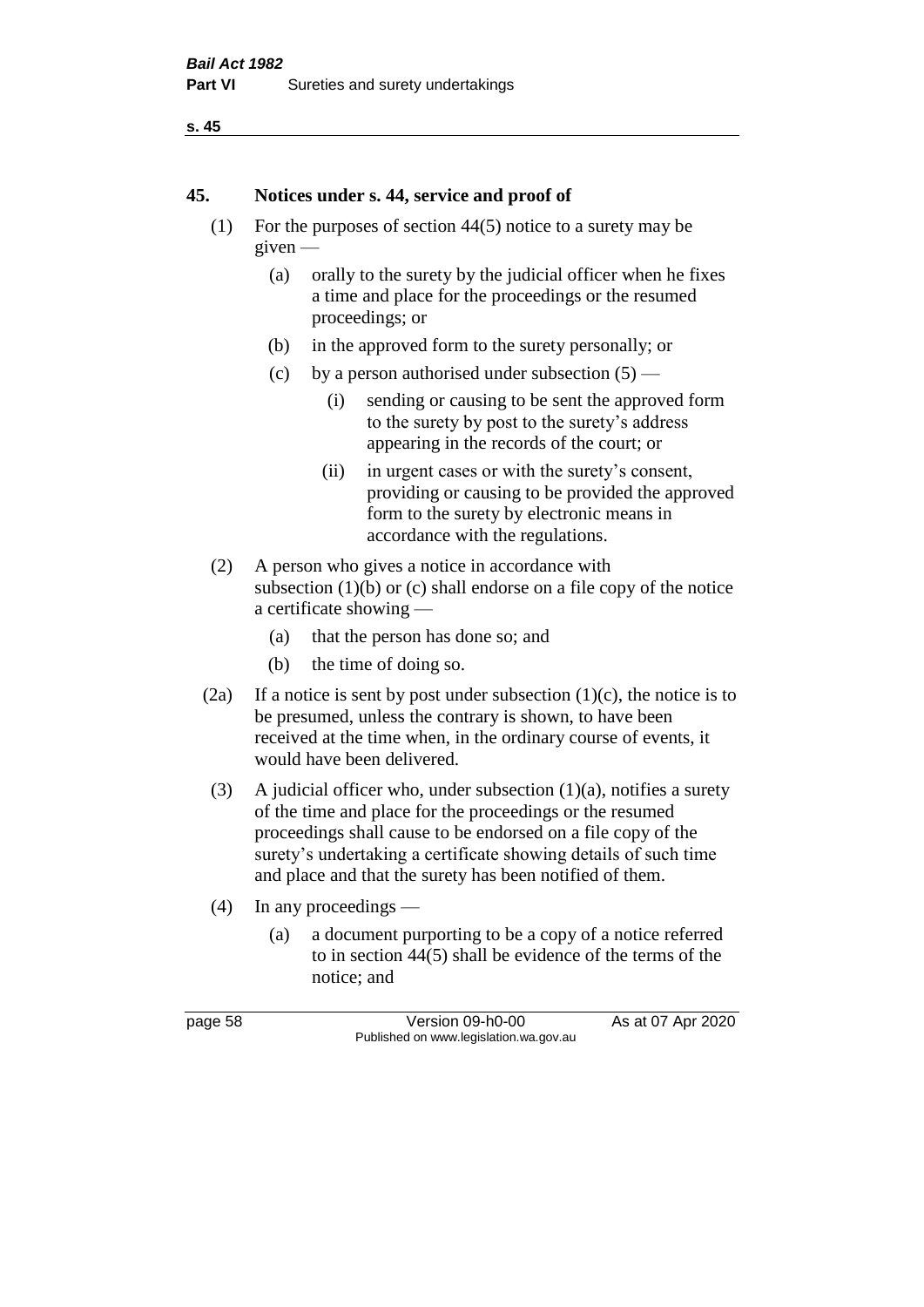## 45. Notices under s. 44, service and proof of

(1) For the purposes of section 44(5) notice to a surety may be given —

  (a) orally to the surety by the judicial officer when he fixes a time and place for the proceedings or the resumed proceedings; or

  (b) in the approved form to the surety personally; or

  (c) by a person authorised under subsection (5) —

    (i) sending or causing to be sent the approved form to the surety by post to the surety's address appearing in the records of the court; or

    (ii) in urgent cases or with the surety's consent, providing or causing to be provided the approved form to the surety by electronic means in accordance with the regulations.

(2) A person who gives a notice in accordance with subsection (1)(b) or (c) shall endorse on a file copy of the notice a certificate showing —

  (a) that the person has done so; and

  (b) the time of doing so.

(2a) If a notice is sent by post under subsection (1)(c), the notice is to be presumed, unless the contrary is shown, to have been received at the time when, in the ordinary course of events, it would have been delivered.

(3) A judicial officer who, under subsection (1)(a), notifies a surety of the time and place for the proceedings or the resumed proceedings shall cause to be endorsed on a file copy of the surety's undertaking a certificate showing details of such time and place and that the surety has been notified of them.

(4) In any proceedings —

  (a) a document purporting to be a copy of a notice referred to in section 44(5) shall be evidence of the terms of the notice; and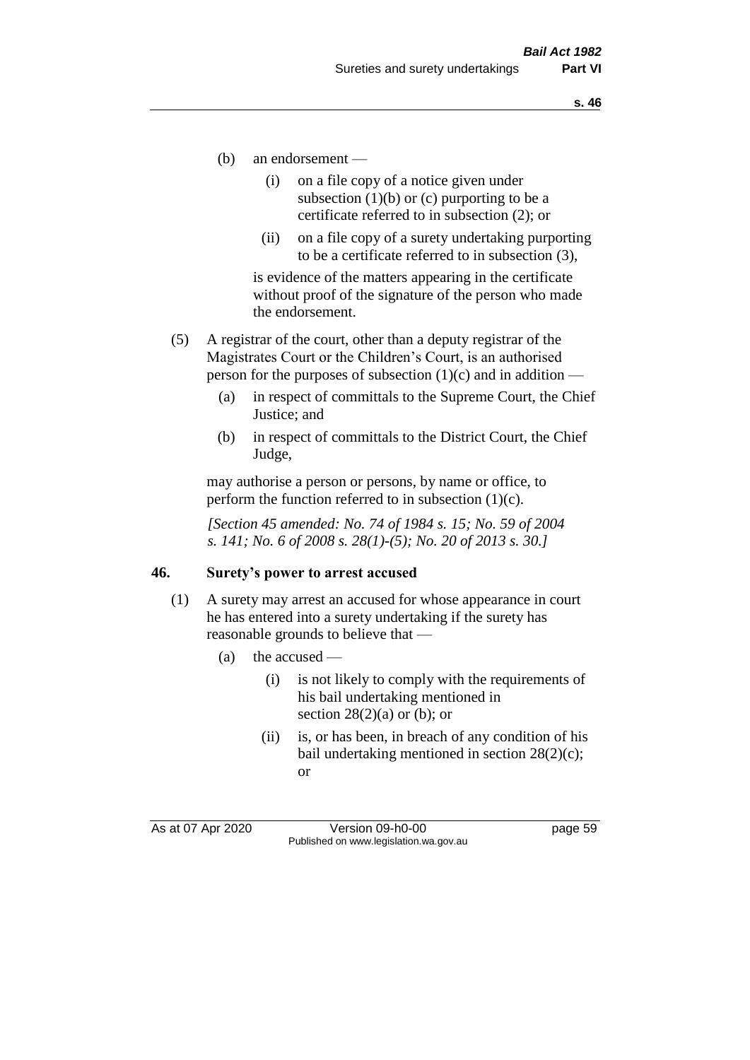(b) an endorsement —

(i) on a file copy of a notice given under subsection (1)(b) or (c) purporting to be a certificate referred to in subsection (2); or

(ii) on a file copy of a surety undertaking purporting to be a certificate referred to in subsection (3),

is evidence of the matters appearing in the certificate without proof of the signature of the person who made the endorsement.

(5) A registrar of the court, other than a deputy registrar of the Magistrates Court or the Children's Court, is an authorised person for the purposes of subsection (1)(c) and in addition —

(a) in respect of committals to the Supreme Court, the Chief Justice; and

(b) in respect of committals to the District Court, the Chief Judge,

may authorise a person or persons, by name or office, to perform the function referred to in subsection (1)(c).

*[Section 45 amended: No. 74 of 1984 s. 15; No. 59 of 2004 s. 141; No. 6 of 2008 s. 28(1)-(5); No. 20 of 2013 s. 30.]*

## 46. Surety's power to arrest accused

(1) A surety may arrest an accused for whose appearance in court he has entered into a surety undertaking if the surety has reasonable grounds to believe that —

(a) the accused —

(i) is not likely to comply with the requirements of his bail undertaking mentioned in section 28(2)(a) or (b); or

(ii) is, or has been, in breach of any condition of his bail undertaking mentioned in section 28(2)(c); or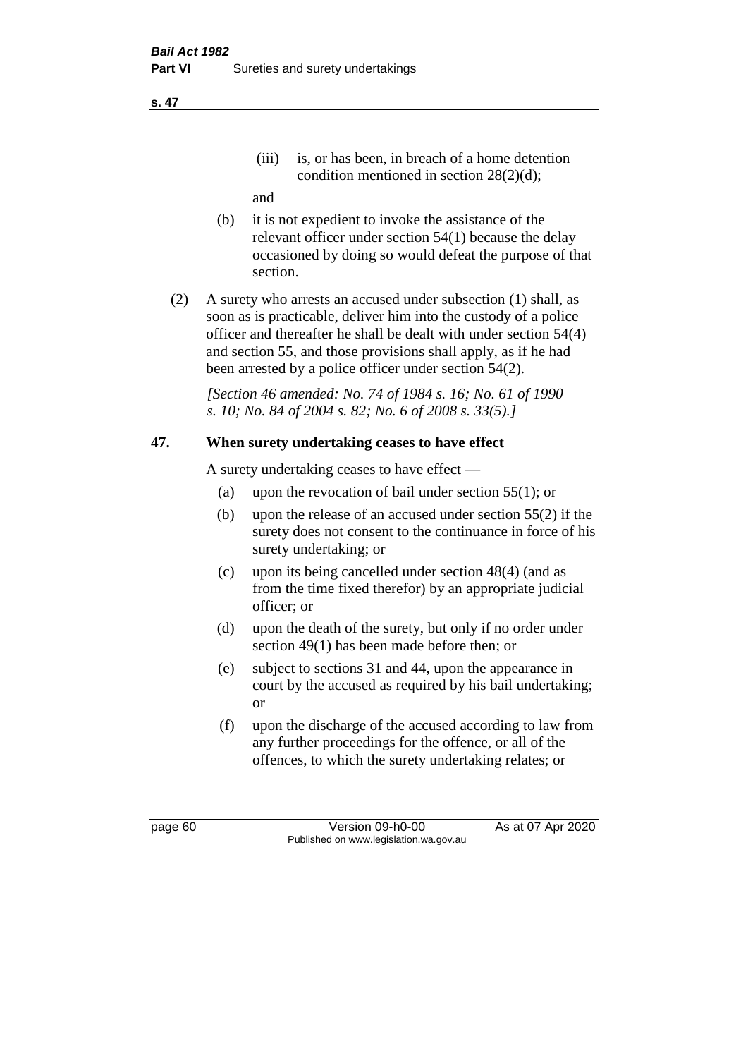(iii) is, or has been, in breach of a home detention condition mentioned in section 28(2)(d);

and

(b) it is not expedient to invoke the assistance of the relevant officer under section 54(1) because the delay occasioned by doing so would defeat the purpose of that section.

(2) A surety who arrests an accused under subsection (1) shall, as soon as is practicable, deliver him into the custody of a police officer and thereafter he shall be dealt with under section 54(4) and section 55, and those provisions shall apply, as if he had been arrested by a police officer under section 54(2).

*[Section 46 amended: No. 74 of 1984 s. 16; No. 61 of 1990 s. 10; No. 84 of 2004 s. 82; No. 6 of 2008 s. 33(5).]*

## 47. When surety undertaking ceases to have effect

A surety undertaking ceases to have effect —

(a) upon the revocation of bail under section 55(1); or

(b) upon the release of an accused under section 55(2) if the surety does not consent to the continuance in force of his surety undertaking; or

(c) upon its being cancelled under section 48(4) (and as from the time fixed therefor) by an appropriate judicial officer; or

(d) upon the death of the surety, but only if no order under section 49(1) has been made before then; or

(e) subject to sections 31 and 44, upon the appearance in court by the accused as required by his bail undertaking; or

(f) upon the discharge of the accused according to law from any further proceedings for the offence, or all of the offences, to which the surety undertaking relates; or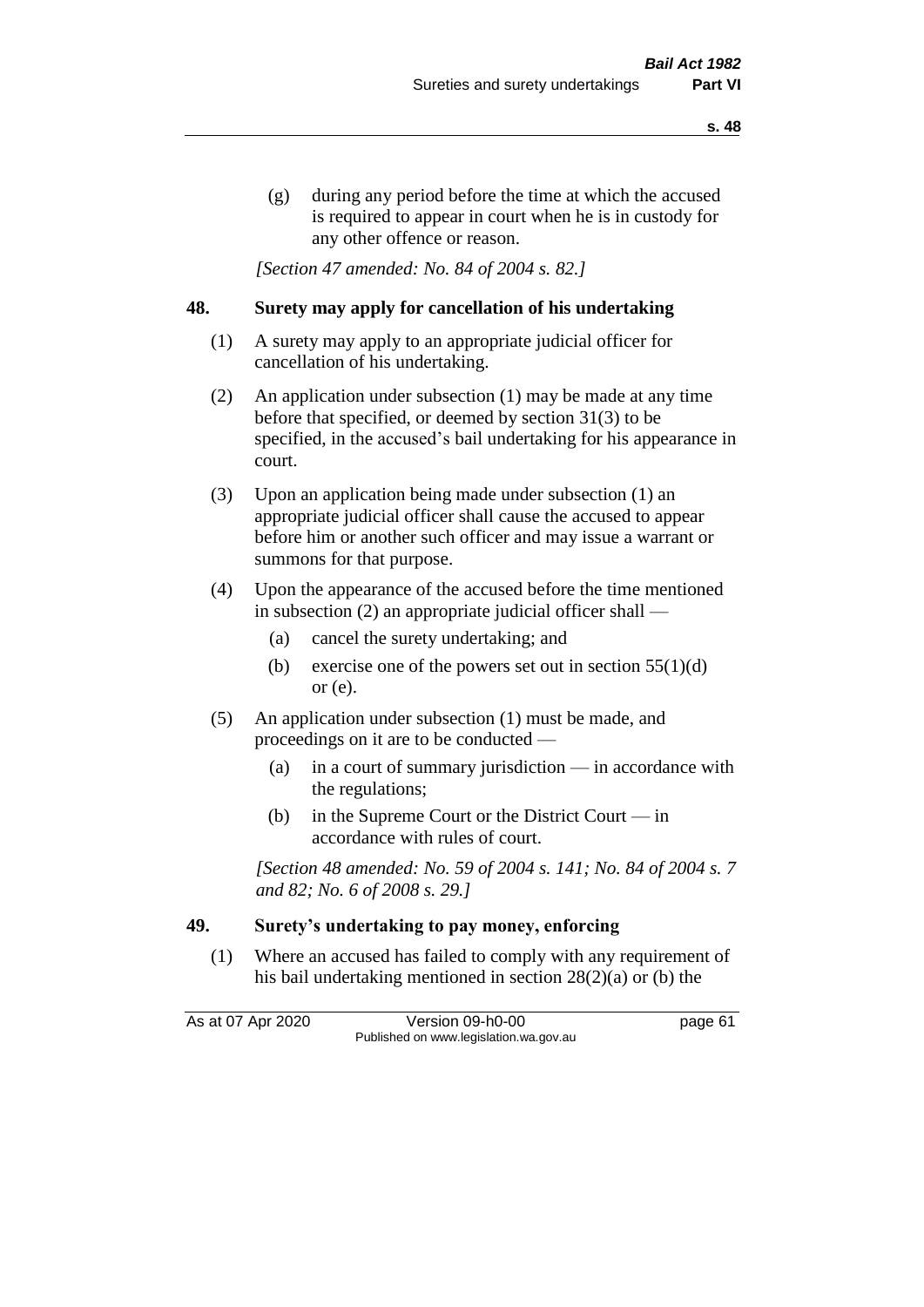(g) during any period before the time at which the accused is required to appear in court when he is in custody for any other offence or reason.

*[Section 47 amended: No. 84 of 2004 s. 82.]*

## 48. Surety may apply for cancellation of his undertaking

(1) A surety may apply to an appropriate judicial officer for cancellation of his undertaking.

(2) An application under subsection (1) may be made at any time before that specified, or deemed by section 31(3) to be specified, in the accused's bail undertaking for his appearance in court.

(3) Upon an application being made under subsection (1) an appropriate judicial officer shall cause the accused to appear before him or another such officer and may issue a warrant or summons for that purpose.

(4) Upon the appearance of the accused before the time mentioned in subsection (2) an appropriate judicial officer shall —

- (a) cancel the surety undertaking; and
- (b) exercise one of the powers set out in section 55(1)(d) or (e).

(5) An application under subsection (1) must be made, and proceedings on it are to be conducted —

- (a) in a court of summary jurisdiction — in accordance with the regulations;
- (b) in the Supreme Court or the District Court — in accordance with rules of court.

*[Section 48 amended: No. 59 of 2004 s. 141; No. 84 of 2004 s. 7 and 82; No. 6 of 2008 s. 29.]*

## 49. Surety's undertaking to pay money, enforcing

(1) Where an accused has failed to comply with any requirement of his bail undertaking mentioned in section 28(2)(a) or (b) the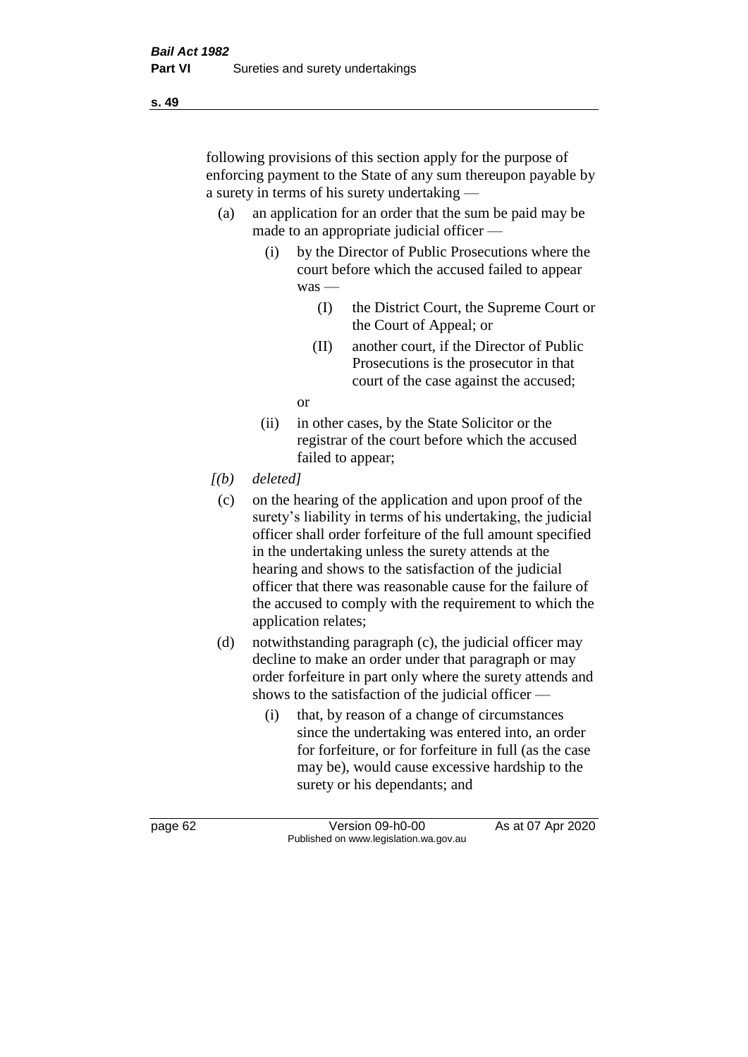following provisions of this section apply for the purpose of enforcing payment to the State of any sum thereupon payable by a surety in terms of his surety undertaking —

(a) an application for an order that the sum be paid may be made to an appropriate judicial officer —

  (i) by the Director of Public Prosecutions where the court before which the accused failed to appear was —

    (I) the District Court, the Supreme Court or the Court of Appeal; or

    (II) another court, if the Director of Public Prosecutions is the prosecutor in that court of the case against the accused;

  or

  (ii) in other cases, by the State Solicitor or the registrar of the court before which the accused failed to appear;

*[(b) deleted]*

(c) on the hearing of the application and upon proof of the surety's liability in terms of his undertaking, the judicial officer shall order forfeiture of the full amount specified in the undertaking unless the surety attends at the hearing and shows to the satisfaction of the judicial officer that there was reasonable cause for the failure of the accused to comply with the requirement to which the application relates;

(d) notwithstanding paragraph (c), the judicial officer may decline to make an order under that paragraph or may order forfeiture in part only where the surety attends and shows to the satisfaction of the judicial officer —

  (i) that, by reason of a change of circumstances since the undertaking was entered into, an order for forfeiture, or for forfeiture in full (as the case may be), would cause excessive hardship to the surety or his dependants; and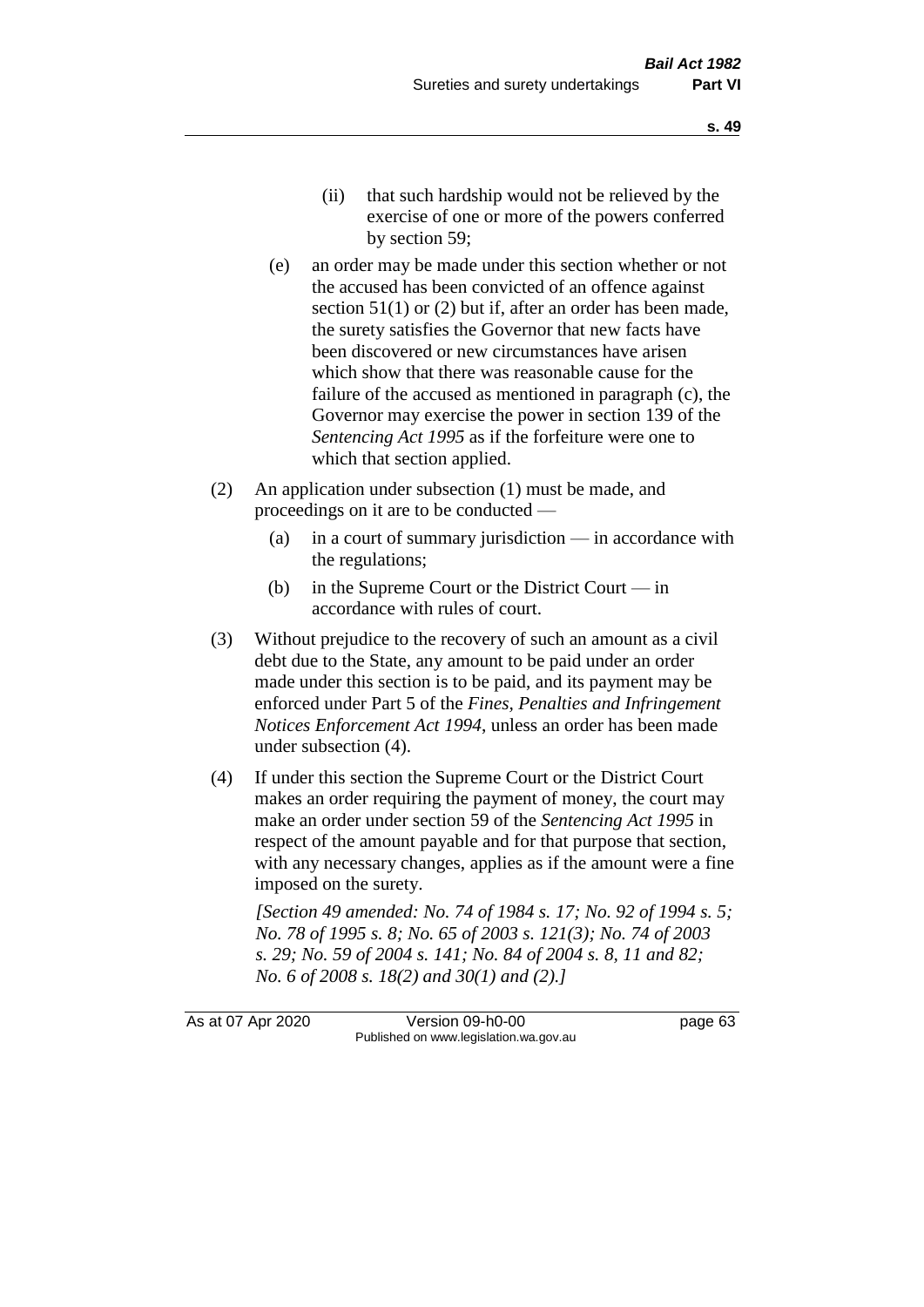(ii) that such hardship would not be relieved by the exercise of one or more of the powers conferred by section 59;

(e) an order may be made under this section whether or not the accused has been convicted of an offence against section 51(1) or (2) but if, after an order has been made, the surety satisfies the Governor that new facts have been discovered or new circumstances have arisen which show that there was reasonable cause for the failure of the accused as mentioned in paragraph (c), the Governor may exercise the power in section 139 of the *Sentencing Act 1995* as if the forfeiture were one to which that section applied.

(2) An application under subsection (1) must be made, and proceedings on it are to be conducted —

(a) in a court of summary jurisdiction — in accordance with the regulations;

(b) in the Supreme Court or the District Court — in accordance with rules of court.

(3) Without prejudice to the recovery of such an amount as a civil debt due to the State, any amount to be paid under an order made under this section is to be paid, and its payment may be enforced under Part 5 of the *Fines, Penalties and Infringement Notices Enforcement Act 1994*, unless an order has been made under subsection (4).

(4) If under this section the Supreme Court or the District Court makes an order requiring the payment of money, the court may make an order under section 59 of the *Sentencing Act 1995* in respect of the amount payable and for that purpose that section, with any necessary changes, applies as if the amount were a fine imposed on the surety.

*[Section 49 amended: No. 74 of 1984 s. 17; No. 92 of 1994 s. 5; No. 78 of 1995 s. 8; No. 65 of 2003 s. 121(3); No. 74 of 2003 s. 29; No. 59 of 2004 s. 141; No. 84 of 2004 s. 8, 11 and 82; No. 6 of 2008 s. 18(2) and 30(1) and (2).]*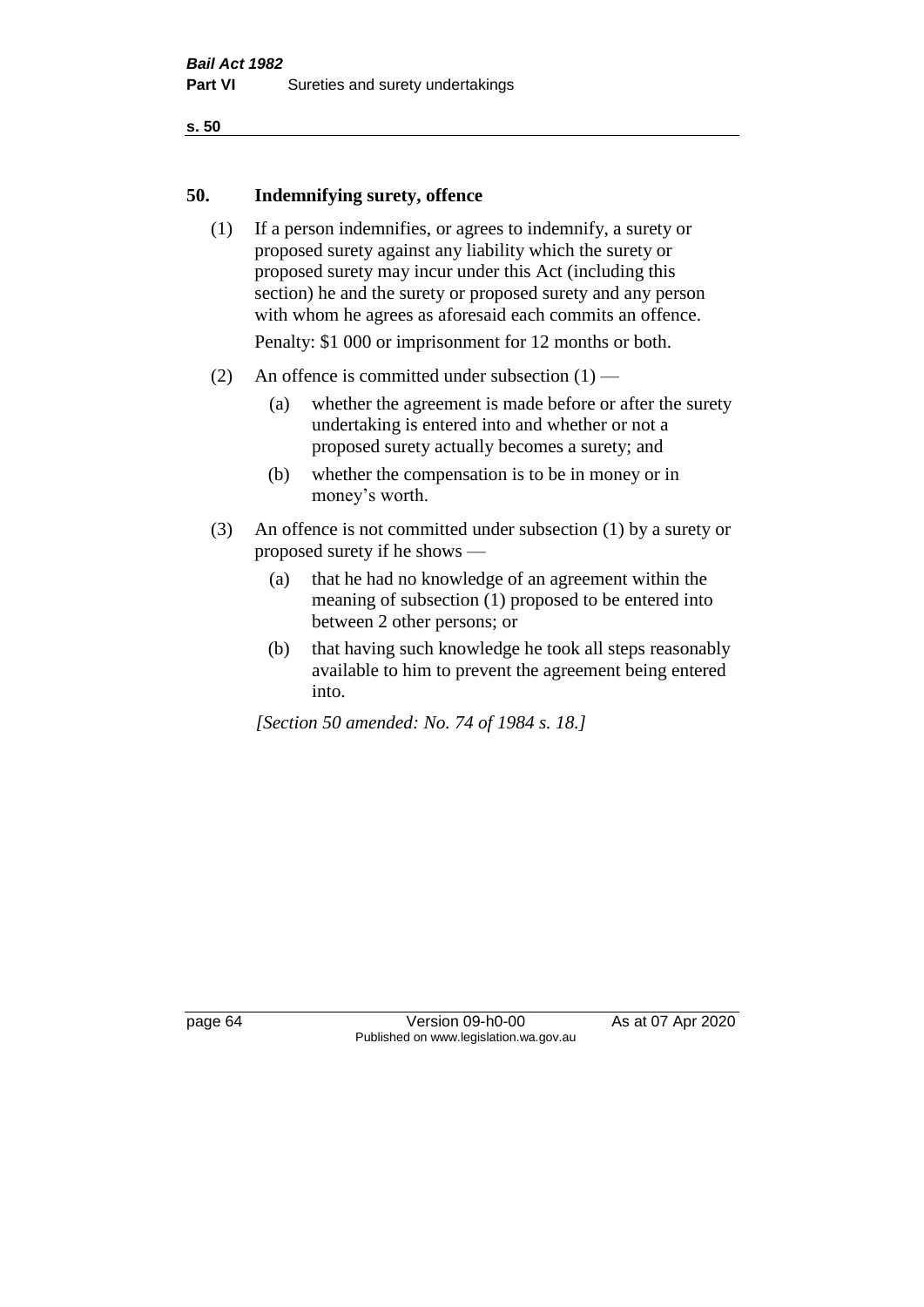## 50. Indemnifying surety, offence

(1) If a person indemnifies, or agrees to indemnify, a surety or proposed surety against any liability which the surety or proposed surety may incur under this Act (including this section) he and the surety or proposed surety and any person with whom he agrees as aforesaid each commits an offence.

Penalty: $1 000 or imprisonment for 12 months or both.

(2) An offence is committed under subsection (1) —

- (a) whether the agreement is made before or after the surety undertaking is entered into and whether or not a proposed surety actually becomes a surety; and
- (b) whether the compensation is to be in money or in money's worth.

(3) An offence is not committed under subsection (1) by a surety or proposed surety if he shows —

- (a) that he had no knowledge of an agreement within the meaning of subsection (1) proposed to be entered into between 2 other persons; or
- (b) that having such knowledge he took all steps reasonably available to him to prevent the agreement being entered into.

*[Section 50 amended: No. 74 of 1984 s. 18.]*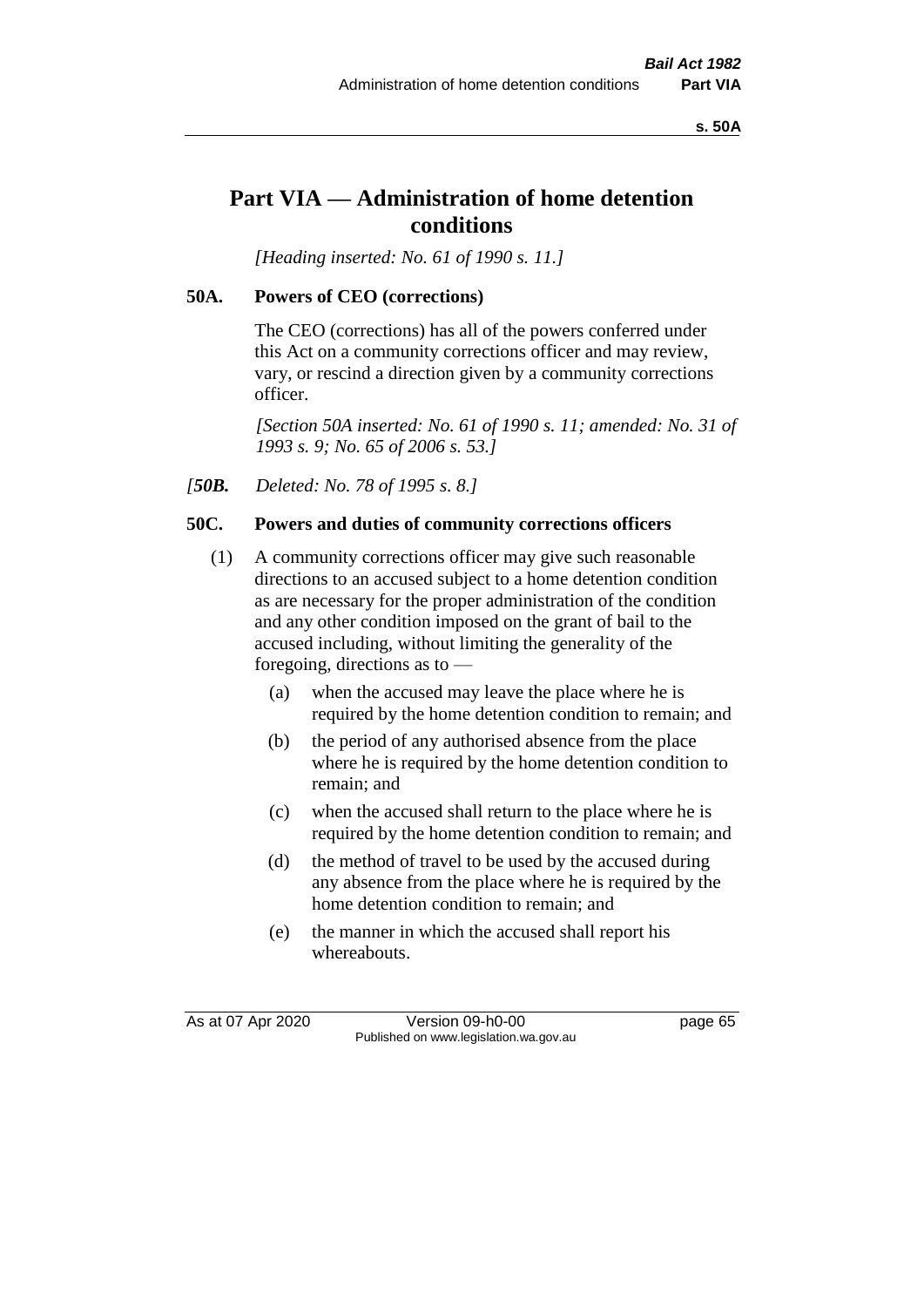# Part VIA — Administration of home detention conditions

*[Heading inserted: No. 61 of 1990 s. 11.]*

## 50A. Powers of CEO (corrections)

The CEO (corrections) has all of the powers conferred under this Act on a community corrections officer and may review, vary, or rescind a direction given by a community corrections officer.

*[Section 50A inserted: No. 61 of 1990 s. 11; amended: No. 31 of 1993 s. 9; No. 65 of 2006 s. 53.]*

*[**50B.** Deleted: No. 78 of 1995 s. 8.]*

## 50C. Powers and duties of community corrections officers

(1) A community corrections officer may give such reasonable directions to an accused subject to a home detention condition as are necessary for the proper administration of the condition and any other condition imposed on the grant of bail to the accused including, without limiting the generality of the foregoing, directions as to —

(a) when the accused may leave the place where he is required by the home detention condition to remain; and

(b) the period of any authorised absence from the place where he is required by the home detention condition to remain; and

(c) when the accused shall return to the place where he is required by the home detention condition to remain; and

(d) the method of travel to be used by the accused during any absence from the place where he is required by the home detention condition to remain; and

(e) the manner in which the accused shall report his whereabouts.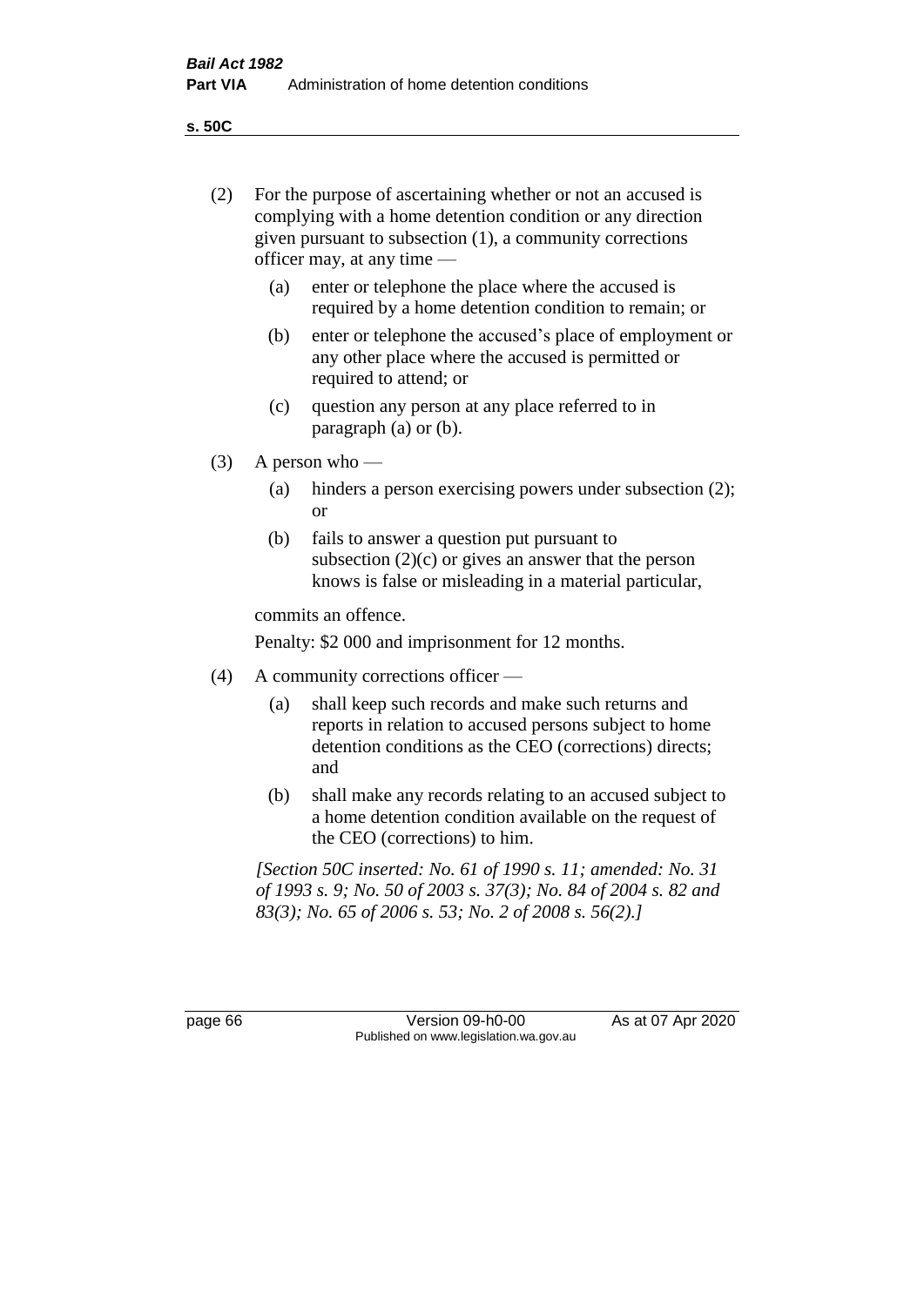(2) For the purpose of ascertaining whether or not an accused is complying with a home detention condition or any direction given pursuant to subsection (1), a community corrections officer may, at any time —

  (a) enter or telephone the place where the accused is required by a home detention condition to remain; or

  (b) enter or telephone the accused's place of employment or any other place where the accused is permitted or required to attend; or

  (c) question any person at any place referred to in paragraph (a) or (b).

(3) A person who —

  (a) hinders a person exercising powers under subsection (2); or

  (b) fails to answer a question put pursuant to subsection (2)(c) or gives an answer that the person knows is false or misleading in a material particular,

  commits an offence.

  Penalty: $2 000 and imprisonment for 12 months.

(4) A community corrections officer —

  (a) shall keep such records and make such returns and reports in relation to accused persons subject to home detention conditions as the CEO (corrections) directs; and

  (b) shall make any records relating to an accused subject to a home detention condition available on the request of the CEO (corrections) to him.

*[Section 50C inserted: No. 61 of 1990 s. 11; amended: No. 31 of 1993 s. 9; No. 50 of 2003 s. 37(3); No. 84 of 2004 s. 82 and 83(3); No. 65 of 2006 s. 53; No. 2 of 2008 s. 56(2).]*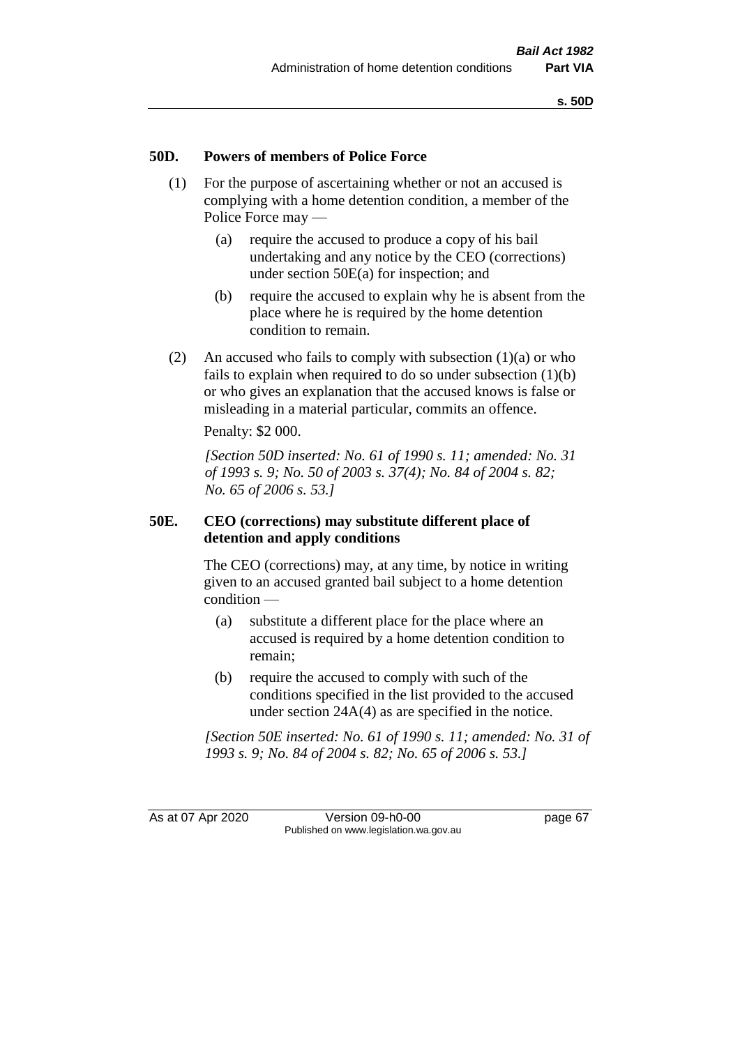## 50D. Powers of members of Police Force

(1) For the purpose of ascertaining whether or not an accused is complying with a home detention condition, a member of the Police Force may —

(a) require the accused to produce a copy of his bail undertaking and any notice by the CEO (corrections) under section 50E(a) for inspection; and

(b) require the accused to explain why he is absent from the place where he is required by the home detention condition to remain.

(2) An accused who fails to comply with subsection (1)(a) or who fails to explain when required to do so under subsection (1)(b) or who gives an explanation that the accused knows is false or misleading in a material particular, commits an offence.

Penalty: $2 000.

*[Section 50D inserted: No. 61 of 1990 s. 11; amended: No. 31 of 1993 s. 9; No. 50 of 2003 s. 37(4); No. 84 of 2004 s. 82; No. 65 of 2006 s. 53.]*

## 50E. CEO (corrections) may substitute different place of detention and apply conditions

The CEO (corrections) may, at any time, by notice in writing given to an accused granted bail subject to a home detention condition —

(a) substitute a different place for the place where an accused is required by a home detention condition to remain;

(b) require the accused to comply with such of the conditions specified in the list provided to the accused under section 24A(4) as are specified in the notice.

*[Section 50E inserted: No. 61 of 1990 s. 11; amended: No. 31 of 1993 s. 9; No. 84 of 2004 s. 82; No. 65 of 2006 s. 53.]*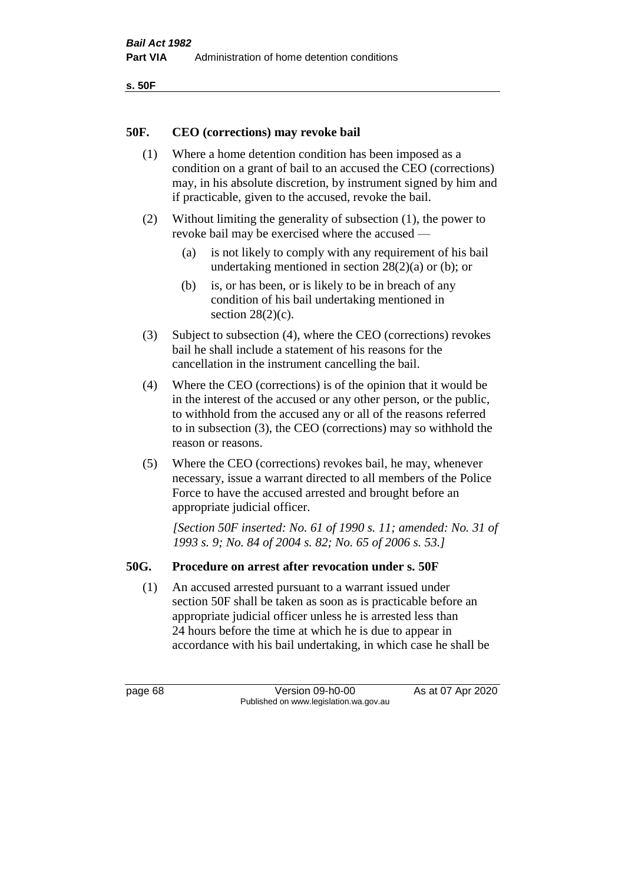## 50F. CEO (corrections) may revoke bail

(1) Where a home detention condition has been imposed as a condition on a grant of bail to an accused the CEO (corrections) may, in his absolute discretion, by instrument signed by him and if practicable, given to the accused, revoke the bail.

(2) Without limiting the generality of subsection (1), the power to revoke bail may be exercised where the accused —

(a) is not likely to comply with any requirement of his bail undertaking mentioned in section 28(2)(a) or (b); or

(b) is, or has been, or is likely to be in breach of any condition of his bail undertaking mentioned in section 28(2)(c).

(3) Subject to subsection (4), where the CEO (corrections) revokes bail he shall include a statement of his reasons for the cancellation in the instrument cancelling the bail.

(4) Where the CEO (corrections) is of the opinion that it would be in the interest of the accused or any other person, or the public, to withhold from the accused any or all of the reasons referred to in subsection (3), the CEO (corrections) may so withhold the reason or reasons.

(5) Where the CEO (corrections) revokes bail, he may, whenever necessary, issue a warrant directed to all members of the Police Force to have the accused arrested and brought before an appropriate judicial officer.

*[Section 50F inserted: No. 61 of 1990 s. 11; amended: No. 31 of 1993 s. 9; No. 84 of 2004 s. 82; No. 65 of 2006 s. 53.]*

## 50G. Procedure on arrest after revocation under s. 50F

(1) An accused arrested pursuant to a warrant issued under section 50F shall be taken as soon as is practicable before an appropriate judicial officer unless he is arrested less than 24 hours before the time at which he is due to appear in accordance with his bail undertaking, in which case he shall be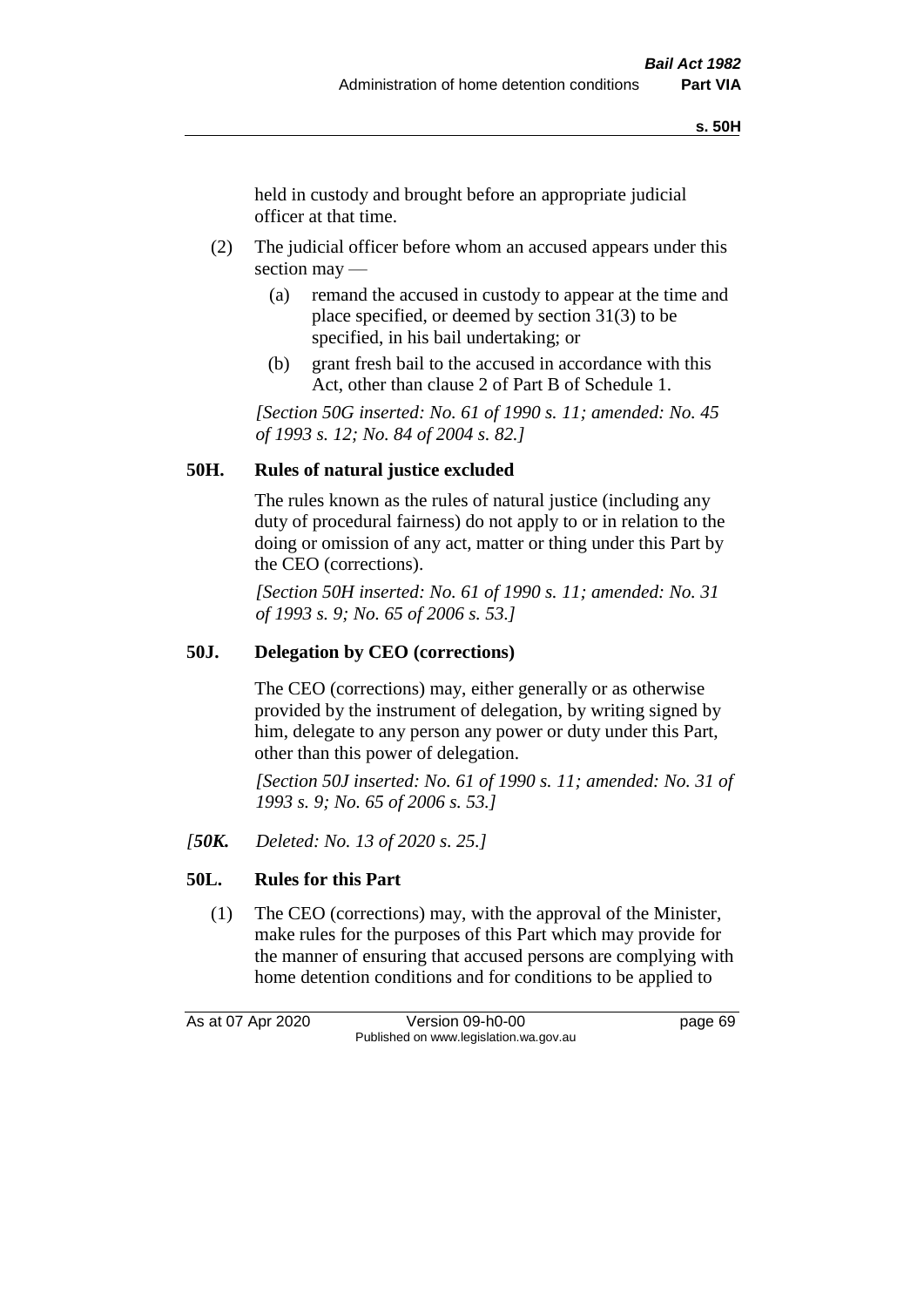held in custody and brought before an appropriate judicial officer at that time.

(2) The judicial officer before whom an accused appears under this section may —

(a) remand the accused in custody to appear at the time and place specified, or deemed by section 31(3) to be specified, in his bail undertaking; or

(b) grant fresh bail to the accused in accordance with this Act, other than clause 2 of Part B of Schedule 1.

*[Section 50G inserted: No. 61 of 1990 s. 11; amended: No. 45 of 1993 s. 12; No. 84 of 2004 s. 82.]*

## 50H. Rules of natural justice excluded

The rules known as the rules of natural justice (including any duty of procedural fairness) do not apply to or in relation to the doing or omission of any act, matter or thing under this Part by the CEO (corrections).

*[Section 50H inserted: No. 61 of 1990 s. 11; amended: No. 31 of 1993 s. 9; No. 65 of 2006 s. 53.]*

## 50J. Delegation by CEO (corrections)

The CEO (corrections) may, either generally or as otherwise provided by the instrument of delegation, by writing signed by him, delegate to any person any power or duty under this Part, other than this power of delegation.

*[Section 50J inserted: No. 61 of 1990 s. 11; amended: No. 31 of 1993 s. 9; No. 65 of 2006 s. 53.]*

*[**50K.** Deleted: No. 13 of 2020 s. 25.]*

## 50L. Rules for this Part

(1) The CEO (corrections) may, with the approval of the Minister, make rules for the purposes of this Part which may provide for the manner of ensuring that accused persons are complying with home detention conditions and for conditions to be applied to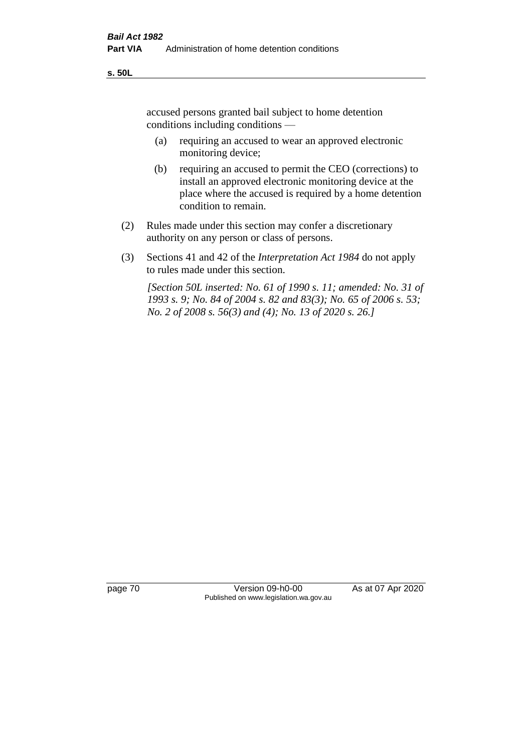accused persons granted bail subject to home detention conditions including conditions —

   (a) requiring an accused to wear an approved electronic monitoring device;

   (b) requiring an accused to permit the CEO (corrections) to install an approved electronic monitoring device at the place where the accused is required by a home detention condition to remain.

(2) Rules made under this section may confer a discretionary authority on any person or class of persons.

(3) Sections 41 and 42 of the *Interpretation Act 1984* do not apply to rules made under this section.

*[Section 50L inserted: No. 61 of 1990 s. 11; amended: No. 31 of 1993 s. 9; No. 84 of 2004 s. 82 and 83(3); No. 65 of 2006 s. 53; No. 2 of 2008 s. 56(3) and (4); No. 13 of 2020 s. 26.]*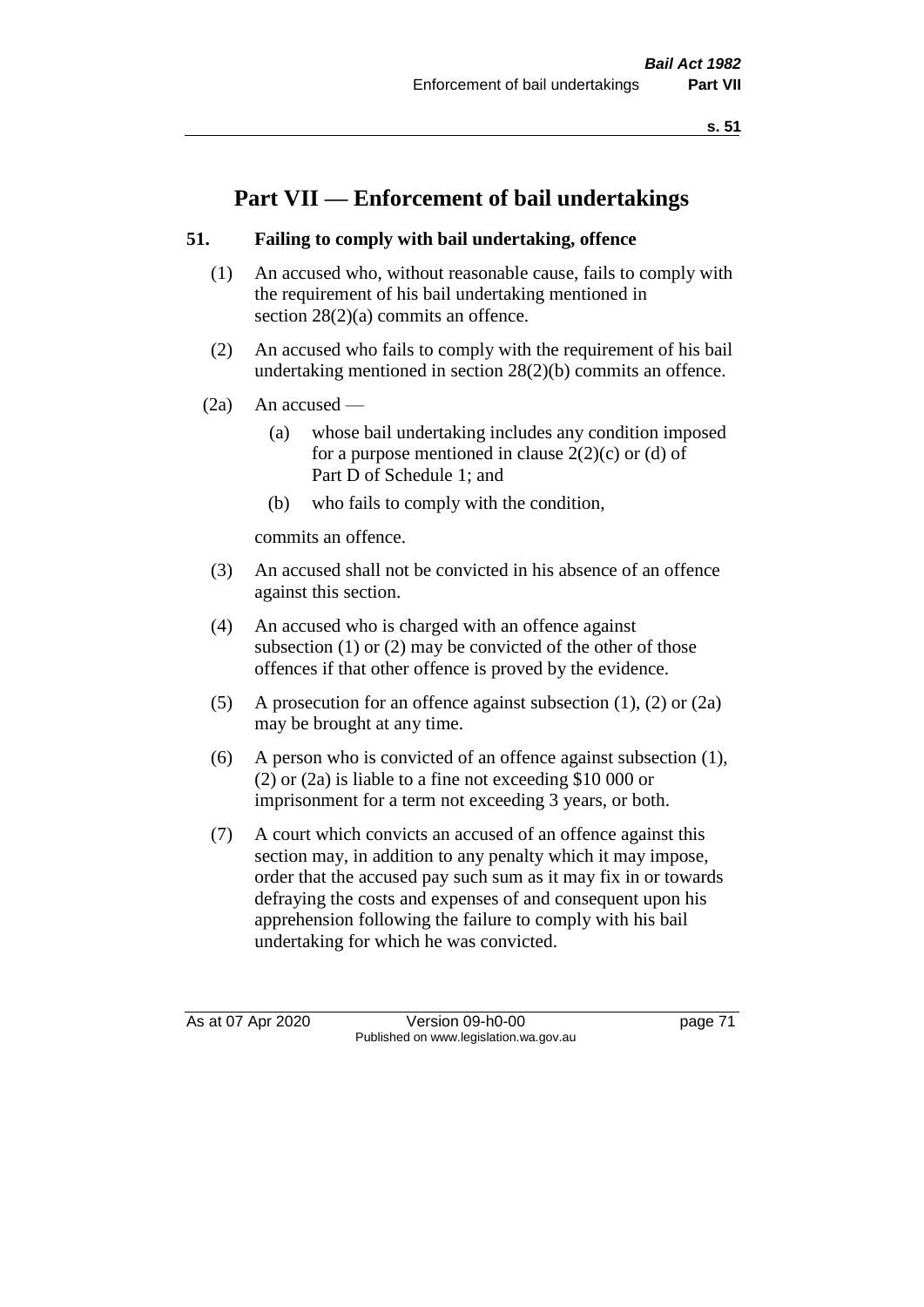# Part VII — Enforcement of bail undertakings

### 51. Failing to comply with bail undertaking, offence

(1) An accused who, without reasonable cause, fails to comply with the requirement of his bail undertaking mentioned in section 28(2)(a) commits an offence.

(2) An accused who fails to comply with the requirement of his bail undertaking mentioned in section 28(2)(b) commits an offence.

(2a) An accused —

  (a) whose bail undertaking includes any condition imposed for a purpose mentioned in clause 2(2)(c) or (d) of Part D of Schedule 1; and

  (b) who fails to comply with the condition,

commits an offence.

(3) An accused shall not be convicted in his absence of an offence against this section.

(4) An accused who is charged with an offence against subsection (1) or (2) may be convicted of the other of those offences if that other offence is proved by the evidence.

(5) A prosecution for an offence against subsection (1), (2) or (2a) may be brought at any time.

(6) A person who is convicted of an offence against subsection (1), (2) or (2a) is liable to a fine not exceeding $10 000 or imprisonment for a term not exceeding 3 years, or both.

(7) A court which convicts an accused of an offence against this section may, in addition to any penalty which it may impose, order that the accused pay such sum as it may fix in or towards defraying the costs and expenses of and consequent upon his apprehension following the failure to comply with his bail undertaking for which he was convicted.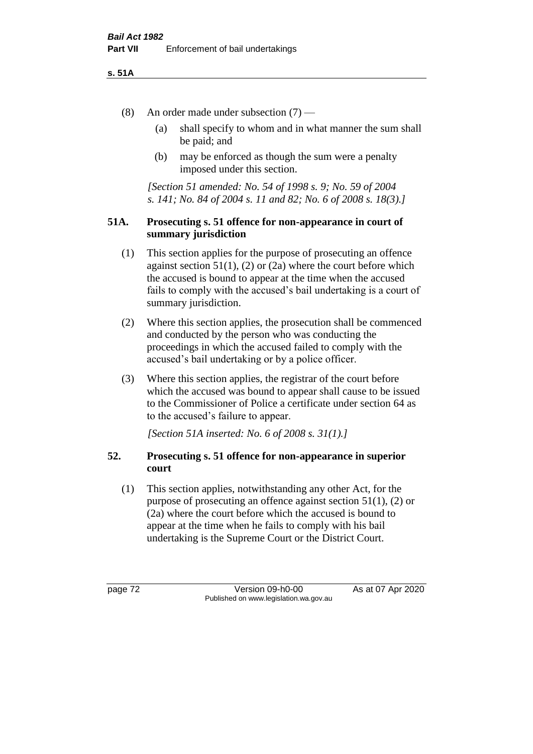(8) An order made under subsection (7) —

(a) shall specify to whom and in what manner the sum shall be paid; and

(b) may be enforced as though the sum were a penalty imposed under this section.

*[Section 51 amended: No. 54 of 1998 s. 9; No. 59 of 2004 s. 141; No. 84 of 2004 s. 11 and 82; No. 6 of 2008 s. 18(3).]*

### 51A. Prosecuting s. 51 offence for non-appearance in court of summary jurisdiction

(1) This section applies for the purpose of prosecuting an offence against section 51(1), (2) or (2a) where the court before which the accused is bound to appear at the time when the accused fails to comply with the accused's bail undertaking is a court of summary jurisdiction.

(2) Where this section applies, the prosecution shall be commenced and conducted by the person who was conducting the proceedings in which the accused failed to comply with the accused's bail undertaking or by a police officer.

(3) Where this section applies, the registrar of the court before which the accused was bound to appear shall cause to be issued to the Commissioner of Police a certificate under section 64 as to the accused's failure to appear.

*[Section 51A inserted: No. 6 of 2008 s. 31(1).]*

### 52. Prosecuting s. 51 offence for non-appearance in superior court

(1) This section applies, notwithstanding any other Act, for the purpose of prosecuting an offence against section 51(1), (2) or (2a) where the court before which the accused is bound to appear at the time when he fails to comply with his bail undertaking is the Supreme Court or the District Court.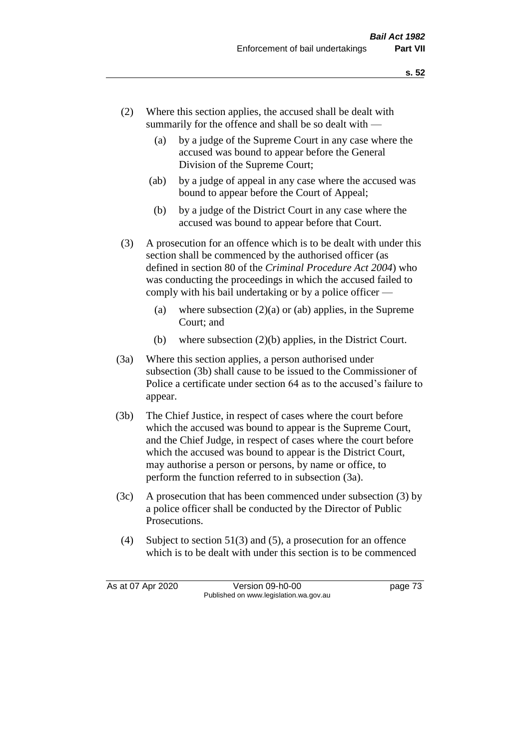(2) Where this section applies, the accused shall be dealt with summarily for the offence and shall be so dealt with —

(a) by a judge of the Supreme Court in any case where the accused was bound to appear before the General Division of the Supreme Court;

(ab) by a judge of appeal in any case where the accused was bound to appear before the Court of Appeal;

(b) by a judge of the District Court in any case where the accused was bound to appear before that Court.

(3) A prosecution for an offence which is to be dealt with under this section shall be commenced by the authorised officer (as defined in section 80 of the *Criminal Procedure Act 2004*) who was conducting the proceedings in which the accused failed to comply with his bail undertaking or by a police officer —

(a) where subsection (2)(a) or (ab) applies, in the Supreme Court; and

(b) where subsection (2)(b) applies, in the District Court.

(3a) Where this section applies, a person authorised under subsection (3b) shall cause to be issued to the Commissioner of Police a certificate under section 64 as to the accused's failure to appear.

(3b) The Chief Justice, in respect of cases where the court before which the accused was bound to appear is the Supreme Court, and the Chief Judge, in respect of cases where the court before which the accused was bound to appear is the District Court, may authorise a person or persons, by name or office, to perform the function referred to in subsection (3a).

(3c) A prosecution that has been commenced under subsection (3) by a police officer shall be conducted by the Director of Public Prosecutions.

(4) Subject to section 51(3) and (5), a prosecution for an offence which is to be dealt with under this section is to be commenced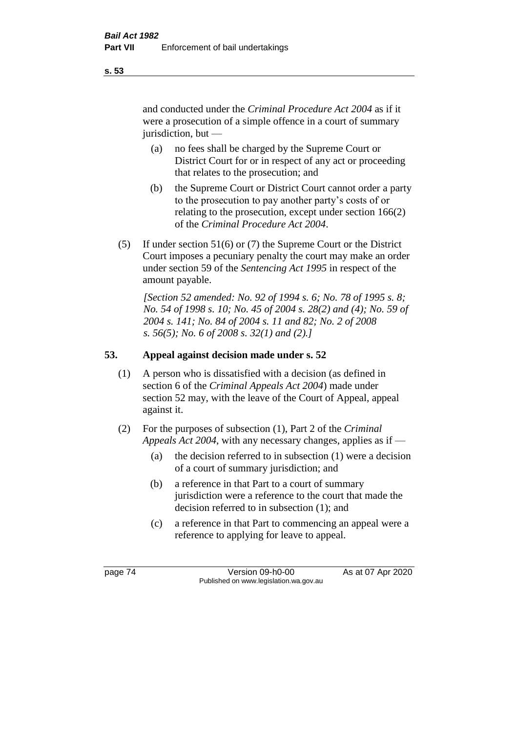and conducted under the *Criminal Procedure Act 2004* as if it were a prosecution of a simple offence in a court of summary jurisdiction, but —

(a) no fees shall be charged by the Supreme Court or District Court for or in respect of any act or proceeding that relates to the prosecution; and

(b) the Supreme Court or District Court cannot order a party to the prosecution to pay another party's costs of or relating to the prosecution, except under section 166(2) of the *Criminal Procedure Act 2004*.

(5) If under section 51(6) or (7) the Supreme Court or the District Court imposes a pecuniary penalty the court may make an order under section 59 of the *Sentencing Act 1995* in respect of the amount payable.

*[Section 52 amended: No. 92 of 1994 s. 6; No. 78 of 1995 s. 8; No. 54 of 1998 s. 10; No. 45 of 2004 s. 28(2) and (4); No. 59 of 2004 s. 141; No. 84 of 2004 s. 11 and 82; No. 2 of 2008 s. 56(5); No. 6 of 2008 s. 32(1) and (2).]*

## 53. Appeal against decision made under s. 52

(1) A person who is dissatisfied with a decision (as defined in section 6 of the *Criminal Appeals Act 2004*) made under section 52 may, with the leave of the Court of Appeal, appeal against it.

(2) For the purposes of subsection (1), Part 2 of the *Criminal Appeals Act 2004*, with any necessary changes, applies as if —

(a) the decision referred to in subsection (1) were a decision of a court of summary jurisdiction; and

(b) a reference in that Part to a court of summary jurisdiction were a reference to the court that made the decision referred to in subsection (1); and

(c) a reference in that Part to commencing an appeal were a reference to applying for leave to appeal.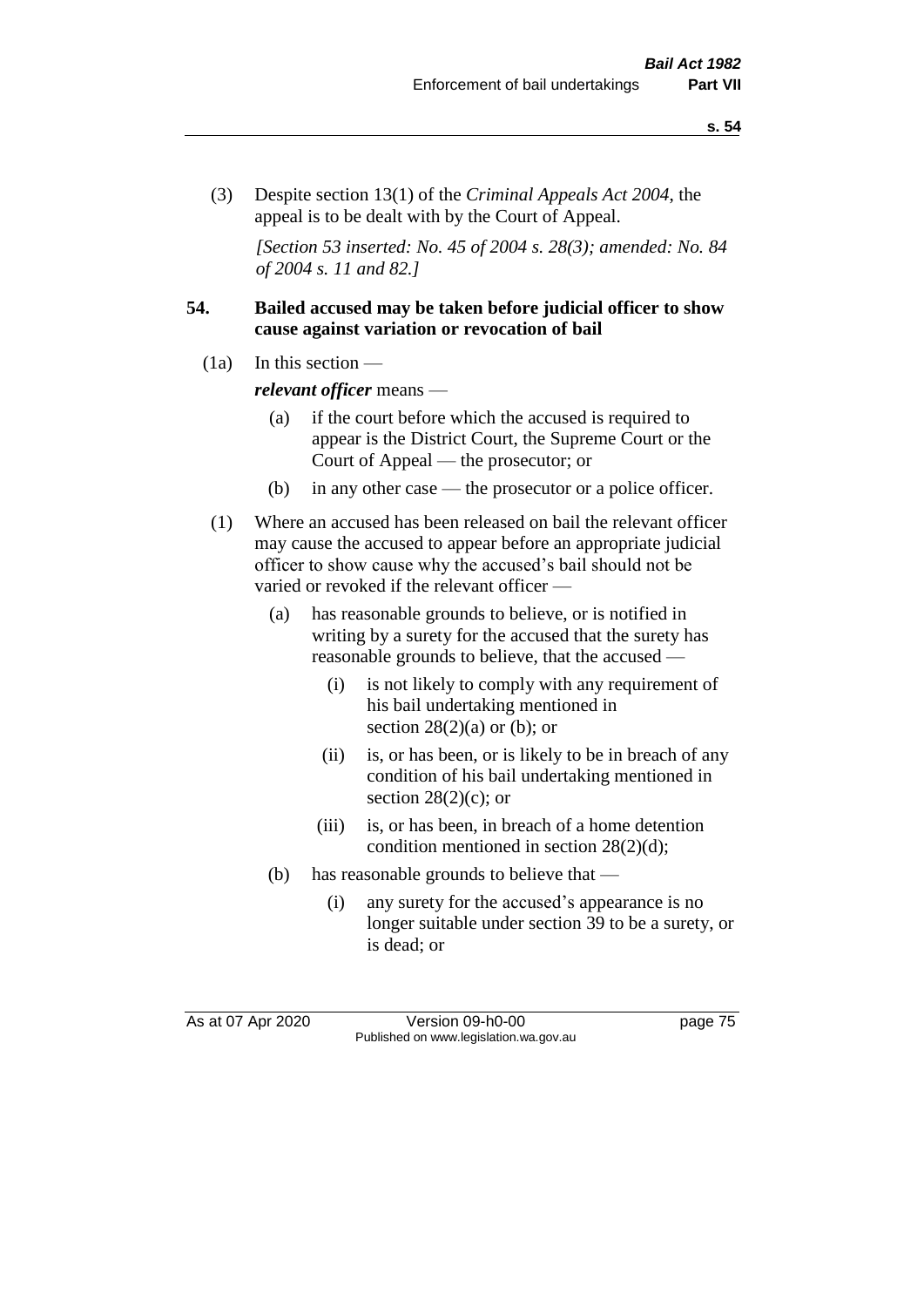(3) Despite section 13(1) of the *Criminal Appeals Act 2004*, the appeal is to be dealt with by the Court of Appeal.

*[Section 53 inserted: No. 45 of 2004 s. 28(3); amended: No. 84 of 2004 s. 11 and 82.]*

## 54. Bailed accused may be taken before judicial officer to show cause against variation or revocation of bail

(1a) In this section —

***relevant officer*** means —

(a) if the court before which the accused is required to appear is the District Court, the Supreme Court or the Court of Appeal — the prosecutor; or

(b) in any other case — the prosecutor or a police officer.

(1) Where an accused has been released on bail the relevant officer may cause the accused to appear before an appropriate judicial officer to show cause why the accused's bail should not be varied or revoked if the relevant officer —

(a) has reasonable grounds to believe, or is notified in writing by a surety for the accused that the surety has reasonable grounds to believe, that the accused —

(i) is not likely to comply with any requirement of his bail undertaking mentioned in section 28(2)(a) or (b); or

(ii) is, or has been, or is likely to be in breach of any condition of his bail undertaking mentioned in section 28(2)(c); or

(iii) is, or has been, in breach of a home detention condition mentioned in section 28(2)(d);

(b) has reasonable grounds to believe that —

(i) any surety for the accused's appearance is no longer suitable under section 39 to be a surety, or is dead; or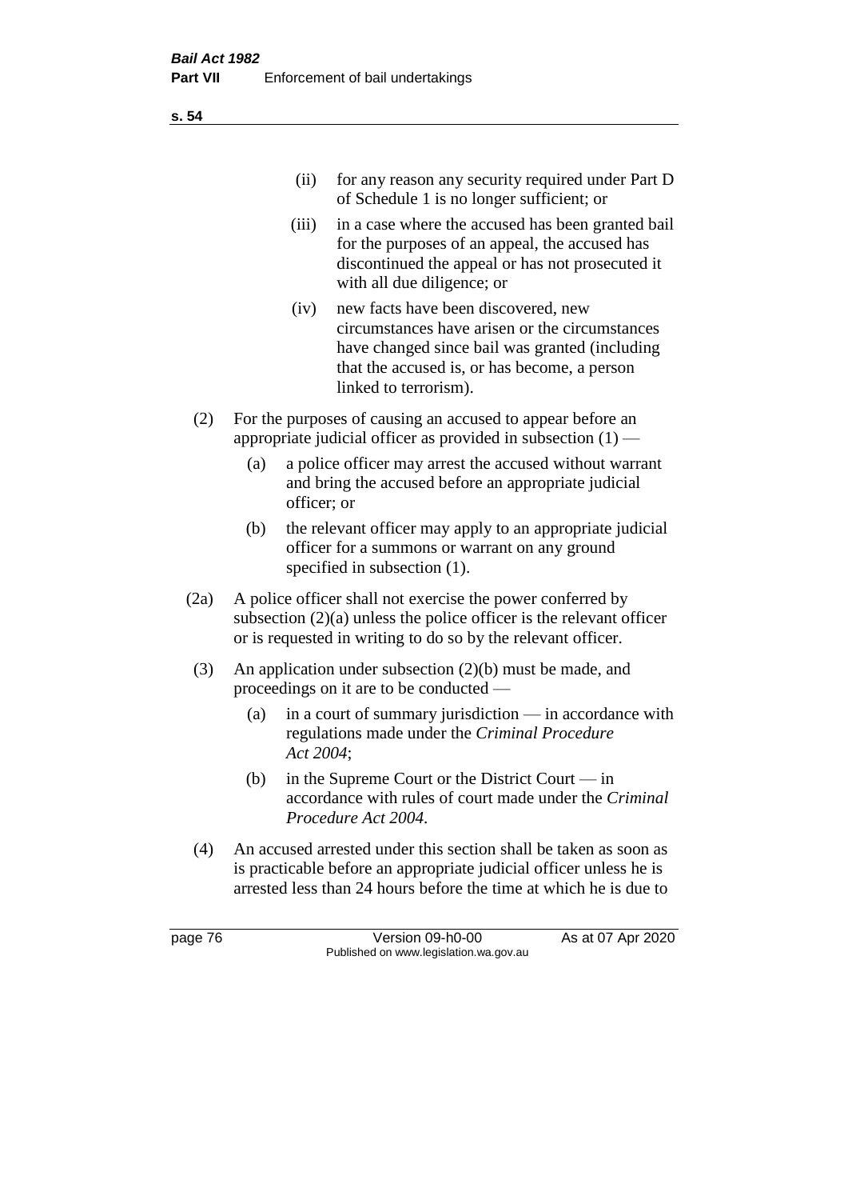(ii) for any reason any security required under Part D of Schedule 1 is no longer sufficient; or

(iii) in a case where the accused has been granted bail for the purposes of an appeal, the accused has discontinued the appeal or has not prosecuted it with all due diligence; or

(iv) new facts have been discovered, new circumstances have arisen or the circumstances have changed since bail was granted (including that the accused is, or has become, a person linked to terrorism).

(2) For the purposes of causing an accused to appear before an appropriate judicial officer as provided in subsection (1) —

(a) a police officer may arrest the accused without warrant and bring the accused before an appropriate judicial officer; or

(b) the relevant officer may apply to an appropriate judicial officer for a summons or warrant on any ground specified in subsection (1).

(2a) A police officer shall not exercise the power conferred by subsection (2)(a) unless the police officer is the relevant officer or is requested in writing to do so by the relevant officer.

(3) An application under subsection (2)(b) must be made, and proceedings on it are to be conducted —

(a) in a court of summary jurisdiction — in accordance with regulations made under the *Criminal Procedure Act 2004*;

(b) in the Supreme Court or the District Court — in accordance with rules of court made under the *Criminal Procedure Act 2004*.

(4) An accused arrested under this section shall be taken as soon as is practicable before an appropriate judicial officer unless he is arrested less than 24 hours before the time at which he is due to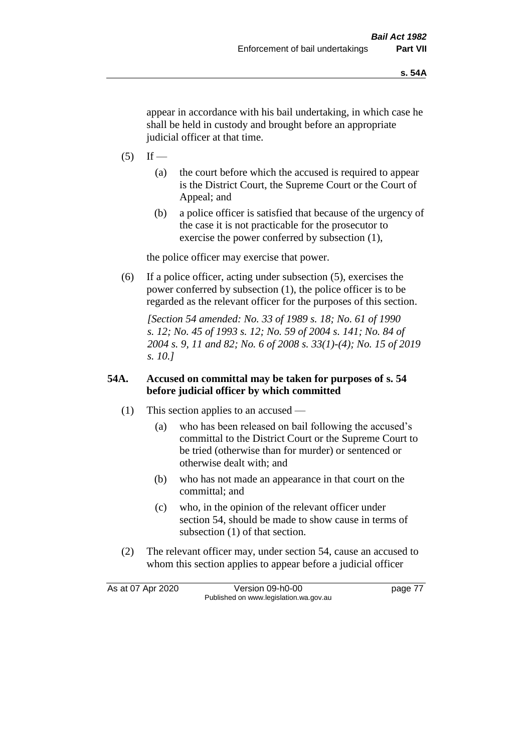appear in accordance with his bail undertaking, in which case he shall be held in custody and brought before an appropriate judicial officer at that time.

(5) If —

   (a) the court before which the accused is required to appear is the District Court, the Supreme Court or the Court of Appeal; and

   (b) a police officer is satisfied that because of the urgency of the case it is not practicable for the prosecutor to exercise the power conferred by subsection (1),

   the police officer may exercise that power.

(6) If a police officer, acting under subsection (5), exercises the power conferred by subsection (1), the police officer is to be regarded as the relevant officer for the purposes of this section.

*[Section 54 amended: No. 33 of 1989 s. 18; No. 61 of 1990 s. 12; No. 45 of 1993 s. 12; No. 59 of 2004 s. 141; No. 84 of 2004 s. 9, 11 and 82; No. 6 of 2008 s. 33(1)-(4); No. 15 of 2019 s. 10.]*

### 54A. Accused on committal may be taken for purposes of s. 54 before judicial officer by which committed

(1) This section applies to an accused —

   (a) who has been released on bail following the accused's committal to the District Court or the Supreme Court to be tried (otherwise than for murder) or sentenced or otherwise dealt with; and

   (b) who has not made an appearance in that court on the committal; and

   (c) who, in the opinion of the relevant officer under section 54, should be made to show cause in terms of subsection (1) of that section.

(2) The relevant officer may, under section 54, cause an accused to whom this section applies to appear before a judicial officer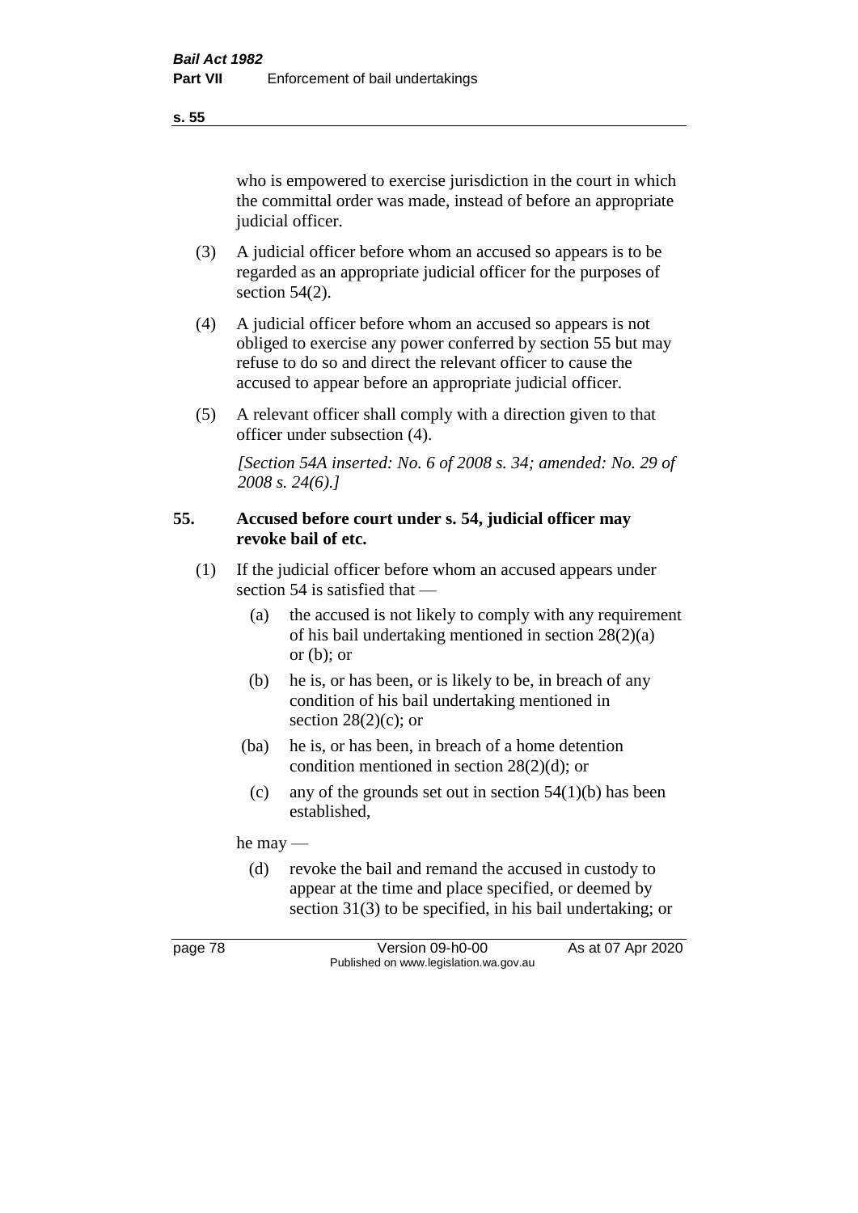who is empowered to exercise jurisdiction in the court in which the committal order was made, instead of before an appropriate judicial officer.

(3) A judicial officer before whom an accused so appears is to be regarded as an appropriate judicial officer for the purposes of section 54(2).

(4) A judicial officer before whom an accused so appears is not obliged to exercise any power conferred by section 55 but may refuse to do so and direct the relevant officer to cause the accused to appear before an appropriate judicial officer.

(5) A relevant officer shall comply with a direction given to that officer under subsection (4).

*[Section 54A inserted: No. 6 of 2008 s. 34; amended: No. 29 of 2008 s. 24(6).]*

### 55. Accused before court under s. 54, judicial officer may revoke bail of etc.

(1) If the judicial officer before whom an accused appears under section 54 is satisfied that —

(a) the accused is not likely to comply with any requirement of his bail undertaking mentioned in section 28(2)(a) or (b); or

(b) he is, or has been, or is likely to be, in breach of any condition of his bail undertaking mentioned in section 28(2)(c); or

(ba) he is, or has been, in breach of a home detention condition mentioned in section 28(2)(d); or

(c) any of the grounds set out in section 54(1)(b) has been established,

he may —

(d) revoke the bail and remand the accused in custody to appear at the time and place specified, or deemed by section 31(3) to be specified, in his bail undertaking; or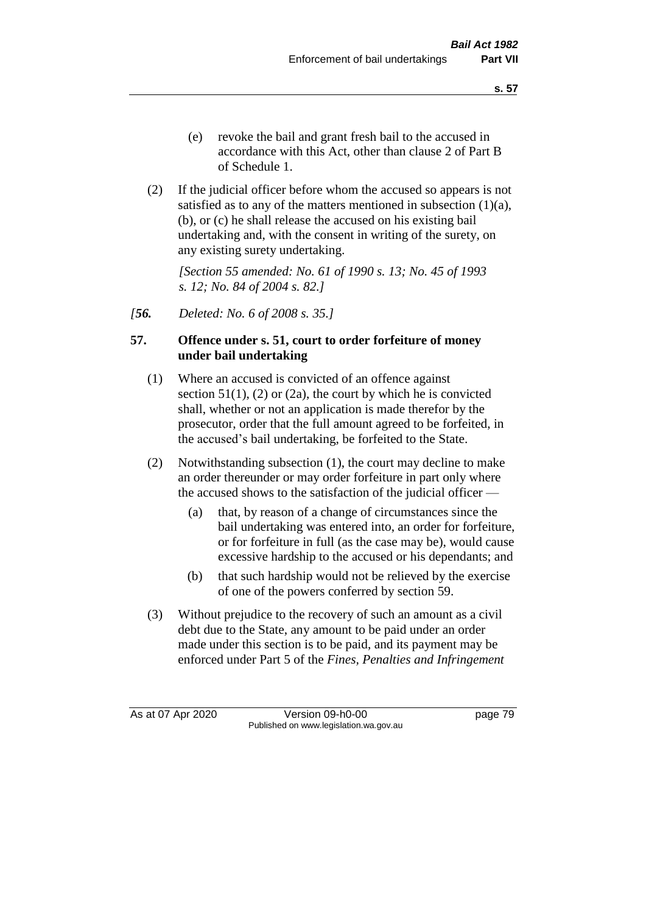(e) revoke the bail and grant fresh bail to the accused in accordance with this Act, other than clause 2 of Part B of Schedule 1.

(2) If the judicial officer before whom the accused so appears is not satisfied as to any of the matters mentioned in subsection (1)(a), (b), or (c) he shall release the accused on his existing bail undertaking and, with the consent in writing of the surety, on any existing surety undertaking.

*[Section 55 amended: No. 61 of 1990 s. 13; No. 45 of 1993 s. 12; No. 84 of 2004 s. 82.]*

*[**56.** Deleted: No. 6 of 2008 s. 35.]*

**57. Offence under s. 51, court to order forfeiture of money under bail undertaking**

(1) Where an accused is convicted of an offence against section 51(1), (2) or (2a), the court by which he is convicted shall, whether or not an application is made therefor by the prosecutor, order that the full amount agreed to be forfeited, in the accused's bail undertaking, be forfeited to the State.

(2) Notwithstanding subsection (1), the court may decline to make an order thereunder or may order forfeiture in part only where the accused shows to the satisfaction of the judicial officer —

(a) that, by reason of a change of circumstances since the bail undertaking was entered into, an order for forfeiture, or for forfeiture in full (as the case may be), would cause excessive hardship to the accused or his dependants; and

(b) that such hardship would not be relieved by the exercise of one of the powers conferred by section 59.

(3) Without prejudice to the recovery of such an amount as a civil debt due to the State, any amount to be paid under an order made under this section is to be paid, and its payment may be enforced under Part 5 of the *Fines, Penalties and Infringement*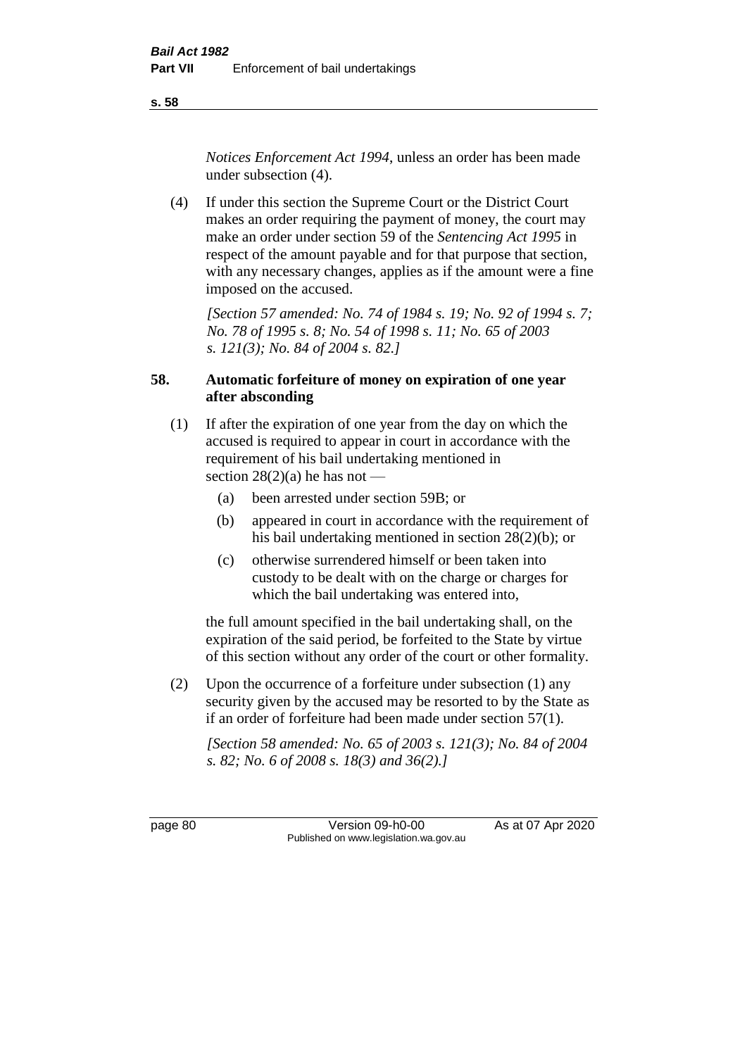*Notices Enforcement Act 1994*, unless an order has been made under subsection (4).

(4) If under this section the Supreme Court or the District Court makes an order requiring the payment of money, the court may make an order under section 59 of the *Sentencing Act 1995* in respect of the amount payable and for that purpose that section, with any necessary changes, applies as if the amount were a fine imposed on the accused.

*[Section 57 amended: No. 74 of 1984 s. 19; No. 92 of 1994 s. 7; No. 78 of 1995 s. 8; No. 54 of 1998 s. 11; No. 65 of 2003 s. 121(3); No. 84 of 2004 s. 82.]*

### 58. Automatic forfeiture of money on expiration of one year after absconding

(1) If after the expiration of one year from the day on which the accused is required to appear in court in accordance with the requirement of his bail undertaking mentioned in section 28(2)(a) he has not —

- (a) been arrested under section 59B; or
- (b) appeared in court in accordance with the requirement of his bail undertaking mentioned in section 28(2)(b); or
- (c) otherwise surrendered himself or been taken into custody to be dealt with on the charge or charges for which the bail undertaking was entered into,

the full amount specified in the bail undertaking shall, on the expiration of the said period, be forfeited to the State by virtue of this section without any order of the court or other formality.

(2) Upon the occurrence of a forfeiture under subsection (1) any security given by the accused may be resorted to by the State as if an order of forfeiture had been made under section 57(1).

*[Section 58 amended: No. 65 of 2003 s. 121(3); No. 84 of 2004 s. 82; No. 6 of 2008 s. 18(3) and 36(2).]*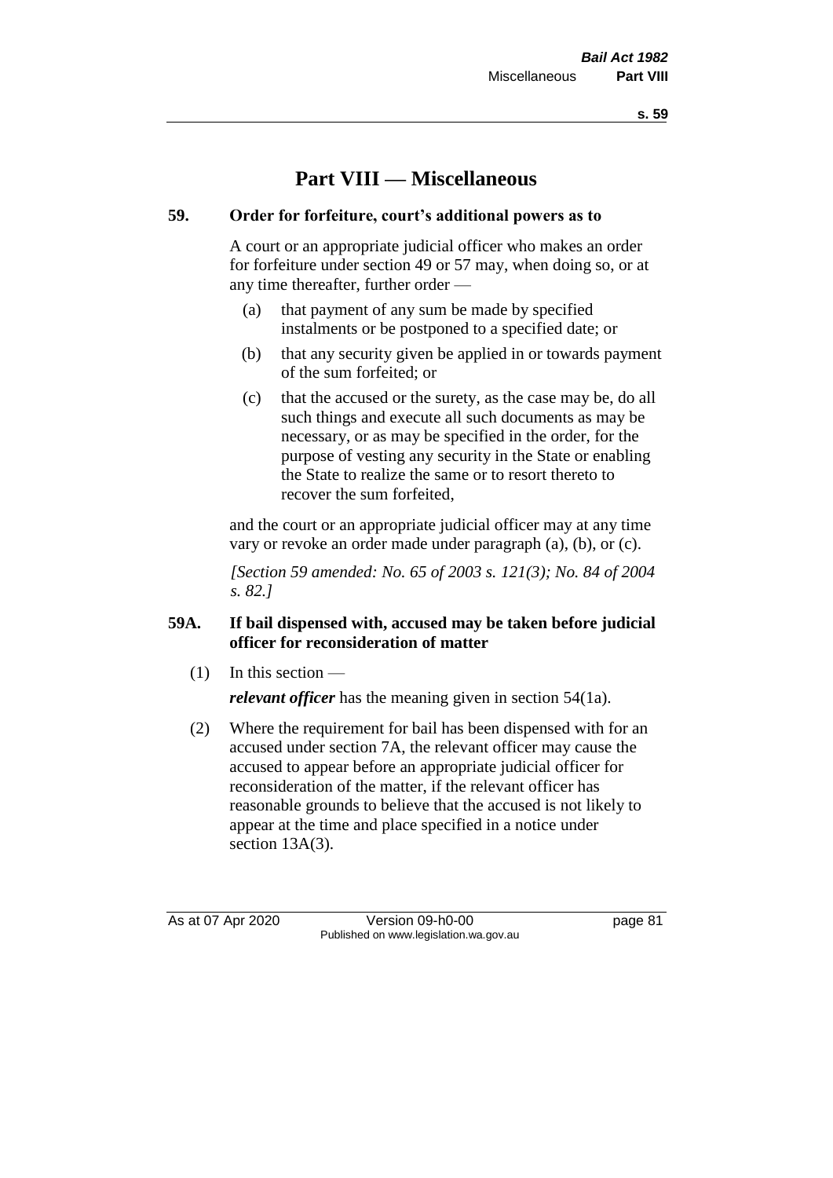# Part VIII — Miscellaneous

## 59. Order for forfeiture, court's additional powers as to

A court or an appropriate judicial officer who makes an order for forfeiture under section 49 or 57 may, when doing so, or at any time thereafter, further order —

- (a) that payment of any sum be made by specified instalments or be postponed to a specified date; or
- (b) that any security given be applied in or towards payment of the sum forfeited; or
- (c) that the accused or the surety, as the case may be, do all such things and execute all such documents as may be necessary, or as may be specified in the order, for the purpose of vesting any security in the State or enabling the State to realize the same or to resort thereto to recover the sum forfeited,

and the court or an appropriate judicial officer may at any time vary or revoke an order made under paragraph (a), (b), or (c).

*[Section 59 amended: No. 65 of 2003 s. 121(3); No. 84 of 2004 s. 82.]*

## 59A. If bail dispensed with, accused may be taken before judicial officer for reconsideration of matter

(1) In this section —

***relevant officer*** has the meaning given in section 54(1a).

(2) Where the requirement for bail has been dispensed with for an accused under section 7A, the relevant officer may cause the accused to appear before an appropriate judicial officer for reconsideration of the matter, if the relevant officer has reasonable grounds to believe that the accused is not likely to appear at the time and place specified in a notice under section 13A(3).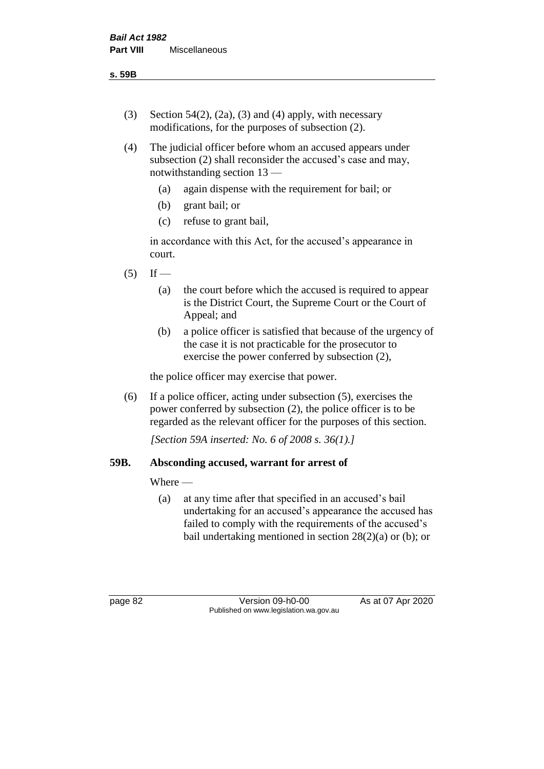(3) Section 54(2), (2a), (3) and (4) apply, with necessary modifications, for the purposes of subsection (2).

(4) The judicial officer before whom an accused appears under subsection (2) shall reconsider the accused's case and may, notwithstanding section 13 —

  (a) again dispense with the requirement for bail; or

  (b) grant bail; or

  (c) refuse to grant bail,

in accordance with this Act, for the accused's appearance in court.

(5) If —

  (a) the court before which the accused is required to appear is the District Court, the Supreme Court or the Court of Appeal; and

  (b) a police officer is satisfied that because of the urgency of the case it is not practicable for the prosecutor to exercise the power conferred by subsection (2),

the police officer may exercise that power.

(6) If a police officer, acting under subsection (5), exercises the power conferred by subsection (2), the police officer is to be regarded as the relevant officer for the purposes of this section.

*[Section 59A inserted: No. 6 of 2008 s. 36(1).]*

### 59B. Absconding accused, warrant for arrest of

Where —

  (a) at any time after that specified in an accused's bail undertaking for an accused's appearance the accused has failed to comply with the requirements of the accused's bail undertaking mentioned in section 28(2)(a) or (b); or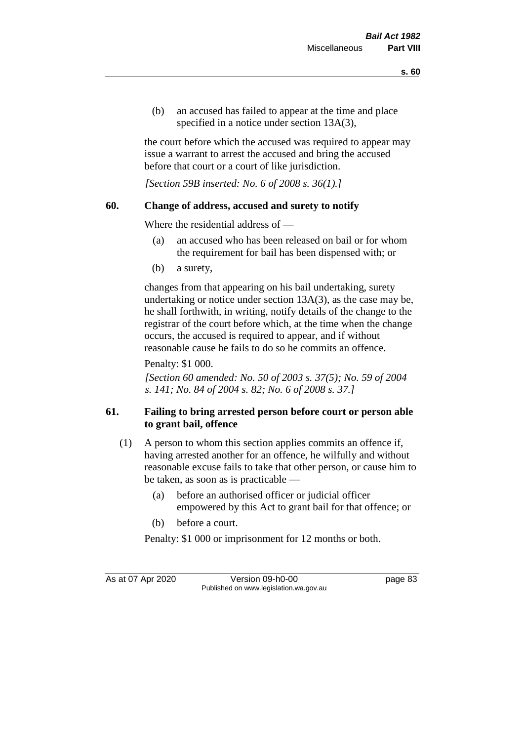(b) an accused has failed to appear at the time and place specified in a notice under section 13A(3),

the court before which the accused was required to appear may issue a warrant to arrest the accused and bring the accused before that court or a court of like jurisdiction.

*[Section 59B inserted: No. 6 of 2008 s. 36(1).]*

## 60. Change of address, accused and surety to notify

Where the residential address of —

(a) an accused who has been released on bail or for whom the requirement for bail has been dispensed with; or

(b) a surety,

changes from that appearing on his bail undertaking, surety undertaking or notice under section 13A(3), as the case may be, he shall forthwith, in writing, notify details of the change to the registrar of the court before which, at the time when the change occurs, the accused is required to appear, and if without reasonable cause he fails to do so he commits an offence.

Penalty: $1 000.

*[Section 60 amended: No. 50 of 2003 s. 37(5); No. 59 of 2004 s. 141; No. 84 of 2004 s. 82; No. 6 of 2008 s. 37.]*

## 61. Failing to bring arrested person before court or person able to grant bail, offence

(1) A person to whom this section applies commits an offence if, having arrested another for an offence, he wilfully and without reasonable excuse fails to take that other person, or cause him to be taken, as soon as is practicable —

(a) before an authorised officer or judicial officer empowered by this Act to grant bail for that offence; or

(b) before a court.

Penalty: $1 000 or imprisonment for 12 months or both.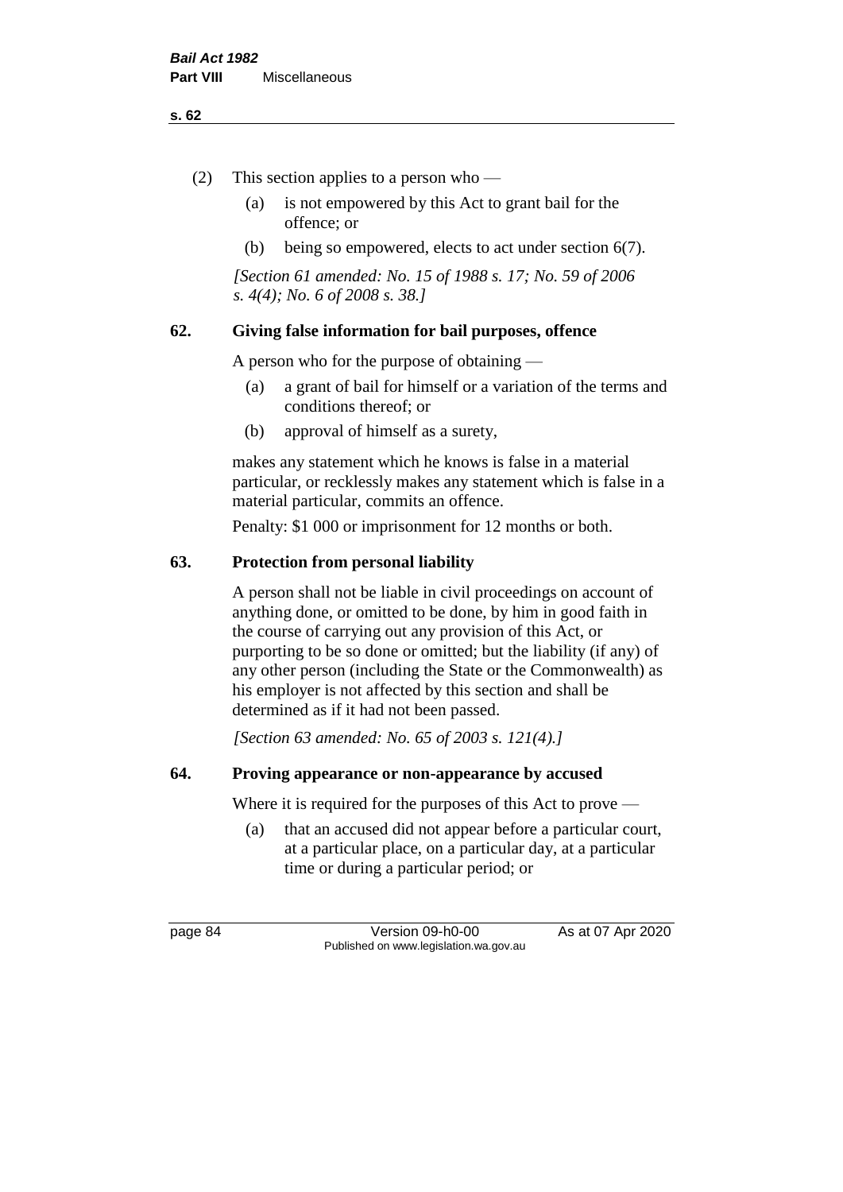(2) This section applies to a person who —

(a) is not empowered by this Act to grant bail for the offence; or

(b) being so empowered, elects to act under section 6(7).

*[Section 61 amended: No. 15 of 1988 s. 17; No. 59 of 2006 s. 4(4); No. 6 of 2008 s. 38.]*

## 62. Giving false information for bail purposes, offence

A person who for the purpose of obtaining —

(a) a grant of bail for himself or a variation of the terms and conditions thereof; or

(b) approval of himself as a surety,

makes any statement which he knows is false in a material particular, or recklessly makes any statement which is false in a material particular, commits an offence.

Penalty: $1 000 or imprisonment for 12 months or both.

## 63. Protection from personal liability

A person shall not be liable in civil proceedings on account of anything done, or omitted to be done, by him in good faith in the course of carrying out any provision of this Act, or purporting to be so done or omitted; but the liability (if any) of any other person (including the State or the Commonwealth) as his employer is not affected by this section and shall be determined as if it had not been passed.

*[Section 63 amended: No. 65 of 2003 s. 121(4).]*

## 64. Proving appearance or non-appearance by accused

Where it is required for the purposes of this Act to prove —

(a) that an accused did not appear before a particular court, at a particular place, on a particular day, at a particular time or during a particular period; or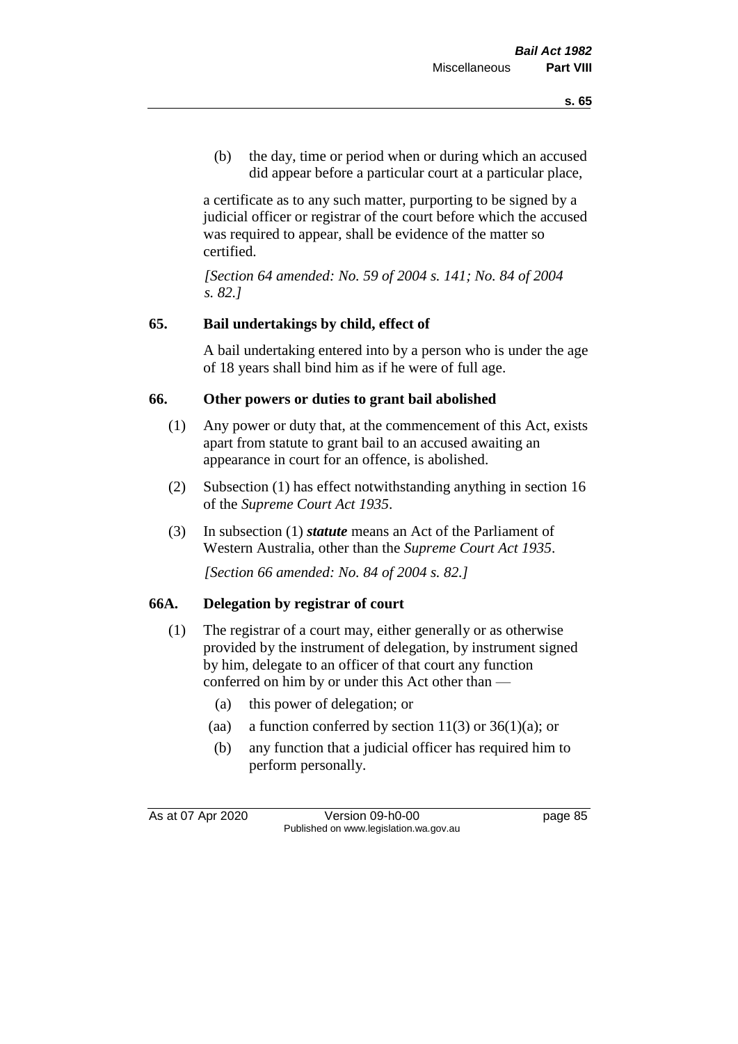(b) the day, time or period when or during which an accused did appear before a particular court at a particular place,

a certificate as to any such matter, purporting to be signed by a judicial officer or registrar of the court before which the accused was required to appear, shall be evidence of the matter so certified.

*[Section 64 amended: No. 59 of 2004 s. 141; No. 84 of 2004 s. 82.]*

## 65. Bail undertakings by child, effect of

A bail undertaking entered into by a person who is under the age of 18 years shall bind him as if he were of full age.

## 66. Other powers or duties to grant bail abolished

(1) Any power or duty that, at the commencement of this Act, exists apart from statute to grant bail to an accused awaiting an appearance in court for an offence, is abolished.

(2) Subsection (1) has effect notwithstanding anything in section 16 of the *Supreme Court Act 1935*.

(3) In subsection (1) ***statute*** means an Act of the Parliament of Western Australia, other than the *Supreme Court Act 1935*.

*[Section 66 amended: No. 84 of 2004 s. 82.]*

## 66A. Delegation by registrar of court

(1) The registrar of a court may, either generally or as otherwise provided by the instrument of delegation, by instrument signed by him, delegate to an officer of that court any function conferred on him by or under this Act other than —

(a) this power of delegation; or

(aa) a function conferred by section 11(3) or 36(1)(a); or

(b) any function that a judicial officer has required him to perform personally.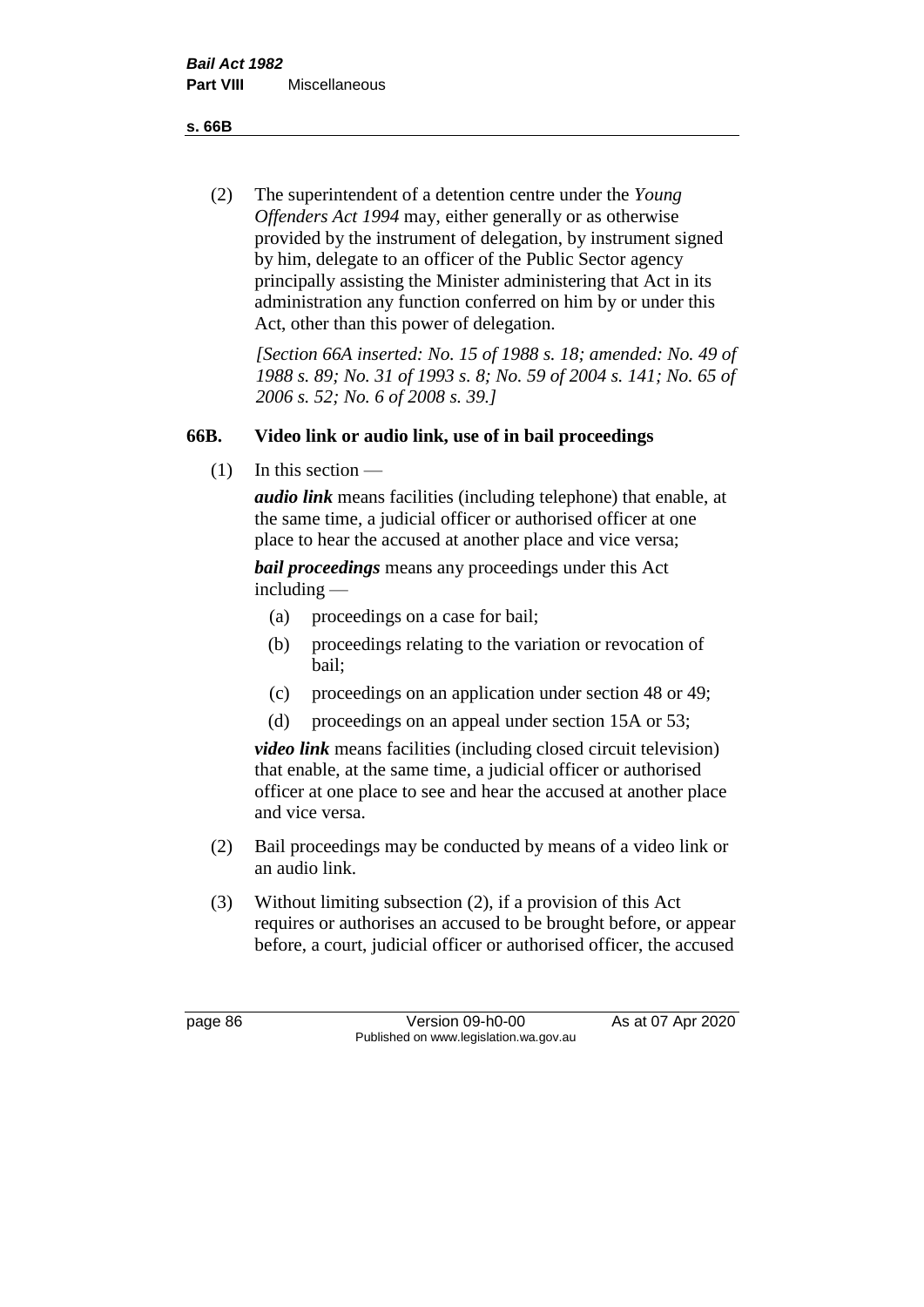(2) The superintendent of a detention centre under the *Young Offenders Act 1994* may, either generally or as otherwise provided by the instrument of delegation, by instrument signed by him, delegate to an officer of the Public Sector agency principally assisting the Minister administering that Act in its administration any function conferred on him by or under this Act, other than this power of delegation.

*[Section 66A inserted: No. 15 of 1988 s. 18; amended: No. 49 of 1988 s. 89; No. 31 of 1993 s. 8; No. 59 of 2004 s. 141; No. 65 of 2006 s. 52; No. 6 of 2008 s. 39.]*

### 66B. Video link or audio link, use of in bail proceedings

(1) In this section —

***audio link*** means facilities (including telephone) that enable, at the same time, a judicial officer or authorised officer at one place to hear the accused at another place and vice versa;

***bail proceedings*** means any proceedings under this Act including —

(a) proceedings on a case for bail;

(b) proceedings relating to the variation or revocation of bail;

(c) proceedings on an application under section 48 or 49;

(d) proceedings on an appeal under section 15A or 53;

***video link*** means facilities (including closed circuit television) that enable, at the same time, a judicial officer or authorised officer at one place to see and hear the accused at another place and vice versa.

(2) Bail proceedings may be conducted by means of a video link or an audio link.

(3) Without limiting subsection (2), if a provision of this Act requires or authorises an accused to be brought before, or appear before, a court, judicial officer or authorised officer, the accused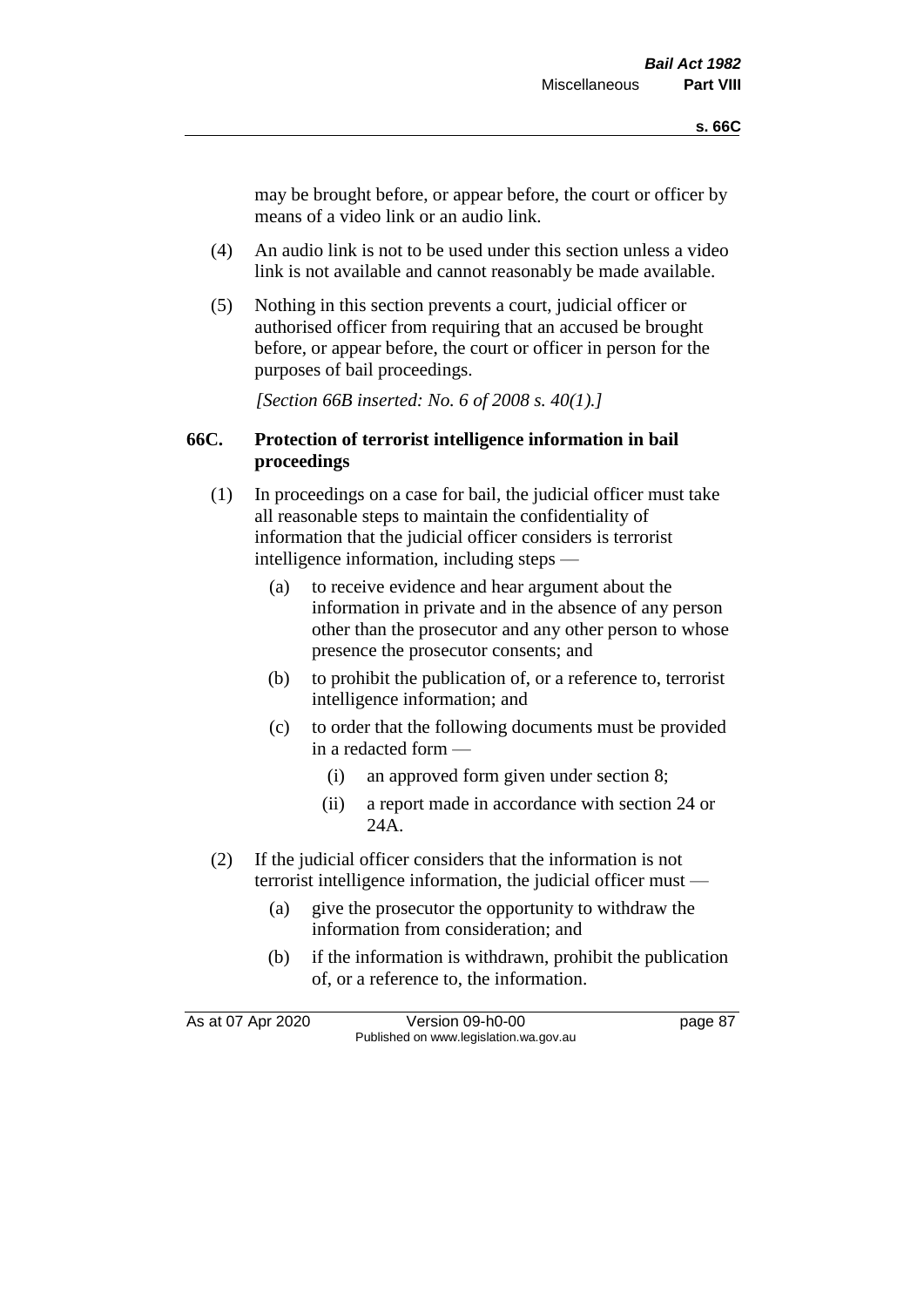may be brought before, or appear before, the court or officer by means of a video link or an audio link.

(4) An audio link is not to be used under this section unless a video link is not available and cannot reasonably be made available.

(5) Nothing in this section prevents a court, judicial officer or authorised officer from requiring that an accused be brought before, or appear before, the court or officer in person for the purposes of bail proceedings.

*[Section 66B inserted: No. 6 of 2008 s. 40(1).]*

**66C. Protection of terrorist intelligence information in bail proceedings**

(1) In proceedings on a case for bail, the judicial officer must take all reasonable steps to maintain the confidentiality of information that the judicial officer considers is terrorist intelligence information, including steps —

(a) to receive evidence and hear argument about the information in private and in the absence of any person other than the prosecutor and any other person to whose presence the prosecutor consents; and

(b) to prohibit the publication of, or a reference to, terrorist intelligence information; and

(c) to order that the following documents must be provided in a redacted form —

(i) an approved form given under section 8;

(ii) a report made in accordance with section 24 or 24A.

(2) If the judicial officer considers that the information is not terrorist intelligence information, the judicial officer must —

(a) give the prosecutor the opportunity to withdraw the information from consideration; and

(b) if the information is withdrawn, prohibit the publication of, or a reference to, the information.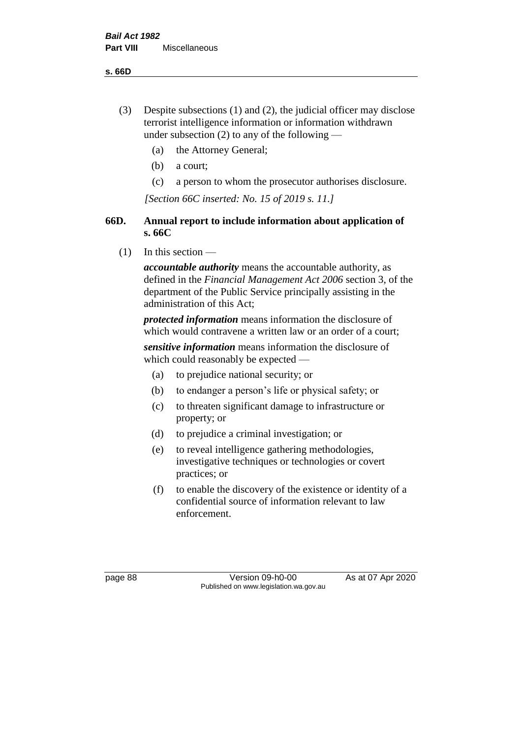(3) Despite subsections (1) and (2), the judicial officer may disclose terrorist intelligence information or information withdrawn under subsection (2) to any of the following —

(a) the Attorney General;

(b) a court;

(c) a person to whom the prosecutor authorises disclosure.

*[Section 66C inserted: No. 15 of 2019 s. 11.]*

## 66D. Annual report to include information about application of s. 66C

(1) In this section —

***accountable authority*** means the accountable authority, as defined in the *Financial Management Act 2006* section 3, of the department of the Public Service principally assisting in the administration of this Act;

***protected information*** means information the disclosure of which would contravene a written law or an order of a court;

***sensitive information*** means information the disclosure of which could reasonably be expected —

(a) to prejudice national security; or

(b) to endanger a person's life or physical safety; or

(c) to threaten significant damage to infrastructure or property; or

(d) to prejudice a criminal investigation; or

(e) to reveal intelligence gathering methodologies, investigative techniques or technologies or covert practices; or

(f) to enable the discovery of the existence or identity of a confidential source of information relevant to law enforcement.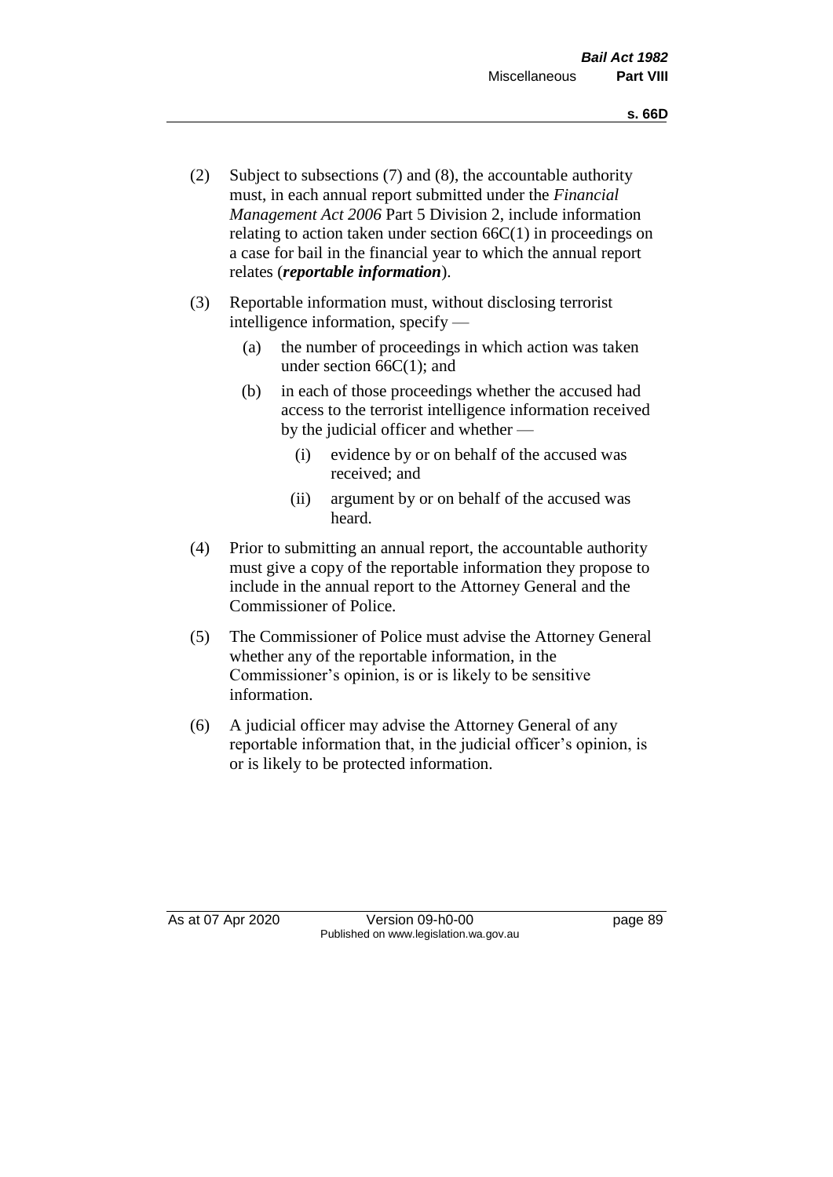(2) Subject to subsections (7) and (8), the accountable authority must, in each annual report submitted under the *Financial Management Act 2006* Part 5 Division 2, include information relating to action taken under section 66C(1) in proceedings on a case for bail in the financial year to which the annual report relates (***reportable information***).

(3) Reportable information must, without disclosing terrorist intelligence information, specify —

  (a) the number of proceedings in which action was taken under section 66C(1); and

  (b) in each of those proceedings whether the accused had access to the terrorist intelligence information received by the judicial officer and whether —

    (i) evidence by or on behalf of the accused was received; and

    (ii) argument by or on behalf of the accused was heard.

(4) Prior to submitting an annual report, the accountable authority must give a copy of the reportable information they propose to include in the annual report to the Attorney General and the Commissioner of Police.

(5) The Commissioner of Police must advise the Attorney General whether any of the reportable information, in the Commissioner's opinion, is or is likely to be sensitive information.

(6) A judicial officer may advise the Attorney General of any reportable information that, in the judicial officer's opinion, is or is likely to be protected information.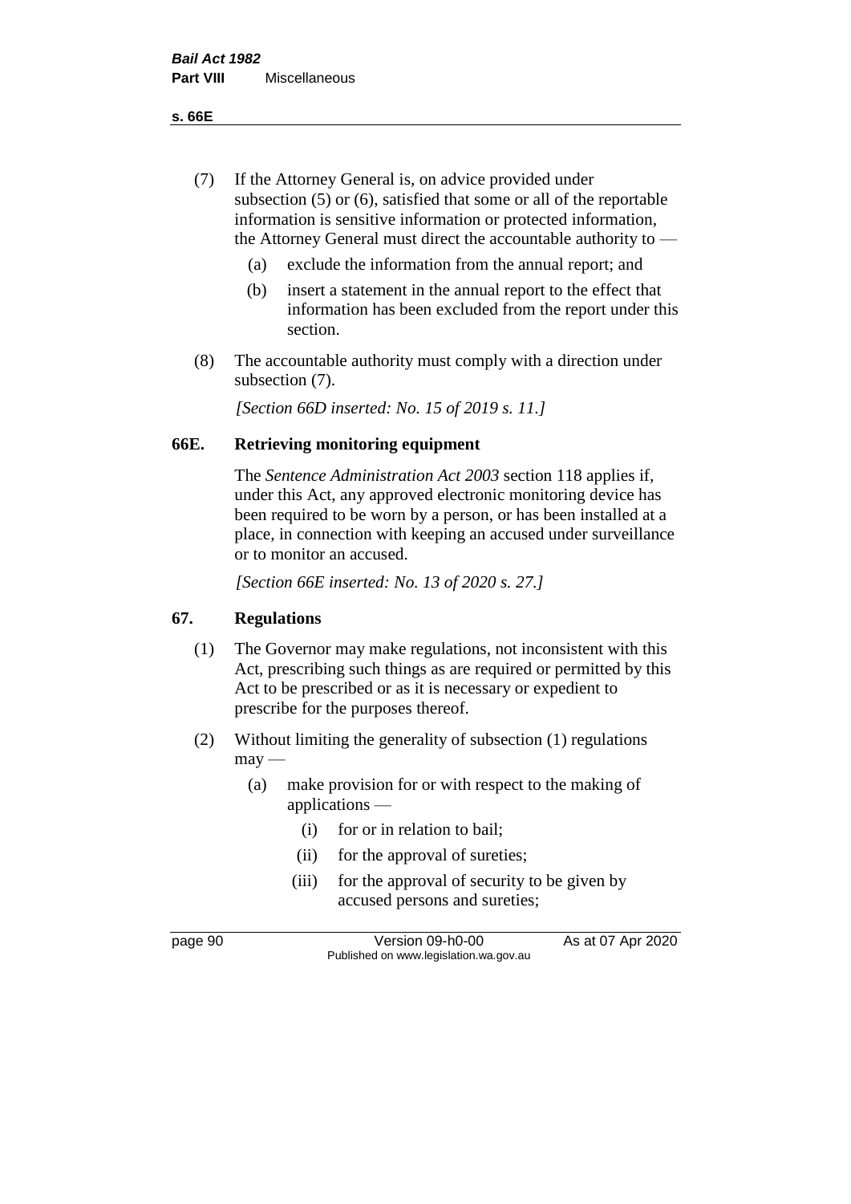(7) If the Attorney General is, on advice provided under subsection (5) or (6), satisfied that some or all of the reportable information is sensitive information or protected information, the Attorney General must direct the accountable authority to —

(a) exclude the information from the annual report; and

(b) insert a statement in the annual report to the effect that information has been excluded from the report under this section.

(8) The accountable authority must comply with a direction under subsection (7).

*[Section 66D inserted: No. 15 of 2019 s. 11.]*

## 66E. Retrieving monitoring equipment

The *Sentence Administration Act 2003* section 118 applies if, under this Act, any approved electronic monitoring device has been required to be worn by a person, or has been installed at a place, in connection with keeping an accused under surveillance or to monitor an accused.

*[Section 66E inserted: No. 13 of 2020 s. 27.]*

## 67. Regulations

(1) The Governor may make regulations, not inconsistent with this Act, prescribing such things as are required or permitted by this Act to be prescribed or as it is necessary or expedient to prescribe for the purposes thereof.

(2) Without limiting the generality of subsection (1) regulations may —

(a) make provision for or with respect to the making of applications —

(i) for or in relation to bail;

(ii) for the approval of sureties;

(iii) for the approval of security to be given by accused persons and sureties;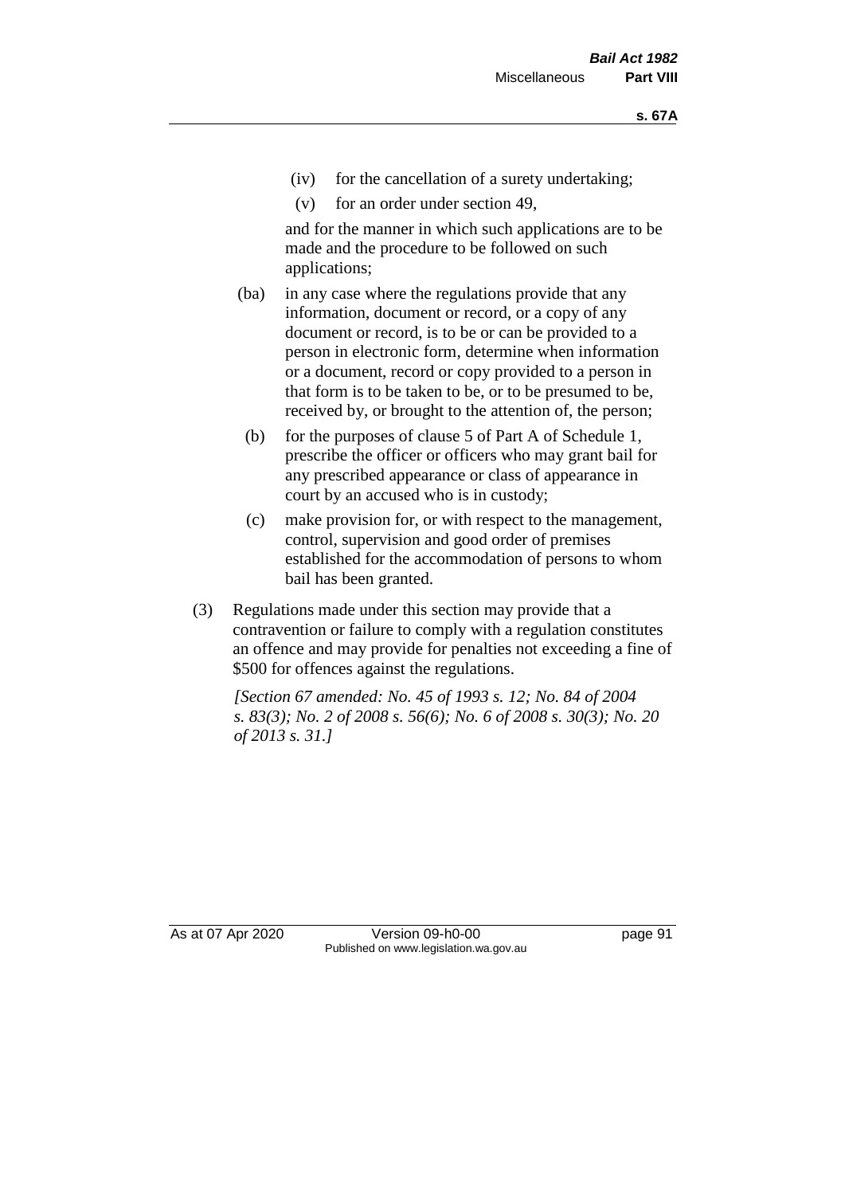(iv) for the cancellation of a surety undertaking;

(v) for an order under section 49,

and for the manner in which such applications are to be made and the procedure to be followed on such applications;

(ba) in any case where the regulations provide that any information, document or record, or a copy of any document or record, is to be or can be provided to a person in electronic form, determine when information or a document, record or copy provided to a person in that form is to be taken to be, or to be presumed to be, received by, or brought to the attention of, the person;

(b) for the purposes of clause 5 of Part A of Schedule 1, prescribe the officer or officers who may grant bail for any prescribed appearance or class of appearance in court by an accused who is in custody;

(c) make provision for, or with respect to the management, control, supervision and good order of premises established for the accommodation of persons to whom bail has been granted.

(3) Regulations made under this section may provide that a contravention or failure to comply with a regulation constitutes an offence and may provide for penalties not exceeding a fine of $500 for offences against the regulations.

*[Section 67 amended: No. 45 of 1993 s. 12; No. 84 of 2004 s. 83(3); No. 2 of 2008 s. 56(6); No. 6 of 2008 s. 30(3); No. 20 of 2013 s. 31.]*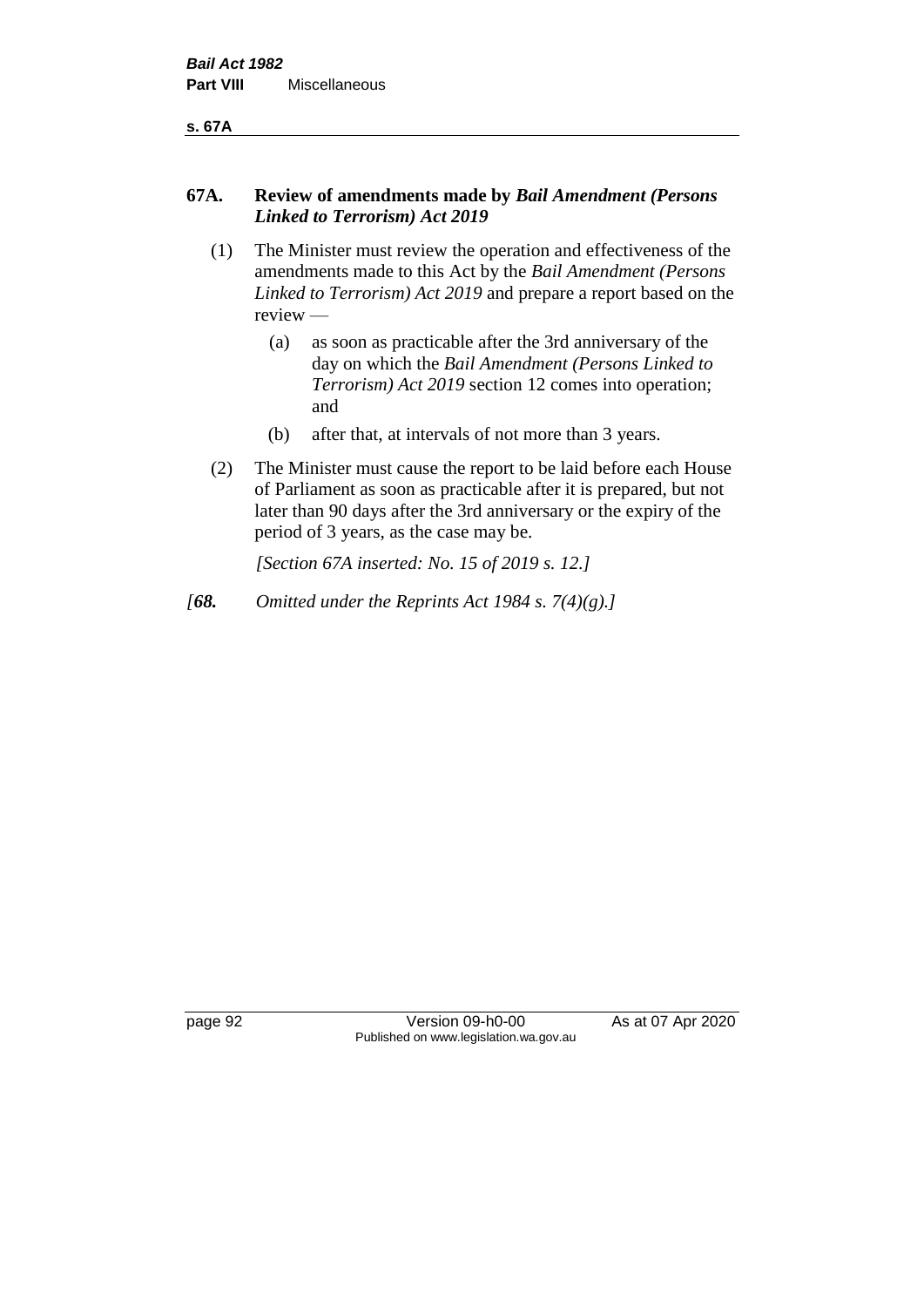## 67A. Review of amendments made by *Bail Amendment (Persons Linked to Terrorism) Act 2019*

(1) The Minister must review the operation and effectiveness of the amendments made to this Act by the *Bail Amendment (Persons Linked to Terrorism) Act 2019* and prepare a report based on the review —

- (a) as soon as practicable after the 3rd anniversary of the day on which the *Bail Amendment (Persons Linked to Terrorism) Act 2019* section 12 comes into operation; and
- (b) after that, at intervals of not more than 3 years.

(2) The Minister must cause the report to be laid before each House of Parliament as soon as practicable after it is prepared, but not later than 90 days after the 3rd anniversary or the expiry of the period of 3 years, as the case may be.

*[Section 67A inserted: No. 15 of 2019 s. 12.]*

*[**68.** Omitted under the Reprints Act 1984 s. 7(4)(g).]*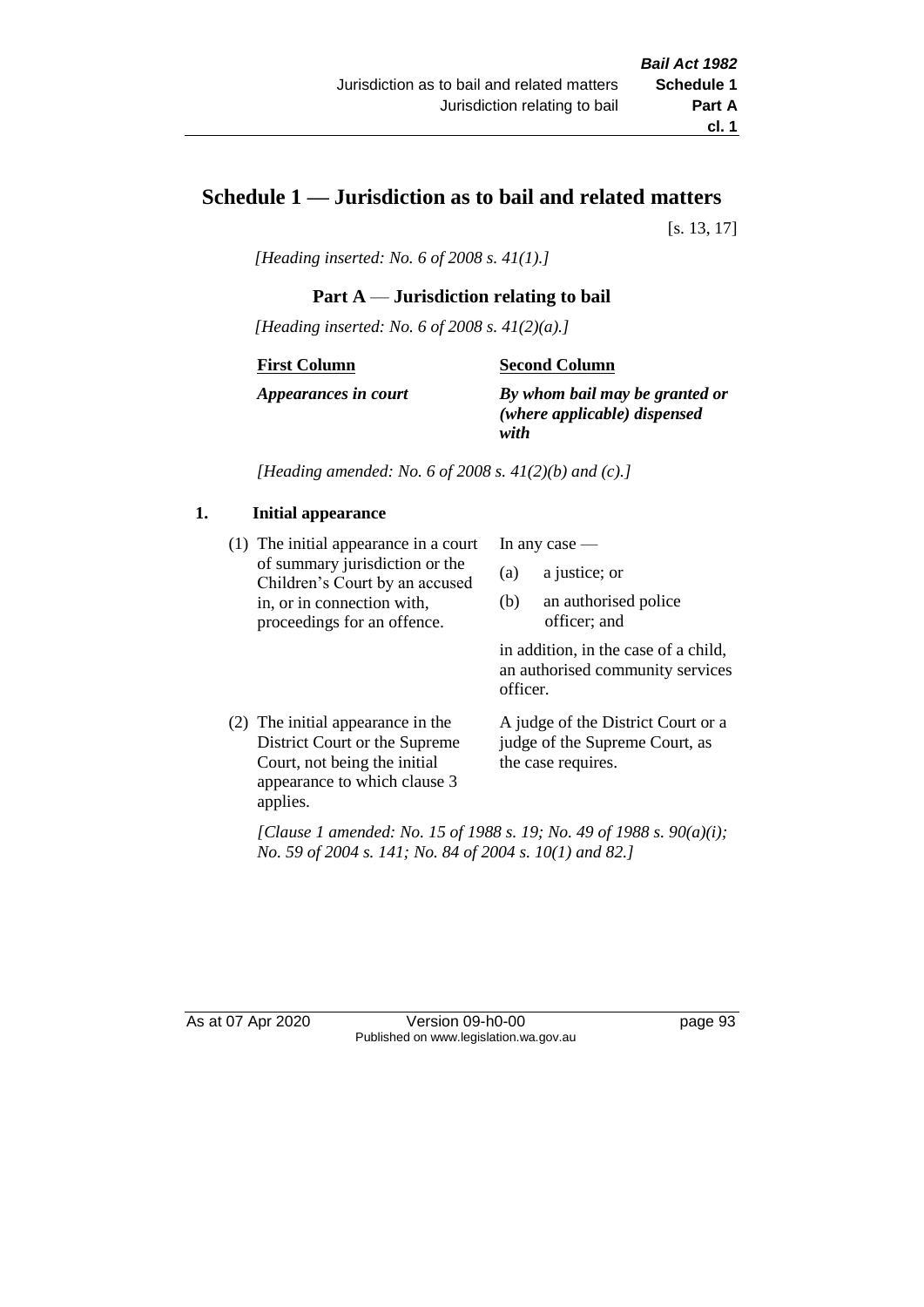# Schedule 1 — Jurisdiction as to bail and related matters

[s. 13, 17]

*[Heading inserted: No. 6 of 2008 s. 41(1).]*

## Part A — Jurisdiction relating to bail

*[Heading inserted: No. 6 of 2008 s. 41(2)(a).]*

| **First Column** | **Second Column** |
| --- | --- |
| ***Appearances in court*** | ***By whom bail may be granted or (where applicable) dispensed with*** |

*[Heading amended: No. 6 of 2008 s. 41(2)(b) and (c).]*

### 1. Initial appearance

| | |
| --- | --- |
| (1) The initial appearance in a court of summary jurisdiction or the Children's Court by an accused in, or in connection with, proceedings for an offence. | In any case — (a) a justice; or (b) an authorised police officer; and in addition, in the case of a child, an authorised community services officer. |
| (2) The initial appearance in the District Court or the Supreme Court, not being the initial appearance to which clause 3 applies. | A judge of the District Court or a judge of the Supreme Court, as the case requires. |

*[Clause 1 amended: No. 15 of 1988 s. 19; No. 49 of 1988 s. 90(a)(i); No. 59 of 2004 s. 141; No. 84 of 2004 s. 10(1) and 82.]*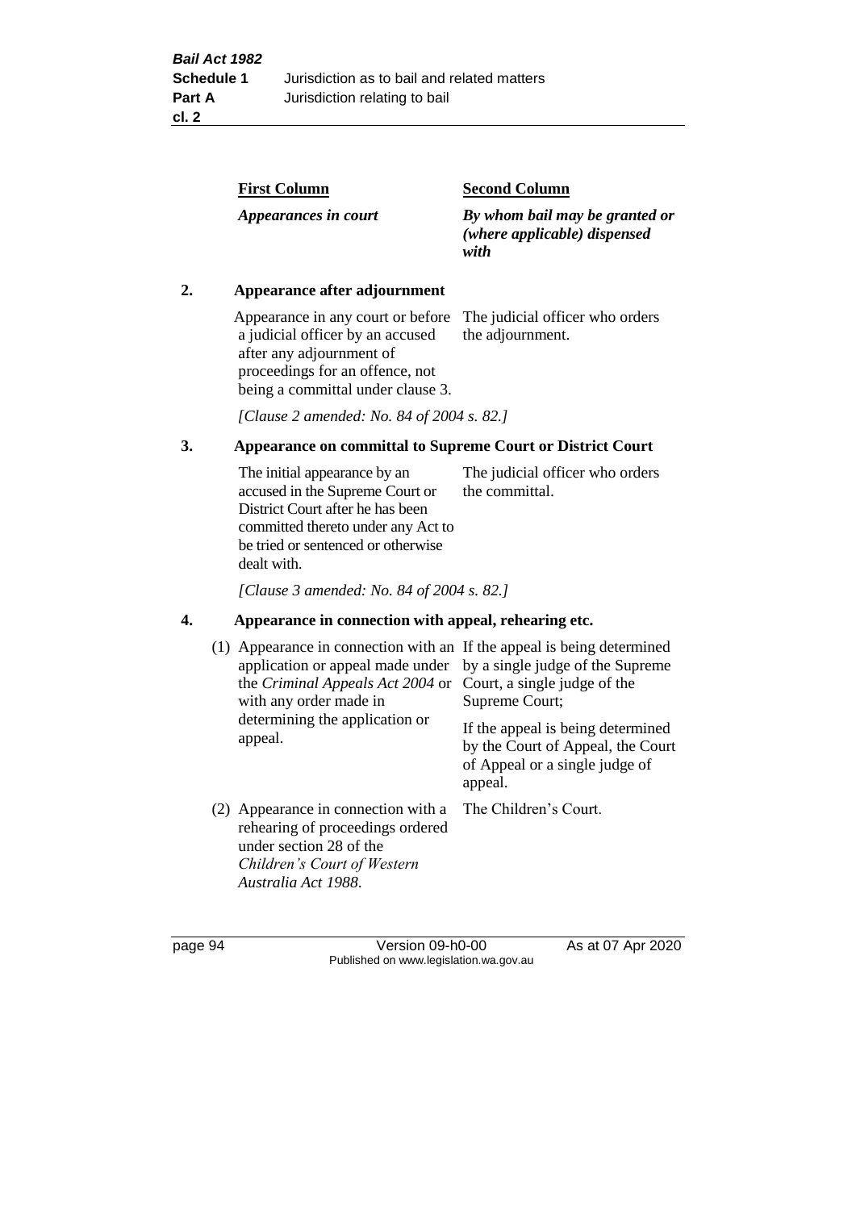| First Column | Second Column |
|---|---|
| *Appearances in court* | *By whom bail may be granted or (where applicable) dispensed with* |

**2. Appearance after adjournment**

| | |
|---|---|
| Appearance in any court or before a judicial officer by an accused after any adjournment of proceedings for an offence, not being a committal under clause 3. | The judicial officer who orders the adjournment. |

*[Clause 2 amended: No. 84 of 2004 s. 82.]*

**3. Appearance on committal to Supreme Court or District Court**

| | |
|---|---|
| The initial appearance by an accused in the Supreme Court or District Court after he has been committed thereto under any Act to be tried or sentenced or otherwise dealt with. | The judicial officer who orders the committal. |

*[Clause 3 amended: No. 84 of 2004 s. 82.]*

**4. Appearance in connection with appeal, rehearing etc.**

| | |
|---|---|
| (1) Appearance in connection with an application or appeal made under the *Criminal Appeals Act 2004* or with any order made in determining the application or appeal. | If the appeal is being determined by a single judge of the Supreme Court, a single judge of the Supreme Court; If the appeal is being determined by the Court of Appeal, the Court of Appeal or a single judge of appeal. |
| (2) Appearance in connection with a rehearing of proceedings ordered under section 28 of the *Children's Court of Western Australia Act 1988*. | The Children's Court. |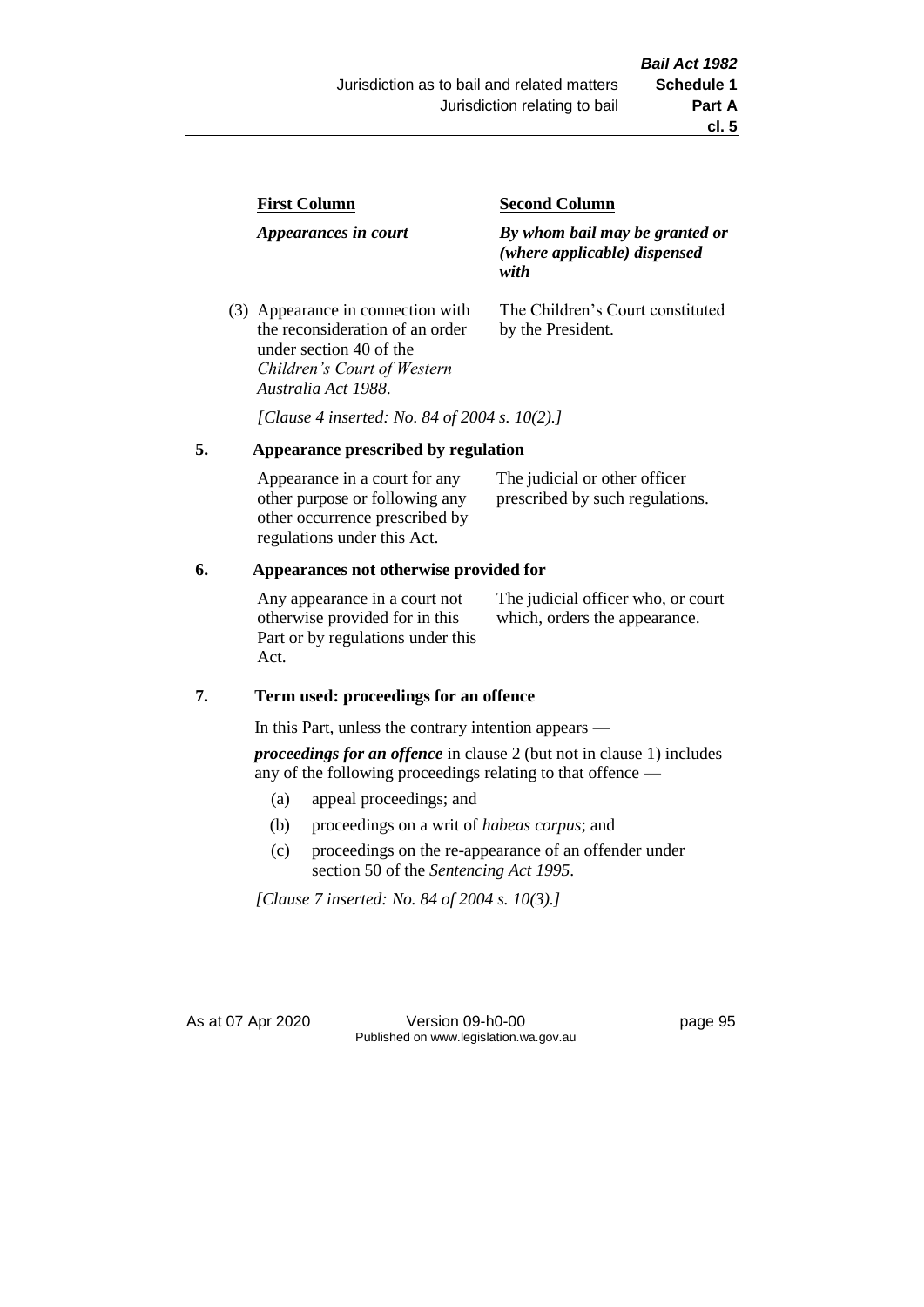| First Column | Second Column |
|---|---|
| *Appearances in court* | *By whom bail may be granted or (where applicable) dispensed with* |
| (3) Appearance in connection with the reconsideration of an order under section 40 of the *Children's Court of Western Australia Act 1988*. | The Children's Court constituted by the President. |

*[Clause 4 inserted: No. 84 of 2004 s. 10(2).]*

## 5. Appearance prescribed by regulation

| | |
|---|---|
| Appearance in a court for any other purpose or following any other occurrence prescribed by regulations under this Act. | The judicial or other officer prescribed by such regulations. |

## 6. Appearances not otherwise provided for

| | |
|---|---|
| Any appearance in a court not otherwise provided for in this Part or by regulations under this Act. | The judicial officer who, or court which, orders the appearance. |

## 7. Term used: proceedings for an offence

In this Part, unless the contrary intention appears —

***proceedings for an offence*** in clause 2 (but not in clause 1) includes any of the following proceedings relating to that offence —

- (a) appeal proceedings; and
- (b) proceedings on a writ of *habeas corpus*; and
- (c) proceedings on the re-appearance of an offender under section 50 of the *Sentencing Act 1995*.

*[Clause 7 inserted: No. 84 of 2004 s. 10(3).]*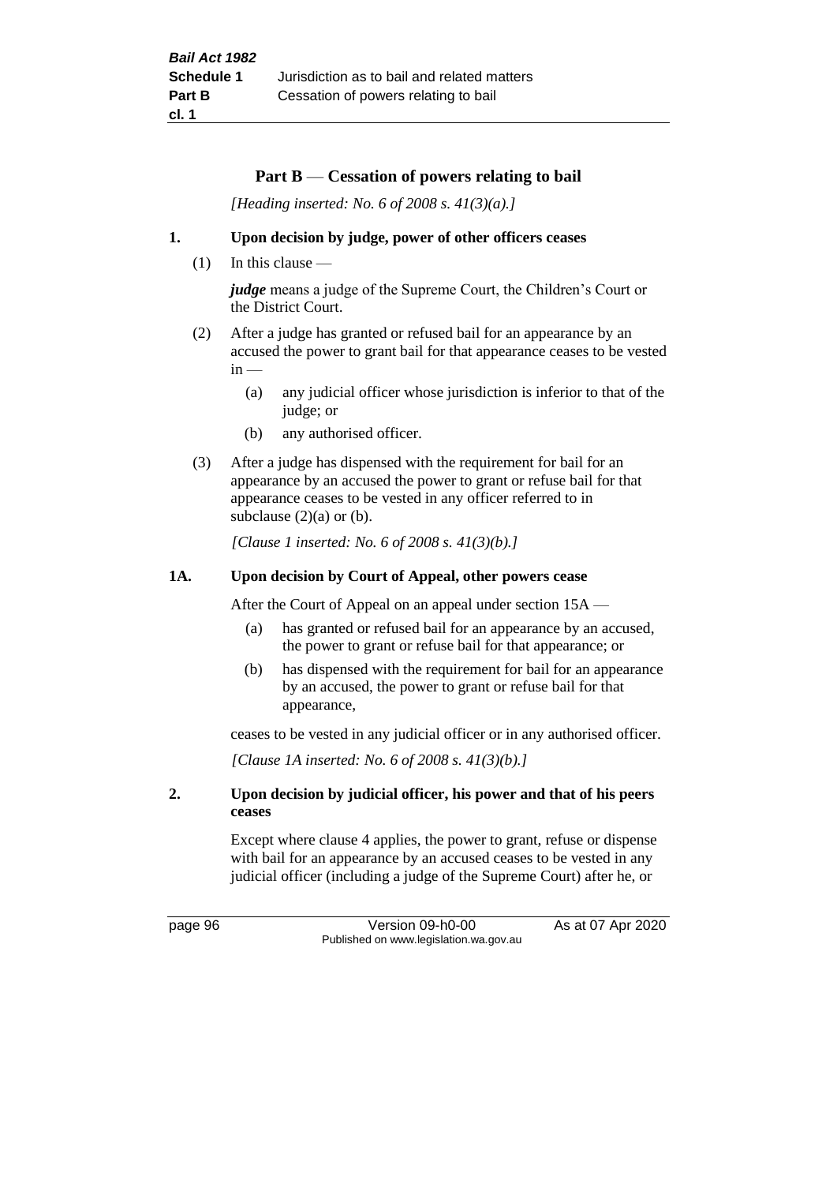## Part B — Cessation of powers relating to bail

*[Heading inserted: No. 6 of 2008 s. 41(3)(a).]*

### 1. Upon decision by judge, power of other officers ceases

(1) In this clause —

***judge*** means a judge of the Supreme Court, the Children's Court or the District Court.

(2) After a judge has granted or refused bail for an appearance by an accused the power to grant bail for that appearance ceases to be vested in —

- (a) any judicial officer whose jurisdiction is inferior to that of the judge; or
- (b) any authorised officer.

(3) After a judge has dispensed with the requirement for bail for an appearance by an accused the power to grant or refuse bail for that appearance ceases to be vested in any officer referred to in subclause (2)(a) or (b).

*[Clause 1 inserted: No. 6 of 2008 s. 41(3)(b).]*

### 1A. Upon decision by Court of Appeal, other powers cease

After the Court of Appeal on an appeal under section 15A —

- (a) has granted or refused bail for an appearance by an accused, the power to grant or refuse bail for that appearance; or
- (b) has dispensed with the requirement for bail for an appearance by an accused, the power to grant or refuse bail for that appearance,

ceases to be vested in any judicial officer or in any authorised officer.

*[Clause 1A inserted: No. 6 of 2008 s. 41(3)(b).]*

### 2. Upon decision by judicial officer, his power and that of his peers ceases

Except where clause 4 applies, the power to grant, refuse or dispense with bail for an appearance by an accused ceases to be vested in any judicial officer (including a judge of the Supreme Court) after he, or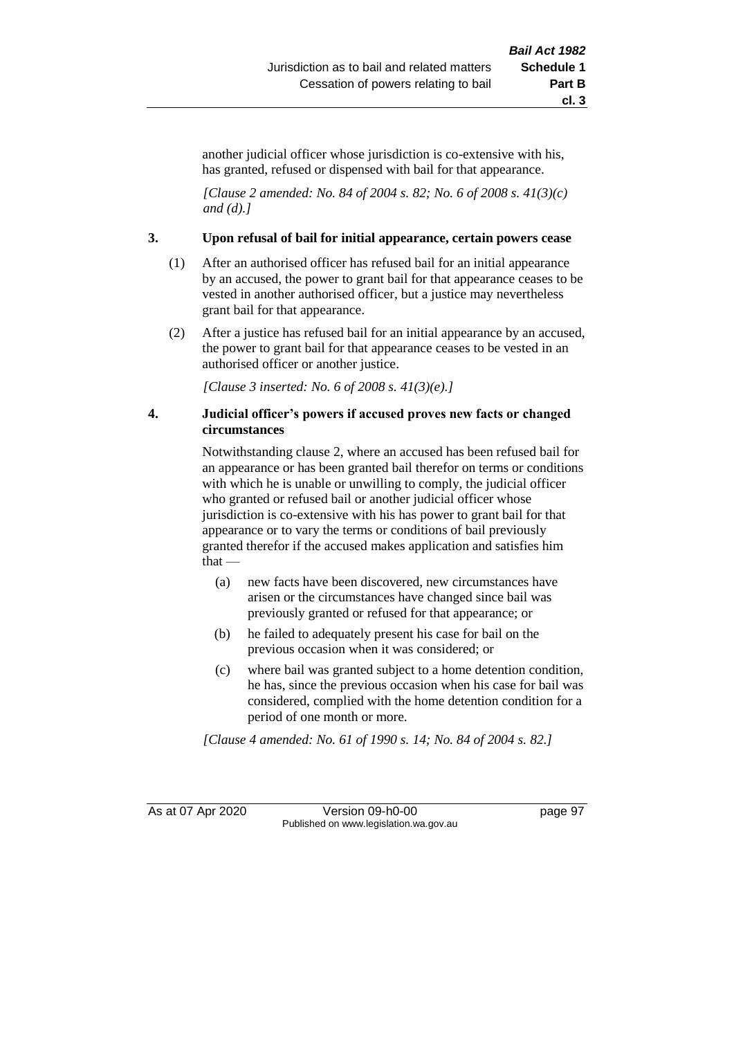another judicial officer whose jurisdiction is co-extensive with his, has granted, refused or dispensed with bail for that appearance.

*[Clause 2 amended: No. 84 of 2004 s. 82; No. 6 of 2008 s. 41(3)(c) and (d).]*

**3. Upon refusal of bail for initial appearance, certain powers cease**

(1) After an authorised officer has refused bail for an initial appearance by an accused, the power to grant bail for that appearance ceases to be vested in another authorised officer, but a justice may nevertheless grant bail for that appearance.

(2) After a justice has refused bail for an initial appearance by an accused, the power to grant bail for that appearance ceases to be vested in an authorised officer or another justice.

*[Clause 3 inserted: No. 6 of 2008 s. 41(3)(e).]*

**4. Judicial officer's powers if accused proves new facts or changed circumstances**

Notwithstanding clause 2, where an accused has been refused bail for an appearance or has been granted bail therefor on terms or conditions with which he is unable or unwilling to comply, the judicial officer who granted or refused bail or another judicial officer whose jurisdiction is co-extensive with his has power to grant bail for that appearance or to vary the terms or conditions of bail previously granted therefor if the accused makes application and satisfies him that —

(a) new facts have been discovered, new circumstances have arisen or the circumstances have changed since bail was previously granted or refused for that appearance; or

(b) he failed to adequately present his case for bail on the previous occasion when it was considered; or

(c) where bail was granted subject to a home detention condition, he has, since the previous occasion when his case for bail was considered, complied with the home detention condition for a period of one month or more.

*[Clause 4 amended: No. 61 of 1990 s. 14; No. 84 of 2004 s. 82.]*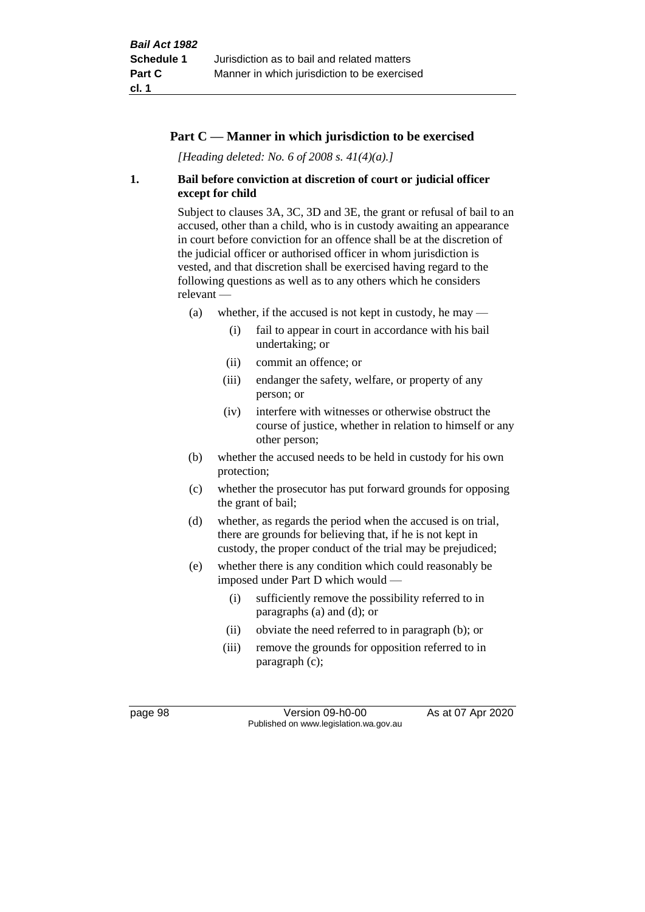## Part C — Manner in which jurisdiction to be exercised

*[Heading deleted: No. 6 of 2008 s. 41(4)(a).]*

**1. Bail before conviction at discretion of court or judicial officer except for child**

Subject to clauses 3A, 3C, 3D and 3E, the grant or refusal of bail to an accused, other than a child, who is in custody awaiting an appearance in court before conviction for an offence shall be at the discretion of the judicial officer or authorised officer in whom jurisdiction is vested, and that discretion shall be exercised having regard to the following questions as well as to any others which he considers relevant —

(a) whether, if the accused is not kept in custody, he may —

  (i) fail to appear in court in accordance with his bail undertaking; or

  (ii) commit an offence; or

  (iii) endanger the safety, welfare, or property of any person; or

  (iv) interfere with witnesses or otherwise obstruct the course of justice, whether in relation to himself or any other person;

(b) whether the accused needs to be held in custody for his own protection;

(c) whether the prosecutor has put forward grounds for opposing the grant of bail;

(d) whether, as regards the period when the accused is on trial, there are grounds for believing that, if he is not kept in custody, the proper conduct of the trial may be prejudiced;

(e) whether there is any condition which could reasonably be imposed under Part D which would —

  (i) sufficiently remove the possibility referred to in paragraphs (a) and (d); or

  (ii) obviate the need referred to in paragraph (b); or

  (iii) remove the grounds for opposition referred to in paragraph (c);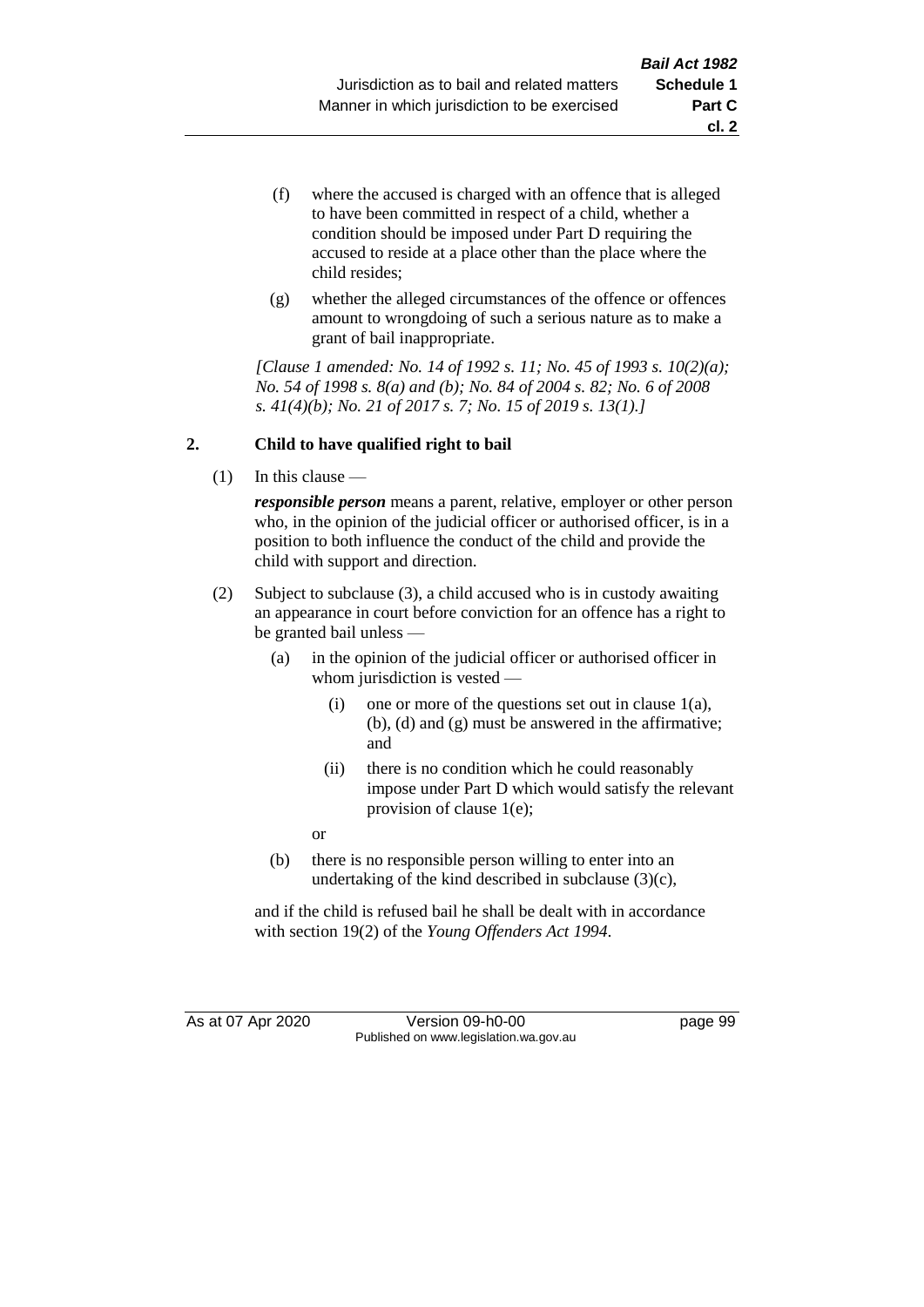(f) where the accused is charged with an offence that is alleged to have been committed in respect of a child, whether a condition should be imposed under Part D requiring the accused to reside at a place other than the place where the child resides;

(g) whether the alleged circumstances of the offence or offences amount to wrongdoing of such a serious nature as to make a grant of bail inappropriate.

*[Clause 1 amended: No. 14 of 1992 s. 11; No. 45 of 1993 s. 10(2)(a); No. 54 of 1998 s. 8(a) and (b); No. 84 of 2004 s. 82; No. 6 of 2008 s. 41(4)(b); No. 21 of 2017 s. 7; No. 15 of 2019 s. 13(1).]*

## 2. Child to have qualified right to bail

(1) In this clause —

***responsible person*** means a parent, relative, employer or other person who, in the opinion of the judicial officer or authorised officer, is in a position to both influence the conduct of the child and provide the child with support and direction.

(2) Subject to subclause (3), a child accused who is in custody awaiting an appearance in court before conviction for an offence has a right to be granted bail unless —

(a) in the opinion of the judicial officer or authorised officer in whom jurisdiction is vested —

(i) one or more of the questions set out in clause 1(a), (b), (d) and (g) must be answered in the affirmative; and

(ii) there is no condition which he could reasonably impose under Part D which would satisfy the relevant provision of clause 1(e);

or

(b) there is no responsible person willing to enter into an undertaking of the kind described in subclause (3)(c),

and if the child is refused bail he shall be dealt with in accordance with section 19(2) of the *Young Offenders Act 1994*.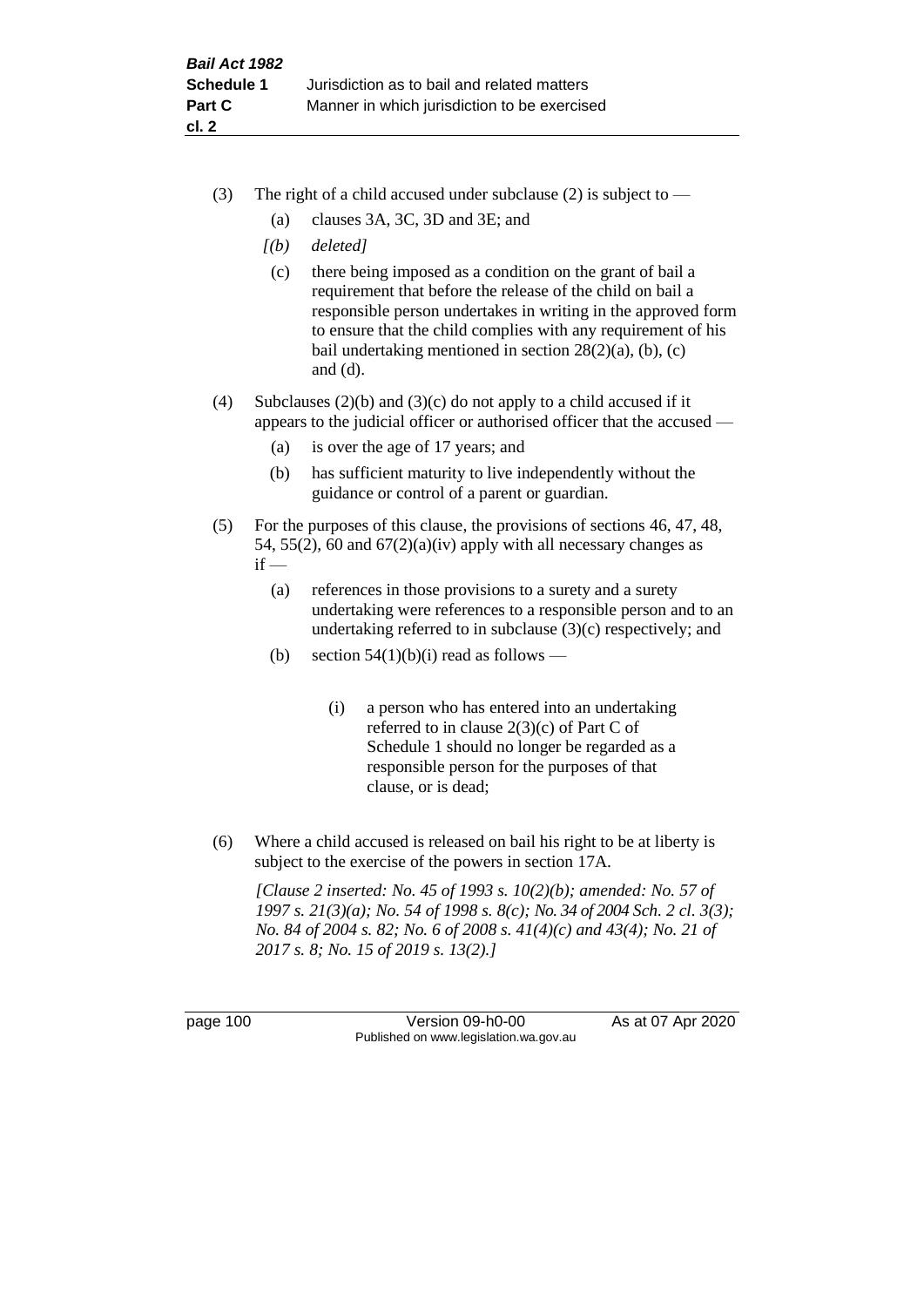(3) The right of a child accused under subclause (2) is subject to —

(a) clauses 3A, 3C, 3D and 3E; and

*[(b) deleted]*

(c) there being imposed as a condition on the grant of bail a requirement that before the release of the child on bail a responsible person undertakes in writing in the approved form to ensure that the child complies with any requirement of his bail undertaking mentioned in section 28(2)(a), (b), (c) and (d).

(4) Subclauses (2)(b) and (3)(c) do not apply to a child accused if it appears to the judicial officer or authorised officer that the accused —

(a) is over the age of 17 years; and

(b) has sufficient maturity to live independently without the guidance or control of a parent or guardian.

(5) For the purposes of this clause, the provisions of sections 46, 47, 48, 54, 55(2), 60 and 67(2)(a)(iv) apply with all necessary changes as if —

(a) references in those provisions to a surety and a surety undertaking were references to a responsible person and to an undertaking referred to in subclause (3)(c) respectively; and

(b) section 54(1)(b)(i) read as follows —

> (i) a person who has entered into an undertaking referred to in clause 2(3)(c) of Part C of Schedule 1 should no longer be regarded as a responsible person for the purposes of that clause, or is dead;

(6) Where a child accused is released on bail his right to be at liberty is subject to the exercise of the powers in section 17A.

*[Clause 2 inserted: No. 45 of 1993 s. 10(2)(b); amended: No. 57 of 1997 s. 21(3)(a); No. 54 of 1998 s. 8(c); No. 34 of 2004 Sch. 2 cl. 3(3); No. 84 of 2004 s. 82; No. 6 of 2008 s. 41(4)(c) and 43(4); No. 21 of 2017 s. 8; No. 15 of 2019 s. 13(2).]*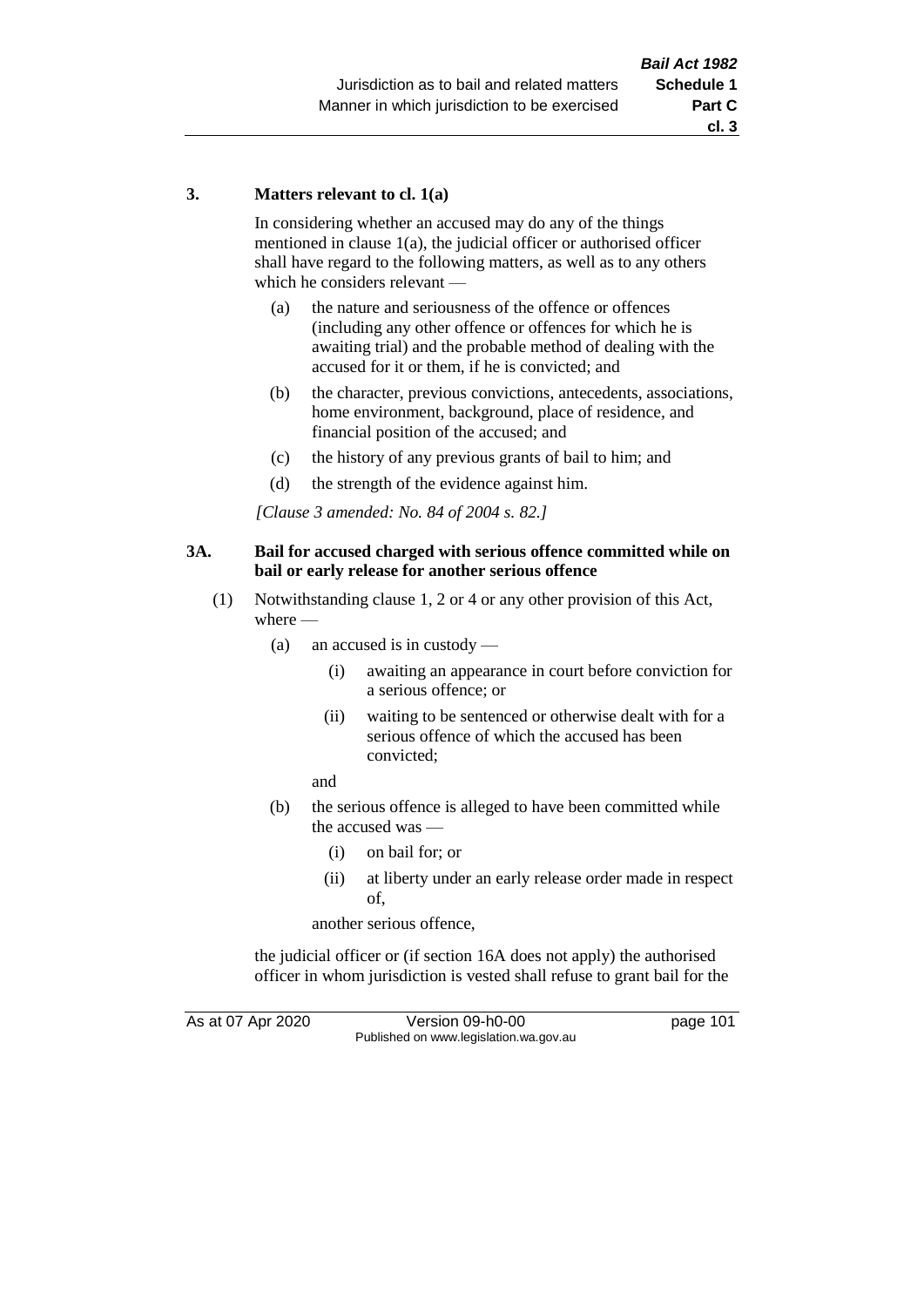### 3. Matters relevant to cl. 1(a)

In considering whether an accused may do any of the things mentioned in clause 1(a), the judicial officer or authorised officer shall have regard to the following matters, as well as to any others which he considers relevant —

- (a) the nature and seriousness of the offence or offences (including any other offence or offences for which he is awaiting trial) and the probable method of dealing with the accused for it or them, if he is convicted; and
- (b) the character, previous convictions, antecedents, associations, home environment, background, place of residence, and financial position of the accused; and
- (c) the history of any previous grants of bail to him; and
- (d) the strength of the evidence against him.

*[Clause 3 amended: No. 84 of 2004 s. 82.]*

### 3A. Bail for accused charged with serious offence committed while on bail or early release for another serious offence

(1) Notwithstanding clause 1, 2 or 4 or any other provision of this Act, where —

- (a) an accused is in custody —
  - (i) awaiting an appearance in court before conviction for a serious offence; or
  - (ii) waiting to be sentenced or otherwise dealt with for a serious offence of which the accused has been convicted;

  and
- (b) the serious offence is alleged to have been committed while the accused was —
  - (i) on bail for; or
  - (ii) at liberty under an early release order made in respect of,

  another serious offence,

the judicial officer or (if section 16A does not apply) the authorised officer in whom jurisdiction is vested shall refuse to grant bail for the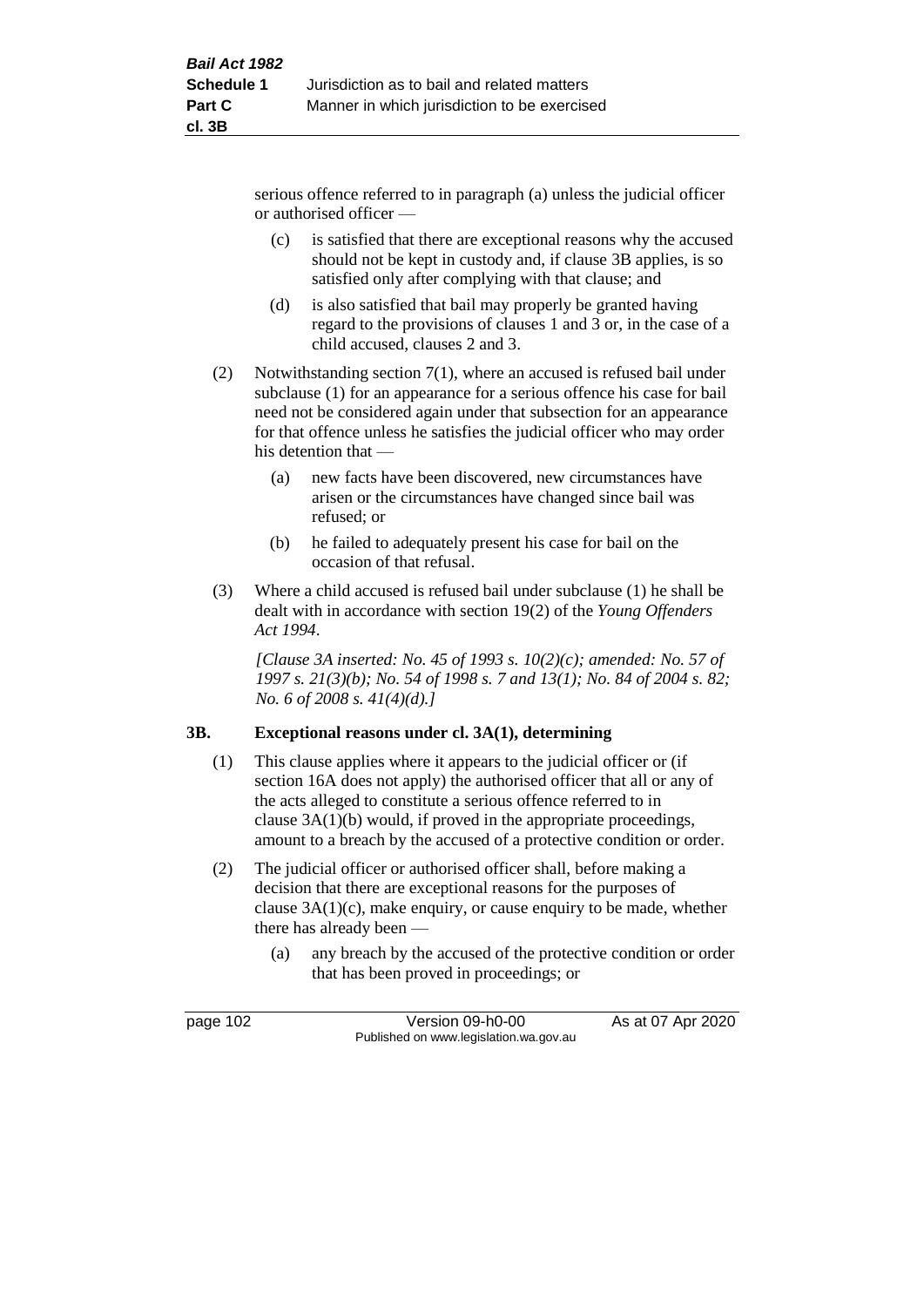serious offence referred to in paragraph (a) unless the judicial officer or authorised officer —

(c) is satisfied that there are exceptional reasons why the accused should not be kept in custody and, if clause 3B applies, is so satisfied only after complying with that clause; and

(d) is also satisfied that bail may properly be granted having regard to the provisions of clauses 1 and 3 or, in the case of a child accused, clauses 2 and 3.

(2) Notwithstanding section 7(1), where an accused is refused bail under subclause (1) for an appearance for a serious offence his case for bail need not be considered again under that subsection for an appearance for that offence unless he satisfies the judicial officer who may order his detention that —

(a) new facts have been discovered, new circumstances have arisen or the circumstances have changed since bail was refused; or

(b) he failed to adequately present his case for bail on the occasion of that refusal.

(3) Where a child accused is refused bail under subclause (1) he shall be dealt with in accordance with section 19(2) of the *Young Offenders Act 1994*.

*[Clause 3A inserted: No. 45 of 1993 s. 10(2)(c); amended: No. 57 of 1997 s. 21(3)(b); No. 54 of 1998 s. 7 and 13(1); No. 84 of 2004 s. 82; No. 6 of 2008 s. 41(4)(d).]*

### 3B. Exceptional reasons under cl. 3A(1), determining

(1) This clause applies where it appears to the judicial officer or (if section 16A does not apply) the authorised officer that all or any of the acts alleged to constitute a serious offence referred to in clause 3A(1)(b) would, if proved in the appropriate proceedings, amount to a breach by the accused of a protective condition or order.

(2) The judicial officer or authorised officer shall, before making a decision that there are exceptional reasons for the purposes of clause 3A(1)(c), make enquiry, or cause enquiry to be made, whether there has already been —

(a) any breach by the accused of the protective condition or order that has been proved in proceedings; or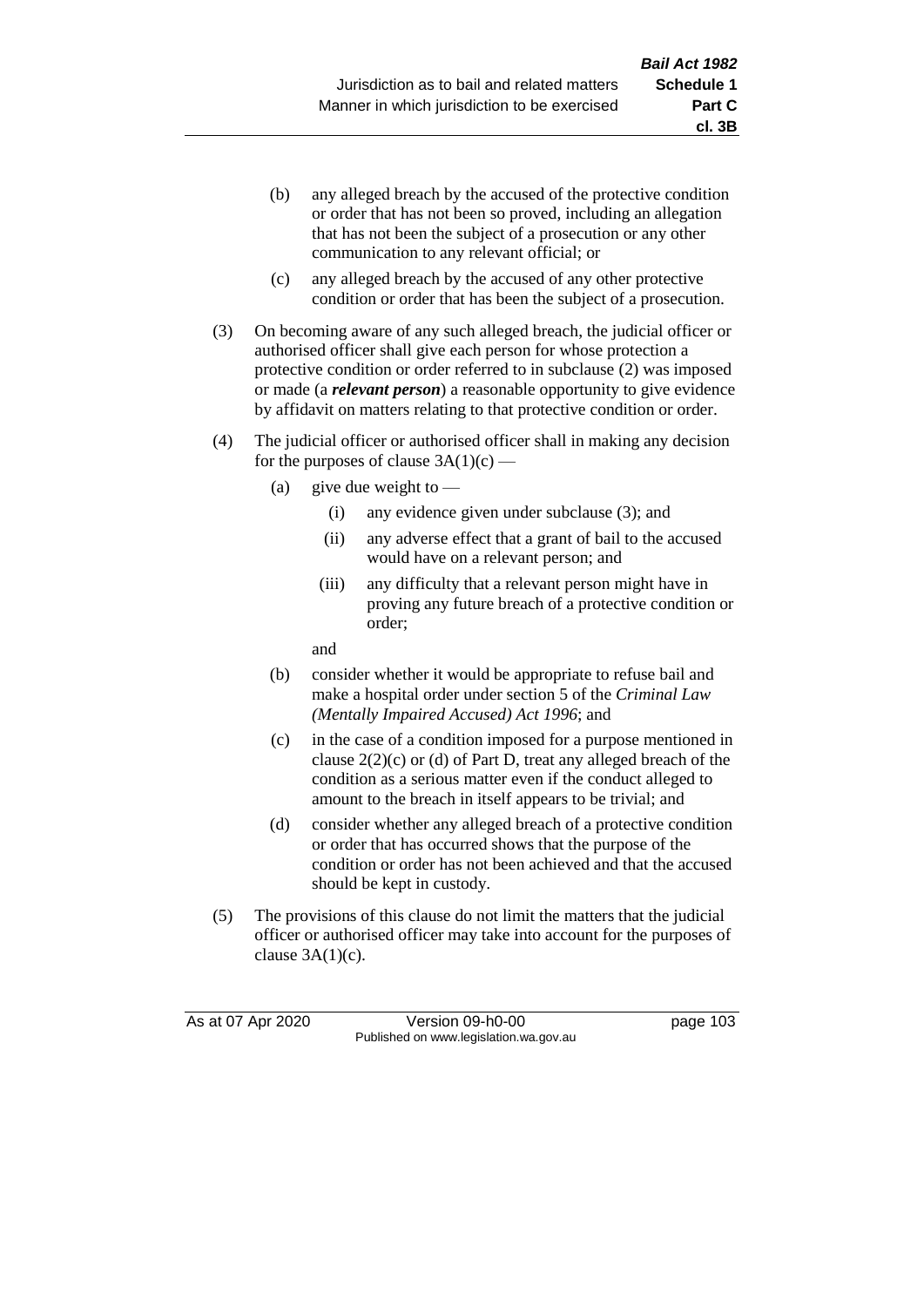(b) any alleged breach by the accused of the protective condition or order that has not been so proved, including an allegation that has not been the subject of a prosecution or any other communication to any relevant official; or

(c) any alleged breach by the accused of any other protective condition or order that has been the subject of a prosecution.

(3) On becoming aware of any such alleged breach, the judicial officer or authorised officer shall give each person for whose protection a protective condition or order referred to in subclause (2) was imposed or made (a ***relevant person***) a reasonable opportunity to give evidence by affidavit on matters relating to that protective condition or order.

(4) The judicial officer or authorised officer shall in making any decision for the purposes of clause 3A(1)(c) —

(a) give due weight to —

(i) any evidence given under subclause (3); and

(ii) any adverse effect that a grant of bail to the accused would have on a relevant person; and

(iii) any difficulty that a relevant person might have in proving any future breach of a protective condition or order;

and

(b) consider whether it would be appropriate to refuse bail and make a hospital order under section 5 of the *Criminal Law (Mentally Impaired Accused) Act 1996*; and

(c) in the case of a condition imposed for a purpose mentioned in clause 2(2)(c) or (d) of Part D, treat any alleged breach of the condition as a serious matter even if the conduct alleged to amount to the breach in itself appears to be trivial; and

(d) consider whether any alleged breach of a protective condition or order that has occurred shows that the purpose of the condition or order has not been achieved and that the accused should be kept in custody.

(5) The provisions of this clause do not limit the matters that the judicial officer or authorised officer may take into account for the purposes of clause 3A(1)(c).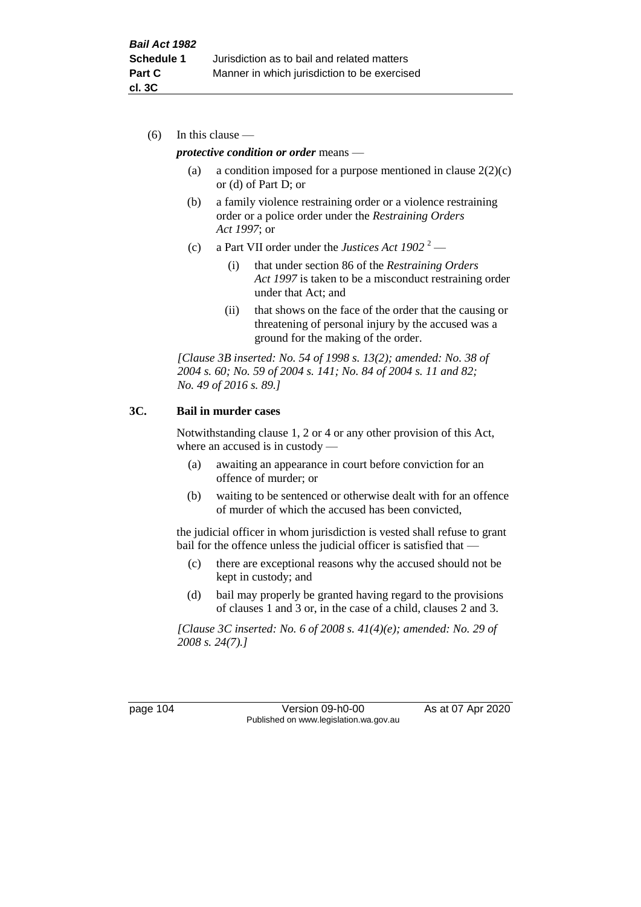(6) In this clause —

***protective condition or order*** means —

(a) a condition imposed for a purpose mentioned in clause 2(2)(c) or (d) of Part D; or

(b) a family violence restraining order or a violence restraining order or a police order under the *Restraining Orders Act 1997*; or

(c) a Part VII order under the *Justices Act 1902* [2] —

(i) that under section 86 of the *Restraining Orders Act 1997* is taken to be a misconduct restraining order under that Act; and

(ii) that shows on the face of the order that the causing or threatening of personal injury by the accused was a ground for the making of the order.

*[Clause 3B inserted: No. 54 of 1998 s. 13(2); amended: No. 38 of 2004 s. 60; No. 59 of 2004 s. 141; No. 84 of 2004 s. 11 and 82; No. 49 of 2016 s. 89.]*

## 3C. Bail in murder cases

Notwithstanding clause 1, 2 or 4 or any other provision of this Act, where an accused is in custody —

(a) awaiting an appearance in court before conviction for an offence of murder; or

(b) waiting to be sentenced or otherwise dealt with for an offence of murder of which the accused has been convicted,

the judicial officer in whom jurisdiction is vested shall refuse to grant bail for the offence unless the judicial officer is satisfied that —

(c) there are exceptional reasons why the accused should not be kept in custody; and

(d) bail may properly be granted having regard to the provisions of clauses 1 and 3 or, in the case of a child, clauses 2 and 3.

*[Clause 3C inserted: No. 6 of 2008 s. 41(4)(e); amended: No. 29 of 2008 s. 24(7).]*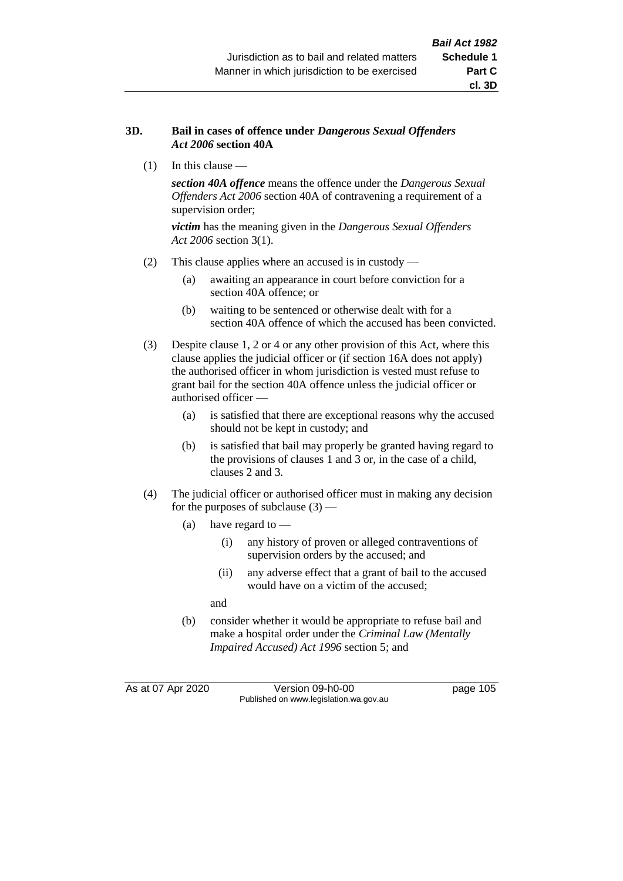### 3D. Bail in cases of offence under *Dangerous Sexual Offenders Act 2006* section 40A

(1) In this clause —

***section 40A offence*** means the offence under the *Dangerous Sexual Offenders Act 2006* section 40A of contravening a requirement of a supervision order;

***victim*** has the meaning given in the *Dangerous Sexual Offenders Act 2006* section 3(1).

(2) This clause applies where an accused is in custody —

- (a) awaiting an appearance in court before conviction for a section 40A offence; or
- (b) waiting to be sentenced or otherwise dealt with for a section 40A offence of which the accused has been convicted.

(3) Despite clause 1, 2 or 4 or any other provision of this Act, where this clause applies the judicial officer or (if section 16A does not apply) the authorised officer in whom jurisdiction is vested must refuse to grant bail for the section 40A offence unless the judicial officer or authorised officer —

- (a) is satisfied that there are exceptional reasons why the accused should not be kept in custody; and
- (b) is satisfied that bail may properly be granted having regard to the provisions of clauses 1 and 3 or, in the case of a child, clauses 2 and 3.

(4) The judicial officer or authorised officer must in making any decision for the purposes of subclause (3) —

- (a) have regard to —
  - (i) any history of proven or alleged contraventions of supervision orders by the accused; and
  - (ii) any adverse effect that a grant of bail to the accused would have on a victim of the accused;

  and
- (b) consider whether it would be appropriate to refuse bail and make a hospital order under the *Criminal Law (Mentally Impaired Accused) Act 1996* section 5; and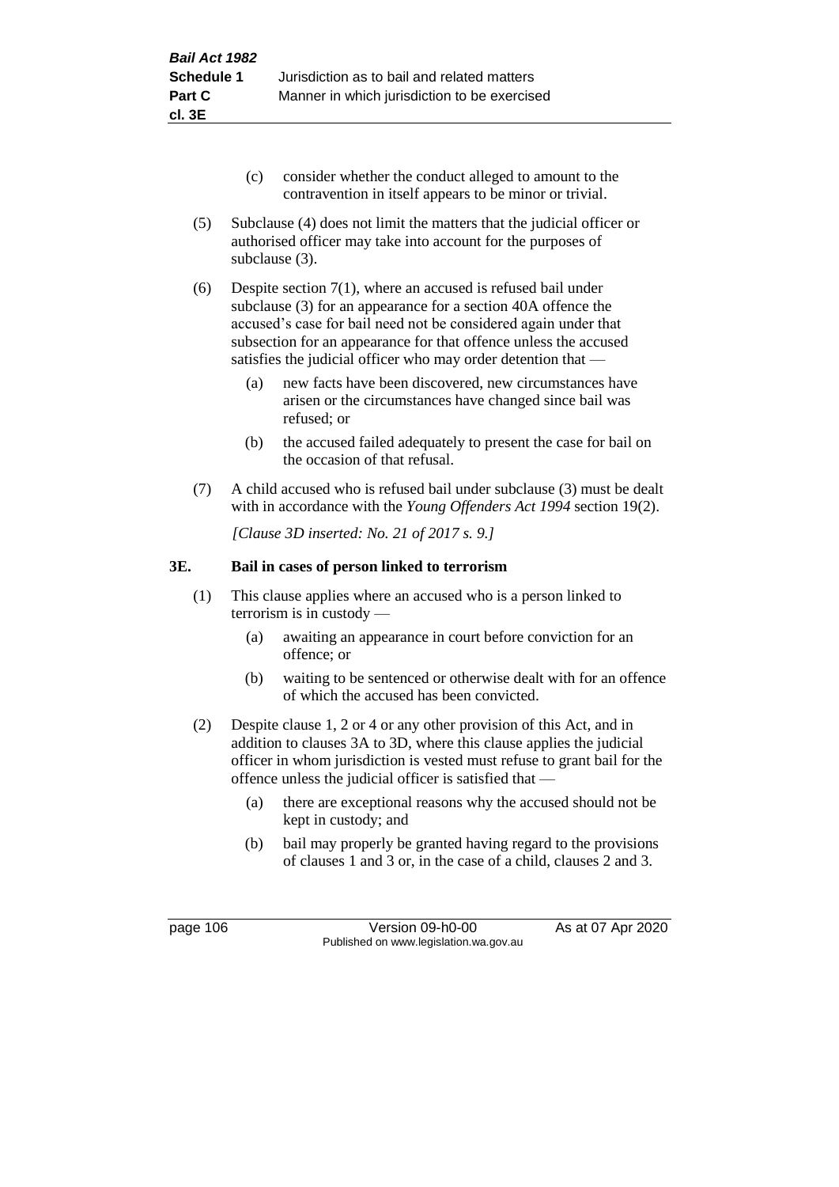(c) consider whether the conduct alleged to amount to the contravention in itself appears to be minor or trivial.

(5) Subclause (4) does not limit the matters that the judicial officer or authorised officer may take into account for the purposes of subclause (3).

(6) Despite section 7(1), where an accused is refused bail under subclause (3) for an appearance for a section 40A offence the accused's case for bail need not be considered again under that subsection for an appearance for that offence unless the accused satisfies the judicial officer who may order detention that —

(a) new facts have been discovered, new circumstances have arisen or the circumstances have changed since bail was refused; or

(b) the accused failed adequately to present the case for bail on the occasion of that refusal.

(7) A child accused who is refused bail under subclause (3) must be dealt with in accordance with the *Young Offenders Act 1994* section 19(2).

*[Clause 3D inserted: No. 21 of 2017 s. 9.]*

### 3E. Bail in cases of person linked to terrorism

(1) This clause applies where an accused who is a person linked to terrorism is in custody —

(a) awaiting an appearance in court before conviction for an offence; or

(b) waiting to be sentenced or otherwise dealt with for an offence of which the accused has been convicted.

(2) Despite clause 1, 2 or 4 or any other provision of this Act, and in addition to clauses 3A to 3D, where this clause applies the judicial officer in whom jurisdiction is vested must refuse to grant bail for the offence unless the judicial officer is satisfied that —

(a) there are exceptional reasons why the accused should not be kept in custody; and

(b) bail may properly be granted having regard to the provisions of clauses 1 and 3 or, in the case of a child, clauses 2 and 3.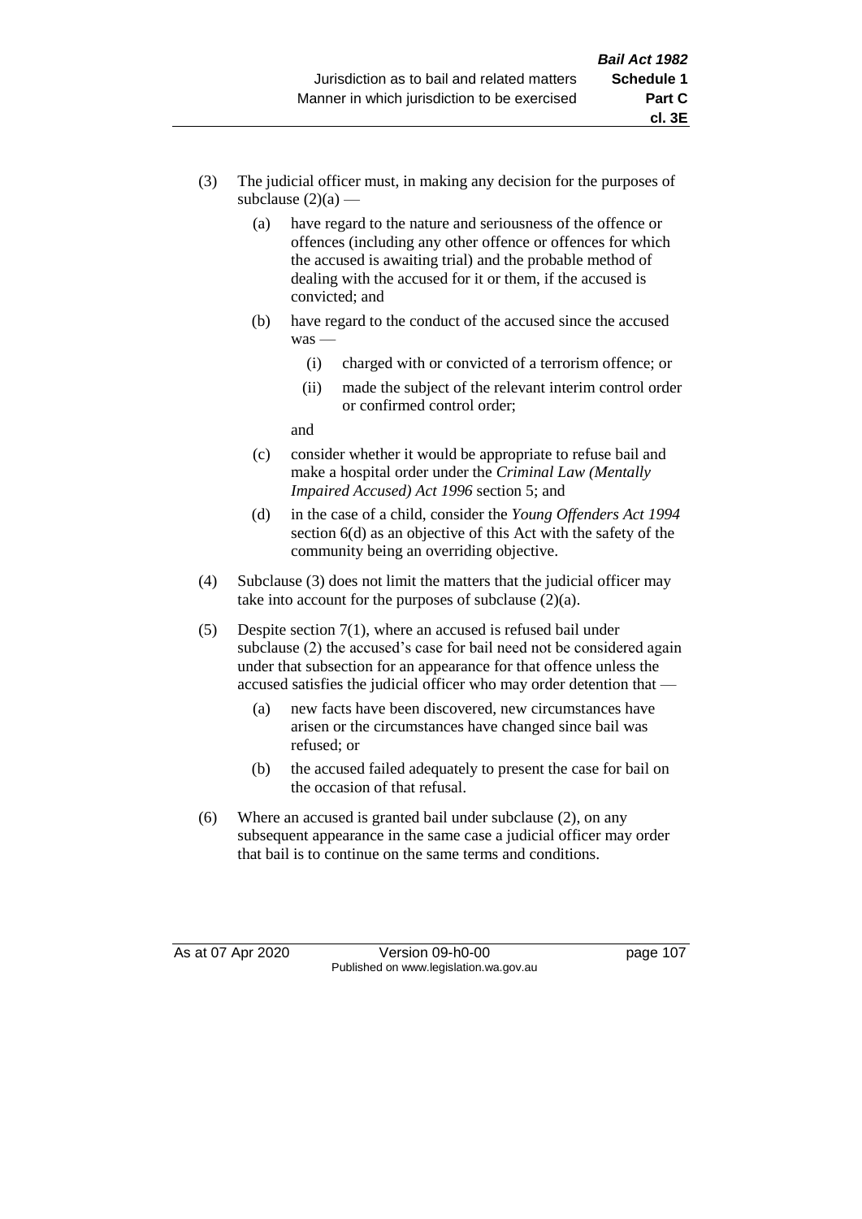(3) The judicial officer must, in making any decision for the purposes of subclause (2)(a) —

  (a) have regard to the nature and seriousness of the offence or offences (including any other offence or offences for which the accused is awaiting trial) and the probable method of dealing with the accused for it or them, if the accused is convicted; and

  (b) have regard to the conduct of the accused since the accused was —

    (i) charged with or convicted of a terrorism offence; or

    (ii) made the subject of the relevant interim control order or confirmed control order;

  and

  (c) consider whether it would be appropriate to refuse bail and make a hospital order under the *Criminal Law (Mentally Impaired Accused) Act 1996* section 5; and

  (d) in the case of a child, consider the *Young Offenders Act 1994* section 6(d) as an objective of this Act with the safety of the community being an overriding objective.

(4) Subclause (3) does not limit the matters that the judicial officer may take into account for the purposes of subclause (2)(a).

(5) Despite section 7(1), where an accused is refused bail under subclause (2) the accused's case for bail need not be considered again under that subsection for an appearance for that offence unless the accused satisfies the judicial officer who may order detention that —

  (a) new facts have been discovered, new circumstances have arisen or the circumstances have changed since bail was refused; or

  (b) the accused failed adequately to present the case for bail on the occasion of that refusal.

(6) Where an accused is granted bail under subclause (2), on any subsequent appearance in the same case a judicial officer may order that bail is to continue on the same terms and conditions.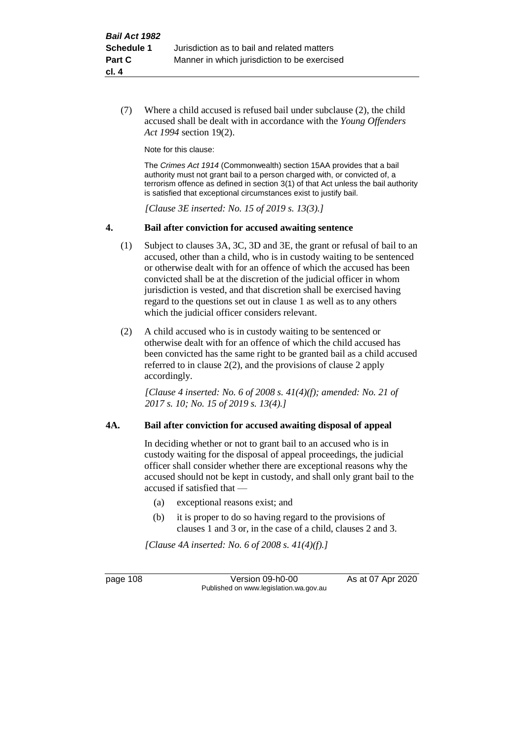(7) Where a child accused is refused bail under subclause (2), the child accused shall be dealt with in accordance with the *Young Offenders Act 1994* section 19(2).

Note for this clause:

The *Crimes Act 1914* (Commonwealth) section 15AA provides that a bail authority must not grant bail to a person charged with, or convicted of, a terrorism offence as defined in section 3(1) of that Act unless the bail authority is satisfied that exceptional circumstances exist to justify bail.

*[Clause 3E inserted: No. 15 of 2019 s. 13(3).]*

### 4. Bail after conviction for accused awaiting sentence

(1) Subject to clauses 3A, 3C, 3D and 3E, the grant or refusal of bail to an accused, other than a child, who is in custody waiting to be sentenced or otherwise dealt with for an offence of which the accused has been convicted shall be at the discretion of the judicial officer in whom jurisdiction is vested, and that discretion shall be exercised having regard to the questions set out in clause 1 as well as to any others which the judicial officer considers relevant.

(2) A child accused who is in custody waiting to be sentenced or otherwise dealt with for an offence of which the child accused has been convicted has the same right to be granted bail as a child accused referred to in clause 2(2), and the provisions of clause 2 apply accordingly.

*[Clause 4 inserted: No. 6 of 2008 s. 41(4)(f); amended: No. 21 of 2017 s. 10; No. 15 of 2019 s. 13(4).]*

### 4A. Bail after conviction for accused awaiting disposal of appeal

In deciding whether or not to grant bail to an accused who is in custody waiting for the disposal of appeal proceedings, the judicial officer shall consider whether there are exceptional reasons why the accused should not be kept in custody, and shall only grant bail to the accused if satisfied that —

(a) exceptional reasons exist; and

(b) it is proper to do so having regard to the provisions of clauses 1 and 3 or, in the case of a child, clauses 2 and 3.

*[Clause 4A inserted: No. 6 of 2008 s. 41(4)(f).]*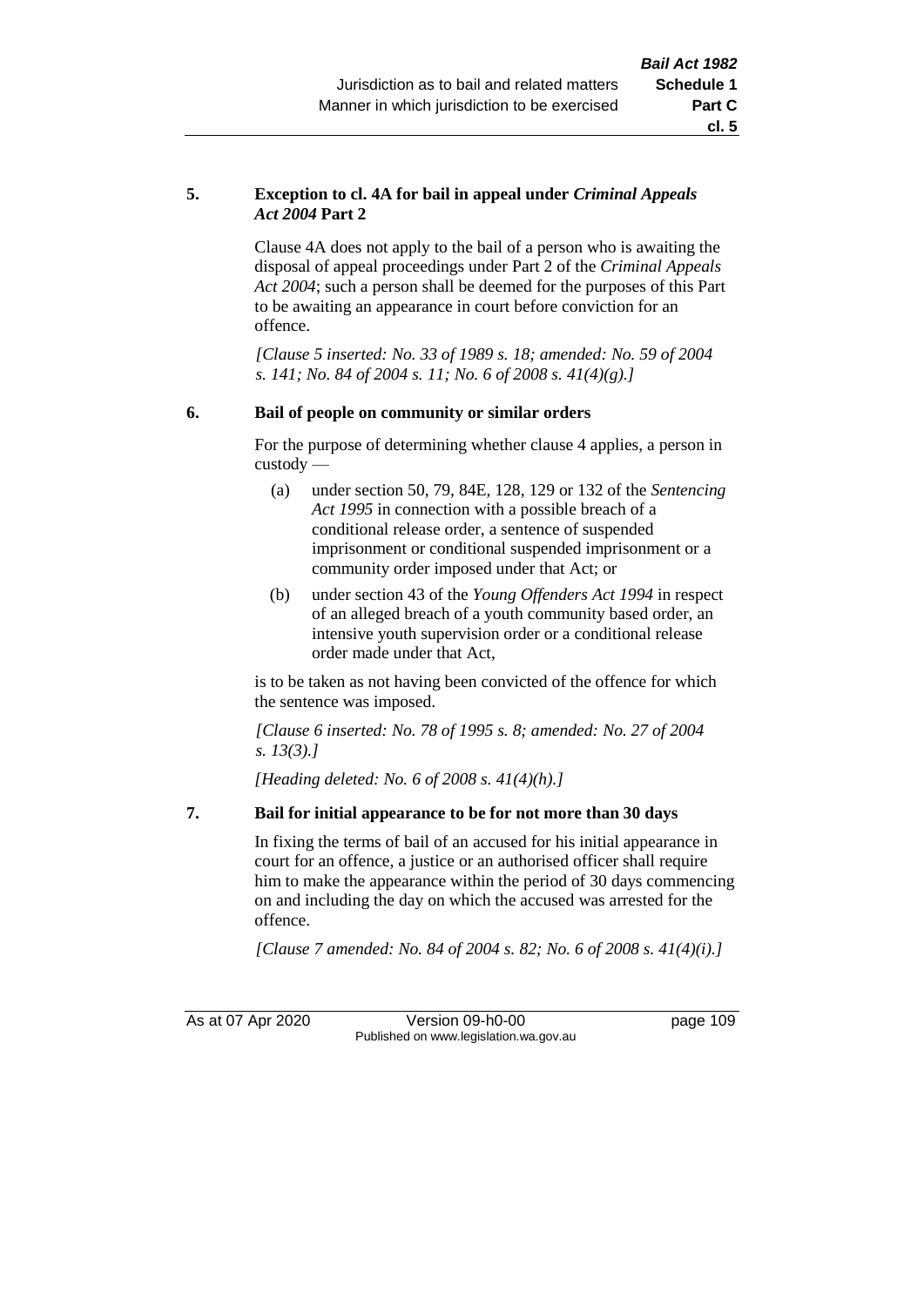**5. Exception to cl. 4A for bail in appeal under *Criminal Appeals Act 2004* Part 2**

Clause 4A does not apply to the bail of a person who is awaiting the disposal of appeal proceedings under Part 2 of the *Criminal Appeals Act 2004*; such a person shall be deemed for the purposes of this Part to be awaiting an appearance in court before conviction for an offence.

*[Clause 5 inserted: No. 33 of 1989 s. 18; amended: No. 59 of 2004 s. 141; No. 84 of 2004 s. 11; No. 6 of 2008 s. 41(4)(g).]*

**6. Bail of people on community or similar orders**

For the purpose of determining whether clause 4 applies, a person in custody —

(a) under section 50, 79, 84E, 128, 129 or 132 of the *Sentencing Act 1995* in connection with a possible breach of a conditional release order, a sentence of suspended imprisonment or conditional suspended imprisonment or a community order imposed under that Act; or

(b) under section 43 of the *Young Offenders Act 1994* in respect of an alleged breach of a youth community based order, an intensive youth supervision order or a conditional release order made under that Act,

is to be taken as not having been convicted of the offence for which the sentence was imposed.

*[Clause 6 inserted: No. 78 of 1995 s. 8; amended: No. 27 of 2004 s. 13(3).]*

*[Heading deleted: No. 6 of 2008 s. 41(4)(h).]*

**7. Bail for initial appearance to be for not more than 30 days**

In fixing the terms of bail of an accused for his initial appearance in court for an offence, a justice or an authorised officer shall require him to make the appearance within the period of 30 days commencing on and including the day on which the accused was arrested for the offence.

*[Clause 7 amended: No. 84 of 2004 s. 82; No. 6 of 2008 s. 41(4)(i).]*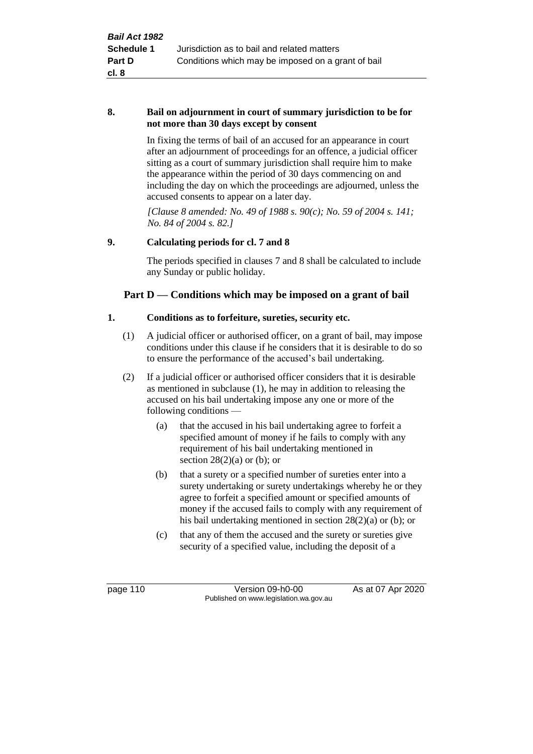**8. Bail on adjournment in court of summary jurisdiction to be for not more than 30 days except by consent**

In fixing the terms of bail of an accused for an appearance in court after an adjournment of proceedings for an offence, a judicial officer sitting as a court of summary jurisdiction shall require him to make the appearance within the period of 30 days commencing on and including the day on which the proceedings are adjourned, unless the accused consents to appear on a later day.

*[Clause 8 amended: No. 49 of 1988 s. 90(c); No. 59 of 2004 s. 141; No. 84 of 2004 s. 82.]*

**9. Calculating periods for cl. 7 and 8**

The periods specified in clauses 7 and 8 shall be calculated to include any Sunday or public holiday.

## Part D — Conditions which may be imposed on a grant of bail

**1. Conditions as to forfeiture, sureties, security etc.**

(1) A judicial officer or authorised officer, on a grant of bail, may impose conditions under this clause if he considers that it is desirable to do so to ensure the performance of the accused's bail undertaking.

(2) If a judicial officer or authorised officer considers that it is desirable as mentioned in subclause (1), he may in addition to releasing the accused on his bail undertaking impose any one or more of the following conditions —

(a) that the accused in his bail undertaking agree to forfeit a specified amount of money if he fails to comply with any requirement of his bail undertaking mentioned in section 28(2)(a) or (b); or

(b) that a surety or a specified number of sureties enter into a surety undertaking or surety undertakings whereby he or they agree to forfeit a specified amount or specified amounts of money if the accused fails to comply with any requirement of his bail undertaking mentioned in section 28(2)(a) or (b); or

(c) that any of them the accused and the surety or sureties give security of a specified value, including the deposit of a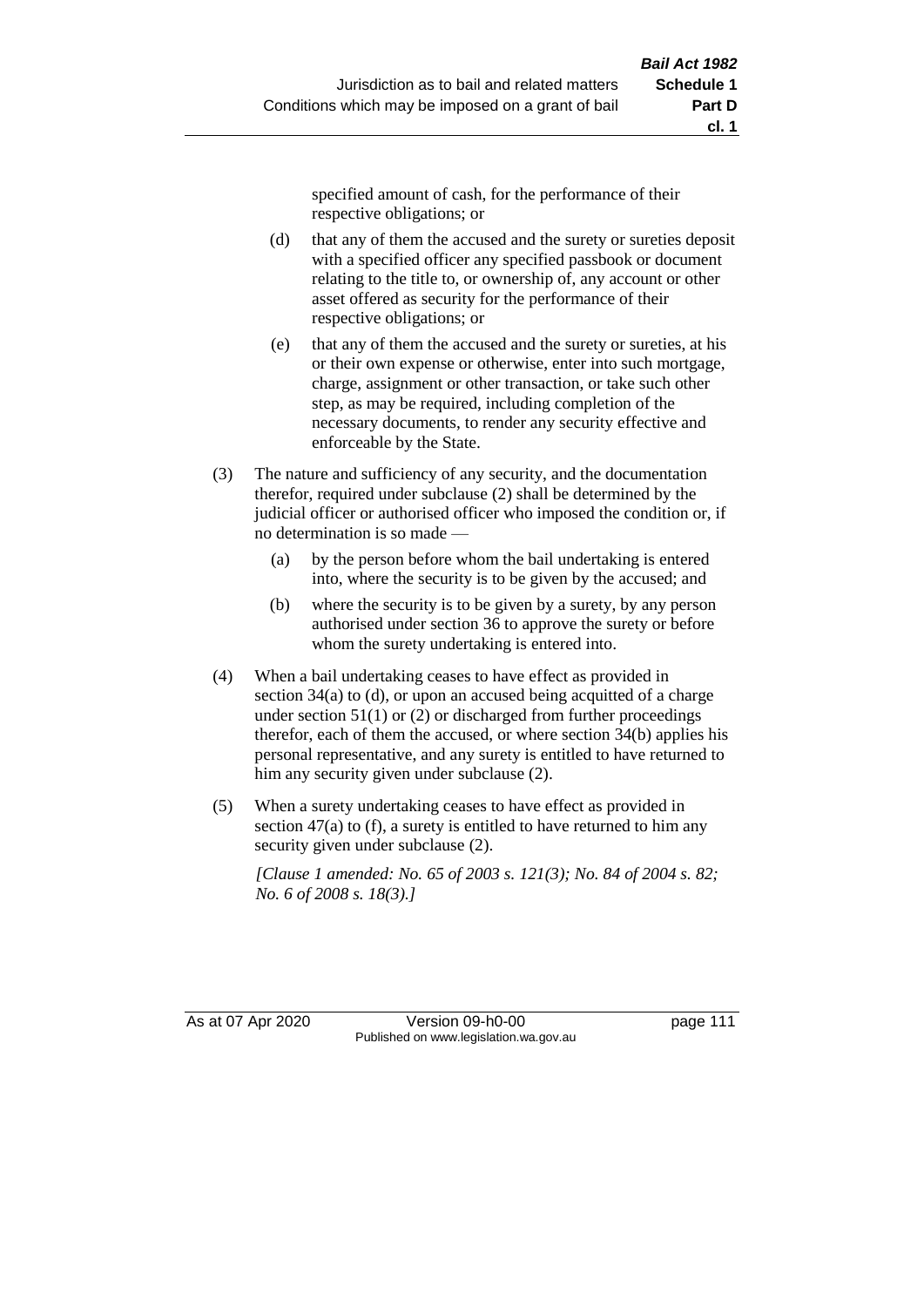specified amount of cash, for the performance of their respective obligations; or

(d) that any of them the accused and the surety or sureties deposit with a specified officer any specified passbook or document relating to the title to, or ownership of, any account or other asset offered as security for the performance of their respective obligations; or

(e) that any of them the accused and the surety or sureties, at his or their own expense or otherwise, enter into such mortgage, charge, assignment or other transaction, or take such other step, as may be required, including completion of the necessary documents, to render any security effective and enforceable by the State.

(3) The nature and sufficiency of any security, and the documentation therefor, required under subclause (2) shall be determined by the judicial officer or authorised officer who imposed the condition or, if no determination is so made —

(a) by the person before whom the bail undertaking is entered into, where the security is to be given by the accused; and

(b) where the security is to be given by a surety, by any person authorised under section 36 to approve the surety or before whom the surety undertaking is entered into.

(4) When a bail undertaking ceases to have effect as provided in section 34(a) to (d), or upon an accused being acquitted of a charge under section 51(1) or (2) or discharged from further proceedings therefor, each of them the accused, or where section 34(b) applies his personal representative, and any surety is entitled to have returned to him any security given under subclause (2).

(5) When a surety undertaking ceases to have effect as provided in section 47(a) to (f), a surety is entitled to have returned to him any security given under subclause (2).

*[Clause 1 amended: No. 65 of 2003 s. 121(3); No. 84 of 2004 s. 82; No. 6 of 2008 s. 18(3).]*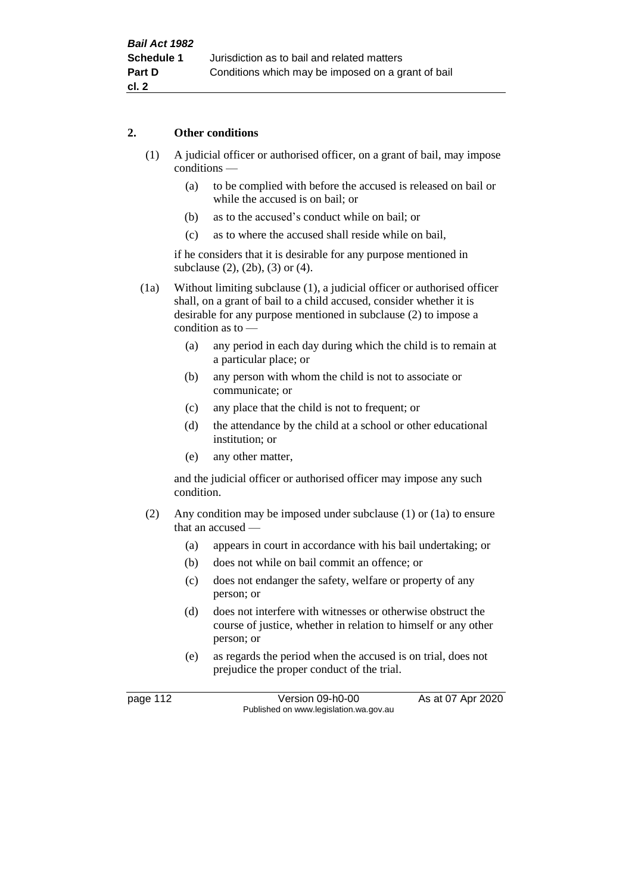## 2. Other conditions

(1) A judicial officer or authorised officer, on a grant of bail, may impose conditions —

(a) to be complied with before the accused is released on bail or while the accused is on bail; or

(b) as to the accused's conduct while on bail; or

(c) as to where the accused shall reside while on bail,

if he considers that it is desirable for any purpose mentioned in subclause (2), (2b), (3) or (4).

(1a) Without limiting subclause (1), a judicial officer or authorised officer shall, on a grant of bail to a child accused, consider whether it is desirable for any purpose mentioned in subclause (2) to impose a condition as to —

(a) any period in each day during which the child is to remain at a particular place; or

(b) any person with whom the child is not to associate or communicate; or

(c) any place that the child is not to frequent; or

(d) the attendance by the child at a school or other educational institution; or

(e) any other matter,

and the judicial officer or authorised officer may impose any such condition.

(2) Any condition may be imposed under subclause (1) or (1a) to ensure that an accused —

(a) appears in court in accordance with his bail undertaking; or

(b) does not while on bail commit an offence; or

(c) does not endanger the safety, welfare or property of any person; or

(d) does not interfere with witnesses or otherwise obstruct the course of justice, whether in relation to himself or any other person; or

(e) as regards the period when the accused is on trial, does not prejudice the proper conduct of the trial.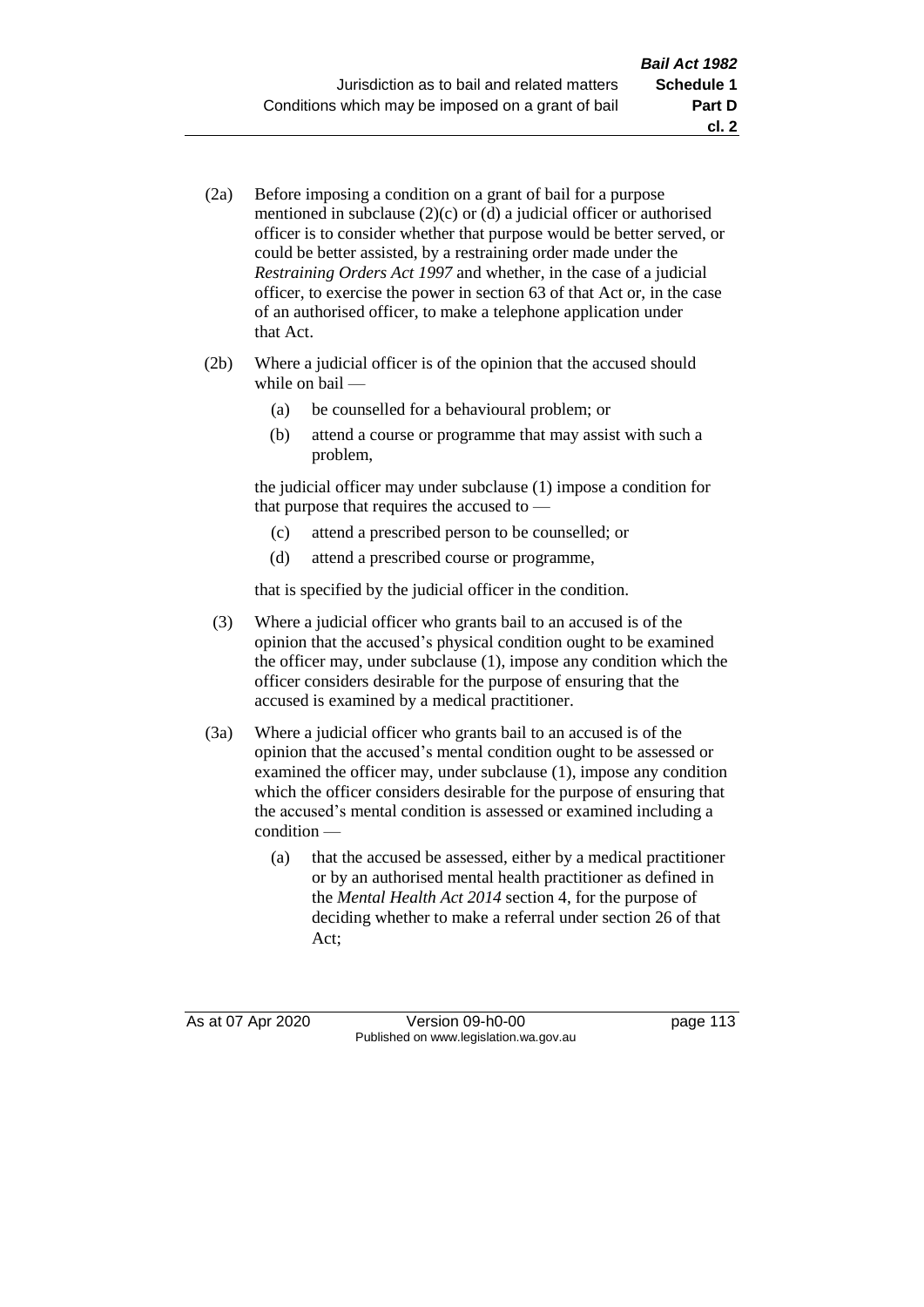(2a) Before imposing a condition on a grant of bail for a purpose mentioned in subclause (2)(c) or (d) a judicial officer or authorised officer is to consider whether that purpose would be better served, or could be better assisted, by a restraining order made under the *Restraining Orders Act 1997* and whether, in the case of a judicial officer, to exercise the power in section 63 of that Act or, in the case of an authorised officer, to make a telephone application under that Act.

(2b) Where a judicial officer is of the opinion that the accused should while on bail —

- (a) be counselled for a behavioural problem; or
- (b) attend a course or programme that may assist with such a problem,

the judicial officer may under subclause (1) impose a condition for that purpose that requires the accused to —

- (c) attend a prescribed person to be counselled; or
- (d) attend a prescribed course or programme,

that is specified by the judicial officer in the condition.

(3) Where a judicial officer who grants bail to an accused is of the opinion that the accused's physical condition ought to be examined the officer may, under subclause (1), impose any condition which the officer considers desirable for the purpose of ensuring that the accused is examined by a medical practitioner.

(3a) Where a judicial officer who grants bail to an accused is of the opinion that the accused's mental condition ought to be assessed or examined the officer may, under subclause (1), impose any condition which the officer considers desirable for the purpose of ensuring that the accused's mental condition is assessed or examined including a condition —

- (a) that the accused be assessed, either by a medical practitioner or by an authorised mental health practitioner as defined in the *Mental Health Act 2014* section 4, for the purpose of deciding whether to make a referral under section 26 of that Act;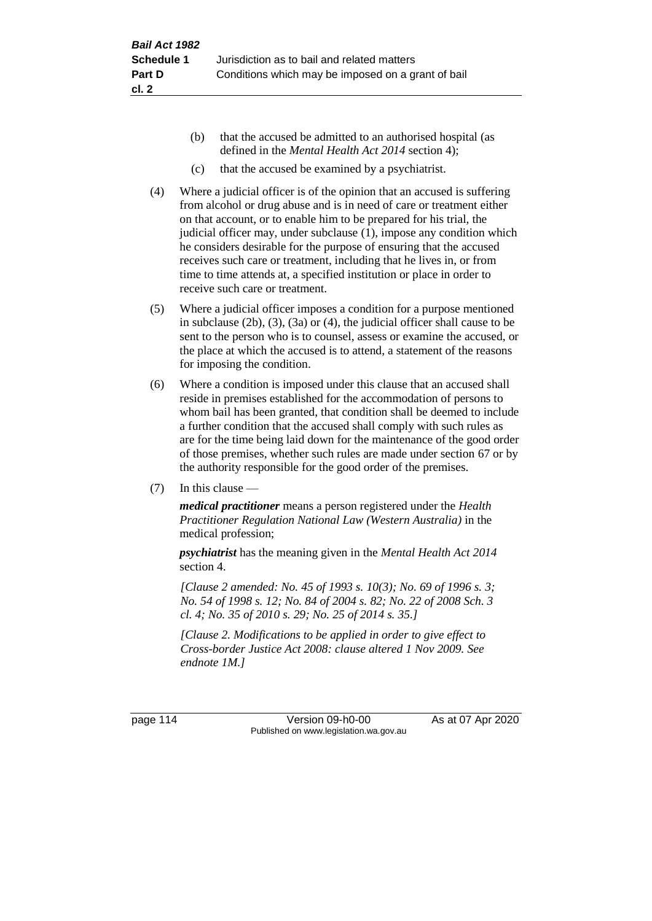(b) that the accused be admitted to an authorised hospital (as defined in the *Mental Health Act 2014* section 4);

(c) that the accused be examined by a psychiatrist.

(4) Where a judicial officer is of the opinion that an accused is suffering from alcohol or drug abuse and is in need of care or treatment either on that account, or to enable him to be prepared for his trial, the judicial officer may, under subclause (1), impose any condition which he considers desirable for the purpose of ensuring that the accused receives such care or treatment, including that he lives in, or from time to time attends at, a specified institution or place in order to receive such care or treatment.

(5) Where a judicial officer imposes a condition for a purpose mentioned in subclause (2b), (3), (3a) or (4), the judicial officer shall cause to be sent to the person who is to counsel, assess or examine the accused, or the place at which the accused is to attend, a statement of the reasons for imposing the condition.

(6) Where a condition is imposed under this clause that an accused shall reside in premises established for the accommodation of persons to whom bail has been granted, that condition shall be deemed to include a further condition that the accused shall comply with such rules as are for the time being laid down for the maintenance of the good order of those premises, whether such rules are made under section 67 or by the authority responsible for the good order of the premises.

(7) In this clause —

***medical practitioner*** means a person registered under the *Health Practitioner Regulation National Law (Western Australia)* in the medical profession;

***psychiatrist*** has the meaning given in the *Mental Health Act 2014* section 4.

*[Clause 2 amended: No. 45 of 1993 s. 10(3); No. 69 of 1996 s. 3; No. 54 of 1998 s. 12; No. 84 of 2004 s. 82; No. 22 of 2008 Sch. 3 cl. 4; No. 35 of 2010 s. 29; No. 25 of 2014 s. 35.]*

*[Clause 2. Modifications to be applied in order to give effect to Cross-border Justice Act 2008: clause altered 1 Nov 2009. See endnote 1M.]*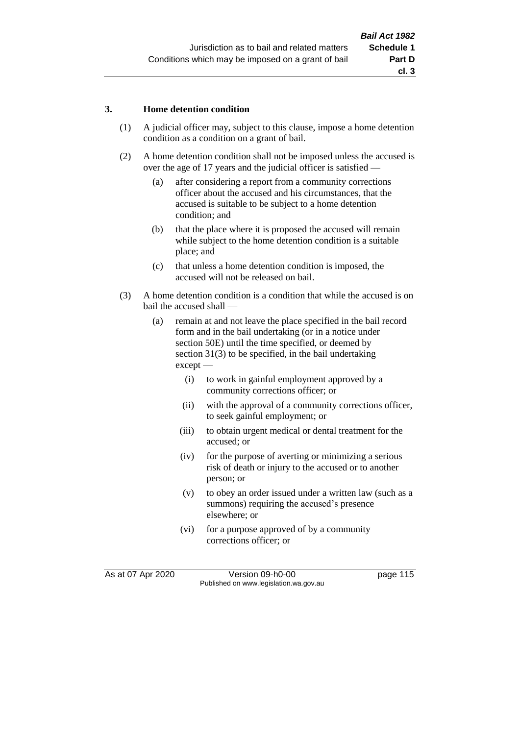### 3. Home detention condition

(1) A judicial officer may, subject to this clause, impose a home detention condition as a condition on a grant of bail.

(2) A home detention condition shall not be imposed unless the accused is over the age of 17 years and the judicial officer is satisfied —

- (a) after considering a report from a community corrections officer about the accused and his circumstances, that the accused is suitable to be subject to a home detention condition; and
- (b) that the place where it is proposed the accused will remain while subject to the home detention condition is a suitable place; and
- (c) that unless a home detention condition is imposed, the accused will not be released on bail.

(3) A home detention condition is a condition that while the accused is on bail the accused shall —

- (a) remain at and not leave the place specified in the bail record form and in the bail undertaking (or in a notice under section 50E) until the time specified, or deemed by section 31(3) to be specified, in the bail undertaking except —
  - (i) to work in gainful employment approved by a community corrections officer; or
  - (ii) with the approval of a community corrections officer, to seek gainful employment; or
  - (iii) to obtain urgent medical or dental treatment for the accused; or
  - (iv) for the purpose of averting or minimizing a serious risk of death or injury to the accused or to another person; or
  - (v) to obey an order issued under a written law (such as a summons) requiring the accused's presence elsewhere; or
  - (vi) for a purpose approved of by a community corrections officer; or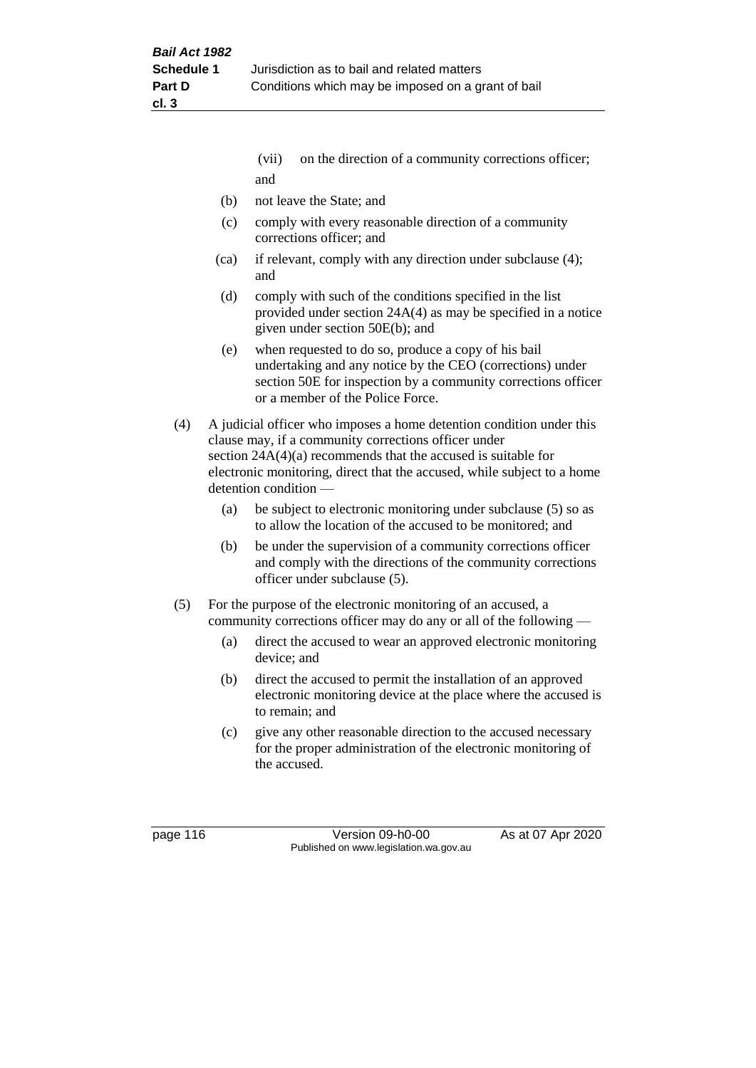(vii) on the direction of a community corrections officer; and

(b) not leave the State; and

(c) comply with every reasonable direction of a community corrections officer; and

(ca) if relevant, comply with any direction under subclause (4); and

(d) comply with such of the conditions specified in the list provided under section 24A(4) as may be specified in a notice given under section 50E(b); and

(e) when requested to do so, produce a copy of his bail undertaking and any notice by the CEO (corrections) under section 50E for inspection by a community corrections officer or a member of the Police Force.

(4) A judicial officer who imposes a home detention condition under this clause may, if a community corrections officer under section 24A(4)(a) recommends that the accused is suitable for electronic monitoring, direct that the accused, while subject to a home detention condition —

(a) be subject to electronic monitoring under subclause (5) so as to allow the location of the accused to be monitored; and

(b) be under the supervision of a community corrections officer and comply with the directions of the community corrections officer under subclause (5).

(5) For the purpose of the electronic monitoring of an accused, a community corrections officer may do any or all of the following —

(a) direct the accused to wear an approved electronic monitoring device; and

(b) direct the accused to permit the installation of an approved electronic monitoring device at the place where the accused is to remain; and

(c) give any other reasonable direction to the accused necessary for the proper administration of the electronic monitoring of the accused.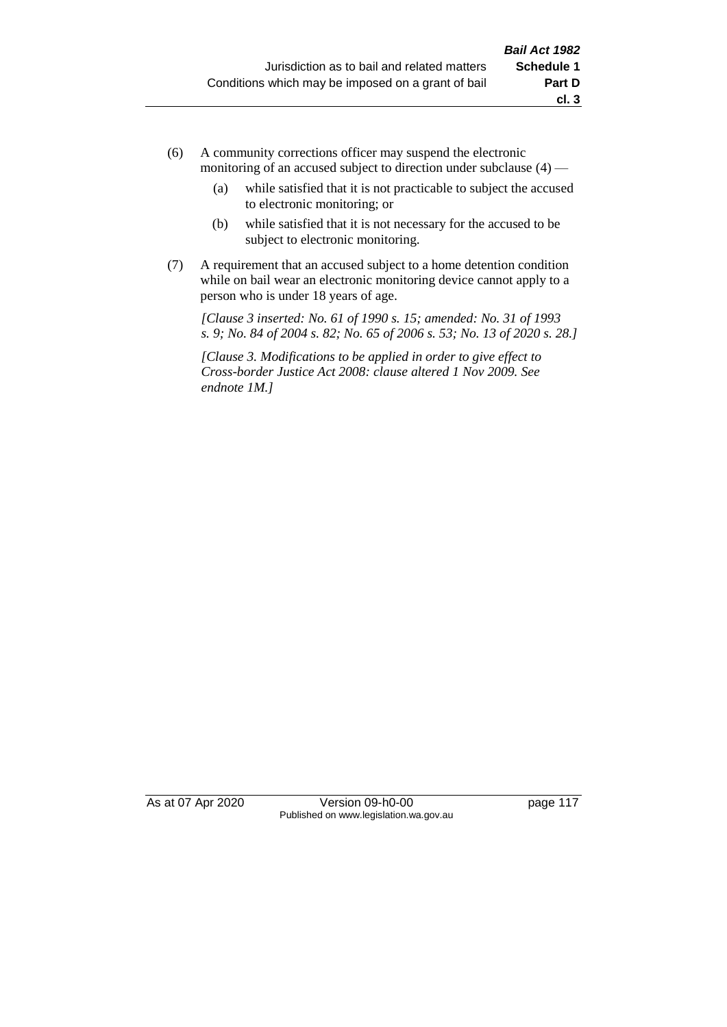(6) A community corrections officer may suspend the electronic monitoring of an accused subject to direction under subclause (4) —

   (a) while satisfied that it is not practicable to subject the accused to electronic monitoring; or

   (b) while satisfied that it is not necessary for the accused to be subject to electronic monitoring.

(7) A requirement that an accused subject to a home detention condition while on bail wear an electronic monitoring device cannot apply to a person who is under 18 years of age.

*[Clause 3 inserted: No. 61 of 1990 s. 15; amended: No. 31 of 1993 s. 9; No. 84 of 2004 s. 82; No. 65 of 2006 s. 53; No. 13 of 2020 s. 28.]*

*[Clause 3. Modifications to be applied in order to give effect to Cross-border Justice Act 2008: clause altered 1 Nov 2009. See endnote 1M.]*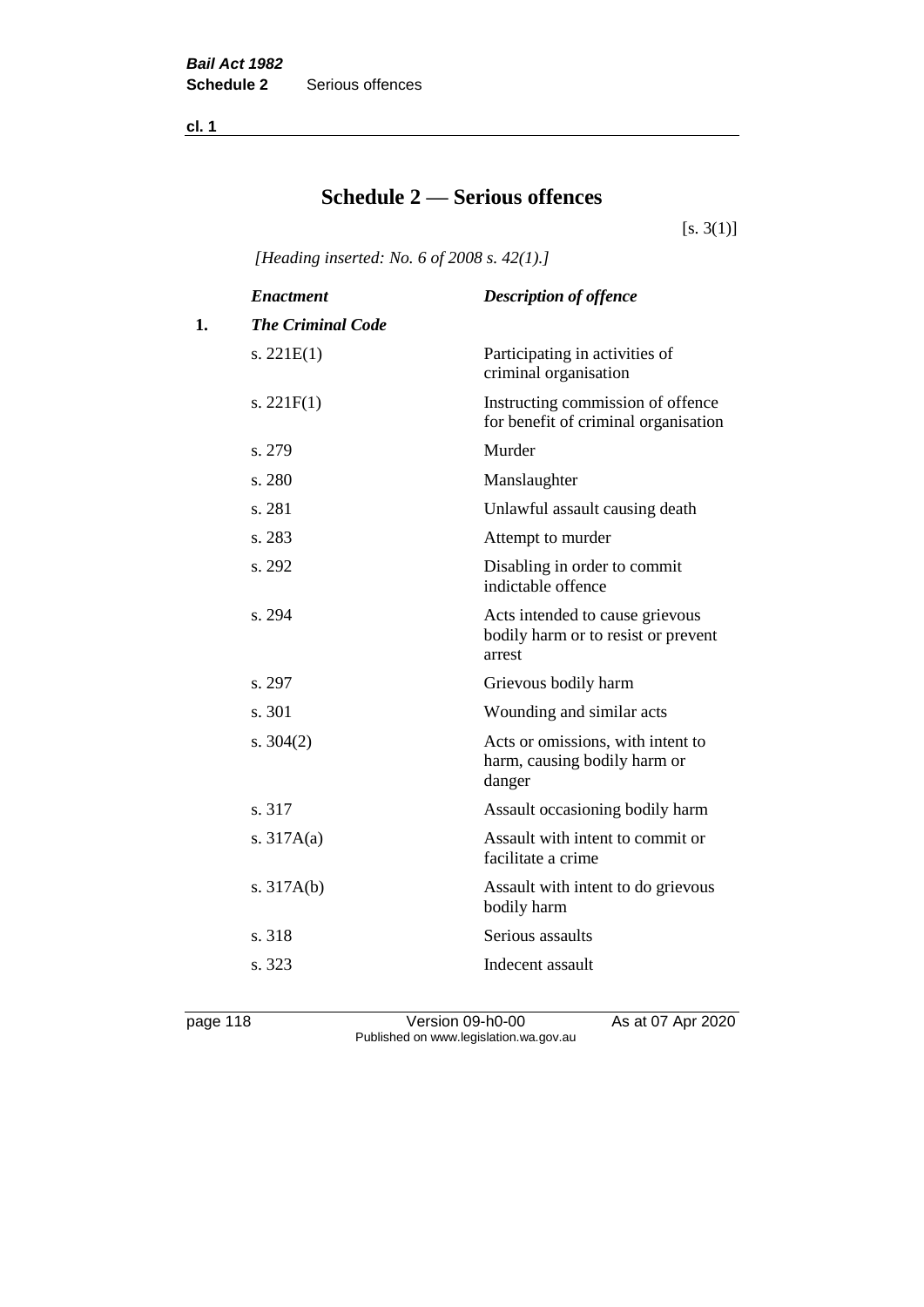# Schedule 2 — Serious offences

[s. 3(1)]

*[Heading inserted: No. 6 of 2008 s. 42(1).]*

| | *Enactment* | *Description of offence* |
|---|---|---|
| **1.** | ***The Criminal Code*** | |
| | s. 221E(1) | Participating in activities of criminal organisation |
| | s. 221F(1) | Instructing commission of offence for benefit of criminal organisation |
| | s. 279 | Murder |
| | s. 280 | Manslaughter |
| | s. 281 | Unlawful assault causing death |
| | s. 283 | Attempt to murder |
| | s. 292 | Disabling in order to commit indictable offence |
| | s. 294 | Acts intended to cause grievous bodily harm or to resist or prevent arrest |
| | s. 297 | Grievous bodily harm |
| | s. 301 | Wounding and similar acts |
| | s. 304(2) | Acts or omissions, with intent to harm, causing bodily harm or danger |
| | s. 317 | Assault occasioning bodily harm |
| | s. 317A(a) | Assault with intent to commit or facilitate a crime |
| | s. 317A(b) | Assault with intent to do grievous bodily harm |
| | s. 318 | Serious assaults |
| | s. 323 | Indecent assault |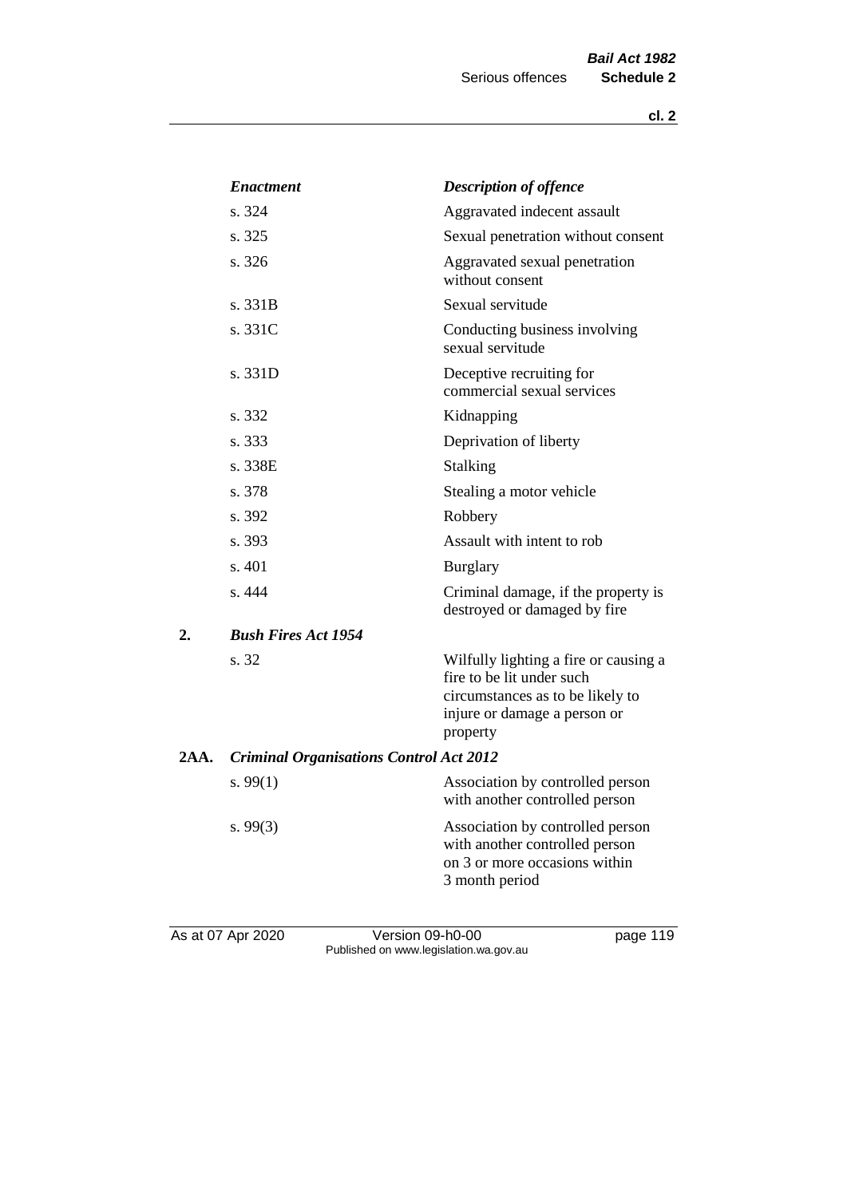| | *Enactment* | *Description of offence* |
|---|---|---|
| | s. 324 | Aggravated indecent assault |
| | s. 325 | Sexual penetration without consent |
| | s. 326 | Aggravated sexual penetration without consent |
| | s. 331B | Sexual servitude |
| | s. 331C | Conducting business involving sexual servitude |
| | s. 331D | Deceptive recruiting for commercial sexual services |
| | s. 332 | Kidnapping |
| | s. 333 | Deprivation of liberty |
| | s. 338E | Stalking |
| | s. 378 | Stealing a motor vehicle |
| | s. 392 | Robbery |
| | s. 393 | Assault with intent to rob |
| | s. 401 | Burglary |
| | s. 444 | Criminal damage, if the property is destroyed or damaged by fire |
| **2.** | ***Bush Fires Act 1954*** | |
| | s. 32 | Wilfully lighting a fire or causing a fire to be lit under such circumstances as to be likely to injure or damage a person or property |
| **2AA.** | ***Criminal Organisations Control Act 2012*** | |
| | s. 99(1) | Association by controlled person with another controlled person |
| | s. 99(3) | Association by controlled person with another controlled person on 3 or more occasions within 3 month period |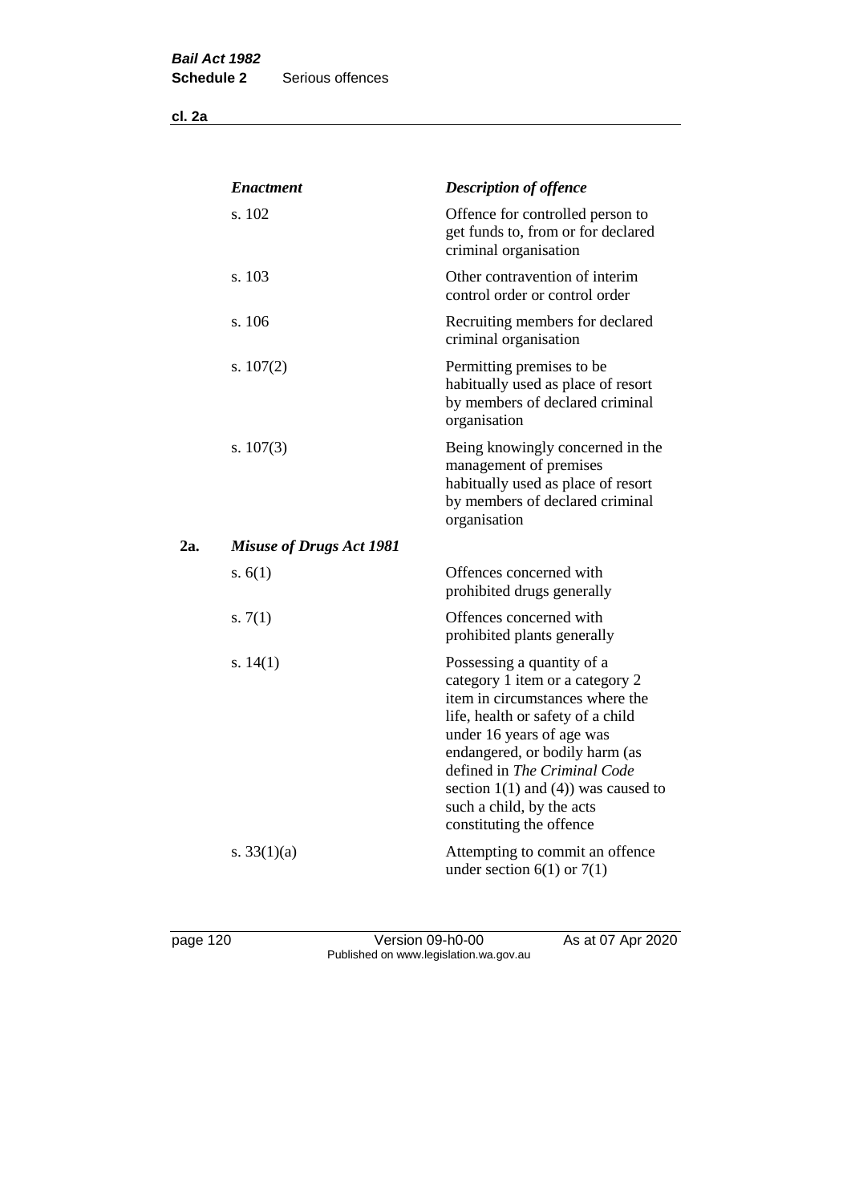| | *Enactment* | *Description of offence* |
|---|---|---|
| | s. 102 | Offence for controlled person to get funds to, from or for declared criminal organisation |
| | s. 103 | Other contravention of interim control order or control order |
| | s. 106 | Recruiting members for declared criminal organisation |
| | s. 107(2) | Permitting premises to be habitually used as place of resort by members of declared criminal organisation |
| | s. 107(3) | Being knowingly concerned in the management of premises habitually used as place of resort by members of declared criminal organisation |
| **2a.** | ***Misuse of Drugs Act 1981*** | |
| | s. 6(1) | Offences concerned with prohibited drugs generally |
| | s. 7(1) | Offences concerned with prohibited plants generally |
| | s. 14(1) | Possessing a quantity of a category 1 item or a category 2 item in circumstances where the life, health or safety of a child under 16 years of age was endangered, or bodily harm (as defined in *The Criminal Code* section 1(1) and (4)) was caused to such a child, by the acts constituting the offence |
| | s. 33(1)(a) | Attempting to commit an offence under section 6(1) or 7(1) |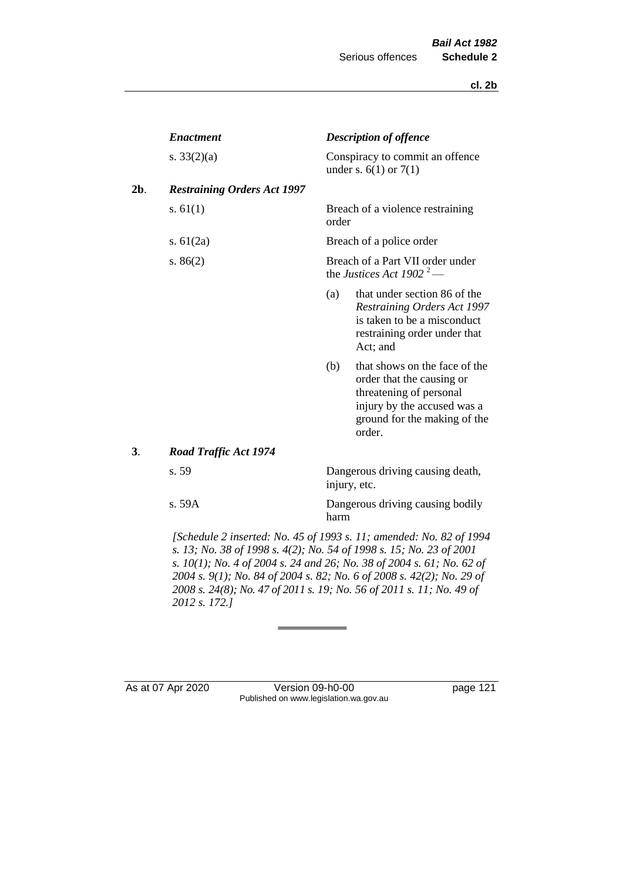| | *Enactment* | *Description of offence* |
|---|---|---|
| | s. 33(2)(a) | Conspiracy to commit an offence under s. 6(1) or 7(1) |
| **2b**. | ***Restraining Orders Act 1997*** | |
| | s. 61(1) | Breach of a violence restraining order |
| | s. 61(2a) | Breach of a police order |
| | s. 86(2) | Breach of a Part VII order under the *Justices Act 1902* [2] — (a) that under section 86 of the *Restraining Orders Act 1997* is taken to be a misconduct restraining order under that Act; and (b) that shows on the face of the order that the causing or threatening of personal injury by the accused was a ground for the making of the order. |
| **3**. | ***Road Traffic Act 1974*** | |
| | s. 59 | Dangerous driving causing death, injury, etc. |
| | s. 59A | Dangerous driving causing bodily harm |

*[Schedule 2 inserted: No. 45 of 1993 s. 11; amended: No. 82 of 1994 s. 13; No. 38 of 1998 s. 4(2); No. 54 of 1998 s. 15; No. 23 of 2001 s. 10(1); No. 4 of 2004 s. 24 and 26; No. 38 of 2004 s. 61; No. 62 of 2004 s. 9(1); No. 84 of 2004 s. 82; No. 6 of 2008 s. 42(2); No. 29 of 2008 s. 24(8); No. 47 of 2011 s. 19; No. 56 of 2011 s. 11; No. 49 of 2012 s. 172.]*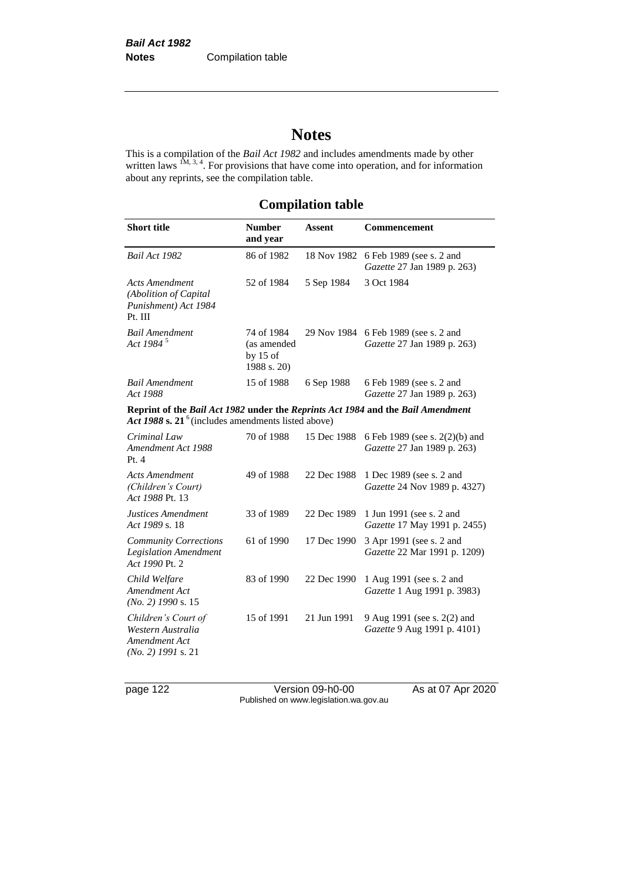# Notes

This is a compilation of the *Bail Act 1982* and includes amendments made by other written laws [1M, 3, 4]. For provisions that have come into operation, and for information about any reprints, see the compilation table.

## Compilation table

| Short title | Number and year | Assent | Commencement |
|---|---|---|---|
| *Bail Act 1982* | 86 of 1982 | 18 Nov 1982 | 6 Feb 1989 (see s. 2 and *Gazette* 27 Jan 1989 p. 263) |
| *Acts Amendment (Abolition of Capital Punishment) Act 1984* Pt. III | 52 of 1984 | 5 Sep 1984 | 3 Oct 1984 |
| *Bail Amendment Act 1984* [5] | 74 of 1984 (as amended by 15 of 1988 s. 20) | 29 Nov 1984 | 6 Feb 1989 (see s. 2 and *Gazette* 27 Jan 1989 p. 263) |
| *Bail Amendment Act 1988* | 15 of 1988 | 6 Sep 1988 | 6 Feb 1989 (see s. 2 and *Gazette* 27 Jan 1989 p. 263) |
| **Reprint of the *Bail Act 1982* under the *Reprints Act 1984* and the *Bail Amendment Act 1988* s. 21** [6] (includes amendments listed above) | | | |
| *Criminal Law Amendment Act 1988* Pt. 4 | 70 of 1988 | 15 Dec 1988 | 6 Feb 1989 (see s. 2(2)(b) and *Gazette* 27 Jan 1989 p. 263) |
| *Acts Amendment (Children's Court) Act 1988* Pt. 13 | 49 of 1988 | 22 Dec 1988 | 1 Dec 1989 (see s. 2 and *Gazette* 24 Nov 1989 p. 4327) |
| *Justices Amendment Act 1989* s. 18 | 33 of 1989 | 22 Dec 1989 | 1 Jun 1991 (see s. 2 and *Gazette* 17 May 1991 p. 2455) |
| *Community Corrections Legislation Amendment Act 1990* Pt. 2 | 61 of 1990 | 17 Dec 1990 | 3 Apr 1991 (see s. 2 and *Gazette* 22 Mar 1991 p. 1209) |
| *Child Welfare Amendment Act (No. 2) 1990* s. 15 | 83 of 1990 | 22 Dec 1990 | 1 Aug 1991 (see s. 2 and *Gazette* 1 Aug 1991 p. 3983) |
| *Children's Court of Western Australia Amendment Act (No. 2) 1991* s. 21 | 15 of 1991 | 21 Jun 1991 | 9 Aug 1991 (see s. 2(2) and *Gazette* 9 Aug 1991 p. 4101) |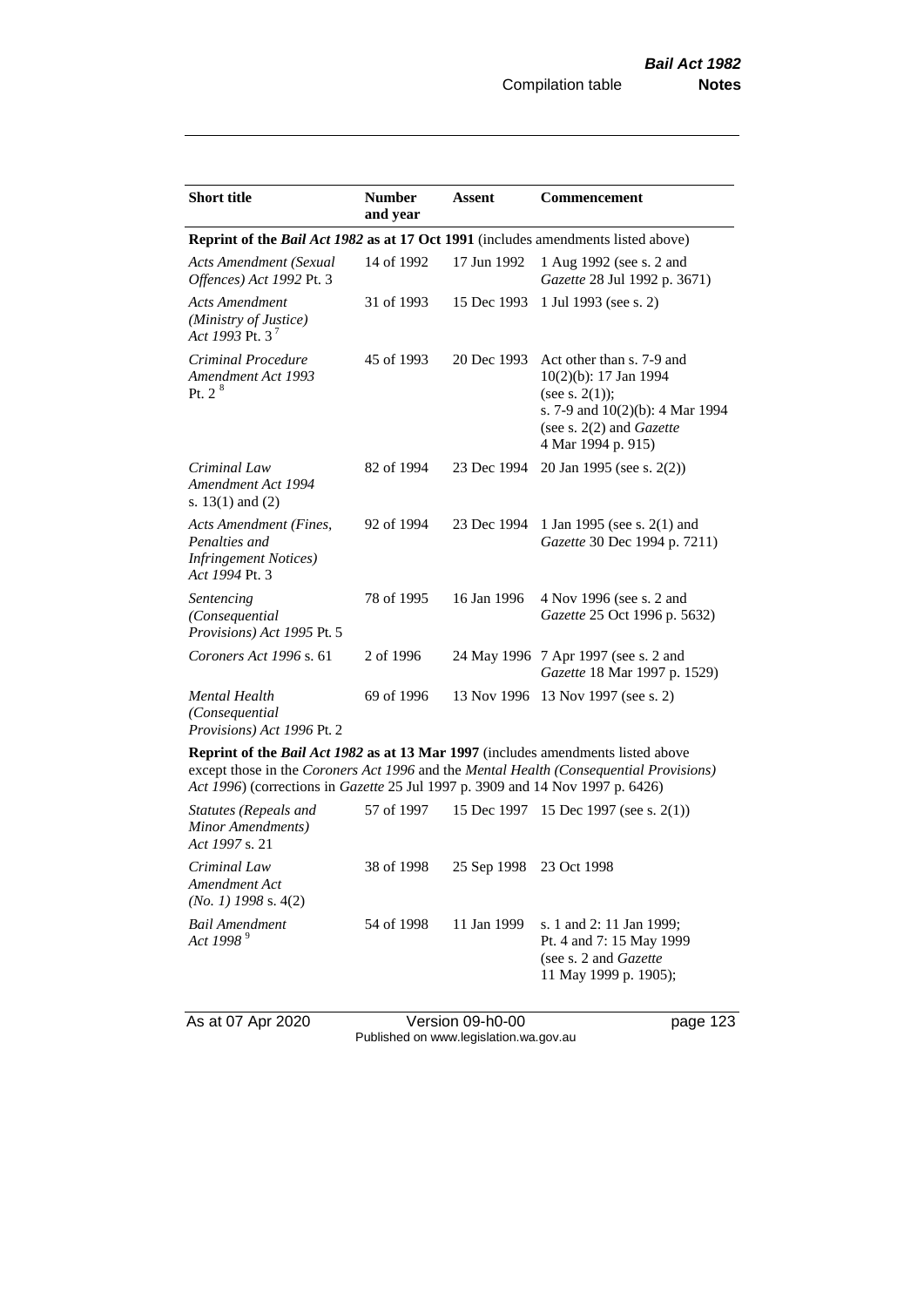| **Short title** | **Number and year** | **Assent** | **Commencement** |
|---|---|---|---|
| **Reprint of the *Bail Act 1982* as at 17 Oct 1991** (includes amendments listed above) | | | |
| *Acts Amendment (Sexual Offences) Act 1992* Pt. 3 | 14 of 1992 | 17 Jun 1992 | 1 Aug 1992 (see s. 2 and *Gazette* 28 Jul 1992 p. 3671) |
| *Acts Amendment (Ministry of Justice) Act 1993* Pt. 3 [7] | 31 of 1993 | 15 Dec 1993 | 1 Jul 1993 (see s. 2) |
| *Criminal Procedure Amendment Act 1993* Pt. 2 [8] | 45 of 1993 | 20 Dec 1993 | Act other than s. 7-9 and 10(2)(b): 17 Jan 1994 (see s. 2(1)); s. 7-9 and 10(2)(b): 4 Mar 1994 (see s. 2(2) and *Gazette* 4 Mar 1994 p. 915) |
| *Criminal Law Amendment Act 1994* s. 13(1) and (2) | 82 of 1994 | 23 Dec 1994 | 20 Jan 1995 (see s. 2(2)) |
| *Acts Amendment (Fines, Penalties and Infringement Notices) Act 1994* Pt. 3 | 92 of 1994 | 23 Dec 1994 | 1 Jan 1995 (see s. 2(1) and *Gazette* 30 Dec 1994 p. 7211) |
| *Sentencing (Consequential Provisions) Act 1995* Pt. 5 | 78 of 1995 | 16 Jan 1996 | 4 Nov 1996 (see s. 2 and *Gazette* 25 Oct 1996 p. 5632) |
| *Coroners Act 1996* s. 61 | 2 of 1996 | 24 May 1996 | 7 Apr 1997 (see s. 2 and *Gazette* 18 Mar 1997 p. 1529) |
| *Mental Health (Consequential Provisions) Act 1996* Pt. 2 | 69 of 1996 | 13 Nov 1996 | 13 Nov 1997 (see s. 2) |
| **Reprint of the *Bail Act 1982* as at 13 Mar 1997** (includes amendments listed above except those in the *Coroners Act 1996* and the *Mental Health (Consequential Provisions) Act 1996*) (corrections in *Gazette* 25 Jul 1997 p. 3909 and 14 Nov 1997 p. 6426) | | | |
| *Statutes (Repeals and Minor Amendments) Act 1997* s. 21 | 57 of 1997 | 15 Dec 1997 | 15 Dec 1997 (see s. 2(1)) |
| *Criminal Law Amendment Act (No. 1) 1998* s. 4(2) | 38 of 1998 | 25 Sep 1998 | 23 Oct 1998 |
| *Bail Amendment Act 1998* [9] | 54 of 1998 | 11 Jan 1999 | s. 1 and 2: 11 Jan 1999; Pt. 4 and 7: 15 May 1999 (see s. 2 and *Gazette* 11 May 1999 p. 1905); |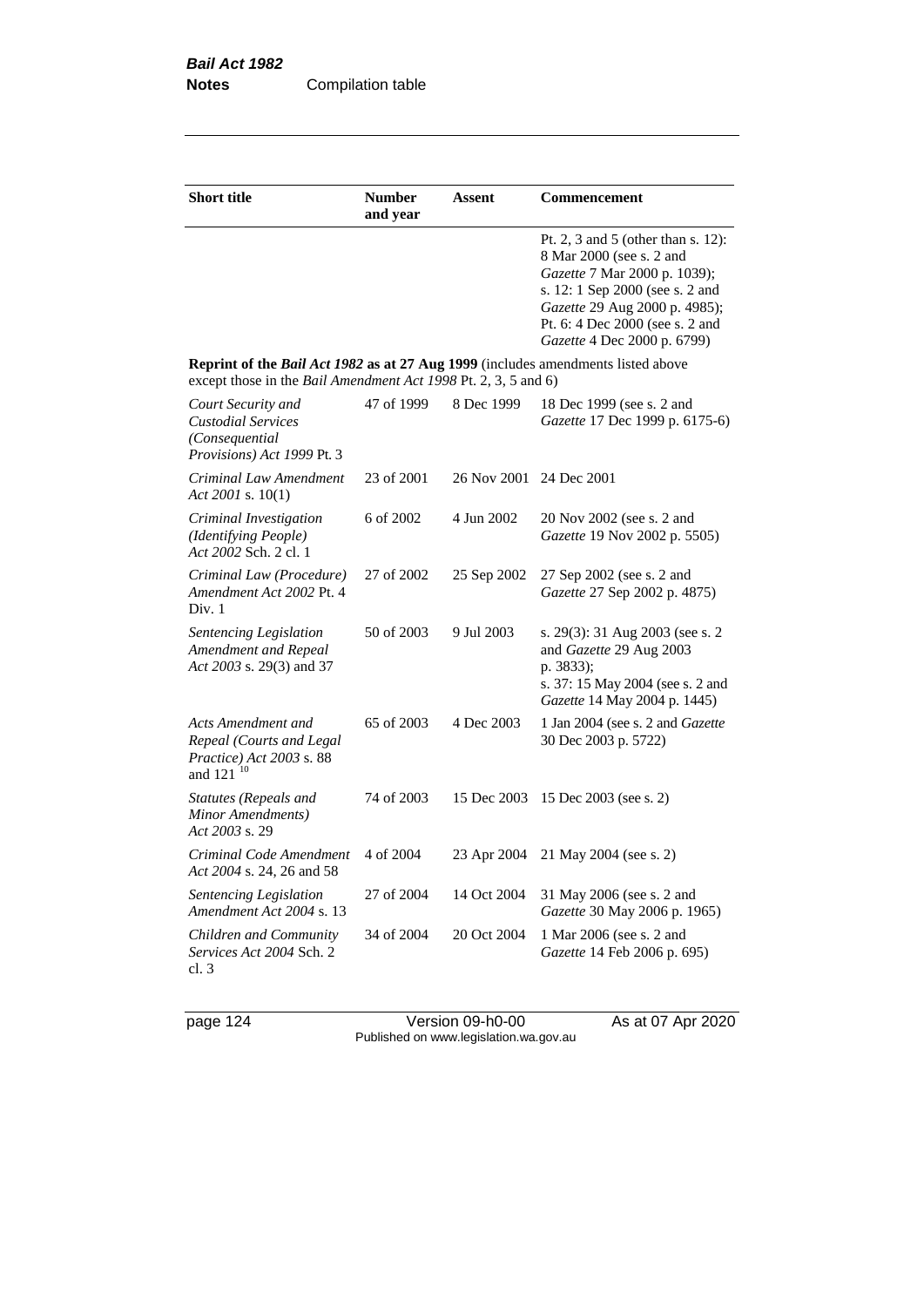| Short title | Number and year | Assent | Commencement |
|---|---|---|---|
| | | | Pt. 2, 3 and 5 (other than s. 12): 8 Mar 2000 (see s. 2 and *Gazette* 7 Mar 2000 p. 1039); s. 12: 1 Sep 2000 (see s. 2 and *Gazette* 29 Aug 2000 p. 4985); Pt. 6: 4 Dec 2000 (see s. 2 and *Gazette* 4 Dec 2000 p. 6799) |
| **Reprint of the *Bail Act 1982* as at 27 Aug 1999** (includes amendments listed above except those in the *Bail Amendment Act 1998* Pt. 2, 3, 5 and 6) | | | |
| *Court Security and Custodial Services (Consequential Provisions) Act 1999* Pt. 3 | 47 of 1999 | 8 Dec 1999 | 18 Dec 1999 (see s. 2 and *Gazette* 17 Dec 1999 p. 6175-6) |
| *Criminal Law Amendment Act 2001* s. 10(1) | 23 of 2001 | 26 Nov 2001 | 24 Dec 2001 |
| *Criminal Investigation (Identifying People) Act 2002* Sch. 2 cl. 1 | 6 of 2002 | 4 Jun 2002 | 20 Nov 2002 (see s. 2 and *Gazette* 19 Nov 2002 p. 5505) |
| *Criminal Law (Procedure) Amendment Act 2002* Pt. 4 Div. 1 | 27 of 2002 | 25 Sep 2002 | 27 Sep 2002 (see s. 2 and *Gazette* 27 Sep 2002 p. 4875) |
| *Sentencing Legislation Amendment and Repeal Act 2003* s. 29(3) and 37 | 50 of 2003 | 9 Jul 2003 | s. 29(3): 31 Aug 2003 (see s. 2 and *Gazette* 29 Aug 2003 p. 3833); s. 37: 15 May 2004 (see s. 2 and *Gazette* 14 May 2004 p. 1445) |
| *Acts Amendment and Repeal (Courts and Legal Practice) Act 2003* s. 88 and 121 [10] | 65 of 2003 | 4 Dec 2003 | 1 Jan 2004 (see s. 2 and *Gazette* 30 Dec 2003 p. 5722) |
| *Statutes (Repeals and Minor Amendments) Act 2003* s. 29 | 74 of 2003 | 15 Dec 2003 | 15 Dec 2003 (see s. 2) |
| *Criminal Code Amendment Act 2004* s. 24, 26 and 58 | 4 of 2004 | 23 Apr 2004 | 21 May 2004 (see s. 2) |
| *Sentencing Legislation Amendment Act 2004* s. 13 | 27 of 2004 | 14 Oct 2004 | 31 May 2006 (see s. 2 and *Gazette* 30 May 2006 p. 1965) |
| *Children and Community Services Act 2004* Sch. 2 cl. 3 | 34 of 2004 | 20 Oct 2004 | 1 Mar 2006 (see s. 2 and *Gazette* 14 Feb 2006 p. 695) |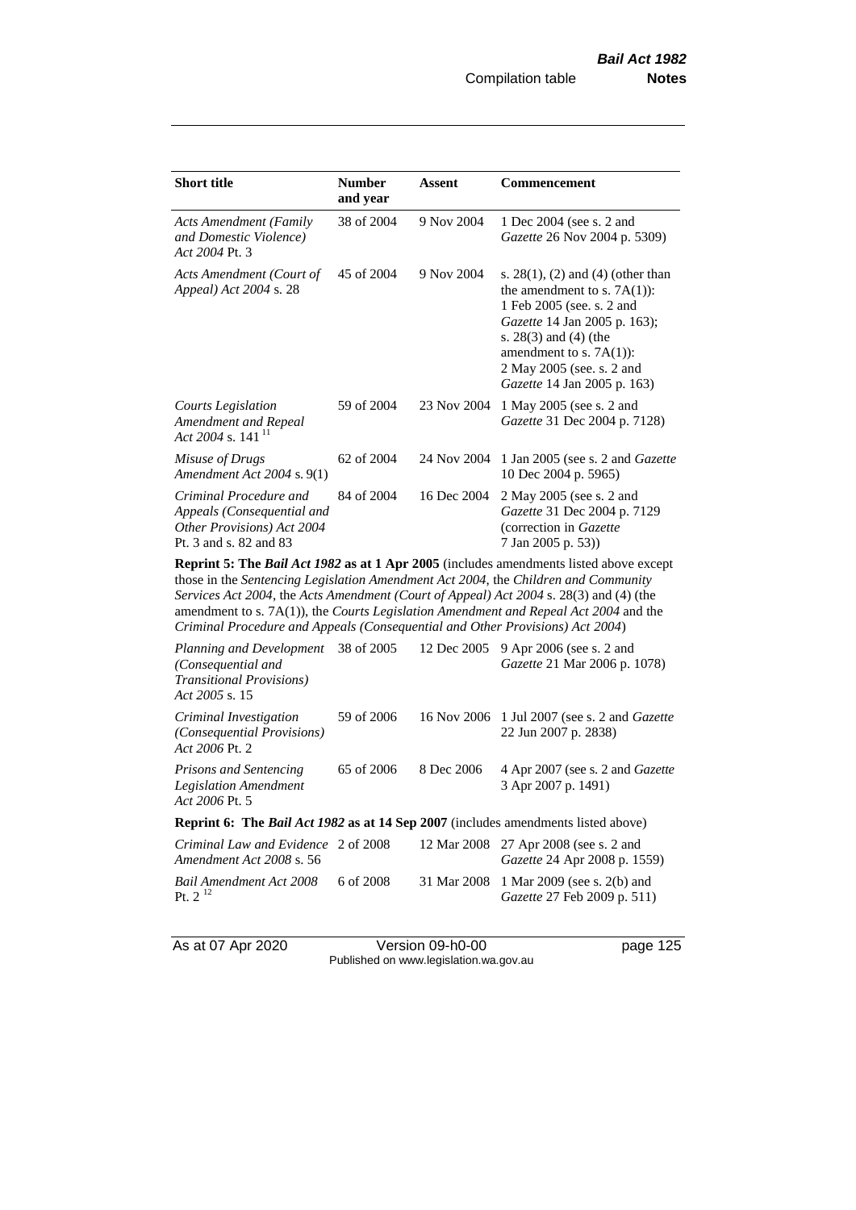| Short title | Number and year | Assent | Commencement |
|---|---|---|---|
| *Acts Amendment (Family and Domestic Violence) Act 2004* Pt. 3 | 38 of 2004 | 9 Nov 2004 | 1 Dec 2004 (see s. 2 and *Gazette* 26 Nov 2004 p. 5309) |
| *Acts Amendment (Court of Appeal) Act 2004* s. 28 | 45 of 2004 | 9 Nov 2004 | s. 28(1), (2) and (4) (other than the amendment to s. 7A(1)): 1 Feb 2005 (see. s. 2 and *Gazette* 14 Jan 2005 p. 163); s. 28(3) and (4) (the amendment to s. 7A(1)): 2 May 2005 (see. s. 2 and *Gazette* 14 Jan 2005 p. 163) |
| *Courts Legislation Amendment and Repeal Act 2004* s. 141 [11] | 59 of 2004 | 23 Nov 2004 | 1 May 2005 (see s. 2 and *Gazette* 31 Dec 2004 p. 7128) |
| *Misuse of Drugs Amendment Act 2004* s. 9(1) | 62 of 2004 | 24 Nov 2004 | 1 Jan 2005 (see s. 2 and *Gazette* 10 Dec 2004 p. 5965) |
| *Criminal Procedure and Appeals (Consequential and Other Provisions) Act 2004* Pt. 3 and s. 82 and 83 | 84 of 2004 | 16 Dec 2004 | 2 May 2005 (see s. 2 and *Gazette* 31 Dec 2004 p. 7129 (correction in *Gazette* 7 Jan 2005 p. 53)) |
| **Reprint 5: The *Bail Act 1982* as at 1 Apr 2005** (includes amendments listed above except those in the *Sentencing Legislation Amendment Act 2004*, the *Children and Community Services Act 2004*, the *Acts Amendment (Court of Appeal) Act 2004* s. 28(3) and (4) (the amendment to s. 7A(1)), the *Courts Legislation Amendment and Repeal Act 2004* and the *Criminal Procedure and Appeals (Consequential and Other Provisions) Act 2004*) | | | |
| *Planning and Development (Consequential and Transitional Provisions) Act 2005* s. 15 | 38 of 2005 | 12 Dec 2005 | 9 Apr 2006 (see s. 2 and *Gazette* 21 Mar 2006 p. 1078) |
| *Criminal Investigation (Consequential Provisions) Act 2006* Pt. 2 | 59 of 2006 | 16 Nov 2006 | 1 Jul 2007 (see s. 2 and *Gazette* 22 Jun 2007 p. 2838) |
| *Prisons and Sentencing Legislation Amendment Act 2006* Pt. 5 | 65 of 2006 | 8 Dec 2006 | 4 Apr 2007 (see s. 2 and *Gazette* 3 Apr 2007 p. 1491) |
| **Reprint 6: The *Bail Act 1982* as at 14 Sep 2007** (includes amendments listed above) | | | |
| *Criminal Law and Evidence Amendment Act 2008* s. 56 | 2 of 2008 | 12 Mar 2008 | 27 Apr 2008 (see s. 2 and *Gazette* 24 Apr 2008 p. 1559) |
| *Bail Amendment Act 2008* Pt. 2 [12] | 6 of 2008 | 31 Mar 2008 | 1 Mar 2009 (see s. 2(b) and *Gazette* 27 Feb 2009 p. 511) |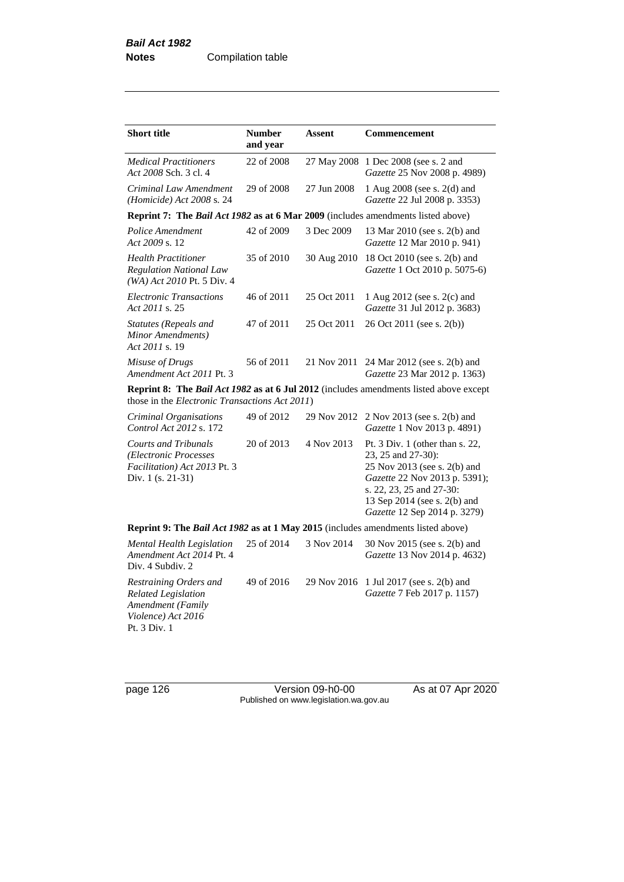| **Short title** | **Number and year** | **Assent** | **Commencement** |
|---|---|---|---|
| *Medical Practitioners Act 2008* Sch. 3 cl. 4 | 22 of 2008 | 27 May 2008 | 1 Dec 2008 (see s. 2 and *Gazette* 25 Nov 2008 p. 4989) |
| *Criminal Law Amendment (Homicide) Act 2008* s. 24 | 29 of 2008 | 27 Jun 2008 | 1 Aug 2008 (see s. 2(d) and *Gazette* 22 Jul 2008 p. 3353) |
| **Reprint 7: The *Bail Act 1982* as at 6 Mar 2009** (includes amendments listed above) | | | |
| *Police Amendment Act 2009* s. 12 | 42 of 2009 | 3 Dec 2009 | 13 Mar 2010 (see s. 2(b) and *Gazette* 12 Mar 2010 p. 941) |
| *Health Practitioner Regulation National Law (WA) Act 2010* Pt. 5 Div. 4 | 35 of 2010 | 30 Aug 2010 | 18 Oct 2010 (see s. 2(b) and *Gazette* 1 Oct 2010 p. 5075-6) |
| *Electronic Transactions Act 2011* s. 25 | 46 of 2011 | 25 Oct 2011 | 1 Aug 2012 (see s. 2(c) and *Gazette* 31 Jul 2012 p. 3683) |
| *Statutes (Repeals and Minor Amendments) Act 2011* s. 19 | 47 of 2011 | 25 Oct 2011 | 26 Oct 2011 (see s. 2(b)) |
| *Misuse of Drugs Amendment Act 2011* Pt. 3 | 56 of 2011 | 21 Nov 2011 | 24 Mar 2012 (see s. 2(b) and *Gazette* 23 Mar 2012 p. 1363) |
| **Reprint 8: The *Bail Act 1982* as at 6 Jul 2012** (includes amendments listed above except those in the *Electronic Transactions Act 2011*) | | | |
| *Criminal Organisations Control Act 2012* s. 172 | 49 of 2012 | 29 Nov 2012 | 2 Nov 2013 (see s. 2(b) and *Gazette* 1 Nov 2013 p. 4891) |
| *Courts and Tribunals (Electronic Processes Facilitation) Act 2013* Pt. 3 Div. 1 (s. 21-31) | 20 of 2013 | 4 Nov 2013 | Pt. 3 Div. 1 (other than s. 22, 23, 25 and 27-30): 25 Nov 2013 (see s. 2(b) and *Gazette* 22 Nov 2013 p. 5391); s. 22, 23, 25 and 27-30: 13 Sep 2014 (see s. 2(b) and *Gazette* 12 Sep 2014 p. 3279) |
| **Reprint 9: The *Bail Act 1982* as at 1 May 2015** (includes amendments listed above) | | | |
| *Mental Health Legislation Amendment Act 2014* Pt. 4 Div. 4 Subdiv. 2 | 25 of 2014 | 3 Nov 2014 | 30 Nov 2015 (see s. 2(b) and *Gazette* 13 Nov 2014 p. 4632) |
| *Restraining Orders and Related Legislation Amendment (Family Violence) Act 2016* Pt. 3 Div. 1 | 49 of 2016 | 29 Nov 2016 | 1 Jul 2017 (see s. 2(b) and *Gazette* 7 Feb 2017 p. 1157) |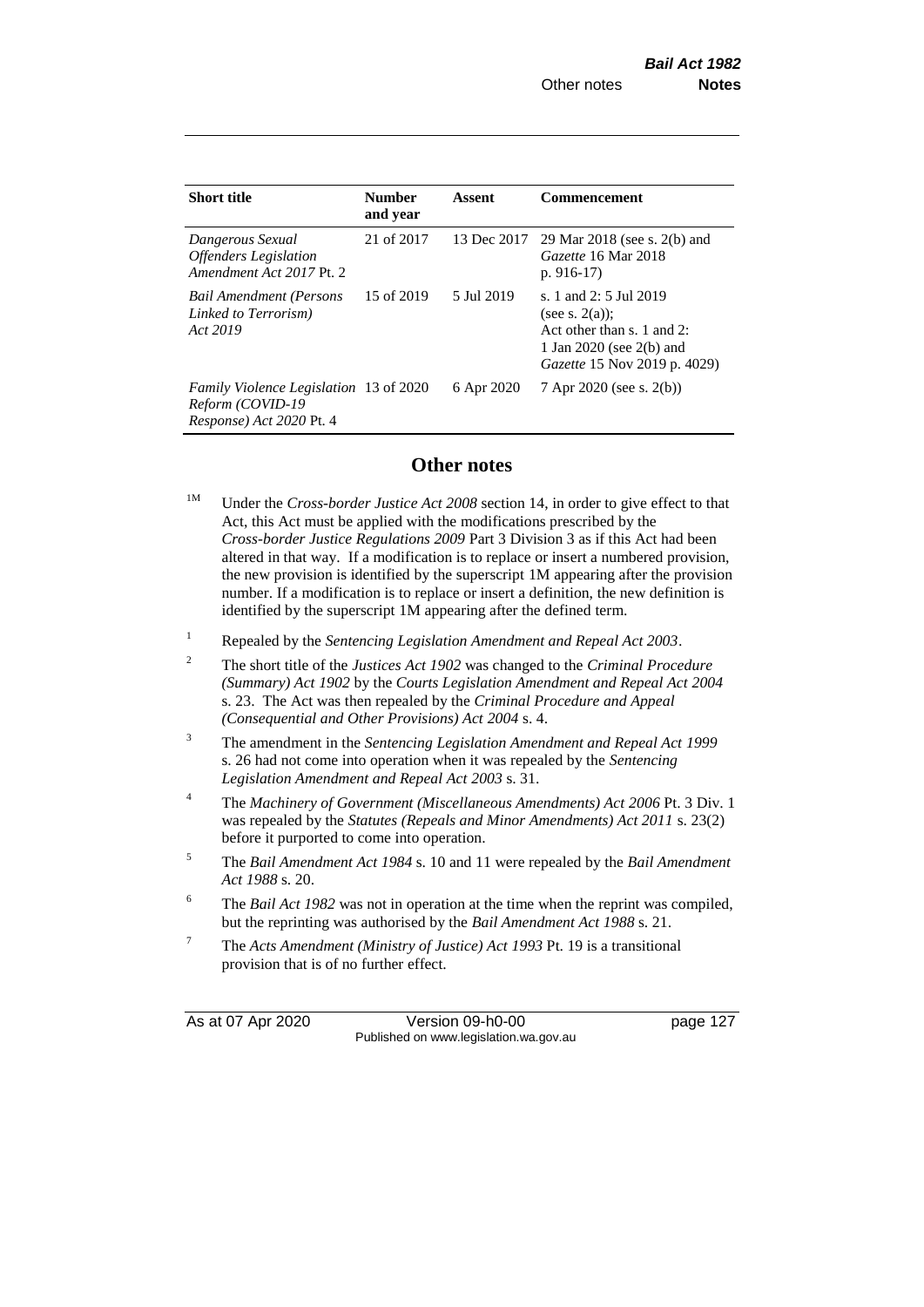| Short title | Number and year | Assent | Commencement |
|---|---|---|---|
| *Dangerous Sexual Offenders Legislation Amendment Act 2017* Pt. 2 | 21 of 2017 | 13 Dec 2017 | 29 Mar 2018 (see s. 2(b) and *Gazette* 16 Mar 2018 p. 916-17) |
| *Bail Amendment (Persons Linked to Terrorism) Act 2019* | 15 of 2019 | 5 Jul 2019 | s. 1 and 2: 5 Jul 2019 (see s. 2(a)); Act other than s. 1 and 2: 1 Jan 2020 (see 2(b) and *Gazette* 15 Nov 2019 p. 4029) |
| *Family Violence Legislation Reform (COVID-19 Response) Act 2020* Pt. 4 | 13 of 2020 | 6 Apr 2020 | 7 Apr 2020 (see s. 2(b)) |

## Other notes

[1M] Under the *Cross-border Justice Act 2008* section 14, in order to give effect to that Act, this Act must be applied with the modifications prescribed by the *Cross-border Justice Regulations 2009* Part 3 Division 3 as if this Act had been altered in that way. If a modification is to replace or insert a numbered provision, the new provision is identified by the superscript 1M appearing after the provision number. If a modification is to replace or insert a definition, the new definition is identified by the superscript 1M appearing after the defined term.

[1] Repealed by the *Sentencing Legislation Amendment and Repeal Act 2003*.

[2] The short title of the *Justices Act 1902* was changed to the *Criminal Procedure (Summary) Act 1902* by the *Courts Legislation Amendment and Repeal Act 2004* s. 23. The Act was then repealed by the *Criminal Procedure and Appeal (Consequential and Other Provisions) Act 2004* s. 4.

[3] The amendment in the *Sentencing Legislation Amendment and Repeal Act 1999* s. 26 had not come into operation when it was repealed by the *Sentencing Legislation Amendment and Repeal Act 2003* s. 31.

[4] The *Machinery of Government (Miscellaneous Amendments) Act 2006* Pt. 3 Div. 1 was repealed by the *Statutes (Repeals and Minor Amendments) Act 2011* s. 23(2) before it purported to come into operation.

[5] The *Bail Amendment Act 1984* s. 10 and 11 were repealed by the *Bail Amendment Act 1988* s. 20.

[6] The *Bail Act 1982* was not in operation at the time when the reprint was compiled, but the reprinting was authorised by the *Bail Amendment Act 1988* s. 21.

[7] The *Acts Amendment (Ministry of Justice) Act 1993* Pt. 19 is a transitional provision that is of no further effect.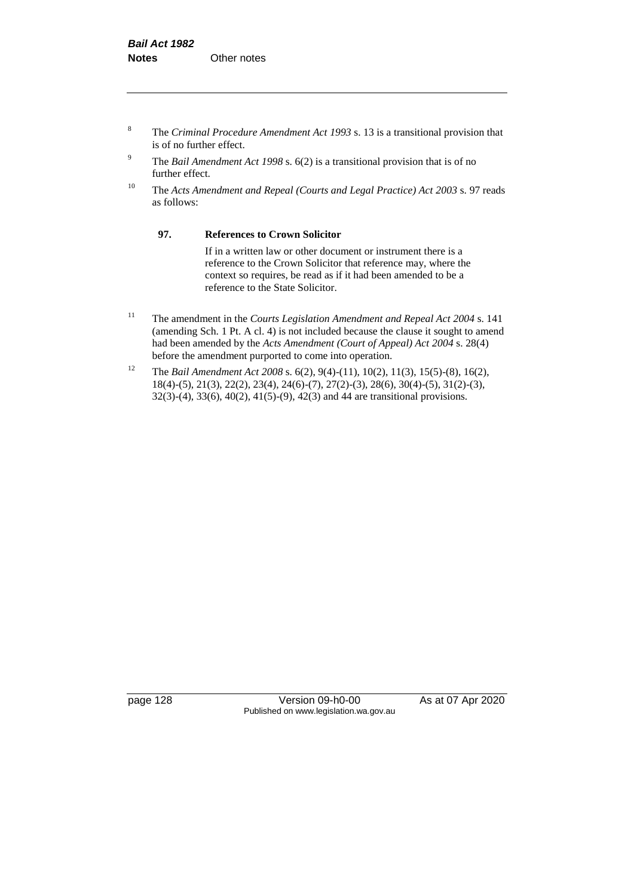[8] The *Criminal Procedure Amendment Act 1993* s. 13 is a transitional provision that is of no further effect.

[9] The *Bail Amendment Act 1998* s. 6(2) is a transitional provision that is of no further effect.

[10] The *Acts Amendment and Repeal (Courts and Legal Practice) Act 2003* s. 97 reads as follows:

> **97. References to Crown Solicitor**
>
> If in a written law or other document or instrument there is a reference to the Crown Solicitor that reference may, where the context so requires, be read as if it had been amended to be a reference to the State Solicitor.

[11] The amendment in the *Courts Legislation Amendment and Repeal Act 2004* s. 141 (amending Sch. 1 Pt. A cl. 4) is not included because the clause it sought to amend had been amended by the *Acts Amendment (Court of Appeal) Act 2004* s. 28(4) before the amendment purported to come into operation.

[12] The *Bail Amendment Act 2008* s. 6(2), 9(4)-(11), 10(2), 11(3), 15(5)-(8), 16(2), 18(4)-(5), 21(3), 22(2), 23(4), 24(6)-(7), 27(2)-(3), 28(6), 30(4)-(5), 31(2)-(3), 32(3)-(4), 33(6), 40(2), 41(5)-(9), 42(3) and 44 are transitional provisions.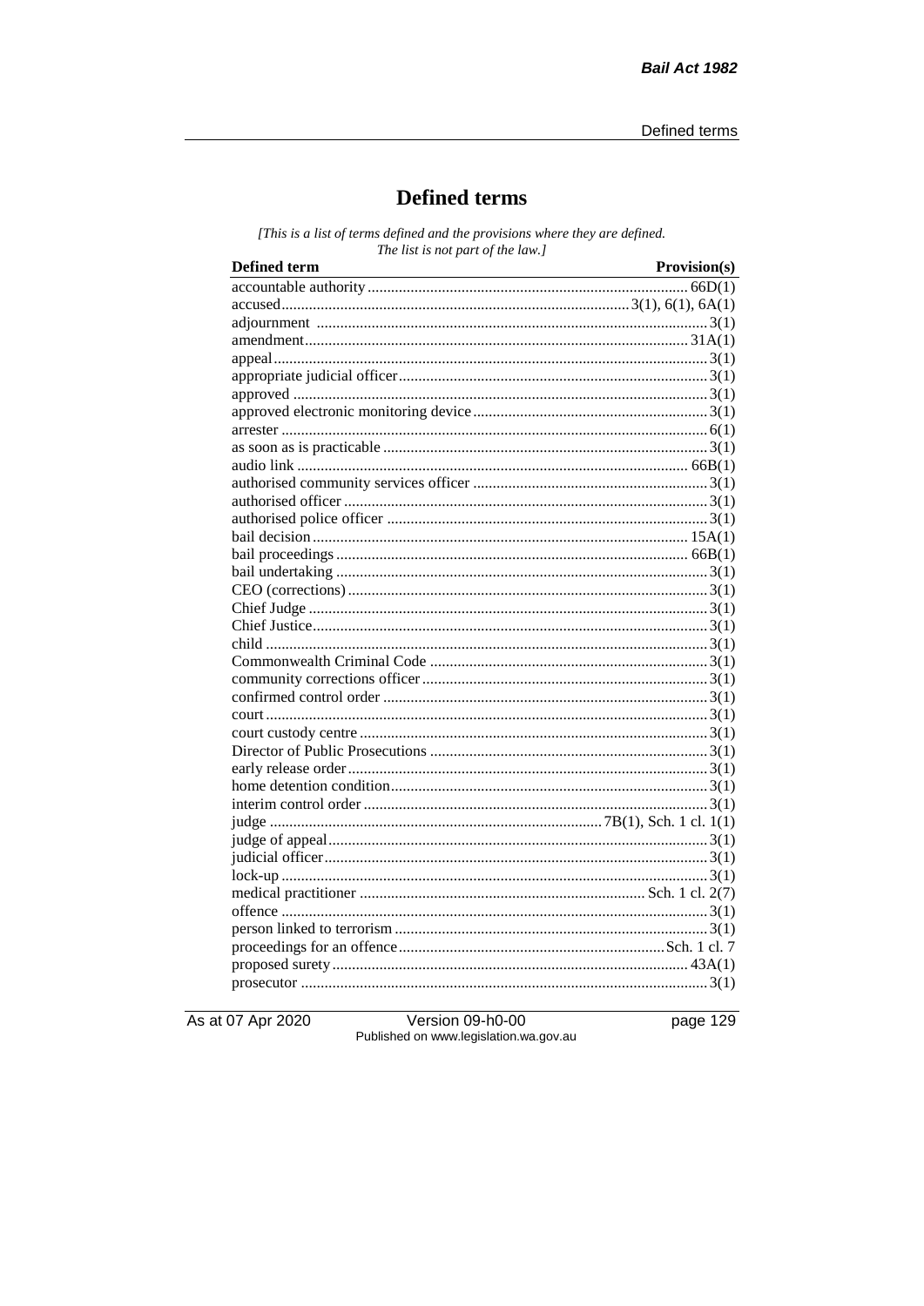# Defined terms

*[This is a list of terms defined and the provisions where they are defined. The list is not part of the law.]*

| Defined term | Provision(s) |
|---|---|
| accountable authority | 66D(1) |
| accused | 3(1), 6(1), 6A(1) |
| adjournment | 3(1) |
| amendment | 31A(1) |
| appeal | 3(1) |
| appropriate judicial officer | 3(1) |
| approved | 3(1) |
| approved electronic monitoring device | 3(1) |
| arrester | 6(1) |
| as soon as is practicable | 3(1) |
| audio link | 66B(1) |
| authorised community services officer | 3(1) |
| authorised officer | 3(1) |
| authorised police officer | 3(1) |
| bail decision | 15A(1) |
| bail proceedings | 66B(1) |
| bail undertaking | 3(1) |
| CEO (corrections) | 3(1) |
| Chief Judge | 3(1) |
| Chief Justice | 3(1) |
| child | 3(1) |
| Commonwealth Criminal Code | 3(1) |
| community corrections officer | 3(1) |
| confirmed control order | 3(1) |
| court | 3(1) |
| court custody centre | 3(1) |
| Director of Public Prosecutions | 3(1) |
| early release order | 3(1) |
| home detention condition | 3(1) |
| interim control order | 3(1) |
| judge | 7B(1), Sch. 1 cl. 1(1) |
| judge of appeal | 3(1) |
| judicial officer | 3(1) |
| lock-up | 3(1) |
| medical practitioner | Sch. 1 cl. 2(7) |
| offence | 3(1) |
| person linked to terrorism | 3(1) |
| proceedings for an offence | Sch. 1 cl. 7 |
| proposed surety | 43A(1) |
| prosecutor | 3(1) |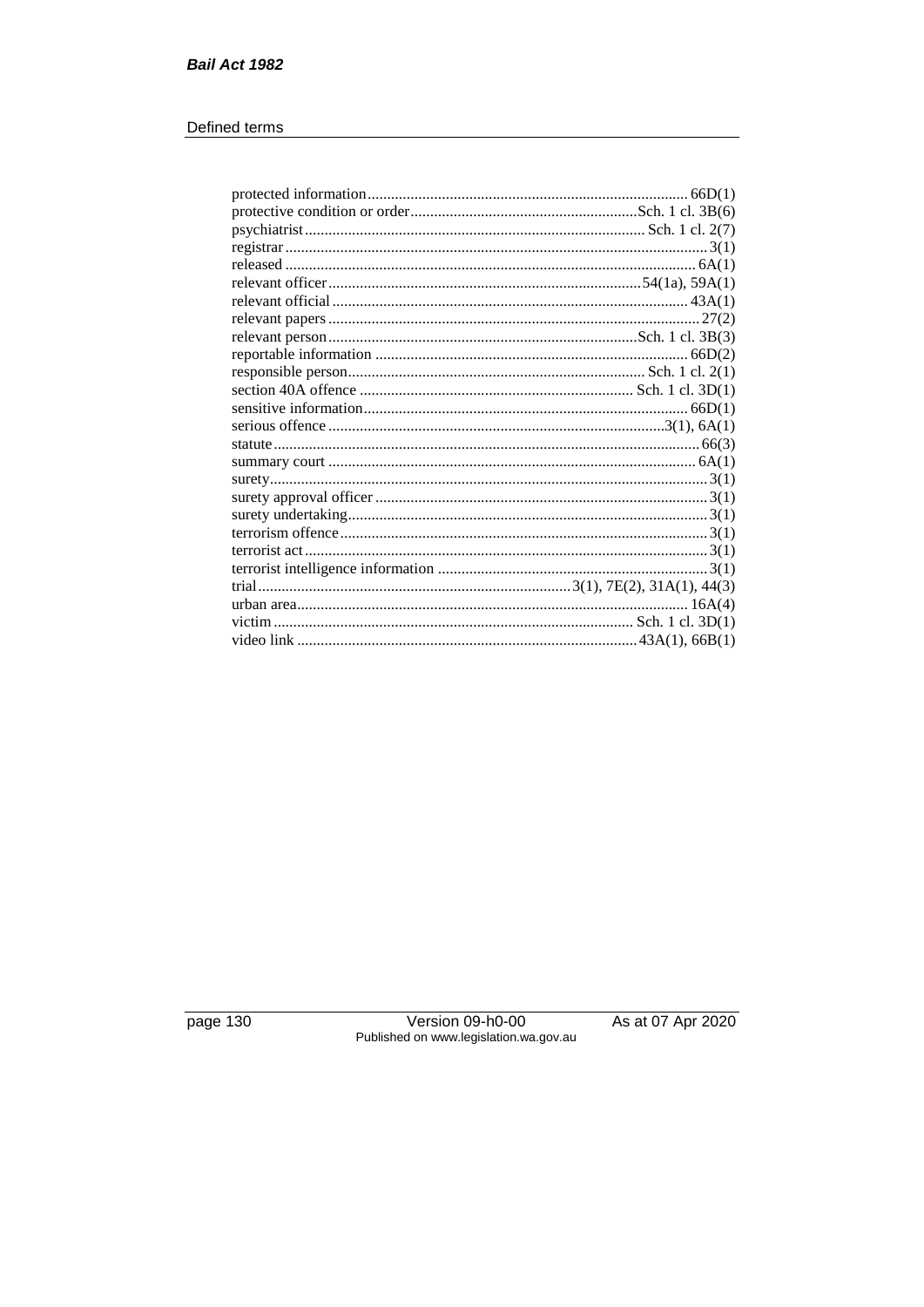## Defined terms

protected information ........................................................................ 66D(1)
protective condition or order ..........................................................Sch. 1 cl. 3B(6)
psychiatrist ....................................................................................... Sch. 1 cl. 2(7)
registrar ................................................................................................ 3(1)
released ............................................................................................. 6A(1)
relevant officer ..............................................................................54(1a), 59A(1)
relevant official ................................................................................ 43A(1)
relevant papers .................................................................................... 27(2)
relevant person ..............................................................................Sch. 1 cl. 3B(3)
reportable information ...................................................................... 66D(2)
responsible person ........................................................................... Sch. 1 cl. 2(1)
section 40A offence ......................................................................... Sch. 1 cl. 3D(1)
sensitive information ......................................................................... 66D(1)
serious offence .....................................................................................3(1), 6A(1)
statute ................................................................................................... 66(3)
summary court .................................................................................... 6A(1)
surety ..................................................................................................... 3(1)
surety approval officer ......................................................................... 3(1)
surety undertaking ................................................................................ 3(1)
terrorism offence .................................................................................. 3(1)
terrorist act ........................................................................................... 3(1)
terrorist intelligence information ......................................................... 3(1)
trial ....................................................................... 3(1), 7E(2), 31A(1), 44(3)
urban area .......................................................................................... 16A(4)
victim ............................................................................................. Sch. 1 cl. 3D(1)
video link ....................................................................................... 43A(1), 66B(1)